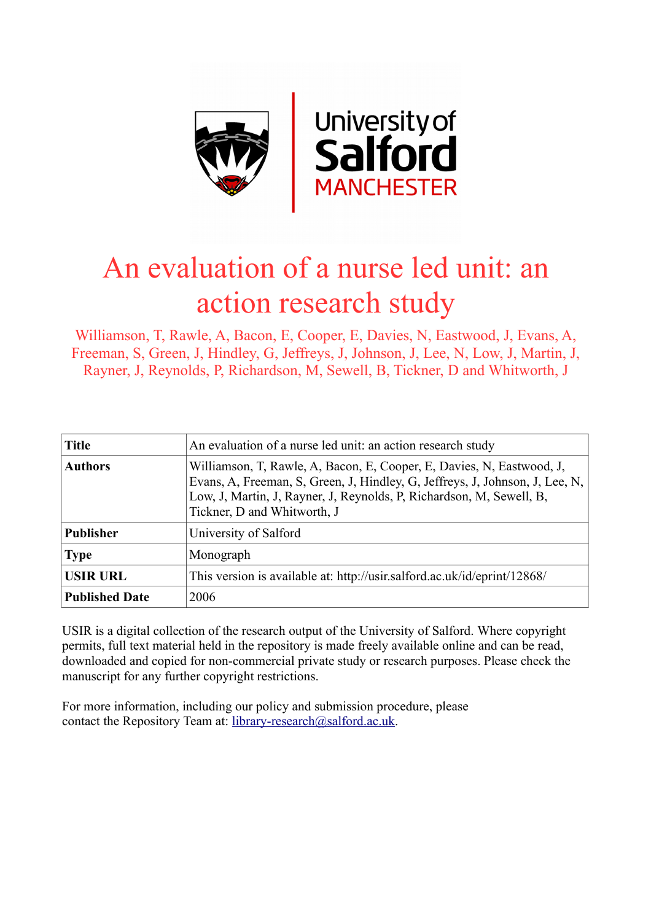University of Salford MANCHESTER

# An evaluation of a nurse led unit: an action research study

Williamson, T, Rawle, A, Bacon, E, Cooper, E, Davies, N, Eastwood, J, Evans, A, Freeman, S, Green, J, Hindley, G, Jeffreys, J, Johnson, J, Lee, N, Low, J, Martin, J, Rayner, J, Reynolds, P, Richardson, M, Sewell, B, Tickner, D and Whitworth, J

| **Title** | An evaluation of a nurse led unit: an action research study |
|---|---|
| **Authors** | Williamson, T, Rawle, A, Bacon, E, Cooper, E, Davies, N, Eastwood, J, Evans, A, Freeman, S, Green, J, Hindley, G, Jeffreys, J, Johnson, J, Lee, N, Low, J, Martin, J, Rayner, J, Reynolds, P, Richardson, M, Sewell, B, Tickner, D and Whitworth, J |
| **Publisher** | University of Salford |
| **Type** | Monograph |
| **USIR URL** | This version is available at: http://usir.salford.ac.uk/id/eprint/12868/ |
| **Published Date** | 2006 |

USIR is a digital collection of the research output of the University of Salford. Where copyright permits, full text material held in the repository is made freely available online and can be read, downloaded and copied for non-commercial private study or research purposes. Please check the manuscript for any further copyright restrictions.

For more information, including our policy and submission procedure, please contact the Repository Team at: library-research@salford.ac.uk.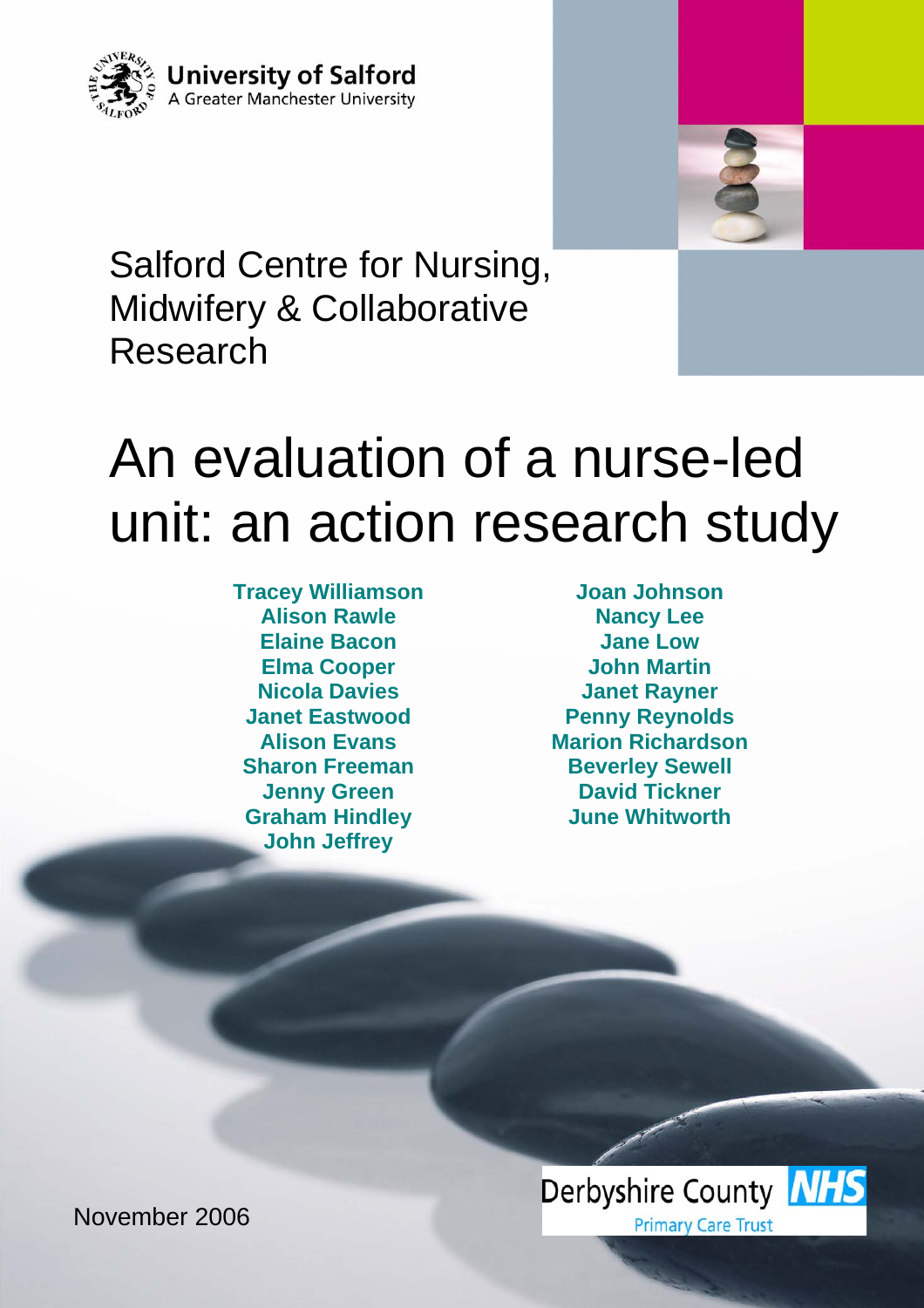University of Salford
A Greater Manchester University

Salford Centre for Nursing, Midwifery & Collaborative Research

# An evaluation of a nurse-led unit: an action research study

**Tracey Williamson**
**Alison Rawle**
**Elaine Bacon**
**Elma Cooper**
**Nicola Davies**
**Janet Eastwood**
**Alison Evans**
**Sharon Freeman**
**Jenny Green**
**Graham Hindley**
**John Jeffrey**
**Joan Johnson**
**Nancy Lee**
**Jane Low**
**John Martin**
**Janet Rayner**
**Penny Reynolds**
**Marion Richardson**
**Beverley Sewell**
**David Tickner**
**June Whitworth**

November 2006

Derbyshire County NHS
Primary Care Trust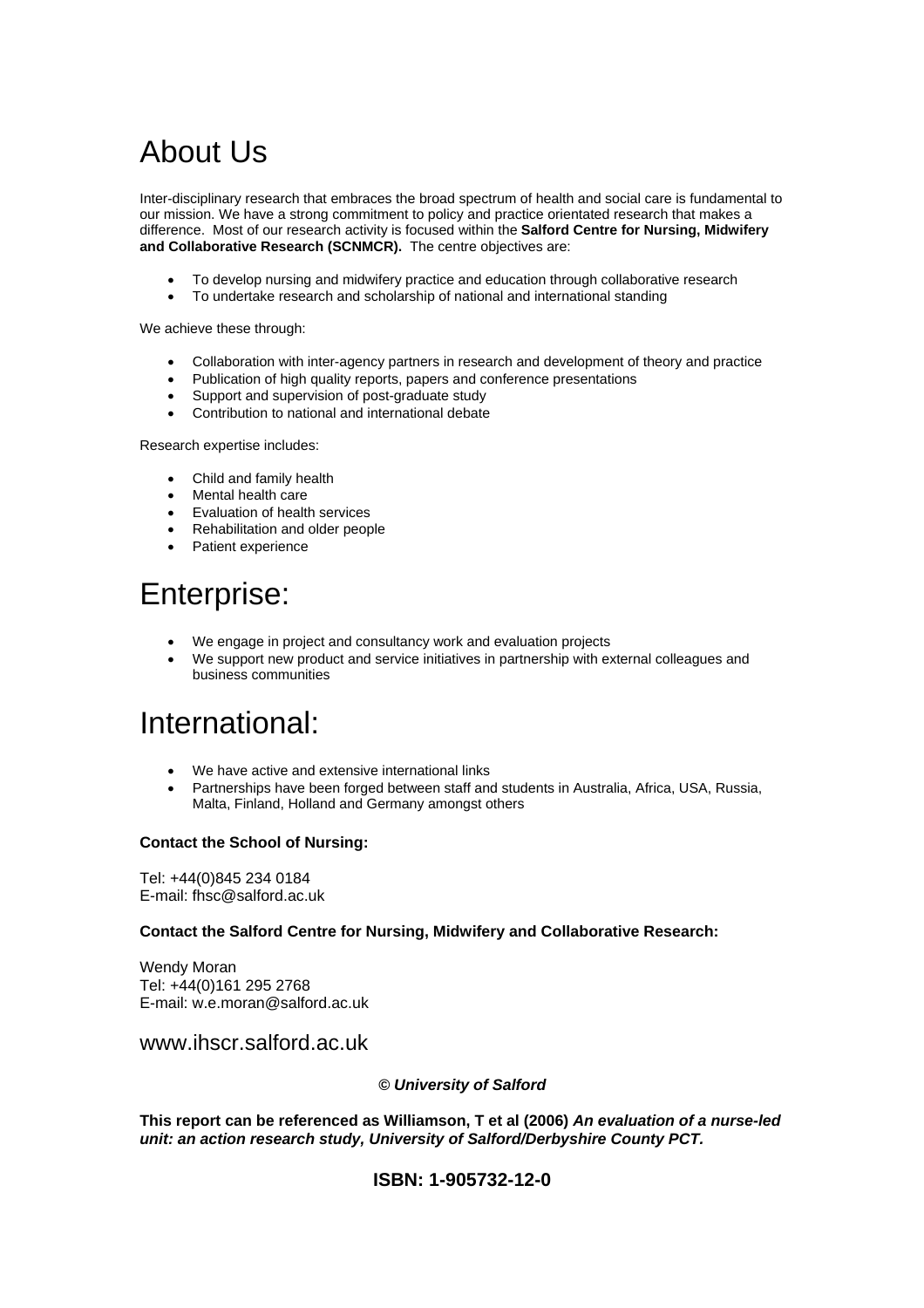# About Us

Inter-disciplinary research that embraces the broad spectrum of health and social care is fundamental to our mission. We have a strong commitment to policy and practice orientated research that makes a difference. Most of our research activity is focused within the **Salford Centre for Nursing, Midwifery and Collaborative Research (SCNMCR).** The centre objectives are:

- To develop nursing and midwifery practice and education through collaborative research
- To undertake research and scholarship of national and international standing

We achieve these through:

- Collaboration with inter-agency partners in research and development of theory and practice
- Publication of high quality reports, papers and conference presentations
- Support and supervision of post-graduate study
- Contribution to national and international debate

Research expertise includes:

- Child and family health
- Mental health care
- Evaluation of health services
- Rehabilitation and older people
- Patient experience

# Enterprise:

- We engage in project and consultancy work and evaluation projects
- We support new product and service initiatives in partnership with external colleagues and business communities

# International:

- We have active and extensive international links
- Partnerships have been forged between staff and students in Australia, Africa, USA, Russia, Malta, Finland, Holland and Germany amongst others

**Contact the School of Nursing:**

Tel: +44(0)845 234 0184
E-mail: fhsc@salford.ac.uk

**Contact the Salford Centre for Nursing, Midwifery and Collaborative Research:**

Wendy Moran
Tel: +44(0)161 295 2768
E-mail: w.e.moran@salford.ac.uk

www.ihscr.salford.ac.uk

***© University of Salford***

**This report can be referenced as Williamson, T et al (2006) *An evaluation of a nurse-led unit: an action research study, University of Salford/Derbyshire County PCT.***

**ISBN: 1-905732-12-0**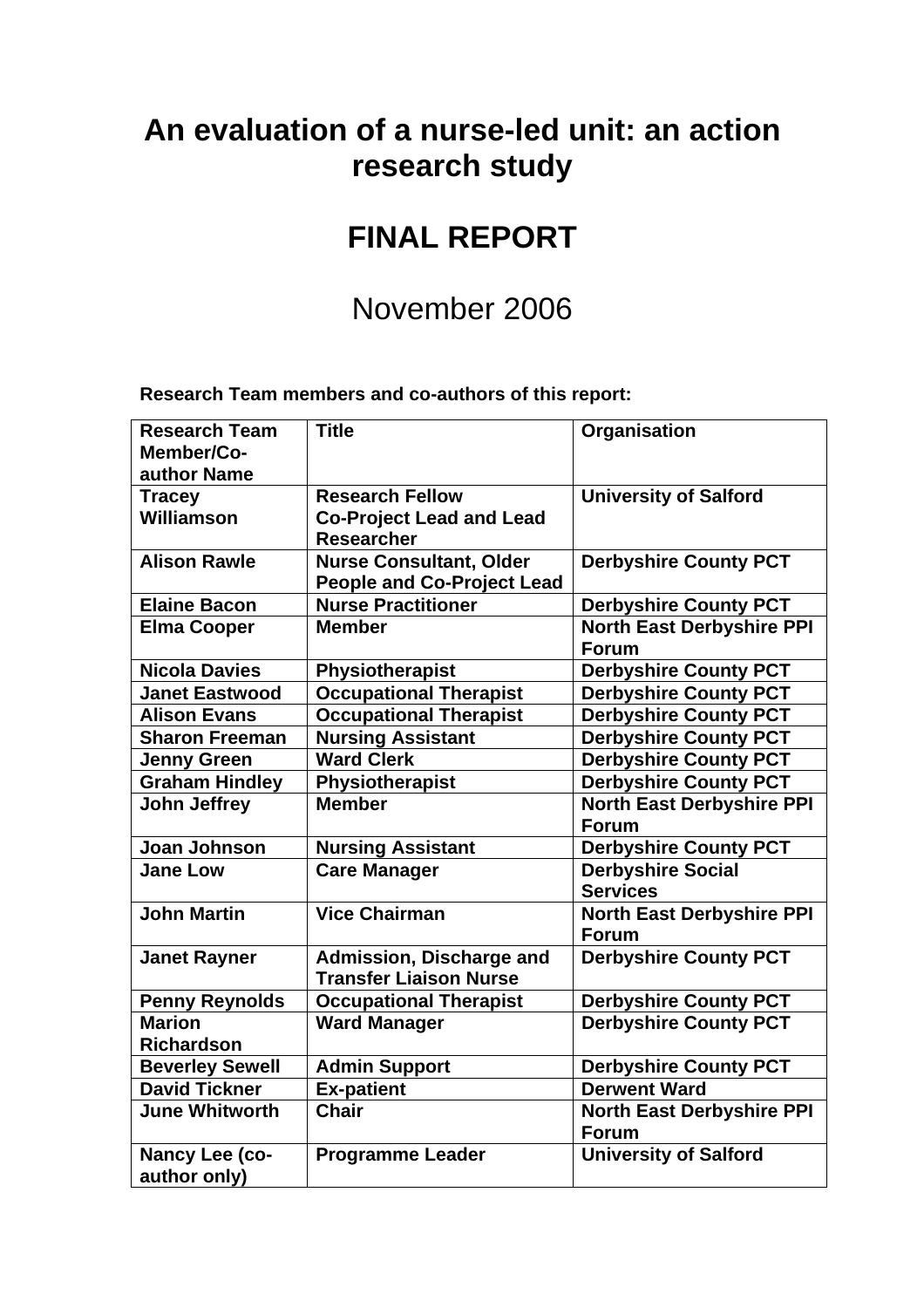# An evaluation of a nurse-led unit: an action research study

# FINAL REPORT

November 2006

**Research Team members and co-authors of this report:**

| Research Team Member/Co-author Name | Title | Organisation |
|---|---|---|
| **Tracey Williamson** | **Research Fellow Co-Project Lead and Lead Researcher** | **University of Salford** |
| **Alison Rawle** | **Nurse Consultant, Older People and Co-Project Lead** | **Derbyshire County PCT** |
| **Elaine Bacon** | **Nurse Practitioner** | **Derbyshire County PCT** |
| **Elma Cooper** | **Member** | **North East Derbyshire PPI Forum** |
| **Nicola Davies** | **Physiotherapist** | **Derbyshire County PCT** |
| **Janet Eastwood** | **Occupational Therapist** | **Derbyshire County PCT** |
| **Alison Evans** | **Occupational Therapist** | **Derbyshire County PCT** |
| **Sharon Freeman** | **Nursing Assistant** | **Derbyshire County PCT** |
| **Jenny Green** | **Ward Clerk** | **Derbyshire County PCT** |
| **Graham Hindley** | **Physiotherapist** | **Derbyshire County PCT** |
| **John Jeffrey** | **Member** | **North East Derbyshire PPI Forum** |
| **Joan Johnson** | **Nursing Assistant** | **Derbyshire County PCT** |
| **Jane Low** | **Care Manager** | **Derbyshire Social Services** |
| **John Martin** | **Vice Chairman** | **North East Derbyshire PPI Forum** |
| **Janet Rayner** | **Admission, Discharge and Transfer Liaison Nurse** | **Derbyshire County PCT** |
| **Penny Reynolds** | **Occupational Therapist** | **Derbyshire County PCT** |
| **Marion Richardson** | **Ward Manager** | **Derbyshire County PCT** |
| **Beverley Sewell** | **Admin Support** | **Derbyshire County PCT** |
| **David Tickner** | **Ex-patient** | **Derwent Ward** |
| **June Whitworth** | **Chair** | **North East Derbyshire PPI Forum** |
| **Nancy Lee (co-author only)** | **Programme Leader** | **University of Salford** |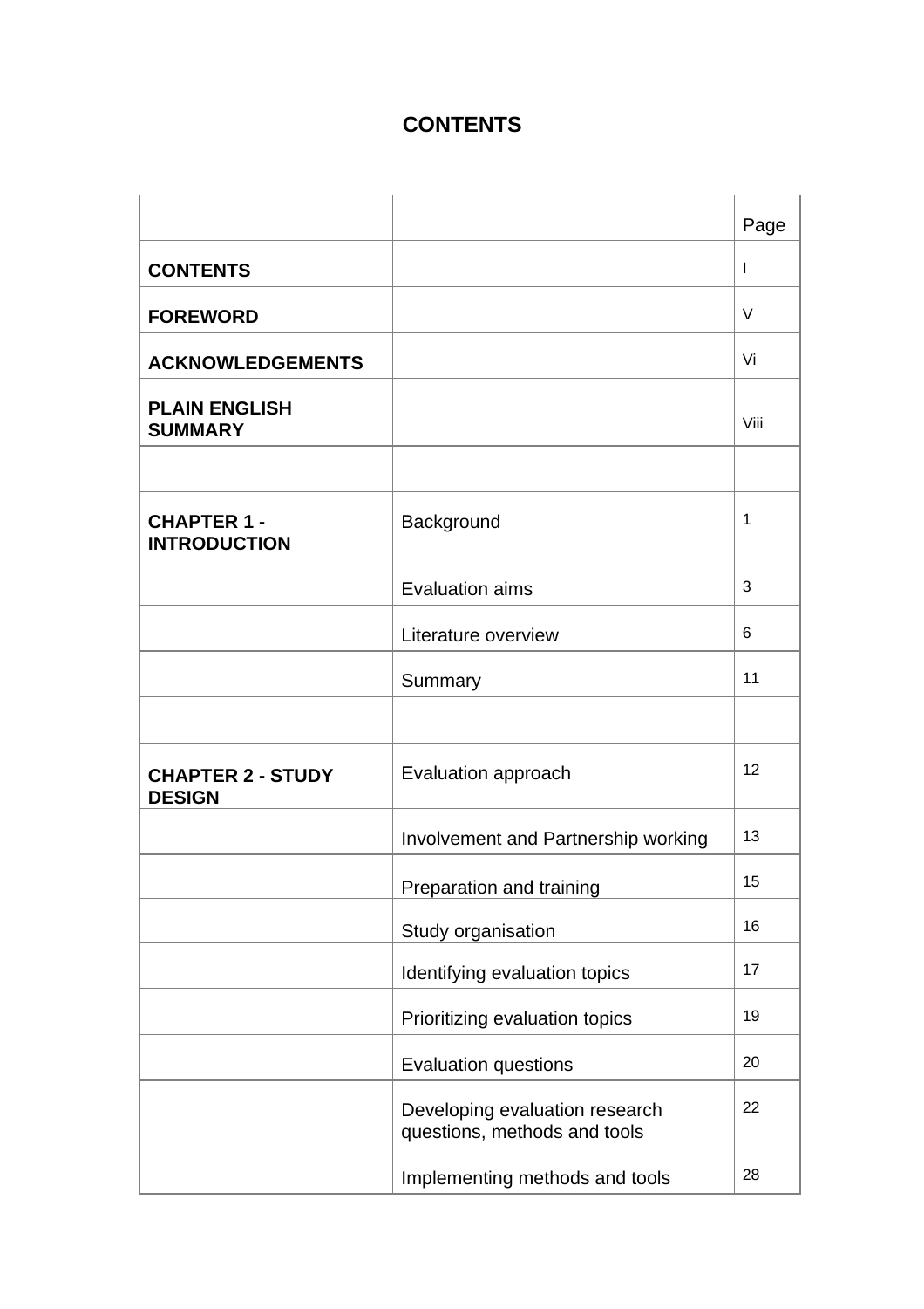# CONTENTS

| | | Page |
|---|---|---|
| **CONTENTS** | | I |
| **FOREWORD** | | V |
| **ACKNOWLEDGEMENTS** | | Vi |
| **PLAIN ENGLISH SUMMARY** | | Viii |
| | | |
| **CHAPTER 1 - INTRODUCTION** | Background | 1 |
| | Evaluation aims | 3 |
| | Literature overview | 6 |
| | Summary | 11 |
| | | |
| **CHAPTER 2 - STUDY DESIGN** | Evaluation approach | 12 |
| | Involvement and Partnership working | 13 |
| | Preparation and training | 15 |
| | Study organisation | 16 |
| | Identifying evaluation topics | 17 |
| | Prioritizing evaluation topics | 19 |
| | Evaluation questions | 20 |
| | Developing evaluation research questions, methods and tools | 22 |
| | Implementing methods and tools | 28 |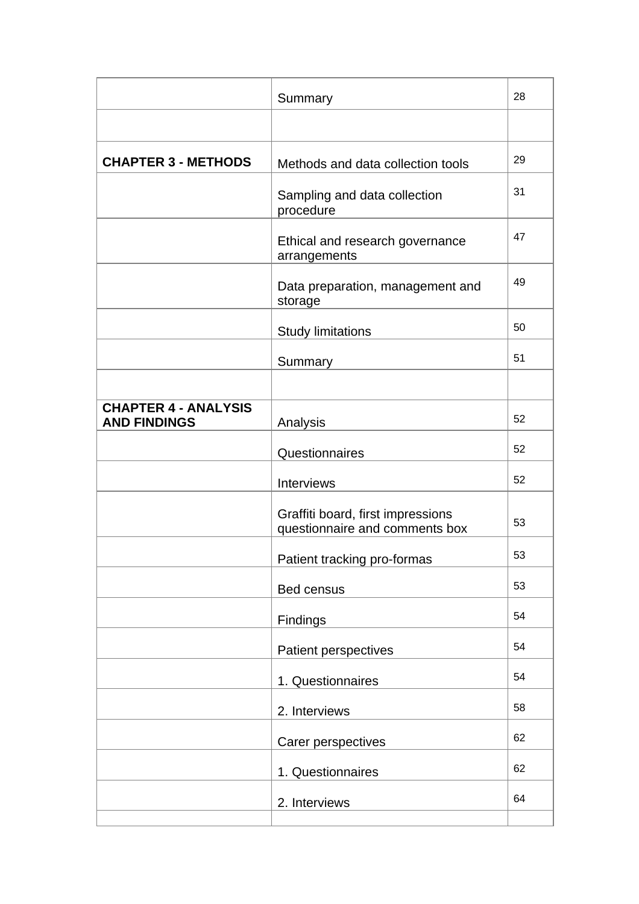| | | |
|---|---|---|
| | Summary | 28 |
| | | |
| **CHAPTER 3 - METHODS** | Methods and data collection tools | 29 |
| | Sampling and data collection procedure | 31 |
| | Ethical and research governance arrangements | 47 |
| | Data preparation, management and storage | 49 |
| | Study limitations | 50 |
| | Summary | 51 |
| | | |
| **CHAPTER 4 - ANALYSIS AND FINDINGS** | Analysis | 52 |
| | Questionnaires | 52 |
| | Interviews | 52 |
| | Graffiti board, first impressions questionnaire and comments box | 53 |
| | Patient tracking pro-formas | 53 |
| | Bed census | 53 |
| | Findings | 54 |
| | Patient perspectives | 54 |
| | 1. Questionnaires | 54 |
| | 2. Interviews | 58 |
| | Carer perspectives | 62 |
| | 1. Questionnaires | 62 |
| | 2. Interviews | 64 |
| | | |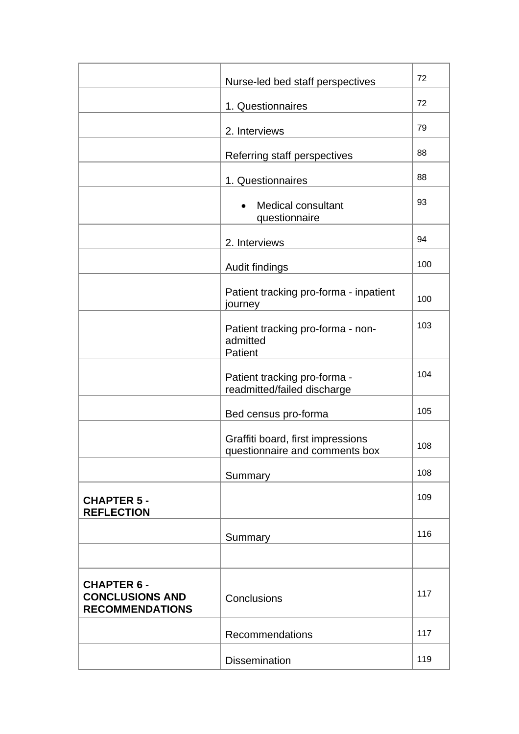| | | |
|---|---|---|
| | Nurse-led bed staff perspectives | 72 |
| | 1. Questionnaires | 72 |
| | 2. Interviews | 79 |
| | Referring staff perspectives | 88 |
| | 1. Questionnaires | 88 |
| | • Medical consultant questionnaire | 93 |
| | 2. Interviews | 94 |
| | Audit findings | 100 |
| | Patient tracking pro-forma - inpatient journey | 100 |
| | Patient tracking pro-forma - non-admitted Patient | 103 |
| | Patient tracking pro-forma - readmitted/failed discharge | 104 |
| | Bed census pro-forma | 105 |
| | Graffiti board, first impressions questionnaire and comments box | 108 |
| | Summary | 108 |
| **CHAPTER 5 - REFLECTION** | | 109 |
| | Summary | 116 |
| | | |
| **CHAPTER 6 - CONCLUSIONS AND RECOMMENDATIONS** | Conclusions | 117 |
| | Recommendations | 117 |
| | Dissemination | 119 |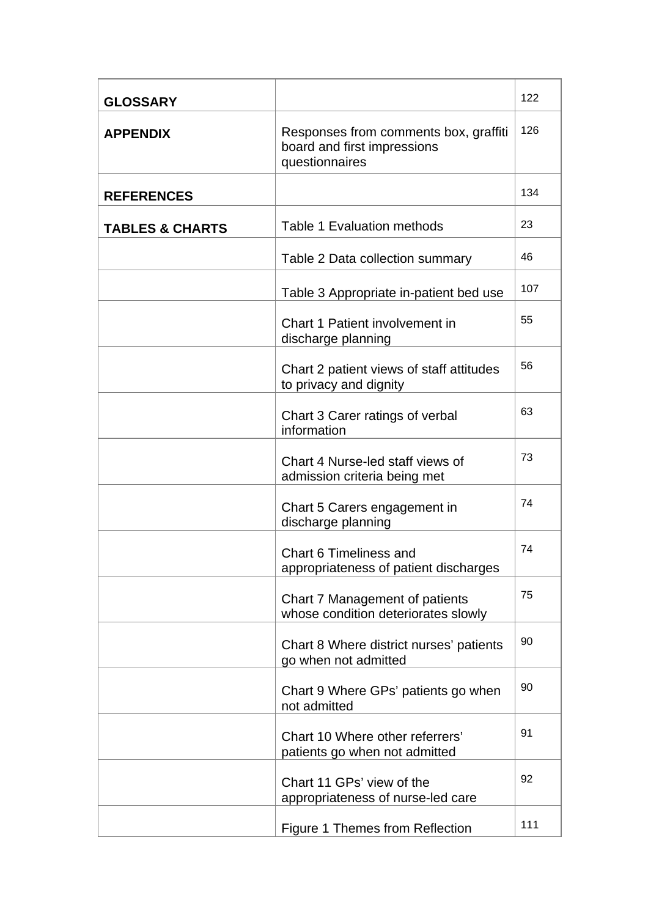| | | |
|---|---|---|
| **GLOSSARY** | | 122 |
| **APPENDIX** | Responses from comments box, graffiti board and first impressions questionnaires | 126 |
| **REFERENCES** | | 134 |
| **TABLES & CHARTS** | Table 1 Evaluation methods | 23 |
| | Table 2 Data collection summary | 46 |
| | Table 3 Appropriate in-patient bed use | 107 |
| | Chart 1 Patient involvement in discharge planning | 55 |
| | Chart 2 patient views of staff attitudes to privacy and dignity | 56 |
| | Chart 3 Carer ratings of verbal information | 63 |
| | Chart 4 Nurse-led staff views of admission criteria being met | 73 |
| | Chart 5 Carers engagement in discharge planning | 74 |
| | Chart 6 Timeliness and appropriateness of patient discharges | 74 |
| | Chart 7 Management of patients whose condition deteriorates slowly | 75 |
| | Chart 8 Where district nurses' patients go when not admitted | 90 |
| | Chart 9 Where GPs' patients go when not admitted | 90 |
| | Chart 10 Where other referrers' patients go when not admitted | 91 |
| | Chart 11 GPs' view of the appropriateness of nurse-led care | 92 |
| | Figure 1 Themes from Reflection | 111 |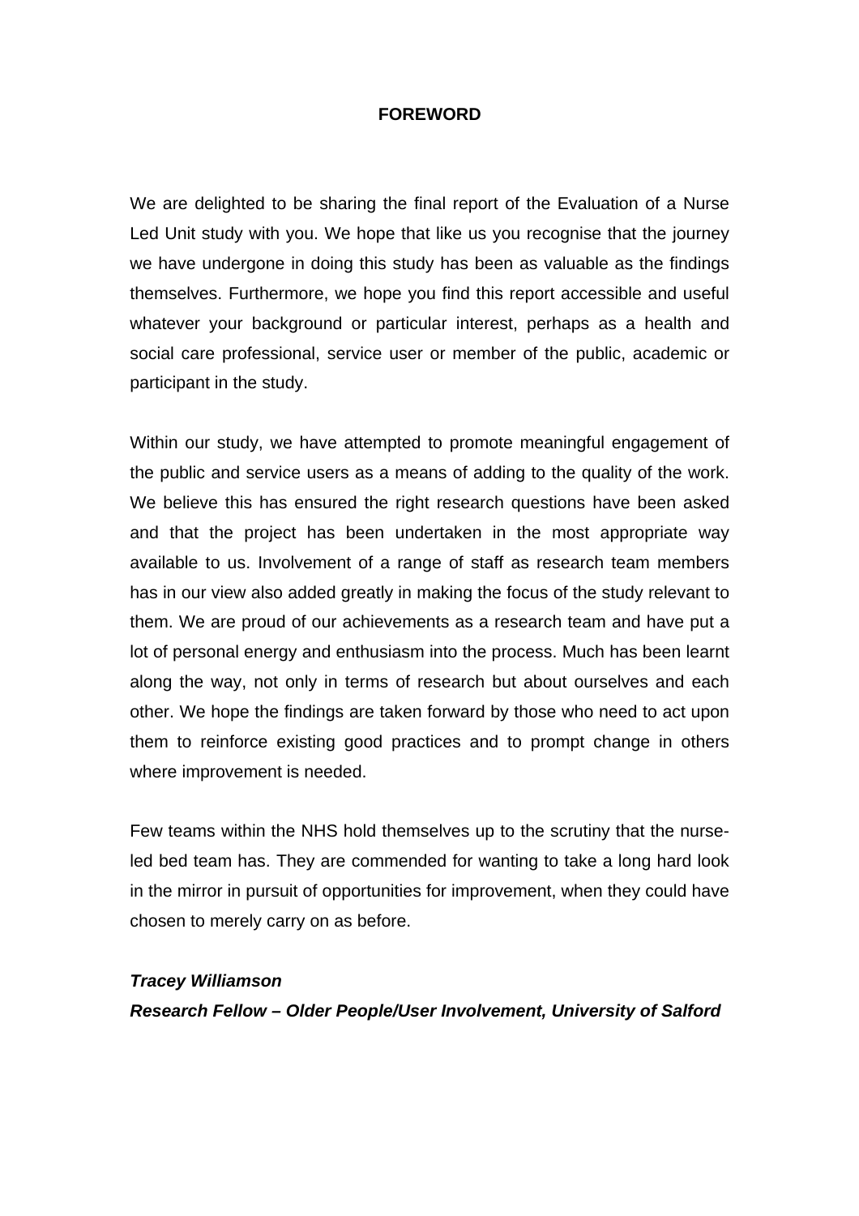# FOREWORD

We are delighted to be sharing the final report of the Evaluation of a Nurse Led Unit study with you. We hope that like us you recognise that the journey we have undergone in doing this study has been as valuable as the findings themselves. Furthermore, we hope you find this report accessible and useful whatever your background or particular interest, perhaps as a health and social care professional, service user or member of the public, academic or participant in the study.

Within our study, we have attempted to promote meaningful engagement of the public and service users as a means of adding to the quality of the work. We believe this has ensured the right research questions have been asked and that the project has been undertaken in the most appropriate way available to us. Involvement of a range of staff as research team members has in our view also added greatly in making the focus of the study relevant to them. We are proud of our achievements as a research team and have put a lot of personal energy and enthusiasm into the process. Much has been learnt along the way, not only in terms of research but about ourselves and each other. We hope the findings are taken forward by those who need to act upon them to reinforce existing good practices and to prompt change in others where improvement is needed.

Few teams within the NHS hold themselves up to the scrutiny that the nurse-led bed team has. They are commended for wanting to take a long hard look in the mirror in pursuit of opportunities for improvement, when they could have chosen to merely carry on as before.

***Tracey Williamson***

***Research Fellow – Older People/User Involvement, University of Salford***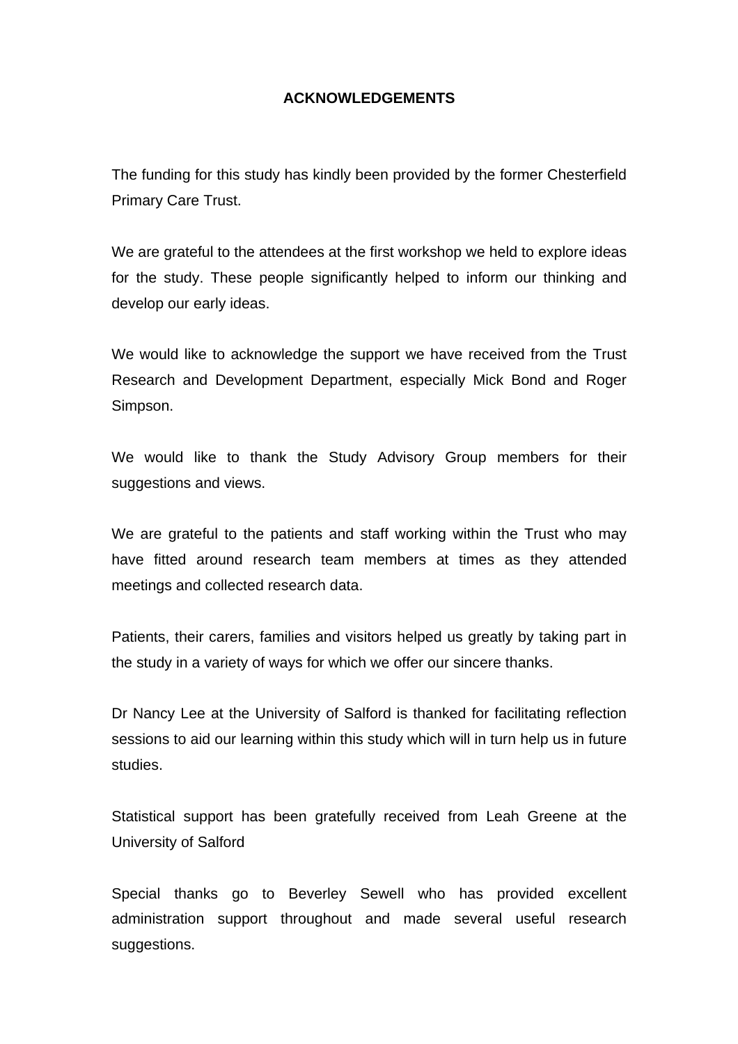# ACKNOWLEDGEMENTS

The funding for this study has kindly been provided by the former Chesterfield Primary Care Trust.

We are grateful to the attendees at the first workshop we held to explore ideas for the study. These people significantly helped to inform our thinking and develop our early ideas.

We would like to acknowledge the support we have received from the Trust Research and Development Department, especially Mick Bond and Roger Simpson.

We would like to thank the Study Advisory Group members for their suggestions and views.

We are grateful to the patients and staff working within the Trust who may have fitted around research team members at times as they attended meetings and collected research data.

Patients, their carers, families and visitors helped us greatly by taking part in the study in a variety of ways for which we offer our sincere thanks.

Dr Nancy Lee at the University of Salford is thanked for facilitating reflection sessions to aid our learning within this study which will in turn help us in future studies.

Statistical support has been gratefully received from Leah Greene at the University of Salford

Special thanks go to Beverley Sewell who has provided excellent administration support throughout and made several useful research suggestions.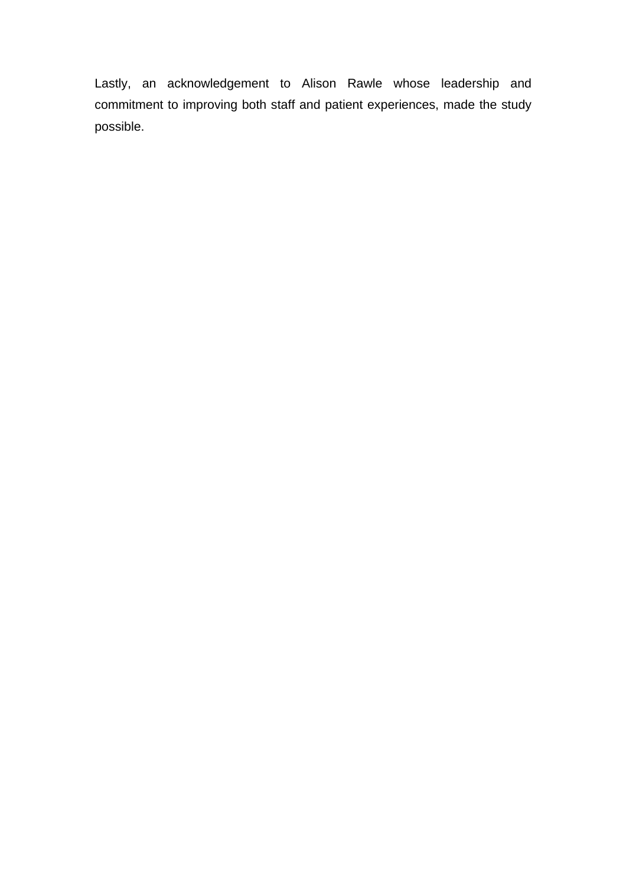Lastly, an acknowledgement to Alison Rawle whose leadership and commitment to improving both staff and patient experiences, made the study possible.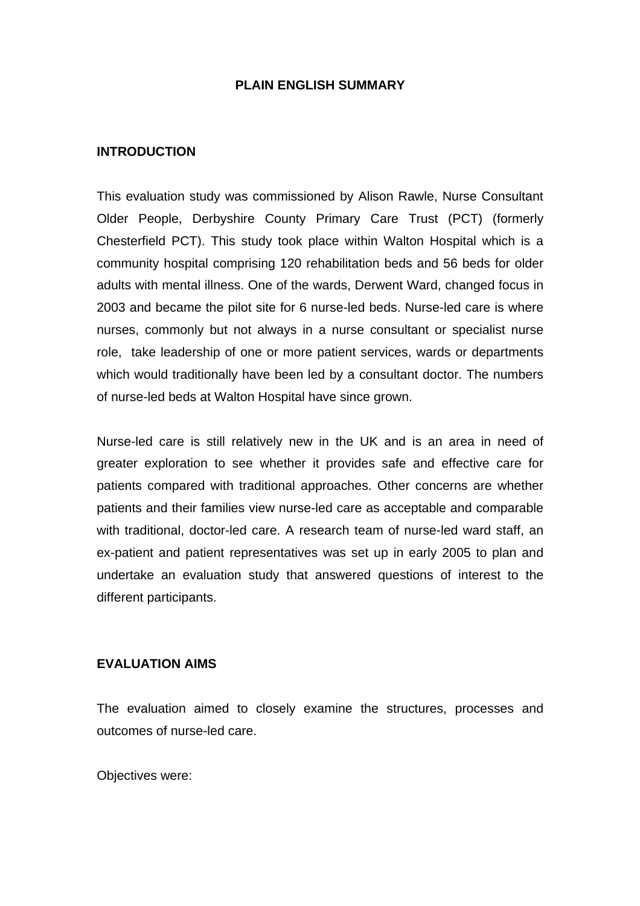# PLAIN ENGLISH SUMMARY

## INTRODUCTION

This evaluation study was commissioned by Alison Rawle, Nurse Consultant Older People, Derbyshire County Primary Care Trust (PCT) (formerly Chesterfield PCT). This study took place within Walton Hospital which is a community hospital comprising 120 rehabilitation beds and 56 beds for older adults with mental illness. One of the wards, Derwent Ward, changed focus in 2003 and became the pilot site for 6 nurse-led beds. Nurse-led care is where nurses, commonly but not always in a nurse consultant or specialist nurse role, take leadership of one or more patient services, wards or departments which would traditionally have been led by a consultant doctor. The numbers of nurse-led beds at Walton Hospital have since grown.

Nurse-led care is still relatively new in the UK and is an area in need of greater exploration to see whether it provides safe and effective care for patients compared with traditional approaches. Other concerns are whether patients and their families view nurse-led care as acceptable and comparable with traditional, doctor-led care. A research team of nurse-led ward staff, an ex-patient and patient representatives was set up in early 2005 to plan and undertake an evaluation study that answered questions of interest to the different participants.

## EVALUATION AIMS

The evaluation aimed to closely examine the structures, processes and outcomes of nurse-led care.

Objectives were: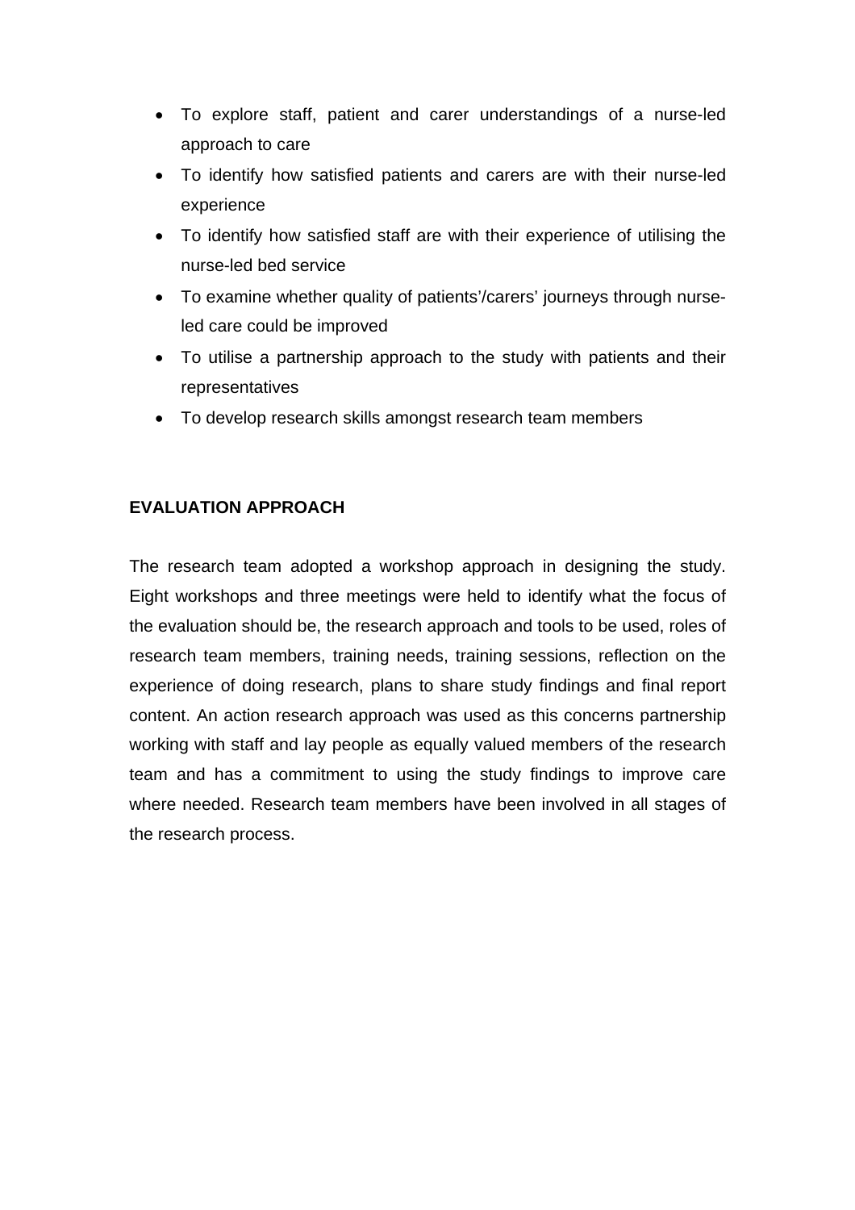- To explore staff, patient and carer understandings of a nurse-led approach to care
- To identify how satisfied patients and carers are with their nurse-led experience
- To identify how satisfied staff are with their experience of utilising the nurse-led bed service
- To examine whether quality of patients'/carers' journeys through nurse-led care could be improved
- To utilise a partnership approach to the study with patients and their representatives
- To develop research skills amongst research team members

## EVALUATION APPROACH

The research team adopted a workshop approach in designing the study. Eight workshops and three meetings were held to identify what the focus of the evaluation should be, the research approach and tools to be used, roles of research team members, training needs, training sessions, reflection on the experience of doing research, plans to share study findings and final report content. An action research approach was used as this concerns partnership working with staff and lay people as equally valued members of the research team and has a commitment to using the study findings to improve care where needed. Research team members have been involved in all stages of the research process.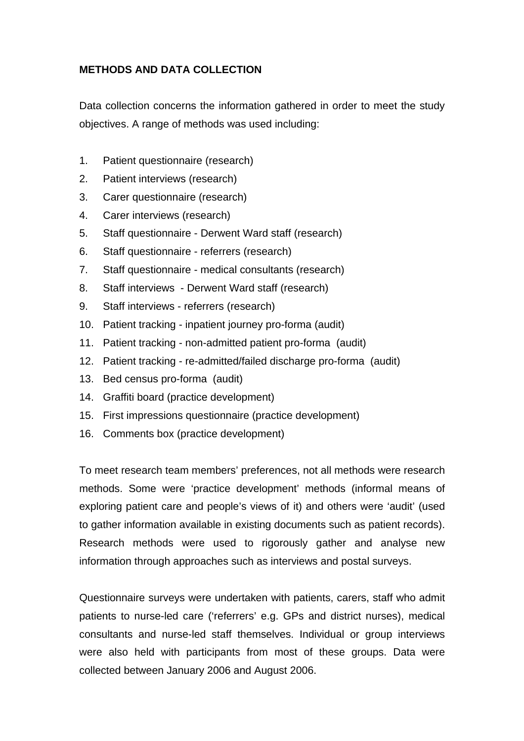**METHODS AND DATA COLLECTION**

Data collection concerns the information gathered in order to meet the study objectives. A range of methods was used including:

1. Patient questionnaire (research)
2. Patient interviews (research)
3. Carer questionnaire (research)
4. Carer interviews (research)
5. Staff questionnaire - Derwent Ward staff (research)
6. Staff questionnaire - referrers (research)
7. Staff questionnaire - medical consultants (research)
8. Staff interviews - Derwent Ward staff (research)
9. Staff interviews - referrers (research)
10. Patient tracking - inpatient journey pro-forma (audit)
11. Patient tracking - non-admitted patient pro-forma (audit)
12. Patient tracking - re-admitted/failed discharge pro-forma (audit)
13. Bed census pro-forma (audit)
14. Graffiti board (practice development)
15. First impressions questionnaire (practice development)
16. Comments box (practice development)

To meet research team members' preferences, not all methods were research methods. Some were 'practice development' methods (informal means of exploring patient care and people's views of it) and others were 'audit' (used to gather information available in existing documents such as patient records). Research methods were used to rigorously gather and analyse new information through approaches such as interviews and postal surveys.

Questionnaire surveys were undertaken with patients, carers, staff who admit patients to nurse-led care ('referrers' e.g. GPs and district nurses), medical consultants and nurse-led staff themselves. Individual or group interviews were also held with participants from most of these groups. Data were collected between January 2006 and August 2006.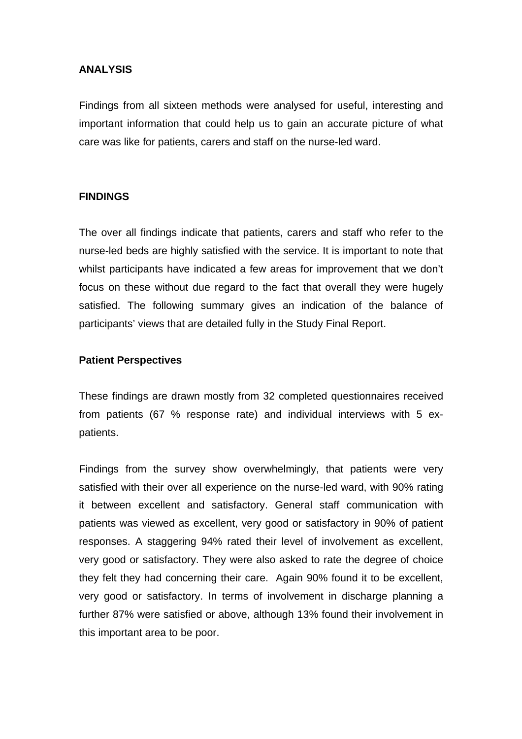**ANALYSIS**

Findings from all sixteen methods were analysed for useful, interesting and important information that could help us to gain an accurate picture of what care was like for patients, carers and staff on the nurse-led ward.

**FINDINGS**

The over all findings indicate that patients, carers and staff who refer to the nurse-led beds are highly satisfied with the service. It is important to note that whilst participants have indicated a few areas for improvement that we don't focus on these without due regard to the fact that overall they were hugely satisfied. The following summary gives an indication of the balance of participants' views that are detailed fully in the Study Final Report.

**Patient Perspectives**

These findings are drawn mostly from 32 completed questionnaires received from patients (67 % response rate) and individual interviews with 5 ex-patients.

Findings from the survey show overwhelmingly, that patients were very satisfied with their over all experience on the nurse-led ward, with 90% rating it between excellent and satisfactory. General staff communication with patients was viewed as excellent, very good or satisfactory in 90% of patient responses. A staggering 94% rated their level of involvement as excellent, very good or satisfactory. They were also asked to rate the degree of choice they felt they had concerning their care. Again 90% found it to be excellent, very good or satisfactory. In terms of involvement in discharge planning a further 87% were satisfied or above, although 13% found their involvement in this important area to be poor.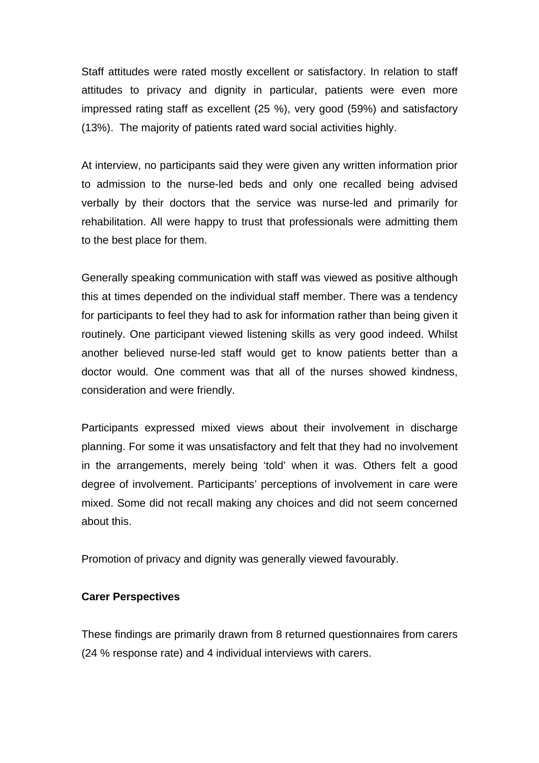Staff attitudes were rated mostly excellent or satisfactory. In relation to staff attitudes to privacy and dignity in particular, patients were even more impressed rating staff as excellent (25 %), very good (59%) and satisfactory (13%). The majority of patients rated ward social activities highly.

At interview, no participants said they were given any written information prior to admission to the nurse-led beds and only one recalled being advised verbally by their doctors that the service was nurse-led and primarily for rehabilitation. All were happy to trust that professionals were admitting them to the best place for them.

Generally speaking communication with staff was viewed as positive although this at times depended on the individual staff member. There was a tendency for participants to feel they had to ask for information rather than being given it routinely. One participant viewed listening skills as very good indeed. Whilst another believed nurse-led staff would get to know patients better than a doctor would. One comment was that all of the nurses showed kindness, consideration and were friendly.

Participants expressed mixed views about their involvement in discharge planning. For some it was unsatisfactory and felt that they had no involvement in the arrangements, merely being 'told' when it was. Others felt a good degree of involvement. Participants' perceptions of involvement in care were mixed. Some did not recall making any choices and did not seem concerned about this.

Promotion of privacy and dignity was generally viewed favourably.

**Carer Perspectives**

These findings are primarily drawn from 8 returned questionnaires from carers (24 % response rate) and 4 individual interviews with carers.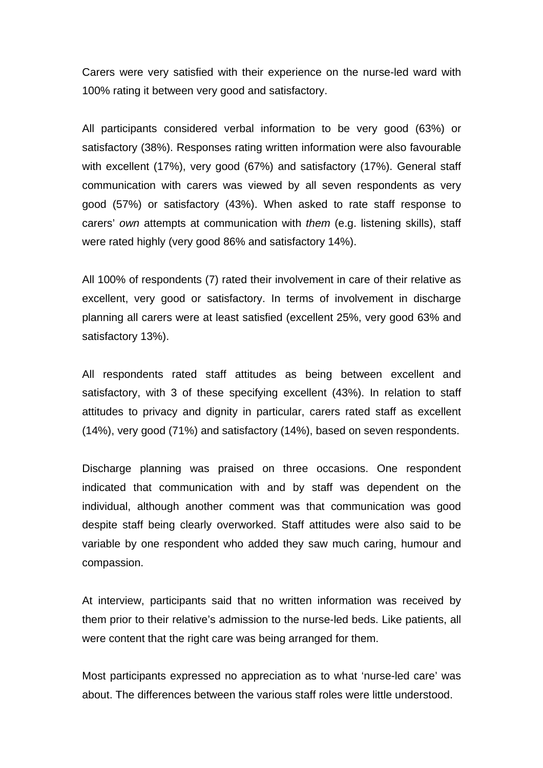Carers were very satisfied with their experience on the nurse-led ward with 100% rating it between very good and satisfactory.

All participants considered verbal information to be very good (63%) or satisfactory (38%). Responses rating written information were also favourable with excellent (17%), very good (67%) and satisfactory (17%). General staff communication with carers was viewed by all seven respondents as very good (57%) or satisfactory (43%). When asked to rate staff response to carers' *own* attempts at communication with *them* (e.g. listening skills), staff were rated highly (very good 86% and satisfactory 14%).

All 100% of respondents (7) rated their involvement in care of their relative as excellent, very good or satisfactory. In terms of involvement in discharge planning all carers were at least satisfied (excellent 25%, very good 63% and satisfactory 13%).

All respondents rated staff attitudes as being between excellent and satisfactory, with 3 of these specifying excellent (43%). In relation to staff attitudes to privacy and dignity in particular, carers rated staff as excellent (14%), very good (71%) and satisfactory (14%), based on seven respondents.

Discharge planning was praised on three occasions. One respondent indicated that communication with and by staff was dependent on the individual, although another comment was that communication was good despite staff being clearly overworked. Staff attitudes were also said to be variable by one respondent who added they saw much caring, humour and compassion.

At interview, participants said that no written information was received by them prior to their relative's admission to the nurse-led beds. Like patients, all were content that the right care was being arranged for them.

Most participants expressed no appreciation as to what 'nurse-led care' was about. The differences between the various staff roles were little understood.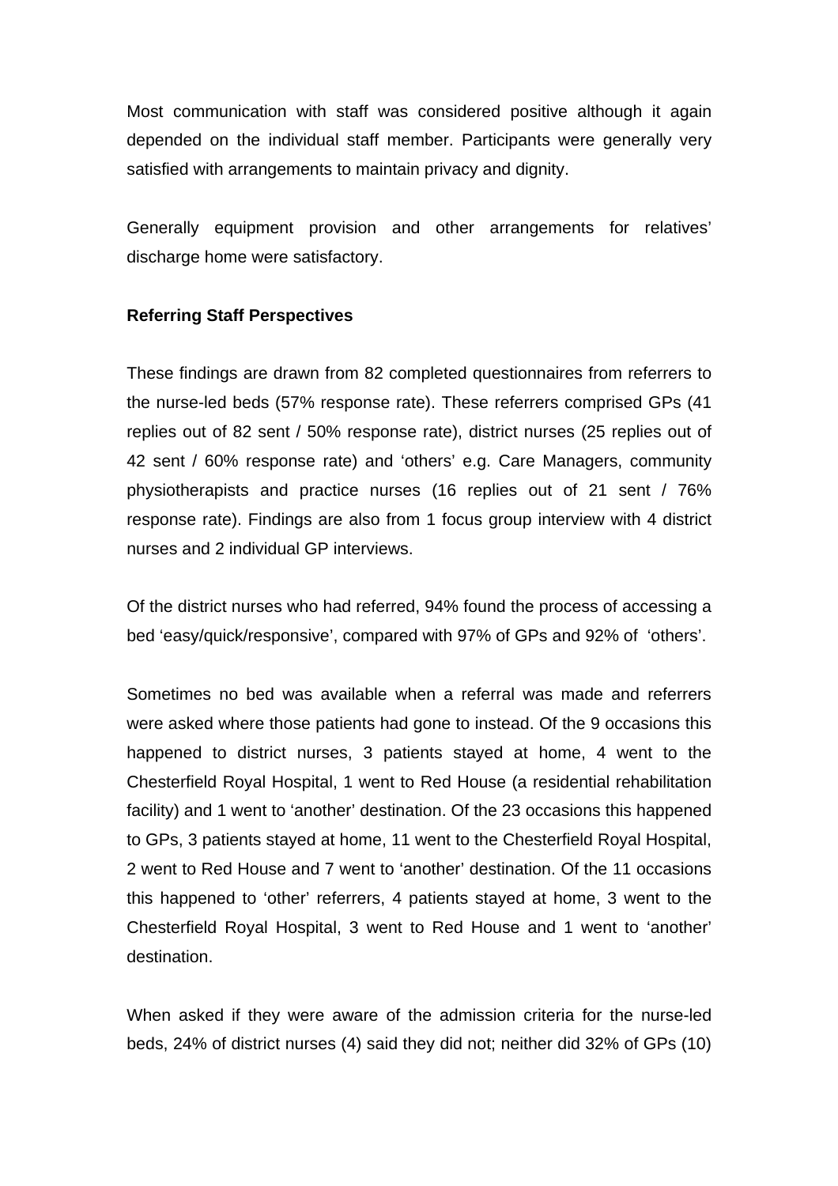Most communication with staff was considered positive although it again depended on the individual staff member. Participants were generally very satisfied with arrangements to maintain privacy and dignity.

Generally equipment provision and other arrangements for relatives' discharge home were satisfactory.

**Referring Staff Perspectives**

These findings are drawn from 82 completed questionnaires from referrers to the nurse-led beds (57% response rate). These referrers comprised GPs (41 replies out of 82 sent / 50% response rate), district nurses (25 replies out of 42 sent / 60% response rate) and 'others' e.g. Care Managers, community physiotherapists and practice nurses (16 replies out of 21 sent / 76% response rate). Findings are also from 1 focus group interview with 4 district nurses and 2 individual GP interviews.

Of the district nurses who had referred, 94% found the process of accessing a bed 'easy/quick/responsive', compared with 97% of GPs and 92% of 'others'.

Sometimes no bed was available when a referral was made and referrers were asked where those patients had gone to instead. Of the 9 occasions this happened to district nurses, 3 patients stayed at home, 4 went to the Chesterfield Royal Hospital, 1 went to Red House (a residential rehabilitation facility) and 1 went to 'another' destination. Of the 23 occasions this happened to GPs, 3 patients stayed at home, 11 went to the Chesterfield Royal Hospital, 2 went to Red House and 7 went to 'another' destination. Of the 11 occasions this happened to 'other' referrers, 4 patients stayed at home, 3 went to the Chesterfield Royal Hospital, 3 went to Red House and 1 went to 'another' destination.

When asked if they were aware of the admission criteria for the nurse-led beds, 24% of district nurses (4) said they did not; neither did 32% of GPs (10)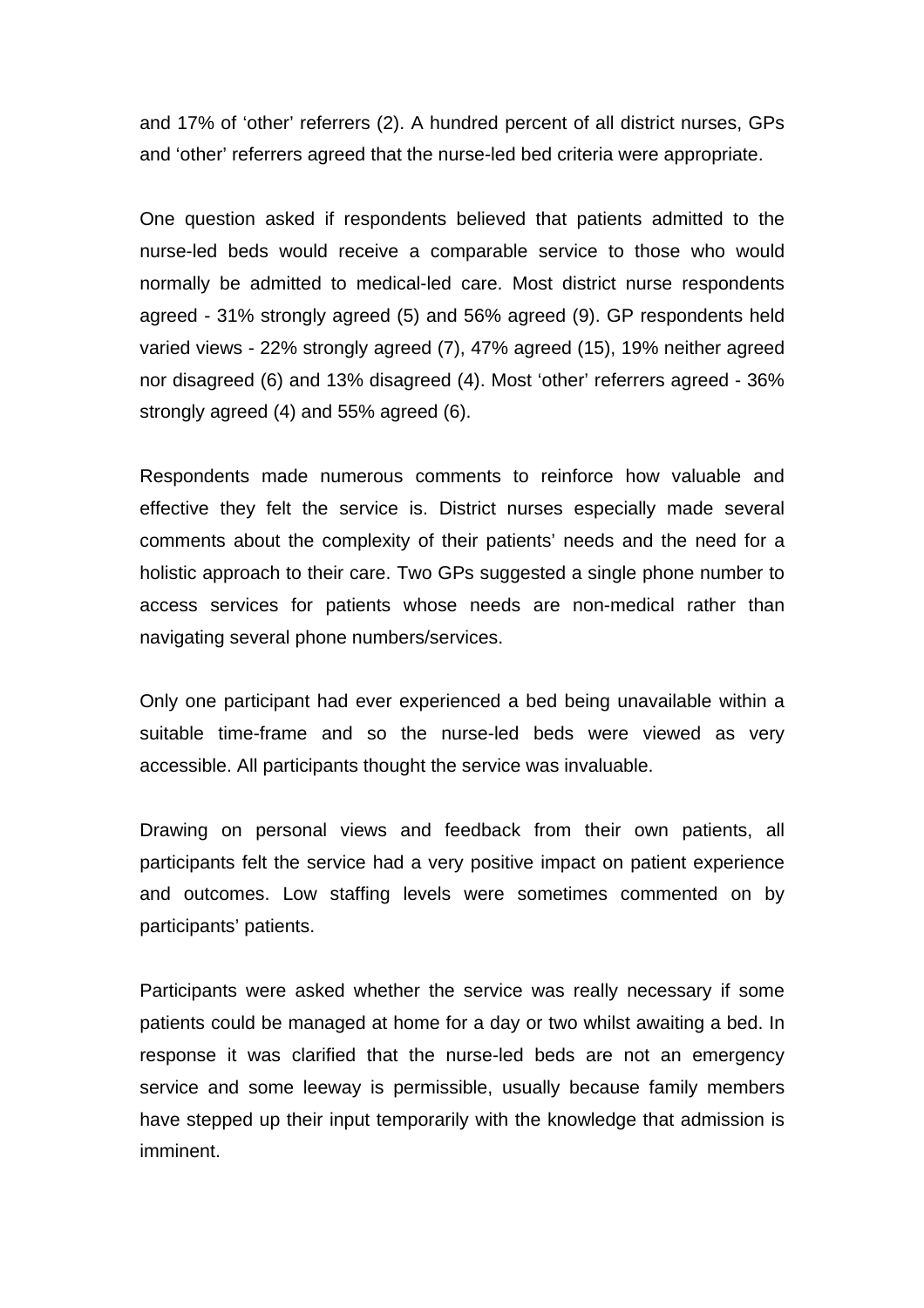and 17% of ‘other’ referrers (2). A hundred percent of all district nurses, GPs and ‘other’ referrers agreed that the nurse-led bed criteria were appropriate.

One question asked if respondents believed that patients admitted to the nurse-led beds would receive a comparable service to those who would normally be admitted to medical-led care. Most district nurse respondents agreed - 31% strongly agreed (5) and 56% agreed (9). GP respondents held varied views - 22% strongly agreed (7), 47% agreed (15), 19% neither agreed nor disagreed (6) and 13% disagreed (4). Most ‘other’ referrers agreed - 36% strongly agreed (4) and 55% agreed (6).

Respondents made numerous comments to reinforce how valuable and effective they felt the service is. District nurses especially made several comments about the complexity of their patients’ needs and the need for a holistic approach to their care. Two GPs suggested a single phone number to access services for patients whose needs are non-medical rather than navigating several phone numbers/services.

Only one participant had ever experienced a bed being unavailable within a suitable time-frame and so the nurse-led beds were viewed as very accessible. All participants thought the service was invaluable.

Drawing on personal views and feedback from their own patients, all participants felt the service had a very positive impact on patient experience and outcomes. Low staffing levels were sometimes commented on by participants’ patients.

Participants were asked whether the service was really necessary if some patients could be managed at home for a day or two whilst awaiting a bed. In response it was clarified that the nurse-led beds are not an emergency service and some leeway is permissible, usually because family members have stepped up their input temporarily with the knowledge that admission is imminent.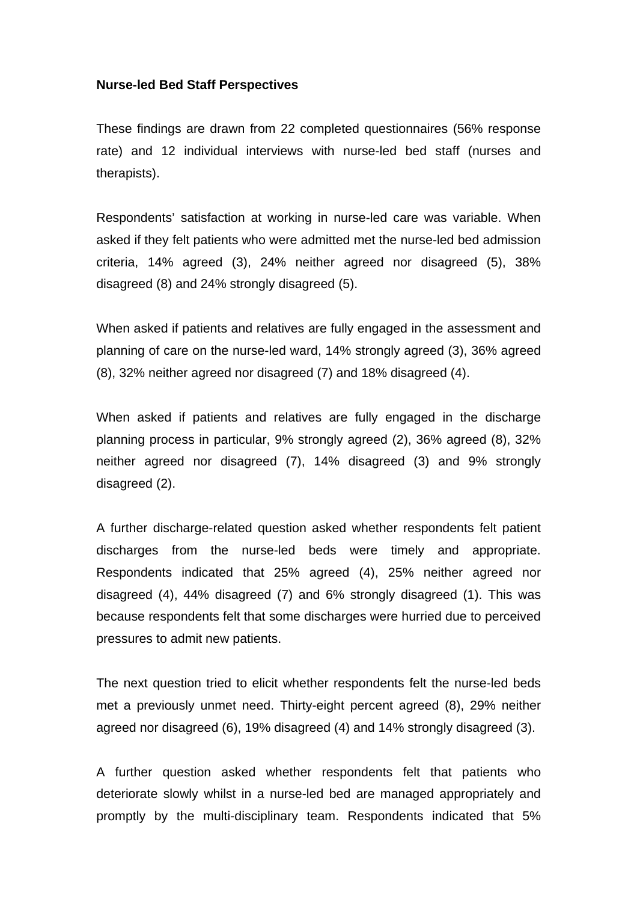**Nurse-led Bed Staff Perspectives**

These findings are drawn from 22 completed questionnaires (56% response rate) and 12 individual interviews with nurse-led bed staff (nurses and therapists).

Respondents' satisfaction at working in nurse-led care was variable. When asked if they felt patients who were admitted met the nurse-led bed admission criteria, 14% agreed (3), 24% neither agreed nor disagreed (5), 38% disagreed (8) and 24% strongly disagreed (5).

When asked if patients and relatives are fully engaged in the assessment and planning of care on the nurse-led ward, 14% strongly agreed (3), 36% agreed (8), 32% neither agreed nor disagreed (7) and 18% disagreed (4).

When asked if patients and relatives are fully engaged in the discharge planning process in particular, 9% strongly agreed (2), 36% agreed (8), 32% neither agreed nor disagreed (7), 14% disagreed (3) and 9% strongly disagreed (2).

A further discharge-related question asked whether respondents felt patient discharges from the nurse-led beds were timely and appropriate. Respondents indicated that 25% agreed (4), 25% neither agreed nor disagreed (4), 44% disagreed (7) and 6% strongly disagreed (1). This was because respondents felt that some discharges were hurried due to perceived pressures to admit new patients.

The next question tried to elicit whether respondents felt the nurse-led beds met a previously unmet need. Thirty-eight percent agreed (8), 29% neither agreed nor disagreed (6), 19% disagreed (4) and 14% strongly disagreed (3).

A further question asked whether respondents felt that patients who deteriorate slowly whilst in a nurse-led bed are managed appropriately and promptly by the multi-disciplinary team. Respondents indicated that 5%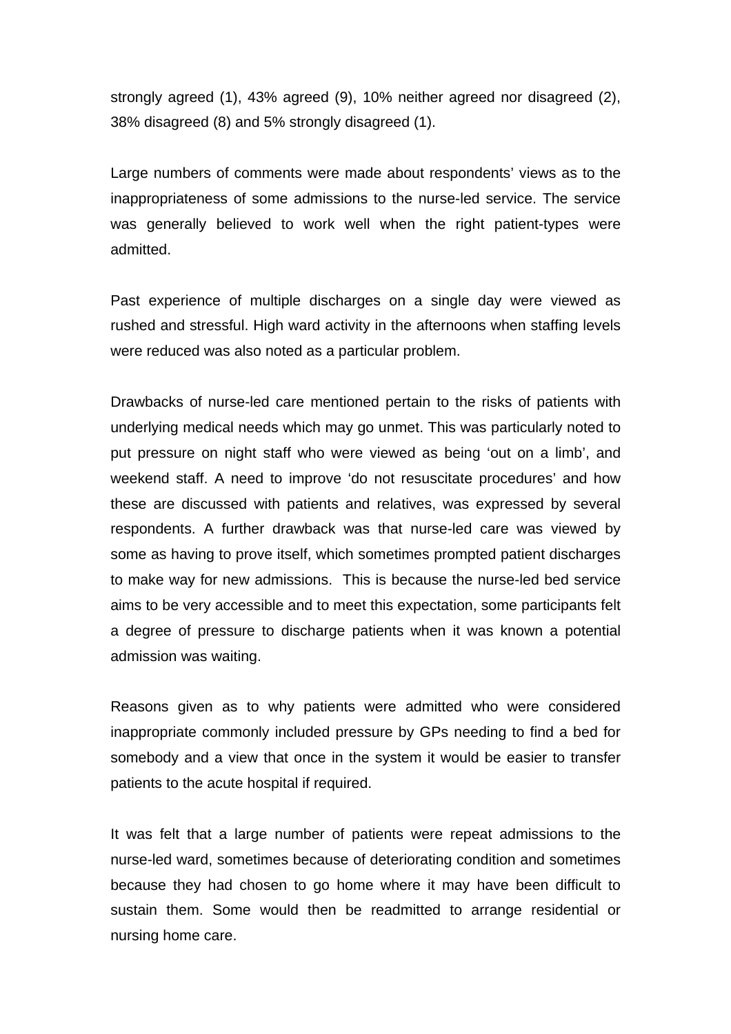strongly agreed (1), 43% agreed (9), 10% neither agreed nor disagreed (2), 38% disagreed (8) and 5% strongly disagreed (1).

Large numbers of comments were made about respondents' views as to the inappropriateness of some admissions to the nurse-led service. The service was generally believed to work well when the right patient-types were admitted.

Past experience of multiple discharges on a single day were viewed as rushed and stressful. High ward activity in the afternoons when staffing levels were reduced was also noted as a particular problem.

Drawbacks of nurse-led care mentioned pertain to the risks of patients with underlying medical needs which may go unmet. This was particularly noted to put pressure on night staff who were viewed as being 'out on a limb', and weekend staff. A need to improve 'do not resuscitate procedures' and how these are discussed with patients and relatives, was expressed by several respondents. A further drawback was that nurse-led care was viewed by some as having to prove itself, which sometimes prompted patient discharges to make way for new admissions. This is because the nurse-led bed service aims to be very accessible and to meet this expectation, some participants felt a degree of pressure to discharge patients when it was known a potential admission was waiting.

Reasons given as to why patients were admitted who were considered inappropriate commonly included pressure by GPs needing to find a bed for somebody and a view that once in the system it would be easier to transfer patients to the acute hospital if required.

It was felt that a large number of patients were repeat admissions to the nurse-led ward, sometimes because of deteriorating condition and sometimes because they had chosen to go home where it may have been difficult to sustain them. Some would then be readmitted to arrange residential or nursing home care.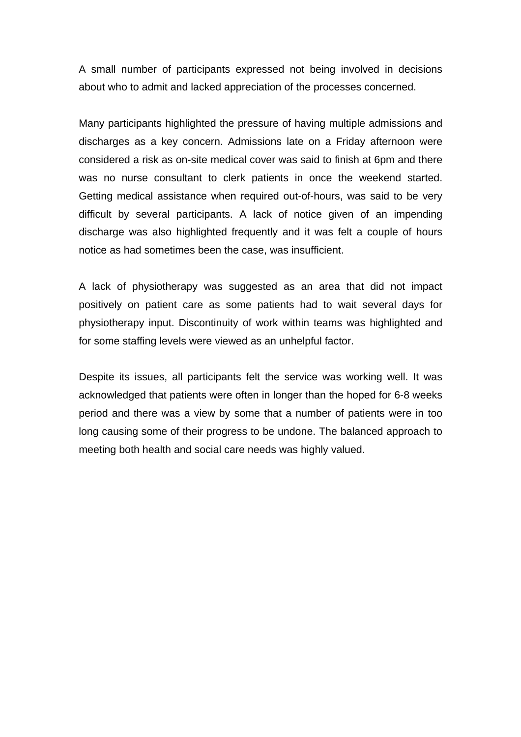A small number of participants expressed not being involved in decisions about who to admit and lacked appreciation of the processes concerned.

Many participants highlighted the pressure of having multiple admissions and discharges as a key concern. Admissions late on a Friday afternoon were considered a risk as on-site medical cover was said to finish at 6pm and there was no nurse consultant to clerk patients in once the weekend started. Getting medical assistance when required out-of-hours, was said to be very difficult by several participants. A lack of notice given of an impending discharge was also highlighted frequently and it was felt a couple of hours notice as had sometimes been the case, was insufficient.

A lack of physiotherapy was suggested as an area that did not impact positively on patient care as some patients had to wait several days for physiotherapy input. Discontinuity of work within teams was highlighted and for some staffing levels were viewed as an unhelpful factor.

Despite its issues, all participants felt the service was working well. It was acknowledged that patients were often in longer than the hoped for 6-8 weeks period and there was a view by some that a number of patients were in too long causing some of their progress to be undone. The balanced approach to meeting both health and social care needs was highly valued.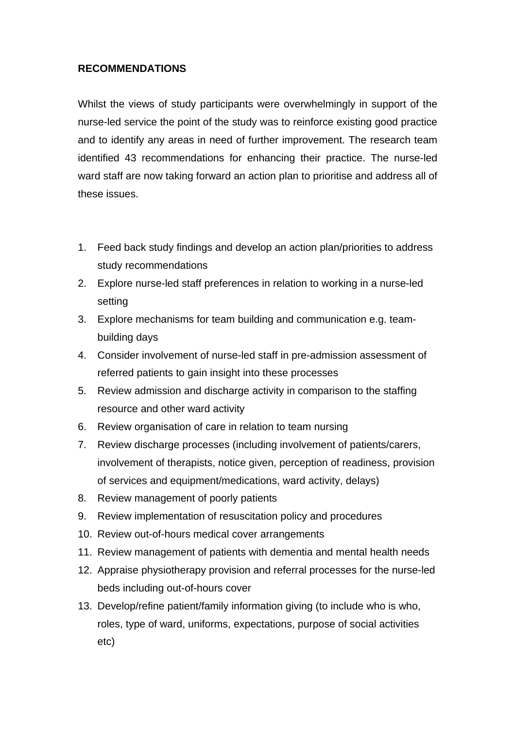**RECOMMENDATIONS**

Whilst the views of study participants were overwhelmingly in support of the nurse-led service the point of the study was to reinforce existing good practice and to identify any areas in need of further improvement. The research team identified 43 recommendations for enhancing their practice. The nurse-led ward staff are now taking forward an action plan to prioritise and address all of these issues.

1. Feed back study findings and develop an action plan/priorities to address study recommendations
2. Explore nurse-led staff preferences in relation to working in a nurse-led setting
3. Explore mechanisms for team building and communication e.g. team-building days
4. Consider involvement of nurse-led staff in pre-admission assessment of referred patients to gain insight into these processes
5. Review admission and discharge activity in comparison to the staffing resource and other ward activity
6. Review organisation of care in relation to team nursing
7. Review discharge processes (including involvement of patients/carers, involvement of therapists, notice given, perception of readiness, provision of services and equipment/medications, ward activity, delays)
8. Review management of poorly patients
9. Review implementation of resuscitation policy and procedures
10. Review out-of-hours medical cover arrangements
11. Review management of patients with dementia and mental health needs
12. Appraise physiotherapy provision and referral processes for the nurse-led beds including out-of-hours cover
13. Develop/refine patient/family information giving (to include who is who, roles, type of ward, uniforms, expectations, purpose of social activities etc)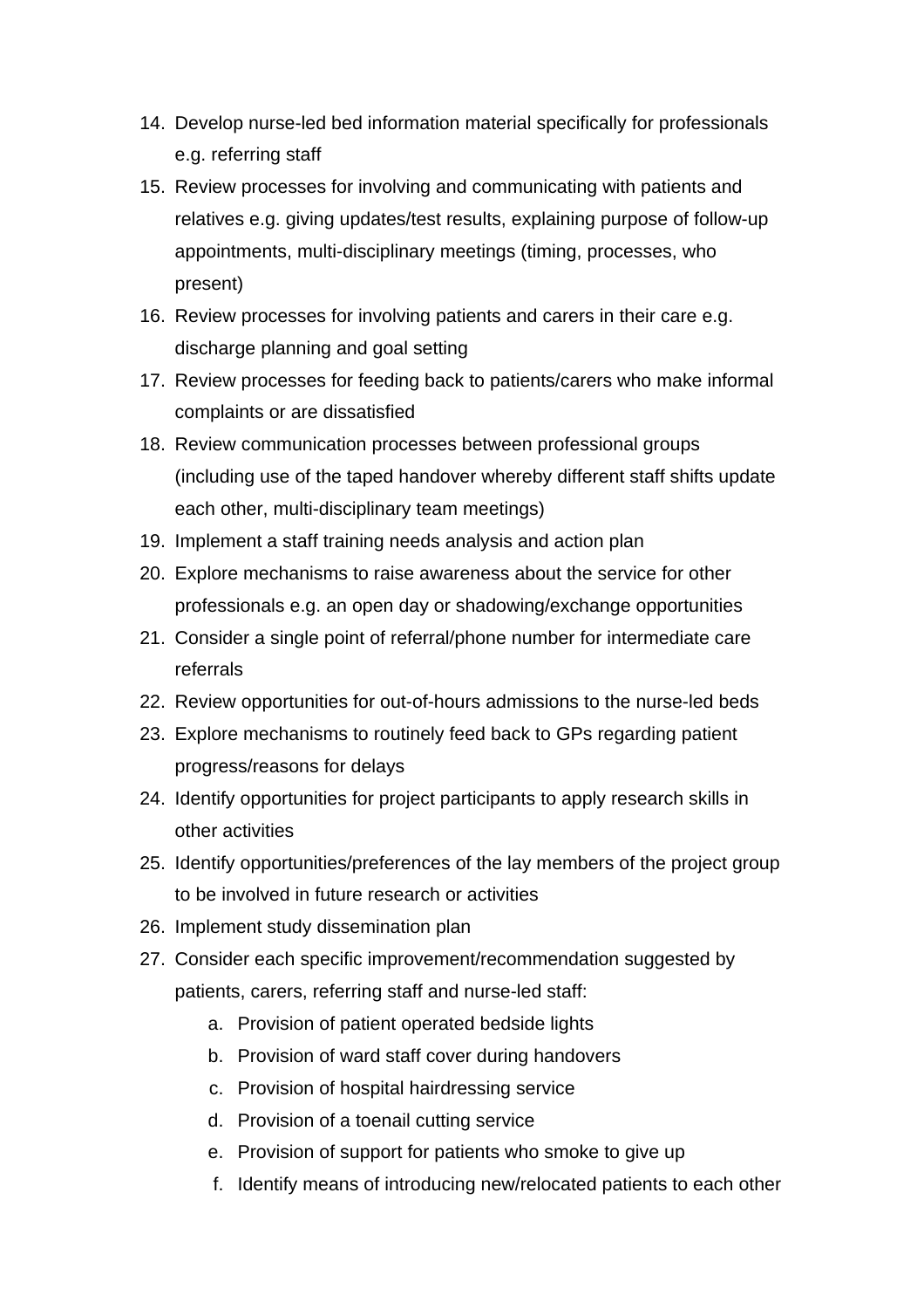14. Develop nurse-led bed information material specifically for professionals e.g. referring staff
15. Review processes for involving and communicating with patients and relatives e.g. giving updates/test results, explaining purpose of follow-up appointments, multi-disciplinary meetings (timing, processes, who present)
16. Review processes for involving patients and carers in their care e.g. discharge planning and goal setting
17. Review processes for feeding back to patients/carers who make informal complaints or are dissatisfied
18. Review communication processes between professional groups (including use of the taped handover whereby different staff shifts update each other, multi-disciplinary team meetings)
19. Implement a staff training needs analysis and action plan
20. Explore mechanisms to raise awareness about the service for other professionals e.g. an open day or shadowing/exchange opportunities
21. Consider a single point of referral/phone number for intermediate care referrals
22. Review opportunities for out-of-hours admissions to the nurse-led beds
23. Explore mechanisms to routinely feed back to GPs regarding patient progress/reasons for delays
24. Identify opportunities for project participants to apply research skills in other activities
25. Identify opportunities/preferences of the lay members of the project group to be involved in future research or activities
26. Implement study dissemination plan
27. Consider each specific improvement/recommendation suggested by patients, carers, referring staff and nurse-led staff:
    a. Provision of patient operated bedside lights
    b. Provision of ward staff cover during handovers
    c. Provision of hospital hairdressing service
    d. Provision of a toenail cutting service
    e. Provision of support for patients who smoke to give up
    f. Identify means of introducing new/relocated patients to each other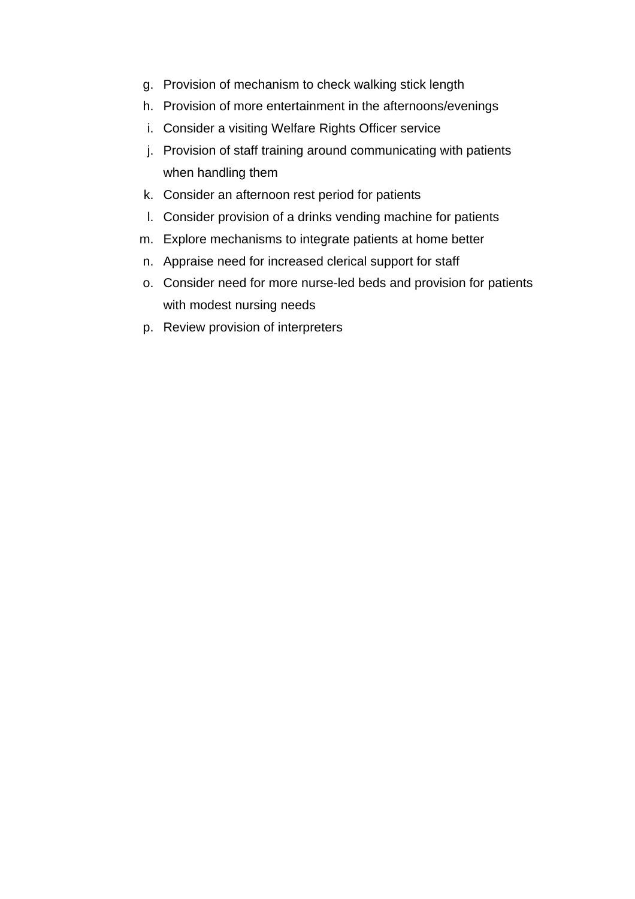g. Provision of mechanism to check walking stick length
h. Provision of more entertainment in the afternoons/evenings
i. Consider a visiting Welfare Rights Officer service
j. Provision of staff training around communicating with patients when handling them
k. Consider an afternoon rest period for patients
l. Consider provision of a drinks vending machine for patients
m. Explore mechanisms to integrate patients at home better
n. Appraise need for increased clerical support for staff
o. Consider need for more nurse-led beds and provision for patients with modest nursing needs
p. Review provision of interpreters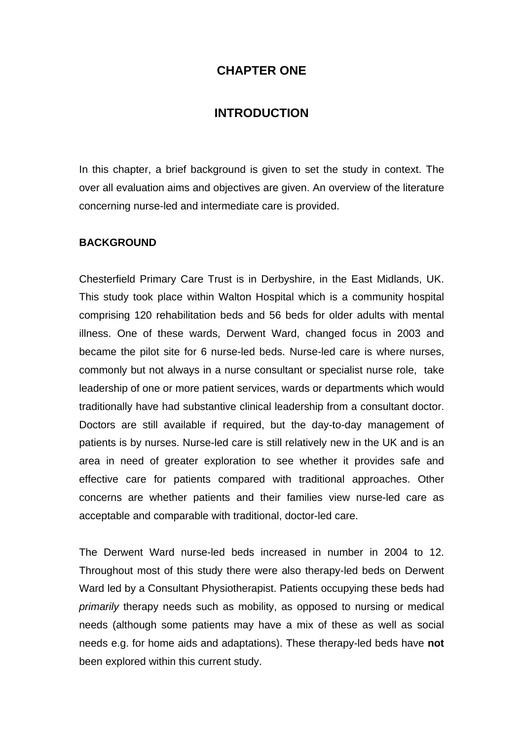# CHAPTER ONE

# INTRODUCTION

In this chapter, a brief background is given to set the study in context. The over all evaluation aims and objectives are given. An overview of the literature concerning nurse-led and intermediate care is provided.

## BACKGROUND

Chesterfield Primary Care Trust is in Derbyshire, in the East Midlands, UK. This study took place within Walton Hospital which is a community hospital comprising 120 rehabilitation beds and 56 beds for older adults with mental illness. One of these wards, Derwent Ward, changed focus in 2003 and became the pilot site for 6 nurse-led beds. Nurse-led care is where nurses, commonly but not always in a nurse consultant or specialist nurse role, take leadership of one or more patient services, wards or departments which would traditionally have had substantive clinical leadership from a consultant doctor. Doctors are still available if required, but the day-to-day management of patients is by nurses. Nurse-led care is still relatively new in the UK and is an area in need of greater exploration to see whether it provides safe and effective care for patients compared with traditional approaches. Other concerns are whether patients and their families view nurse-led care as acceptable and comparable with traditional, doctor-led care.

The Derwent Ward nurse-led beds increased in number in 2004 to 12. Throughout most of this study there were also therapy-led beds on Derwent Ward led by a Consultant Physiotherapist. Patients occupying these beds had *primarily* therapy needs such as mobility, as opposed to nursing or medical needs (although some patients may have a mix of these as well as social needs e.g. for home aids and adaptations). These therapy-led beds have **not** been explored within this current study.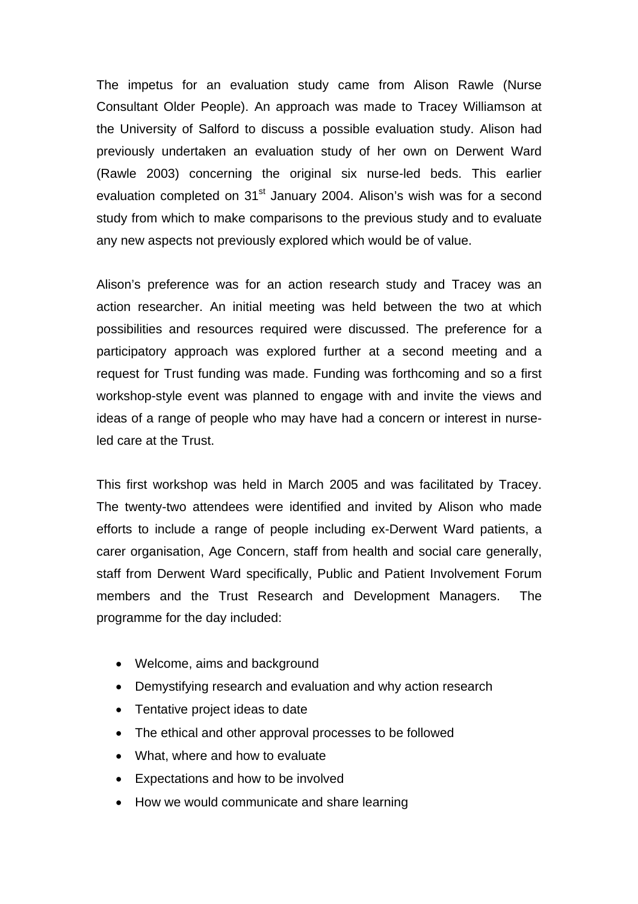The impetus for an evaluation study came from Alison Rawle (Nurse Consultant Older People). An approach was made to Tracey Williamson at the University of Salford to discuss a possible evaluation study. Alison had previously undertaken an evaluation study of her own on Derwent Ward (Rawle 2003) concerning the original six nurse-led beds. This earlier evaluation completed on 31st January 2004. Alison's wish was for a second study from which to make comparisons to the previous study and to evaluate any new aspects not previously explored which would be of value.

Alison's preference was for an action research study and Tracey was an action researcher. An initial meeting was held between the two at which possibilities and resources required were discussed. The preference for a participatory approach was explored further at a second meeting and a request for Trust funding was made. Funding was forthcoming and so a first workshop-style event was planned to engage with and invite the views and ideas of a range of people who may have had a concern or interest in nurse-led care at the Trust.

This first workshop was held in March 2005 and was facilitated by Tracey. The twenty-two attendees were identified and invited by Alison who made efforts to include a range of people including ex-Derwent Ward patients, a carer organisation, Age Concern, staff from health and social care generally, staff from Derwent Ward specifically, Public and Patient Involvement Forum members and the Trust Research and Development Managers. The programme for the day included:

- Welcome, aims and background
- Demystifying research and evaluation and why action research
- Tentative project ideas to date
- The ethical and other approval processes to be followed
- What, where and how to evaluate
- Expectations and how to be involved
- How we would communicate and share learning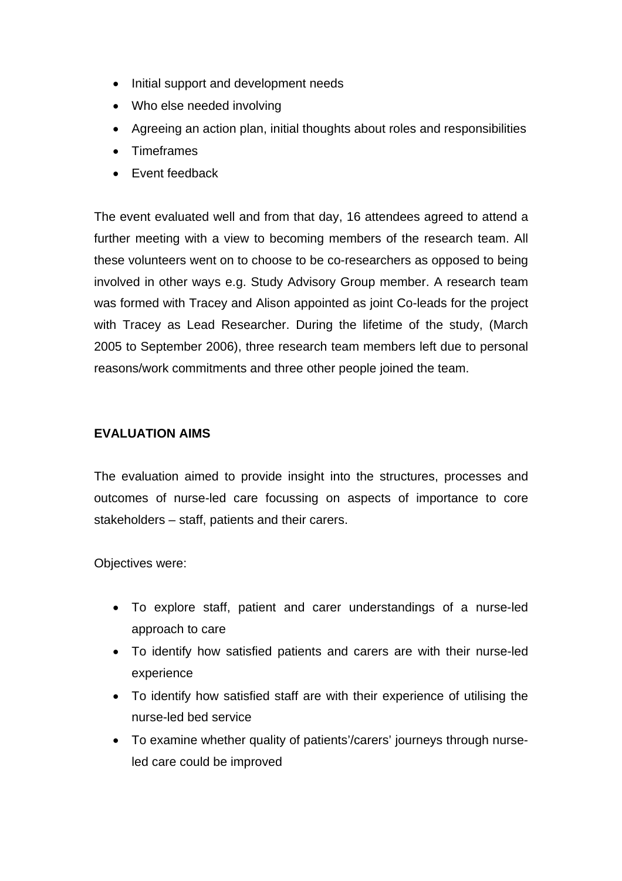- Initial support and development needs
- Who else needed involving
- Agreeing an action plan, initial thoughts about roles and responsibilities
- Timeframes
- Event feedback

The event evaluated well and from that day, 16 attendees agreed to attend a further meeting with a view to becoming members of the research team. All these volunteers went on to choose to be co-researchers as opposed to being involved in other ways e.g. Study Advisory Group member. A research team was formed with Tracey and Alison appointed as joint Co-leads for the project with Tracey as Lead Researcher. During the lifetime of the study, (March 2005 to September 2006), three research team members left due to personal reasons/work commitments and three other people joined the team.

**EVALUATION AIMS**

The evaluation aimed to provide insight into the structures, processes and outcomes of nurse-led care focussing on aspects of importance to core stakeholders – staff, patients and their carers.

Objectives were:

- To explore staff, patient and carer understandings of a nurse-led approach to care
- To identify how satisfied patients and carers are with their nurse-led experience
- To identify how satisfied staff are with their experience of utilising the nurse-led bed service
- To examine whether quality of patients'/carers' journeys through nurse-led care could be improved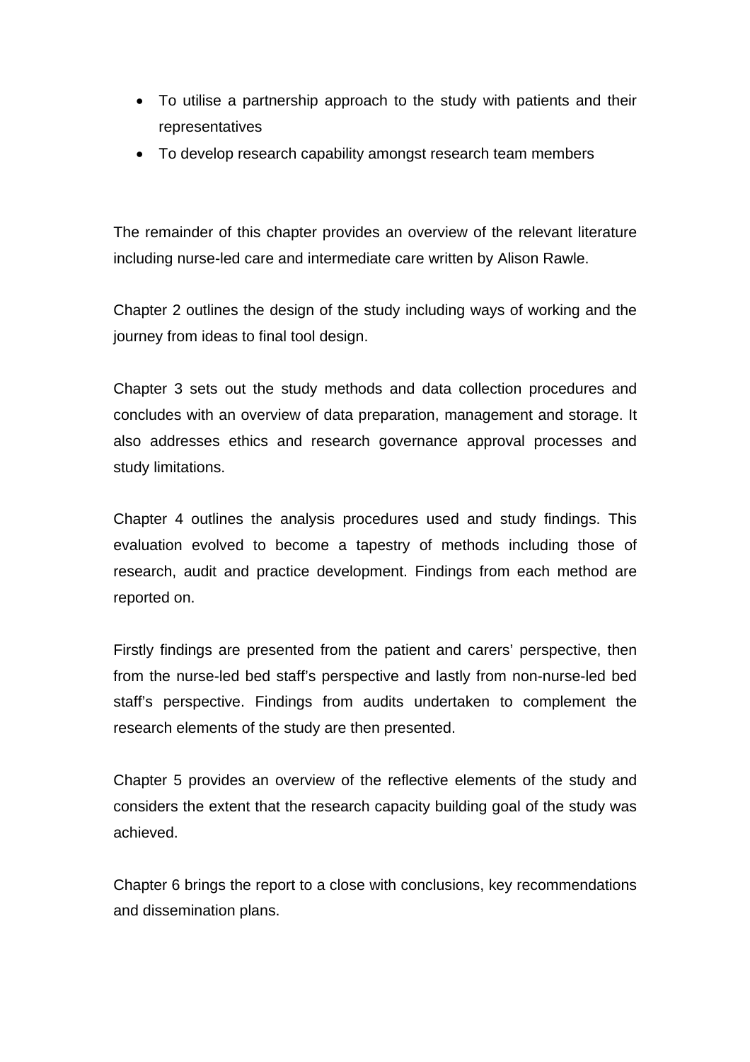- To utilise a partnership approach to the study with patients and their representatives
- To develop research capability amongst research team members

The remainder of this chapter provides an overview of the relevant literature including nurse-led care and intermediate care written by Alison Rawle.

Chapter 2 outlines the design of the study including ways of working and the journey from ideas to final tool design.

Chapter 3 sets out the study methods and data collection procedures and concludes with an overview of data preparation, management and storage. It also addresses ethics and research governance approval processes and study limitations.

Chapter 4 outlines the analysis procedures used and study findings. This evaluation evolved to become a tapestry of methods including those of research, audit and practice development. Findings from each method are reported on.

Firstly findings are presented from the patient and carers' perspective, then from the nurse-led bed staff's perspective and lastly from non-nurse-led bed staff's perspective. Findings from audits undertaken to complement the research elements of the study are then presented.

Chapter 5 provides an overview of the reflective elements of the study and considers the extent that the research capacity building goal of the study was achieved.

Chapter 6 brings the report to a close with conclusions, key recommendations and dissemination plans.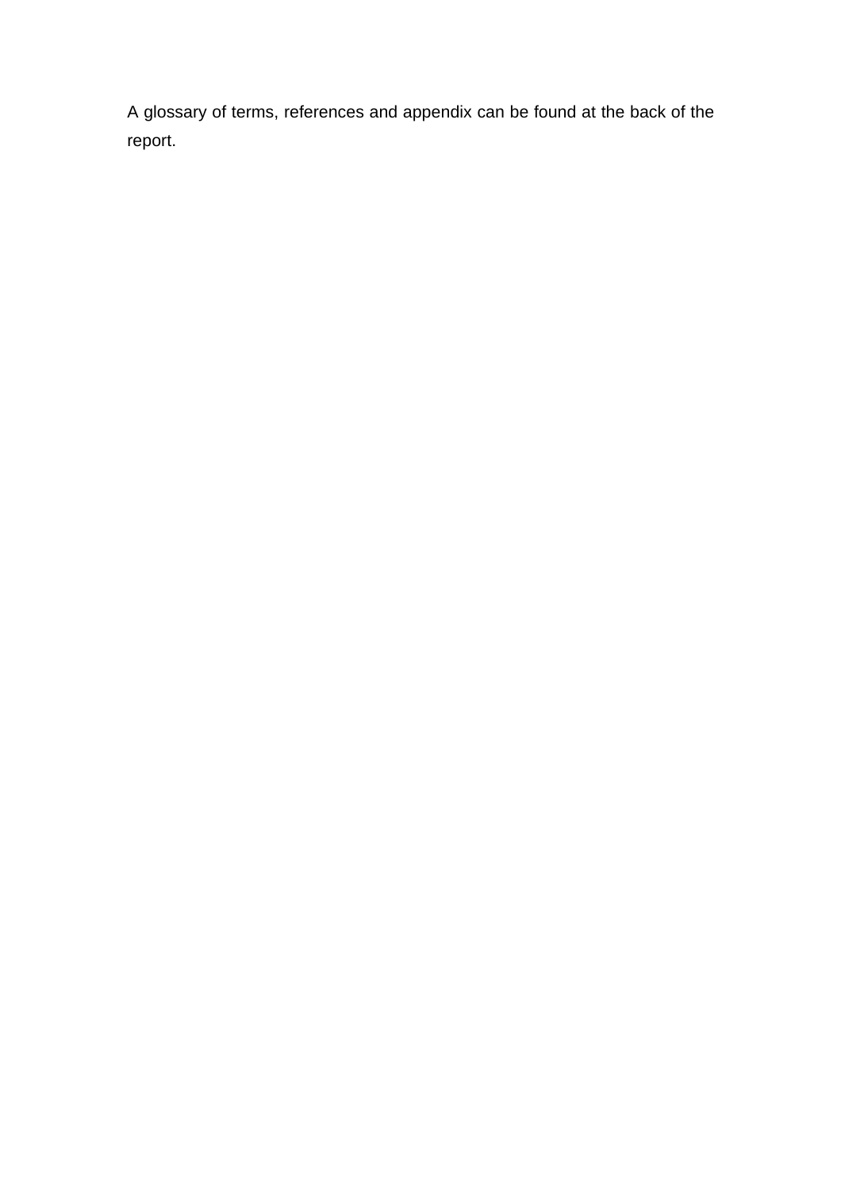A glossary of terms, references and appendix can be found at the back of the report.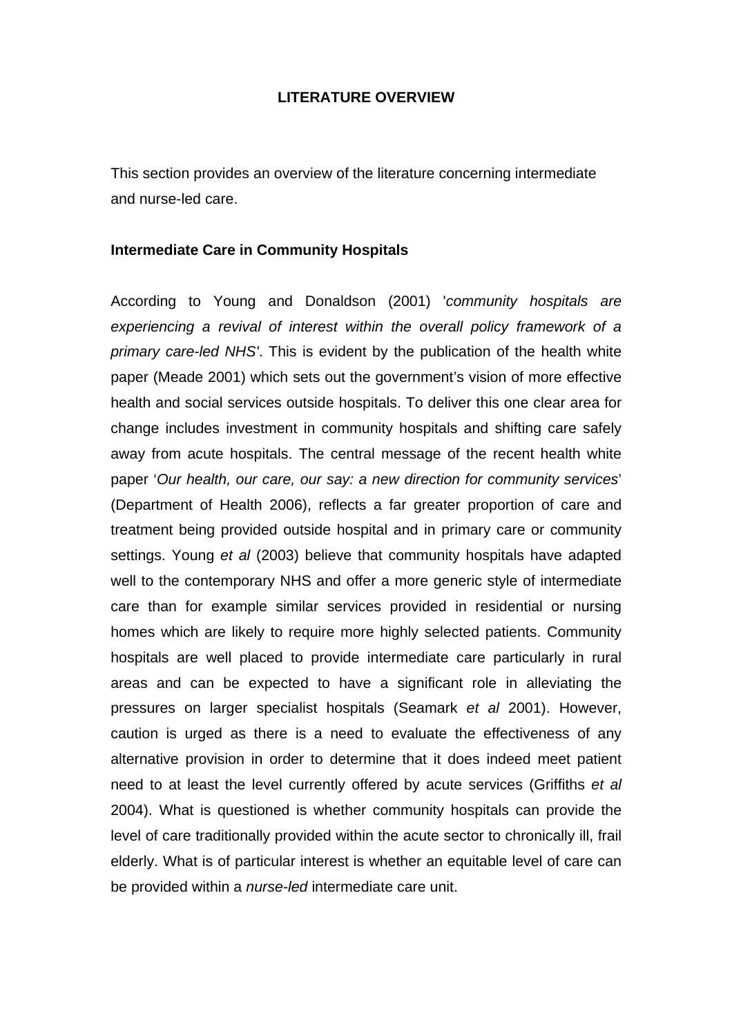## LITERATURE OVERVIEW

This section provides an overview of the literature concerning intermediate and nurse-led care.

### Intermediate Care in Community Hospitals

According to Young and Donaldson (2001) '*community hospitals are experiencing a revival of interest within the overall policy framework of a primary care-led NHS'*. This is evident by the publication of the health white paper (Meade 2001) which sets out the government's vision of more effective health and social services outside hospitals. To deliver this one clear area for change includes investment in community hospitals and shifting care safely away from acute hospitals. The central message of the recent health white paper '*Our health, our care, our say: a new direction for community services*' (Department of Health 2006), reflects a far greater proportion of care and treatment being provided outside hospital and in primary care or community settings. Young *et al* (2003) believe that community hospitals have adapted well to the contemporary NHS and offer a more generic style of intermediate care than for example similar services provided in residential or nursing homes which are likely to require more highly selected patients. Community hospitals are well placed to provide intermediate care particularly in rural areas and can be expected to have a significant role in alleviating the pressures on larger specialist hospitals (Seamark *et al* 2001). However, caution is urged as there is a need to evaluate the effectiveness of any alternative provision in order to determine that it does indeed meet patient need to at least the level currently offered by acute services (Griffiths *et al* 2004). What is questioned is whether community hospitals can provide the level of care traditionally provided within the acute sector to chronically ill, frail elderly. What is of particular interest is whether an equitable level of care can be provided within a *nurse-led* intermediate care unit.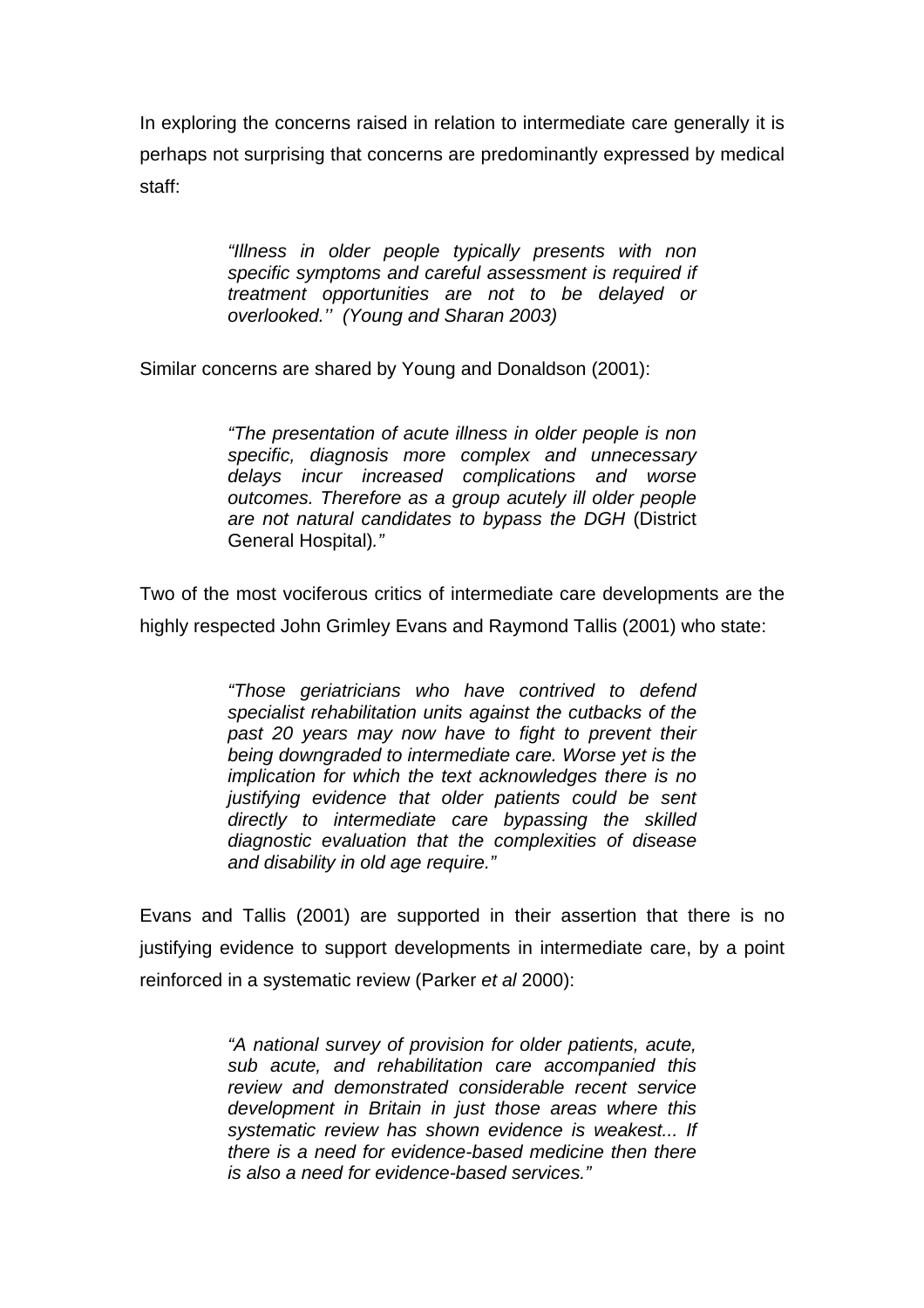In exploring the concerns raised in relation to intermediate care generally it is perhaps not surprising that concerns are predominantly expressed by medical staff:

> *"Illness in older people typically presents with non specific symptoms and careful assessment is required if treatment opportunities are not to be delayed or overlooked.''  (Young and Sharan 2003)*

Similar concerns are shared by Young and Donaldson (2001):

> *"The presentation of acute illness in older people is non specific, diagnosis more complex and unnecessary delays incur increased complications and worse outcomes. Therefore as a group acutely ill older people are not natural candidates to bypass the DGH* (District General Hospital)*."*

Two of the most vociferous critics of intermediate care developments are the highly respected John Grimley Evans and Raymond Tallis (2001) who state:

> *"Those geriatricians who have contrived to defend specialist rehabilitation units against the cutbacks of the past 20 years may now have to fight to prevent their being downgraded to intermediate care. Worse yet is the implication for which the text acknowledges there is no justifying evidence that older patients could be sent directly to intermediate care bypassing the skilled diagnostic evaluation that the complexities of disease and disability in old age require."*

Evans and Tallis (2001) are supported in their assertion that there is no justifying evidence to support developments in intermediate care, by a point reinforced in a systematic review (Parker *et al* 2000):

> *"A national survey of provision for older patients, acute, sub acute, and rehabilitation care accompanied this review and demonstrated considerable recent service development in Britain in just those areas where this systematic review has shown evidence is weakest... If there is a need for evidence-based medicine then there is also a need for evidence-based services."*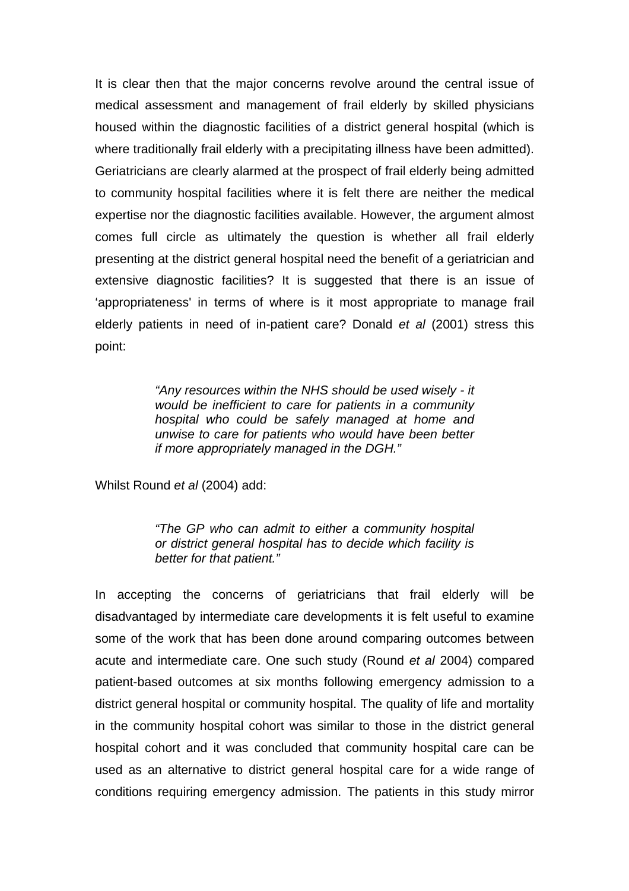It is clear then that the major concerns revolve around the central issue of medical assessment and management of frail elderly by skilled physicians housed within the diagnostic facilities of a district general hospital (which is where traditionally frail elderly with a precipitating illness have been admitted). Geriatricians are clearly alarmed at the prospect of frail elderly being admitted to community hospital facilities where it is felt there are neither the medical expertise nor the diagnostic facilities available. However, the argument almost comes full circle as ultimately the question is whether all frail elderly presenting at the district general hospital need the benefit of a geriatrician and extensive diagnostic facilities? It is suggested that there is an issue of 'appropriateness' in terms of where is it most appropriate to manage frail elderly patients in need of in-patient care? Donald *et al* (2001) stress this point:

> *"Any resources within the NHS should be used wisely - it would be inefficient to care for patients in a community hospital who could be safely managed at home and unwise to care for patients who would have been better if more appropriately managed in the DGH."*

Whilst Round *et al* (2004) add:

> *"The GP who can admit to either a community hospital or district general hospital has to decide which facility is better for that patient."*

In accepting the concerns of geriatricians that frail elderly will be disadvantaged by intermediate care developments it is felt useful to examine some of the work that has been done around comparing outcomes between acute and intermediate care. One such study (Round *et al* 2004) compared patient-based outcomes at six months following emergency admission to a district general hospital or community hospital. The quality of life and mortality in the community hospital cohort was similar to those in the district general hospital cohort and it was concluded that community hospital care can be used as an alternative to district general hospital care for a wide range of conditions requiring emergency admission. The patients in this study mirror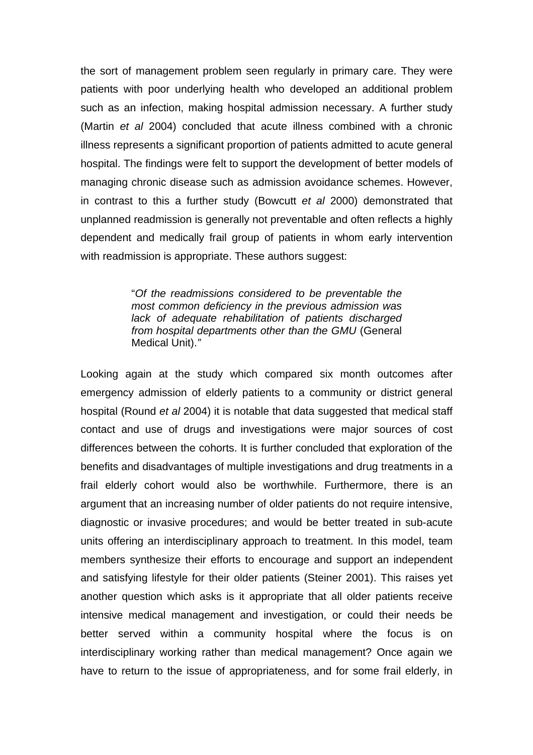the sort of management problem seen regularly in primary care. They were patients with poor underlying health who developed an additional problem such as an infection, making hospital admission necessary. A further study (Martin *et al* 2004) concluded that acute illness combined with a chronic illness represents a significant proportion of patients admitted to acute general hospital. The findings were felt to support the development of better models of managing chronic disease such as admission avoidance schemes. However, in contrast to this a further study (Bowcutt *et al* 2000) demonstrated that unplanned readmission is generally not preventable and often reflects a highly dependent and medically frail group of patients in whom early intervention with readmission is appropriate. These authors suggest:

> "*Of the readmissions considered to be preventable the most common deficiency in the previous admission was lack of adequate rehabilitation of patients discharged from hospital departments other than the GMU* (General Medical Unit).*"*

Looking again at the study which compared six month outcomes after emergency admission of elderly patients to a community or district general hospital (Round *et al* 2004) it is notable that data suggested that medical staff contact and use of drugs and investigations were major sources of cost differences between the cohorts. It is further concluded that exploration of the benefits and disadvantages of multiple investigations and drug treatments in a frail elderly cohort would also be worthwhile. Furthermore, there is an argument that an increasing number of older patients do not require intensive, diagnostic or invasive procedures; and would be better treated in sub-acute units offering an interdisciplinary approach to treatment. In this model, team members synthesize their efforts to encourage and support an independent and satisfying lifestyle for their older patients (Steiner 2001). This raises yet another question which asks is it appropriate that all older patients receive intensive medical management and investigation, or could their needs be better served within a community hospital where the focus is on interdisciplinary working rather than medical management? Once again we have to return to the issue of appropriateness, and for some frail elderly, in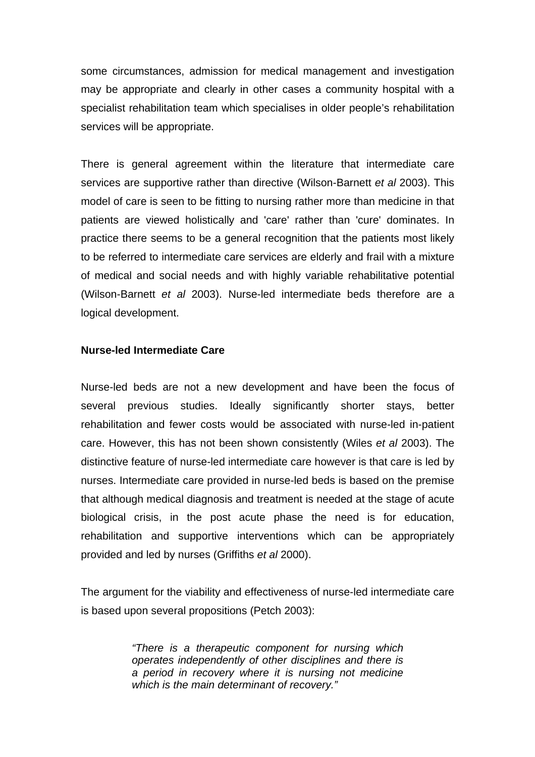some circumstances, admission for medical management and investigation may be appropriate and clearly in other cases a community hospital with a specialist rehabilitation team which specialises in older people's rehabilitation services will be appropriate.

There is general agreement within the literature that intermediate care services are supportive rather than directive (Wilson-Barnett *et al* 2003). This model of care is seen to be fitting to nursing rather more than medicine in that patients are viewed holistically and 'care' rather than 'cure' dominates. In practice there seems to be a general recognition that the patients most likely to be referred to intermediate care services are elderly and frail with a mixture of medical and social needs and with highly variable rehabilitative potential (Wilson-Barnett *et al* 2003). Nurse-led intermediate beds therefore are a logical development.

**Nurse-led Intermediate Care**

Nurse-led beds are not a new development and have been the focus of several previous studies. Ideally significantly shorter stays, better rehabilitation and fewer costs would be associated with nurse-led in-patient care. However, this has not been shown consistently (Wiles *et al* 2003). The distinctive feature of nurse-led intermediate care however is that care is led by nurses. Intermediate care provided in nurse-led beds is based on the premise that although medical diagnosis and treatment is needed at the stage of acute biological crisis, in the post acute phase the need is for education, rehabilitation and supportive interventions which can be appropriately provided and led by nurses (Griffiths *et al* 2000).

The argument for the viability and effectiveness of nurse-led intermediate care is based upon several propositions (Petch 2003):

> *"There is a therapeutic component for nursing which operates independently of other disciplines and there is a period in recovery where it is nursing not medicine which is the main determinant of recovery."*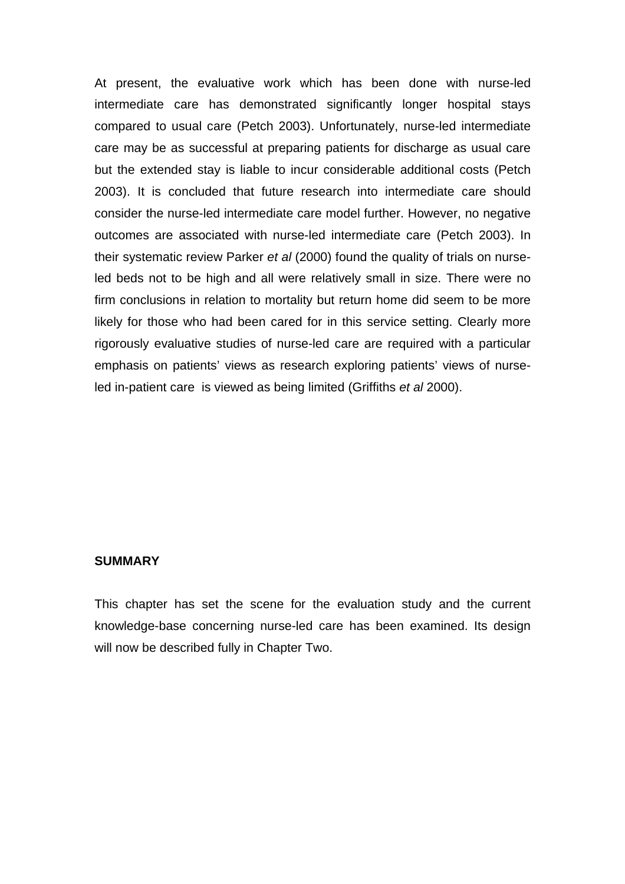At present, the evaluative work which has been done with nurse-led intermediate care has demonstrated significantly longer hospital stays compared to usual care (Petch 2003). Unfortunately, nurse-led intermediate care may be as successful at preparing patients for discharge as usual care but the extended stay is liable to incur considerable additional costs (Petch 2003). It is concluded that future research into intermediate care should consider the nurse-led intermediate care model further. However, no negative outcomes are associated with nurse-led intermediate care (Petch 2003). In their systematic review Parker *et al* (2000) found the quality of trials on nurse-led beds not to be high and all were relatively small in size. There were no firm conclusions in relation to mortality but return home did seem to be more likely for those who had been cared for in this service setting. Clearly more rigorously evaluative studies of nurse-led care are required with a particular emphasis on patients' views as research exploring patients' views of nurse-led in-patient care is viewed as being limited (Griffiths *et al* 2000).

**SUMMARY**

This chapter has set the scene for the evaluation study and the current knowledge-base concerning nurse-led care has been examined. Its design will now be described fully in Chapter Two.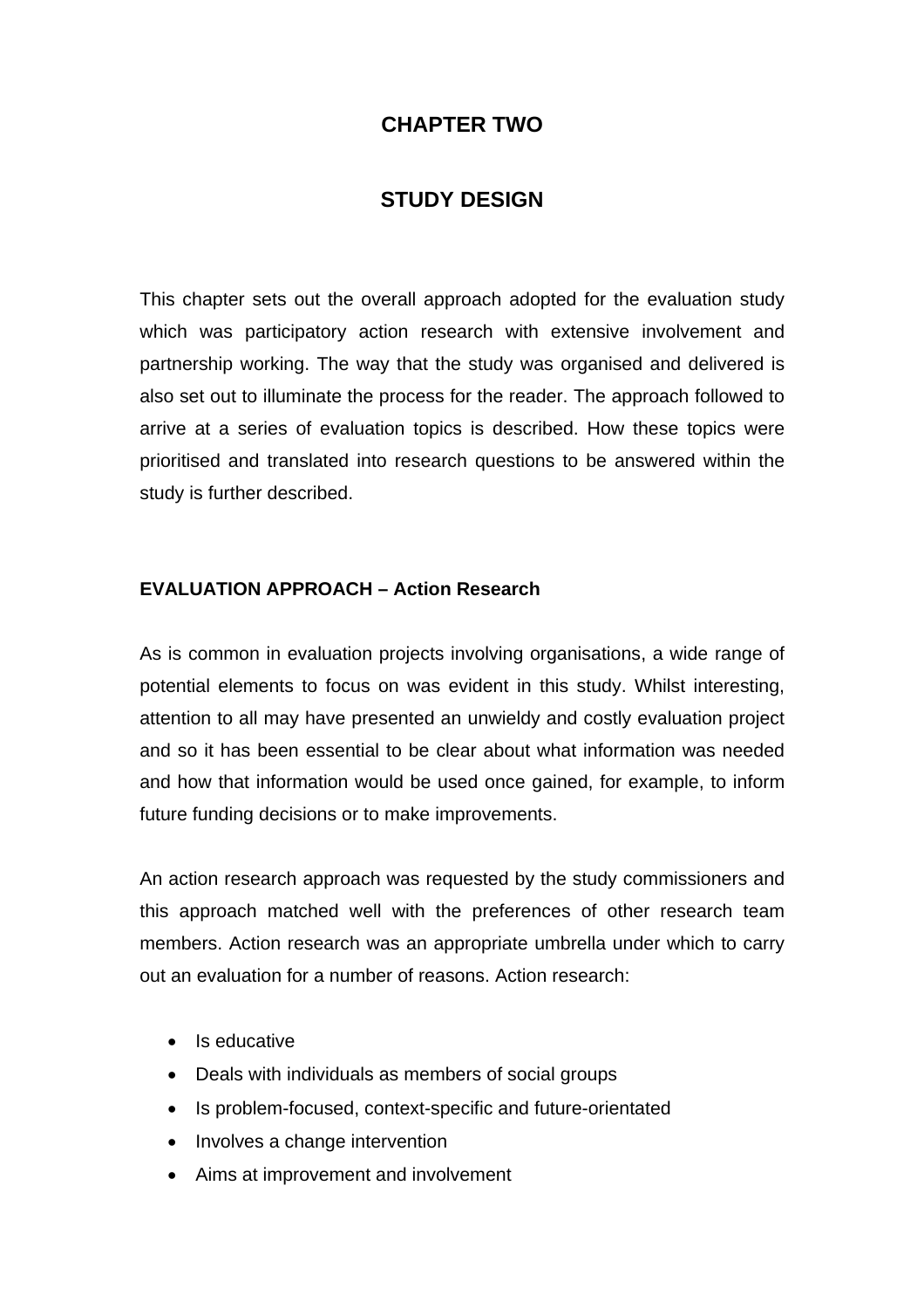# CHAPTER TWO

# STUDY DESIGN

This chapter sets out the overall approach adopted for the evaluation study which was participatory action research with extensive involvement and partnership working. The way that the study was organised and delivered is also set out to illuminate the process for the reader. The approach followed to arrive at a series of evaluation topics is described. How these topics were prioritised and translated into research questions to be answered within the study is further described.

## EVALUATION APPROACH – Action Research

As is common in evaluation projects involving organisations, a wide range of potential elements to focus on was evident in this study. Whilst interesting, attention to all may have presented an unwieldy and costly evaluation project and so it has been essential to be clear about what information was needed and how that information would be used once gained, for example, to inform future funding decisions or to make improvements.

An action research approach was requested by the study commissioners and this approach matched well with the preferences of other research team members. Action research was an appropriate umbrella under which to carry out an evaluation for a number of reasons. Action research:

- Is educative
- Deals with individuals as members of social groups
- Is problem-focused, context-specific and future-orientated
- Involves a change intervention
- Aims at improvement and involvement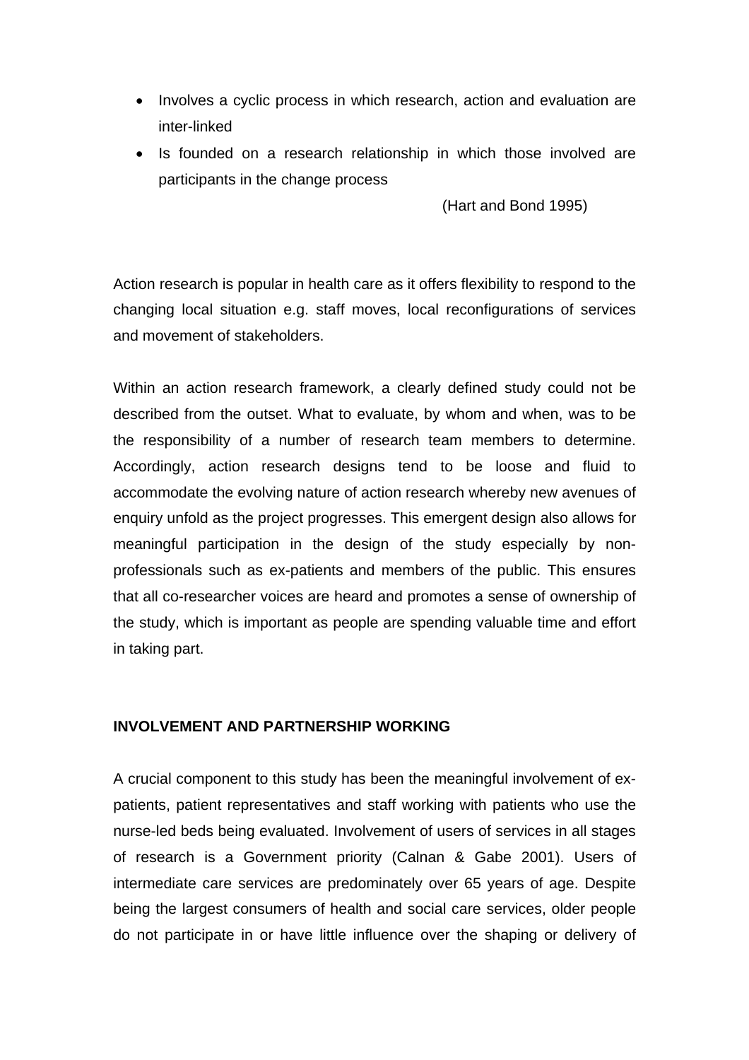- Involves a cyclic process in which research, action and evaluation are inter-linked
- Is founded on a research relationship in which those involved are participants in the change process

(Hart and Bond 1995)

Action research is popular in health care as it offers flexibility to respond to the changing local situation e.g. staff moves, local reconfigurations of services and movement of stakeholders.

Within an action research framework, a clearly defined study could not be described from the outset. What to evaluate, by whom and when, was to be the responsibility of a number of research team members to determine. Accordingly, action research designs tend to be loose and fluid to accommodate the evolving nature of action research whereby new avenues of enquiry unfold as the project progresses. This emergent design also allows for meaningful participation in the design of the study especially by non-professionals such as ex-patients and members of the public. This ensures that all co-researcher voices are heard and promotes a sense of ownership of the study, which is important as people are spending valuable time and effort in taking part.

## INVOLVEMENT AND PARTNERSHIP WORKING

A crucial component to this study has been the meaningful involvement of ex-patients, patient representatives and staff working with patients who use the nurse-led beds being evaluated. Involvement of users of services in all stages of research is a Government priority (Calnan & Gabe 2001). Users of intermediate care services are predominately over 65 years of age. Despite being the largest consumers of health and social care services, older people do not participate in or have little influence over the shaping or delivery of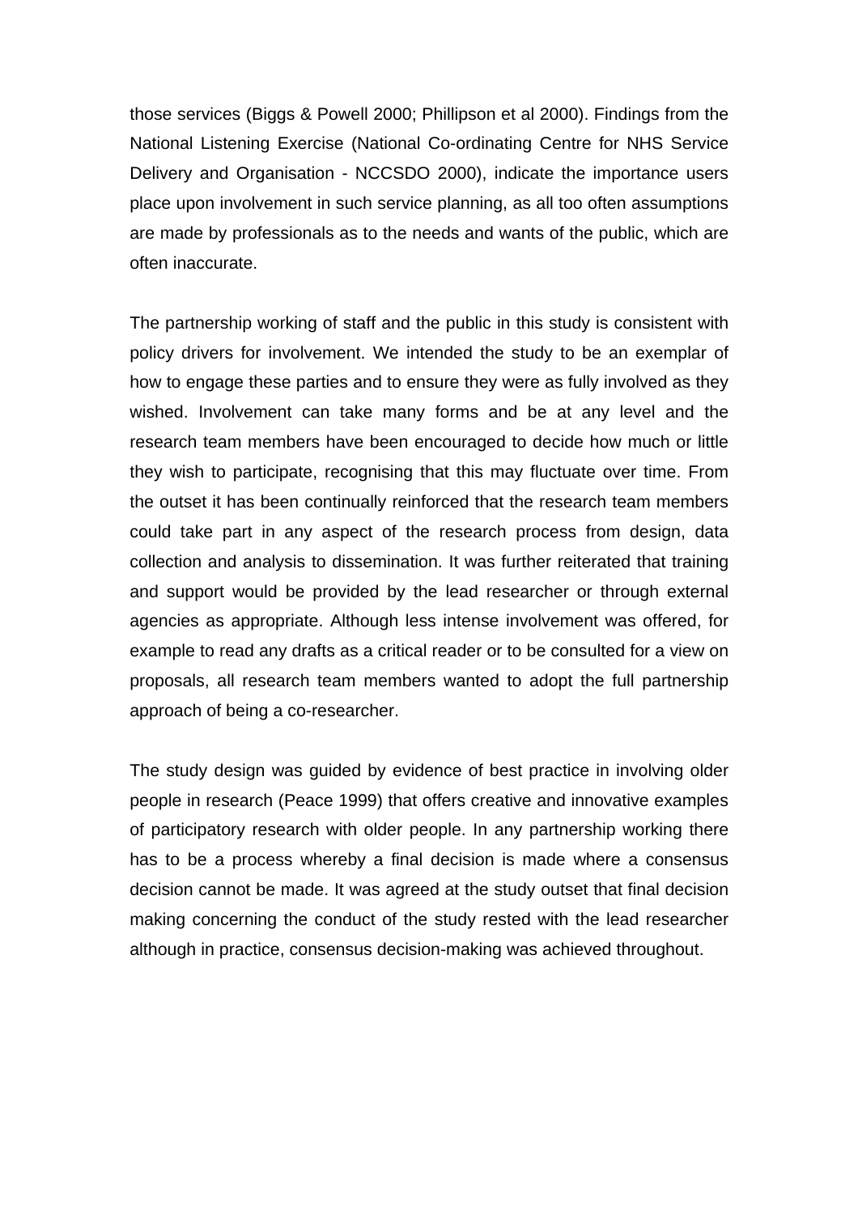those services (Biggs & Powell 2000; Phillipson et al 2000). Findings from the National Listening Exercise (National Co-ordinating Centre for NHS Service Delivery and Organisation - NCCSDO 2000), indicate the importance users place upon involvement in such service planning, as all too often assumptions are made by professionals as to the needs and wants of the public, which are often inaccurate.

The partnership working of staff and the public in this study is consistent with policy drivers for involvement. We intended the study to be an exemplar of how to engage these parties and to ensure they were as fully involved as they wished. Involvement can take many forms and be at any level and the research team members have been encouraged to decide how much or little they wish to participate, recognising that this may fluctuate over time. From the outset it has been continually reinforced that the research team members could take part in any aspect of the research process from design, data collection and analysis to dissemination. It was further reiterated that training and support would be provided by the lead researcher or through external agencies as appropriate. Although less intense involvement was offered, for example to read any drafts as a critical reader or to be consulted for a view on proposals, all research team members wanted to adopt the full partnership approach of being a co-researcher.

The study design was guided by evidence of best practice in involving older people in research (Peace 1999) that offers creative and innovative examples of participatory research with older people. In any partnership working there has to be a process whereby a final decision is made where a consensus decision cannot be made. It was agreed at the study outset that final decision making concerning the conduct of the study rested with the lead researcher although in practice, consensus decision-making was achieved throughout.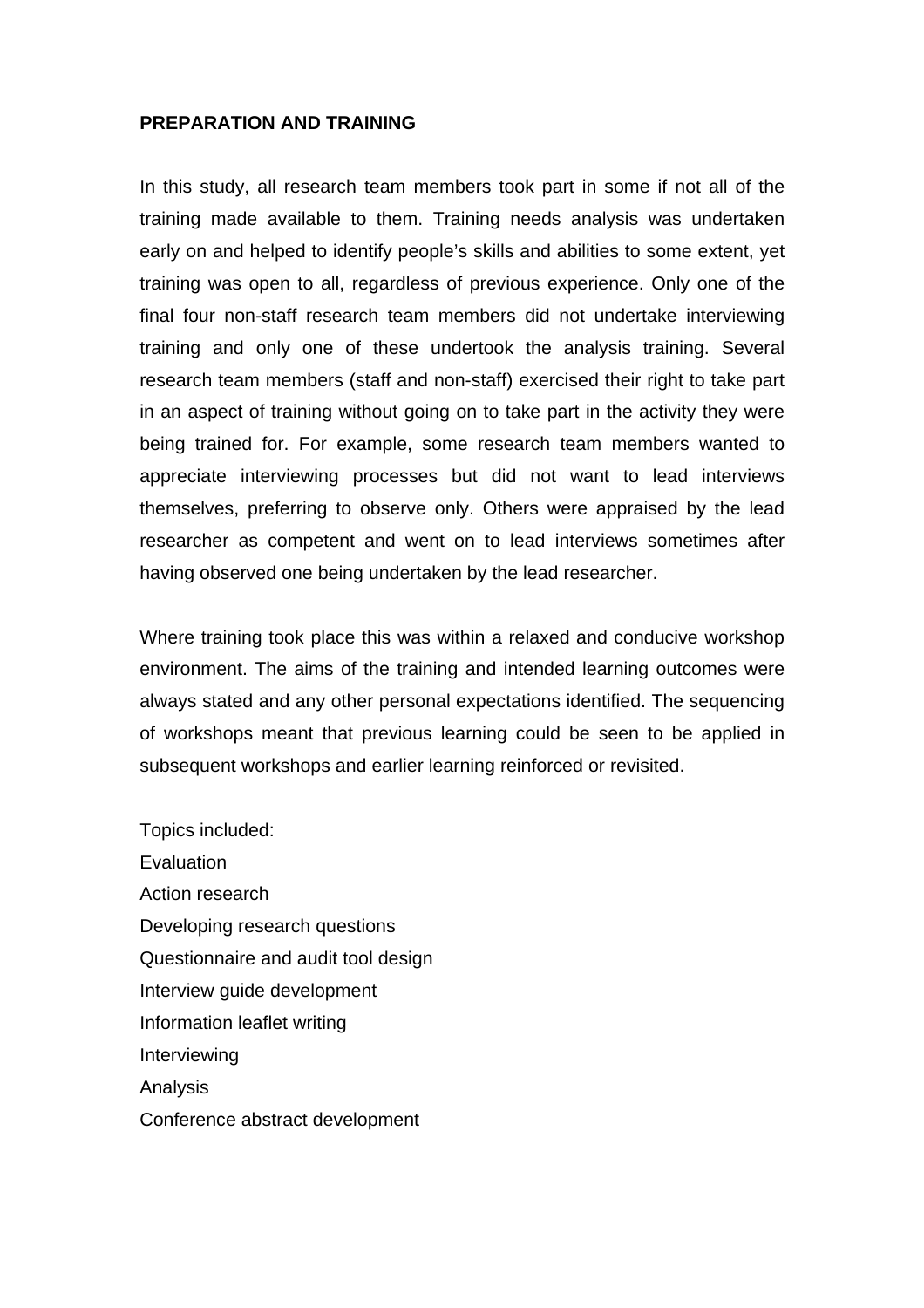## PREPARATION AND TRAINING

In this study, all research team members took part in some if not all of the training made available to them. Training needs analysis was undertaken early on and helped to identify people's skills and abilities to some extent, yet training was open to all, regardless of previous experience. Only one of the final four non-staff research team members did not undertake interviewing training and only one of these undertook the analysis training. Several research team members (staff and non-staff) exercised their right to take part in an aspect of training without going on to take part in the activity they were being trained for. For example, some research team members wanted to appreciate interviewing processes but did not want to lead interviews themselves, preferring to observe only. Others were appraised by the lead researcher as competent and went on to lead interviews sometimes after having observed one being undertaken by the lead researcher.

Where training took place this was within a relaxed and conducive workshop environment. The aims of the training and intended learning outcomes were always stated and any other personal expectations identified. The sequencing of workshops meant that previous learning could be seen to be applied in subsequent workshops and earlier learning reinforced or revisited.

Topics included:
Evaluation
Action research
Developing research questions
Questionnaire and audit tool design
Interview guide development
Information leaflet writing
Interviewing
Analysis
Conference abstract development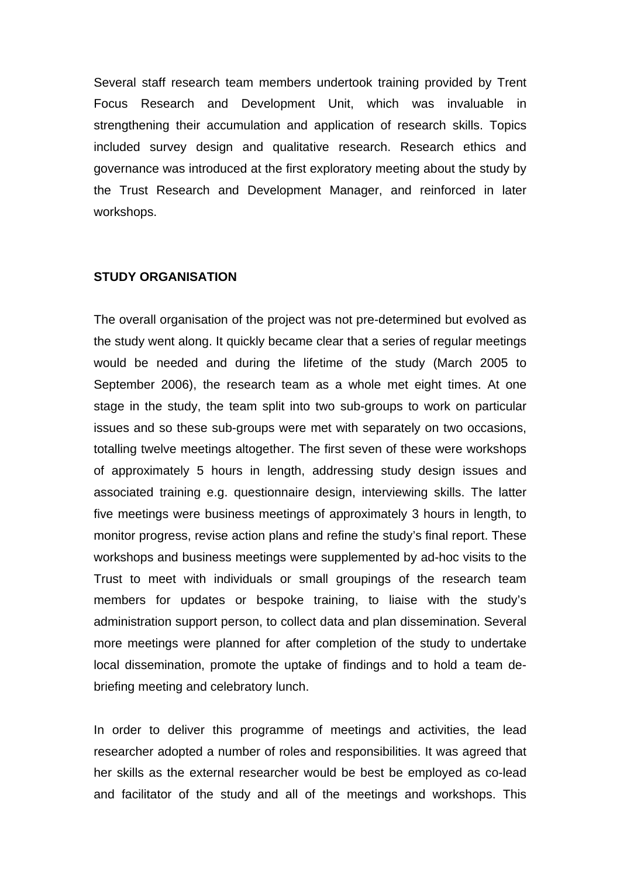Several staff research team members undertook training provided by Trent Focus Research and Development Unit, which was invaluable in strengthening their accumulation and application of research skills. Topics included survey design and qualitative research. Research ethics and governance was introduced at the first exploratory meeting about the study by the Trust Research and Development Manager, and reinforced in later workshops.

## STUDY ORGANISATION

The overall organisation of the project was not pre-determined but evolved as the study went along. It quickly became clear that a series of regular meetings would be needed and during the lifetime of the study (March 2005 to September 2006), the research team as a whole met eight times. At one stage in the study, the team split into two sub-groups to work on particular issues and so these sub-groups were met with separately on two occasions, totalling twelve meetings altogether. The first seven of these were workshops of approximately 5 hours in length, addressing study design issues and associated training e.g. questionnaire design, interviewing skills. The latter five meetings were business meetings of approximately 3 hours in length, to monitor progress, revise action plans and refine the study's final report. These workshops and business meetings were supplemented by ad-hoc visits to the Trust to meet with individuals or small groupings of the research team members for updates or bespoke training, to liaise with the study's administration support person, to collect data and plan dissemination. Several more meetings were planned for after completion of the study to undertake local dissemination, promote the uptake of findings and to hold a team de-briefing meeting and celebratory lunch.

In order to deliver this programme of meetings and activities, the lead researcher adopted a number of roles and responsibilities. It was agreed that her skills as the external researcher would be best be employed as co-lead and facilitator of the study and all of the meetings and workshops. This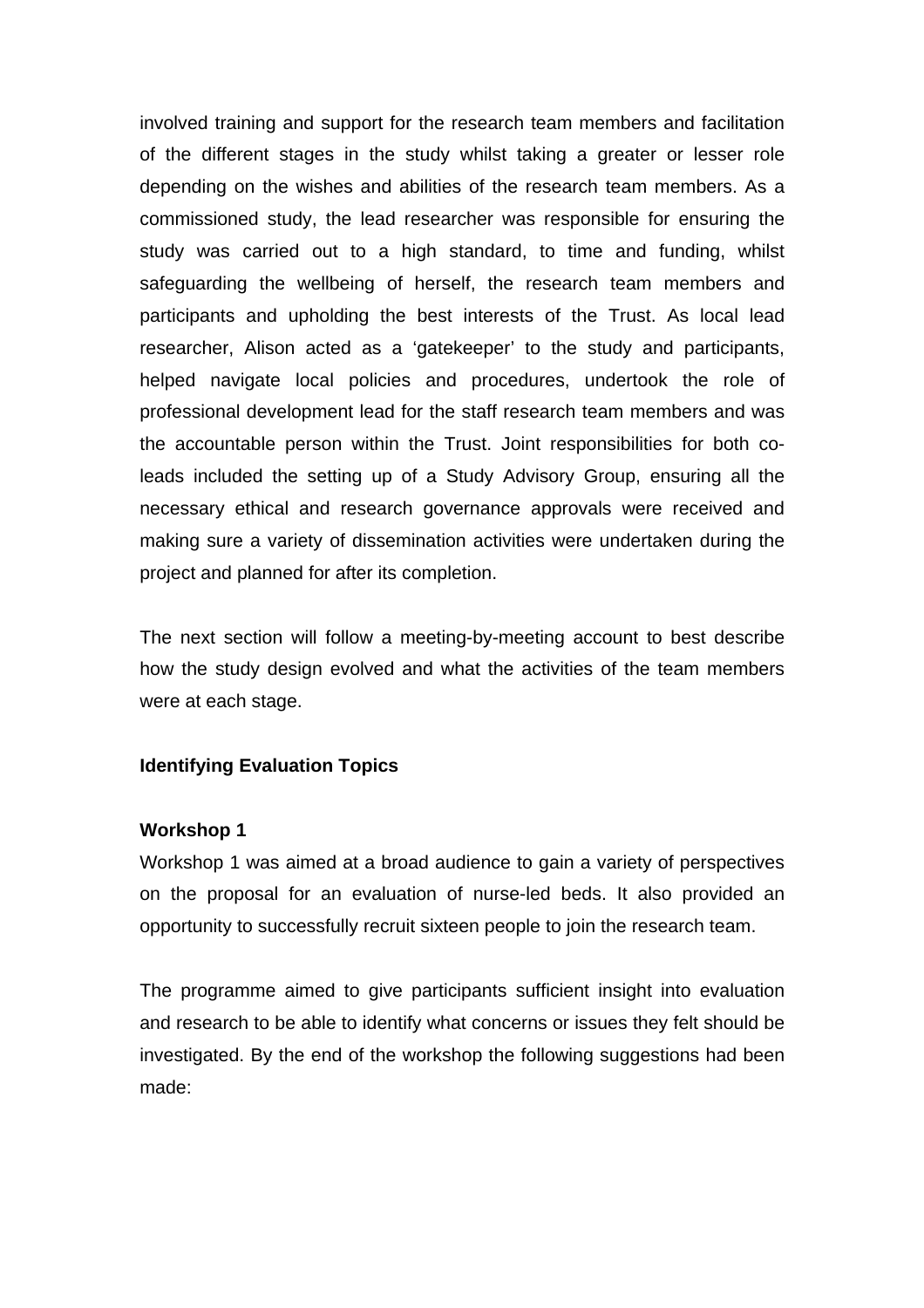involved training and support for the research team members and facilitation of the different stages in the study whilst taking a greater or lesser role depending on the wishes and abilities of the research team members. As a commissioned study, the lead researcher was responsible for ensuring the study was carried out to a high standard, to time and funding, whilst safeguarding the wellbeing of herself, the research team members and participants and upholding the best interests of the Trust. As local lead researcher, Alison acted as a 'gatekeeper' to the study and participants, helped navigate local policies and procedures, undertook the role of professional development lead for the staff research team members and was the accountable person within the Trust. Joint responsibilities for both co-leads included the setting up of a Study Advisory Group, ensuring all the necessary ethical and research governance approvals were received and making sure a variety of dissemination activities were undertaken during the project and planned for after its completion.

The next section will follow a meeting-by-meeting account to best describe how the study design evolved and what the activities of the team members were at each stage.

**Identifying Evaluation Topics**

**Workshop 1**

Workshop 1 was aimed at a broad audience to gain a variety of perspectives on the proposal for an evaluation of nurse-led beds. It also provided an opportunity to successfully recruit sixteen people to join the research team.

The programme aimed to give participants sufficient insight into evaluation and research to be able to identify what concerns or issues they felt should be investigated. By the end of the workshop the following suggestions had been made: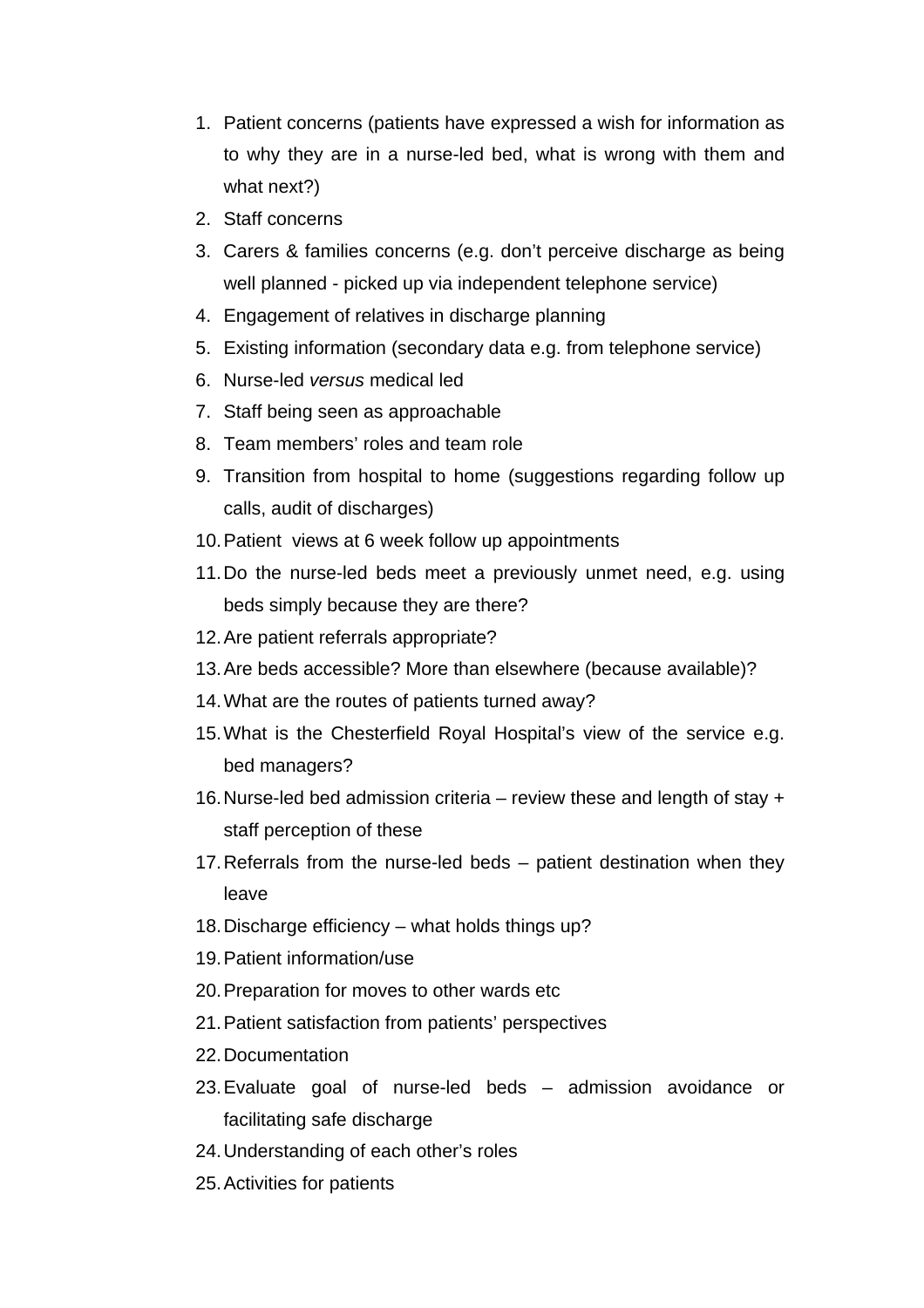1. Patient concerns (patients have expressed a wish for information as to why they are in a nurse-led bed, what is wrong with them and what next?)
2. Staff concerns
3. Carers & families concerns (e.g. don't perceive discharge as being well planned - picked up via independent telephone service)
4. Engagement of relatives in discharge planning
5. Existing information (secondary data e.g. from telephone service)
6. Nurse-led *versus* medical led
7. Staff being seen as approachable
8. Team members' roles and team role
9. Transition from hospital to home (suggestions regarding follow up calls, audit of discharges)
10. Patient views at 6 week follow up appointments
11. Do the nurse-led beds meet a previously unmet need, e.g. using beds simply because they are there?
12. Are patient referrals appropriate?
13. Are beds accessible? More than elsewhere (because available)?
14. What are the routes of patients turned away?
15. What is the Chesterfield Royal Hospital's view of the service e.g. bed managers?
16. Nurse-led bed admission criteria – review these and length of stay + staff perception of these
17. Referrals from the nurse-led beds – patient destination when they leave
18. Discharge efficiency – what holds things up?
19. Patient information/use
20. Preparation for moves to other wards etc
21. Patient satisfaction from patients' perspectives
22. Documentation
23. Evaluate goal of nurse-led beds – admission avoidance or facilitating safe discharge
24. Understanding of each other's roles
25. Activities for patients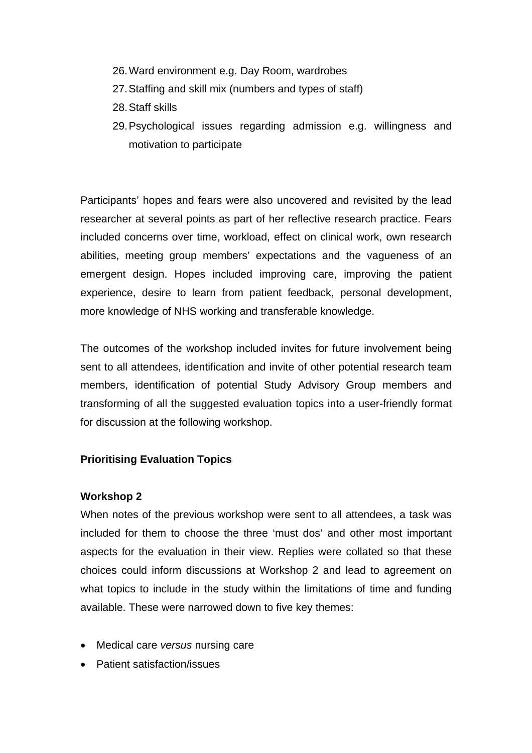26. Ward environment e.g. Day Room, wardrobes
27. Staffing and skill mix (numbers and types of staff)
28. Staff skills
29. Psychological issues regarding admission e.g. willingness and motivation to participate

Participants' hopes and fears were also uncovered and revisited by the lead researcher at several points as part of her reflective research practice. Fears included concerns over time, workload, effect on clinical work, own research abilities, meeting group members' expectations and the vagueness of an emergent design. Hopes included improving care, improving the patient experience, desire to learn from patient feedback, personal development, more knowledge of NHS working and transferable knowledge.

The outcomes of the workshop included invites for future involvement being sent to all attendees, identification and invite of other potential research team members, identification of potential Study Advisory Group members and transforming of all the suggested evaluation topics into a user-friendly format for discussion at the following workshop.

**Prioritising Evaluation Topics**

**Workshop 2**

When notes of the previous workshop were sent to all attendees, a task was included for them to choose the three 'must dos' and other most important aspects for the evaluation in their view. Replies were collated so that these choices could inform discussions at Workshop 2 and lead to agreement on what topics to include in the study within the limitations of time and funding available. These were narrowed down to five key themes:

- Medical care *versus* nursing care
- Patient satisfaction/issues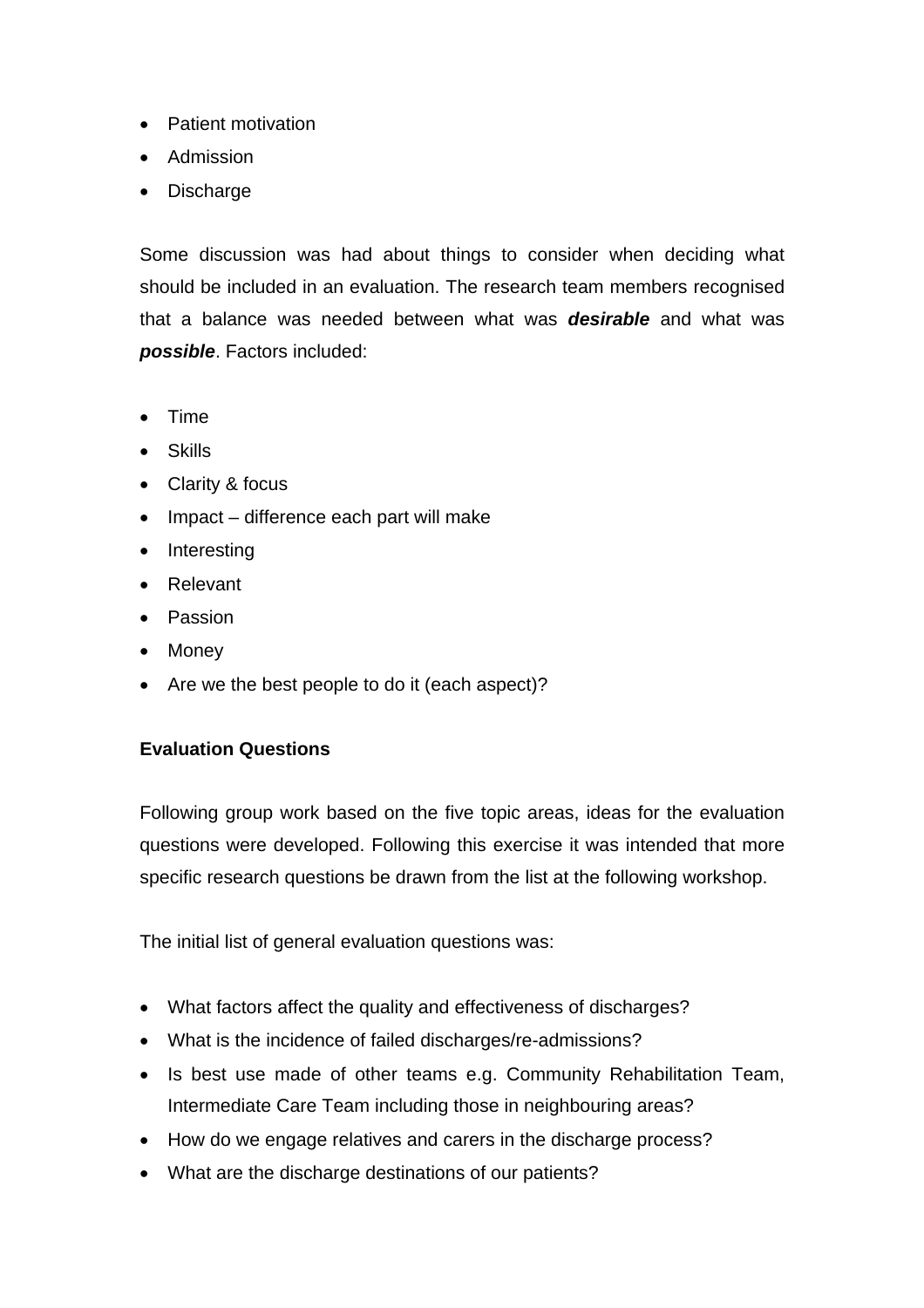- Patient motivation
- Admission
- Discharge

Some discussion was had about things to consider when deciding what should be included in an evaluation. The research team members recognised that a balance was needed between what was ***desirable*** and what was ***possible***. Factors included:

- Time
- Skills
- Clarity & focus
- Impact – difference each part will make
- Interesting
- Relevant
- Passion
- Money
- Are we the best people to do it (each aspect)?

**Evaluation Questions**

Following group work based on the five topic areas, ideas for the evaluation questions were developed. Following this exercise it was intended that more specific research questions be drawn from the list at the following workshop.

The initial list of general evaluation questions was:

- What factors affect the quality and effectiveness of discharges?
- What is the incidence of failed discharges/re-admissions?
- Is best use made of other teams e.g. Community Rehabilitation Team, Intermediate Care Team including those in neighbouring areas?
- How do we engage relatives and carers in the discharge process?
- What are the discharge destinations of our patients?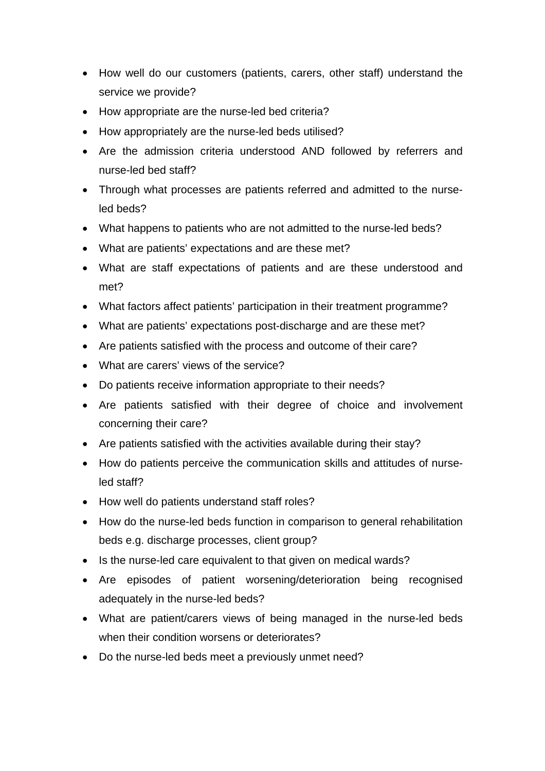- How well do our customers (patients, carers, other staff) understand the service we provide?
- How appropriate are the nurse-led bed criteria?
- How appropriately are the nurse-led beds utilised?
- Are the admission criteria understood AND followed by referrers and nurse-led bed staff?
- Through what processes are patients referred and admitted to the nurse-led beds?
- What happens to patients who are not admitted to the nurse-led beds?
- What are patients' expectations and are these met?
- What are staff expectations of patients and are these understood and met?
- What factors affect patients' participation in their treatment programme?
- What are patients' expectations post-discharge and are these met?
- Are patients satisfied with the process and outcome of their care?
- What are carers' views of the service?
- Do patients receive information appropriate to their needs?
- Are patients satisfied with their degree of choice and involvement concerning their care?
- Are patients satisfied with the activities available during their stay?
- How do patients perceive the communication skills and attitudes of nurse-led staff?
- How well do patients understand staff roles?
- How do the nurse-led beds function in comparison to general rehabilitation beds e.g. discharge processes, client group?
- Is the nurse-led care equivalent to that given on medical wards?
- Are episodes of patient worsening/deterioration being recognised adequately in the nurse-led beds?
- What are patient/carers views of being managed in the nurse-led beds when their condition worsens or deteriorates?
- Do the nurse-led beds meet a previously unmet need?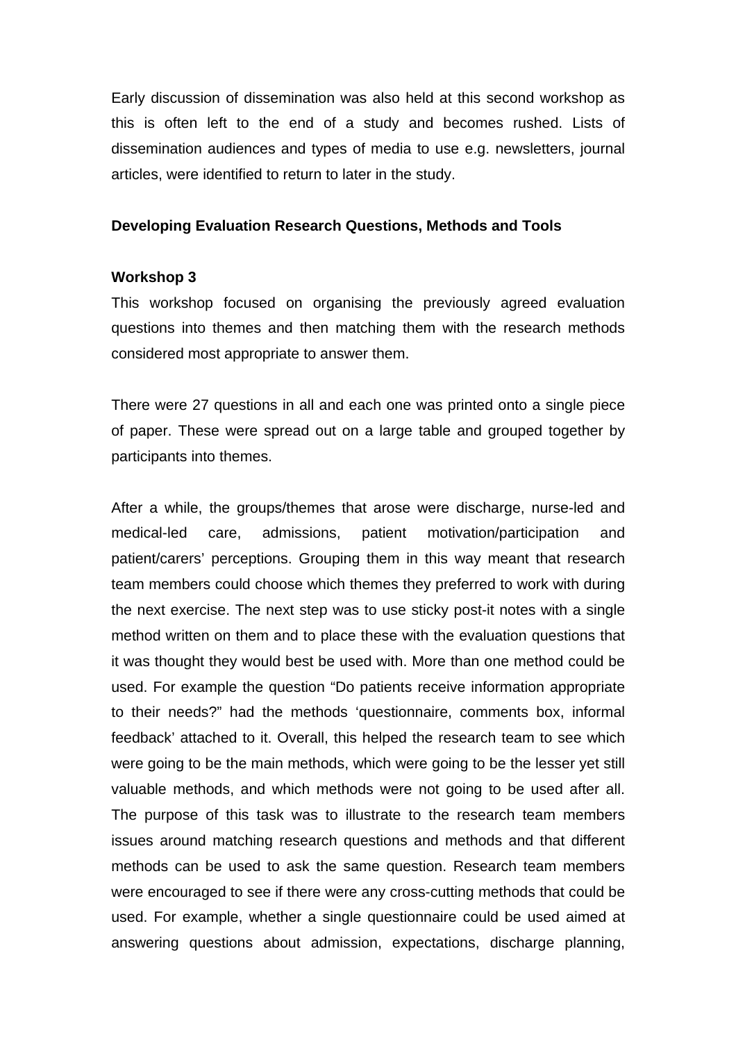Early discussion of dissemination was also held at this second workshop as this is often left to the end of a study and becomes rushed. Lists of dissemination audiences and types of media to use e.g. newsletters, journal articles, were identified to return to later in the study.

**Developing Evaluation Research Questions, Methods and Tools**

**Workshop 3**

This workshop focused on organising the previously agreed evaluation questions into themes and then matching them with the research methods considered most appropriate to answer them.

There were 27 questions in all and each one was printed onto a single piece of paper. These were spread out on a large table and grouped together by participants into themes.

After a while, the groups/themes that arose were discharge, nurse-led and medical-led care, admissions, patient motivation/participation and patient/carers' perceptions. Grouping them in this way meant that research team members could choose which themes they preferred to work with during the next exercise. The next step was to use sticky post-it notes with a single method written on them and to place these with the evaluation questions that it was thought they would best be used with. More than one method could be used. For example the question "Do patients receive information appropriate to their needs?" had the methods 'questionnaire, comments box, informal feedback' attached to it. Overall, this helped the research team to see which were going to be the main methods, which were going to be the lesser yet still valuable methods, and which methods were not going to be used after all. The purpose of this task was to illustrate to the research team members issues around matching research questions and methods and that different methods can be used to ask the same question. Research team members were encouraged to see if there were any cross-cutting methods that could be used. For example, whether a single questionnaire could be used aimed at answering questions about admission, expectations, discharge planning,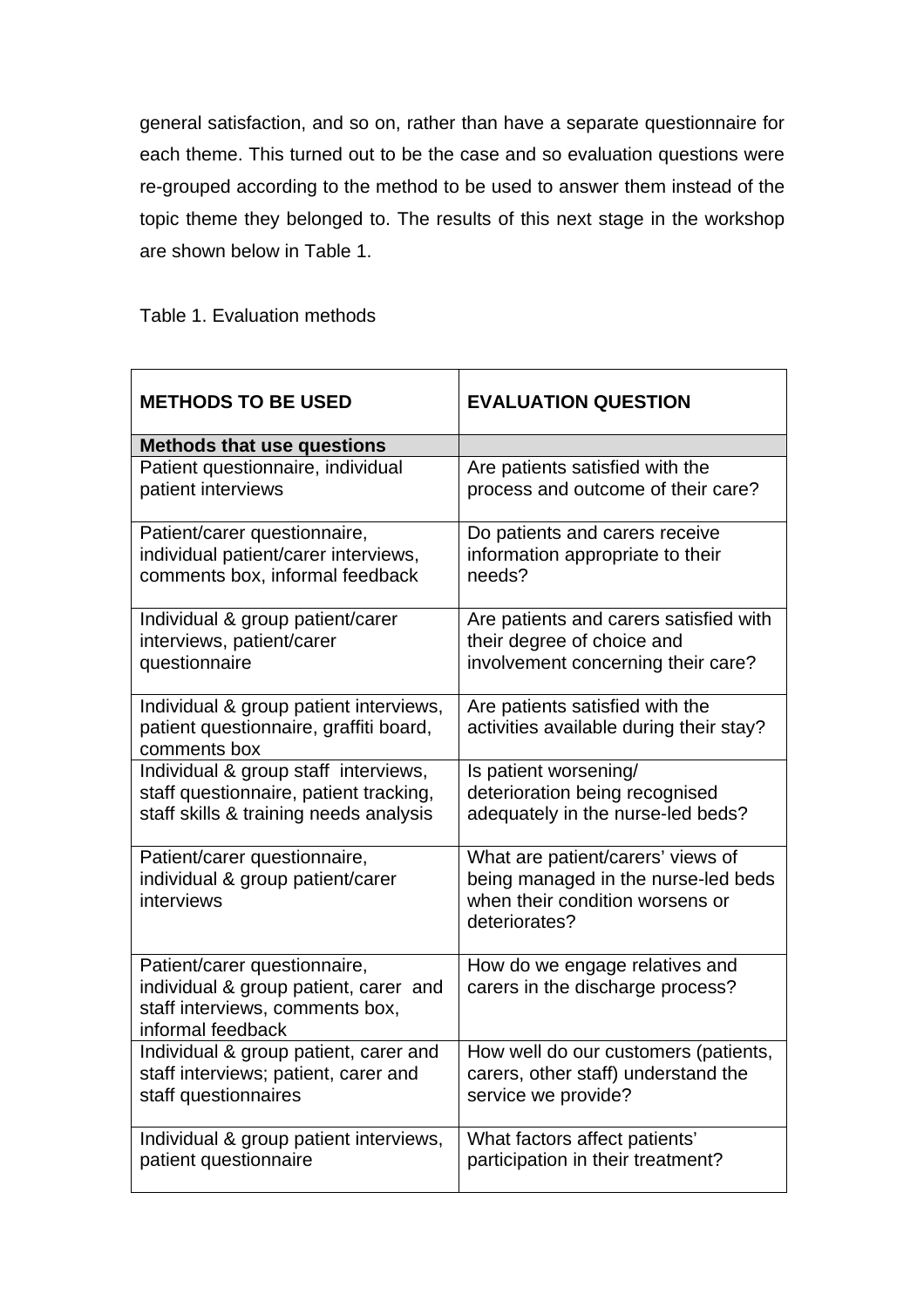general satisfaction, and so on, rather than have a separate questionnaire for each theme. This turned out to be the case and so evaluation questions were re-grouped according to the method to be used to answer them instead of the topic theme they belonged to. The results of this next stage in the workshop are shown below in Table 1.

Table 1. Evaluation methods

| **METHODS TO BE USED** | **EVALUATION QUESTION** |
|---|---|
| **Methods that use questions** | |
| Patient questionnaire, individual patient interviews | Are patients satisfied with the process and outcome of their care? |
| Patient/carer questionnaire, individual patient/carer interviews, comments box, informal feedback | Do patients and carers receive information appropriate to their needs? |
| Individual & group patient/carer interviews, patient/carer questionnaire | Are patients and carers satisfied with their degree of choice and involvement concerning their care? |
| Individual & group patient interviews, patient questionnaire, graffiti board, comments box | Are patients satisfied with the activities available during their stay? |
| Individual & group staff interviews, staff questionnaire, patient tracking, staff skills & training needs analysis | Is patient worsening/ deterioration being recognised adequately in the nurse-led beds? |
| Patient/carer questionnaire, individual & group patient/carer interviews | What are patient/carers' views of being managed in the nurse-led beds when their condition worsens or deteriorates? |
| Patient/carer questionnaire, individual & group patient, carer and staff interviews, comments box, informal feedback | How do we engage relatives and carers in the discharge process? |
| Individual & group patient, carer and staff interviews; patient, carer and staff questionnaires | How well do our customers (patients, carers, other staff) understand the service we provide? |
| Individual & group patient interviews, patient questionnaire | What factors affect patients' participation in their treatment? |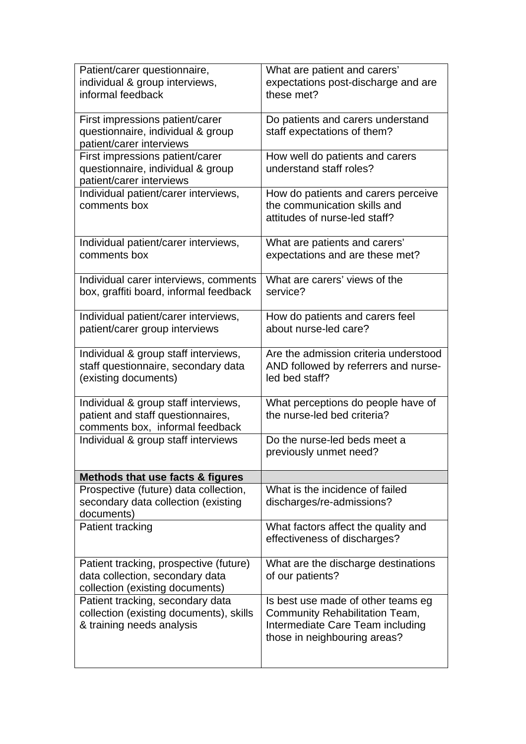| | |
|---|---|
| Patient/carer questionnaire, individual & group interviews, informal feedback | What are patient and carers' expectations post-discharge and are these met? |
| First impressions patient/carer questionnaire, individual & group patient/carer interviews | Do patients and carers understand staff expectations of them? |
| First impressions patient/carer questionnaire, individual & group patient/carer interviews | How well do patients and carers understand staff roles? |
| Individual patient/carer interviews, comments box | How do patients and carers perceive the communication skills and attitudes of nurse-led staff? |
| Individual patient/carer interviews, comments box | What are patients and carers' expectations and are these met? |
| Individual carer interviews, comments box, graffiti board, informal feedback | What are carers' views of the service? |
| Individual patient/carer interviews, patient/carer group interviews | How do patients and carers feel about nurse-led care? |
| Individual & group staff interviews, staff questionnaire, secondary data (existing documents) | Are the admission criteria understood AND followed by referrers and nurse-led bed staff? |
| Individual & group staff interviews, patient and staff questionnaires, comments box, informal feedback | What perceptions do people have of the nurse-led bed criteria? |
| Individual & group staff interviews | Do the nurse-led beds meet a previously unmet need? |
| **Methods that use facts & figures** | |
| Prospective (future) data collection, secondary data collection (existing documents) | What is the incidence of failed discharges/re-admissions? |
| Patient tracking | What factors affect the quality and effectiveness of discharges? |
| Patient tracking, prospective (future) data collection, secondary data collection (existing documents) | What are the discharge destinations of our patients? |
| Patient tracking, secondary data collection (existing documents), skills & training needs analysis | Is best use made of other teams eg Community Rehabilitation Team, Intermediate Care Team including those in neighbouring areas? |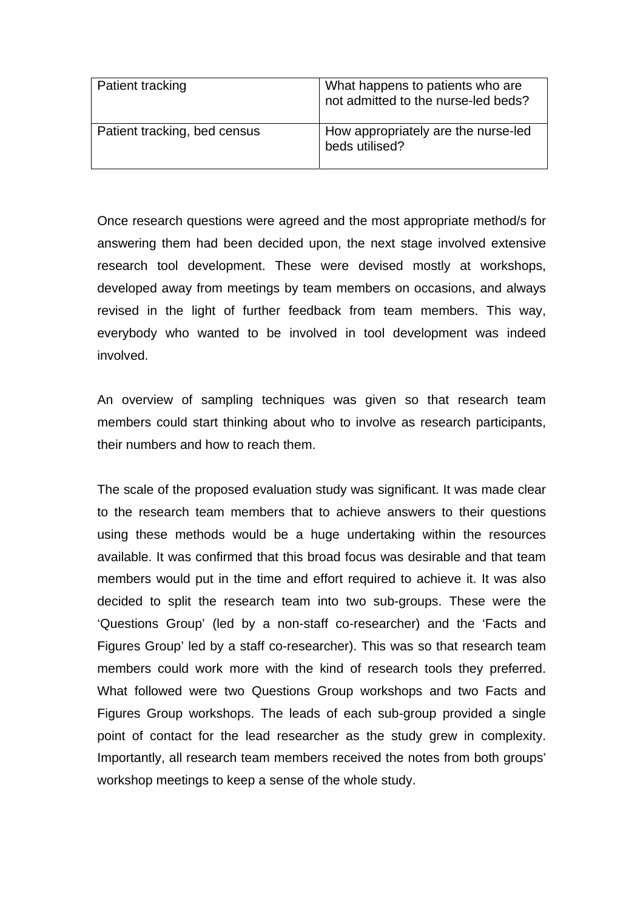| | |
|---|---|
| Patient tracking | What happens to patients who are not admitted to the nurse-led beds? |
| Patient tracking, bed census | How appropriately are the nurse-led beds utilised? |

Once research questions were agreed and the most appropriate method/s for answering them had been decided upon, the next stage involved extensive research tool development. These were devised mostly at workshops, developed away from meetings by team members on occasions, and always revised in the light of further feedback from team members. This way, everybody who wanted to be involved in tool development was indeed involved.

An overview of sampling techniques was given so that research team members could start thinking about who to involve as research participants, their numbers and how to reach them.

The scale of the proposed evaluation study was significant. It was made clear to the research team members that to achieve answers to their questions using these methods would be a huge undertaking within the resources available. It was confirmed that this broad focus was desirable and that team members would put in the time and effort required to achieve it. It was also decided to split the research team into two sub-groups. These were the 'Questions Group' (led by a non-staff co-researcher) and the 'Facts and Figures Group' led by a staff co-researcher). This was so that research team members could work more with the kind of research tools they preferred. What followed were two Questions Group workshops and two Facts and Figures Group workshops. The leads of each sub-group provided a single point of contact for the lead researcher as the study grew in complexity. Importantly, all research team members received the notes from both groups' workshop meetings to keep a sense of the whole study.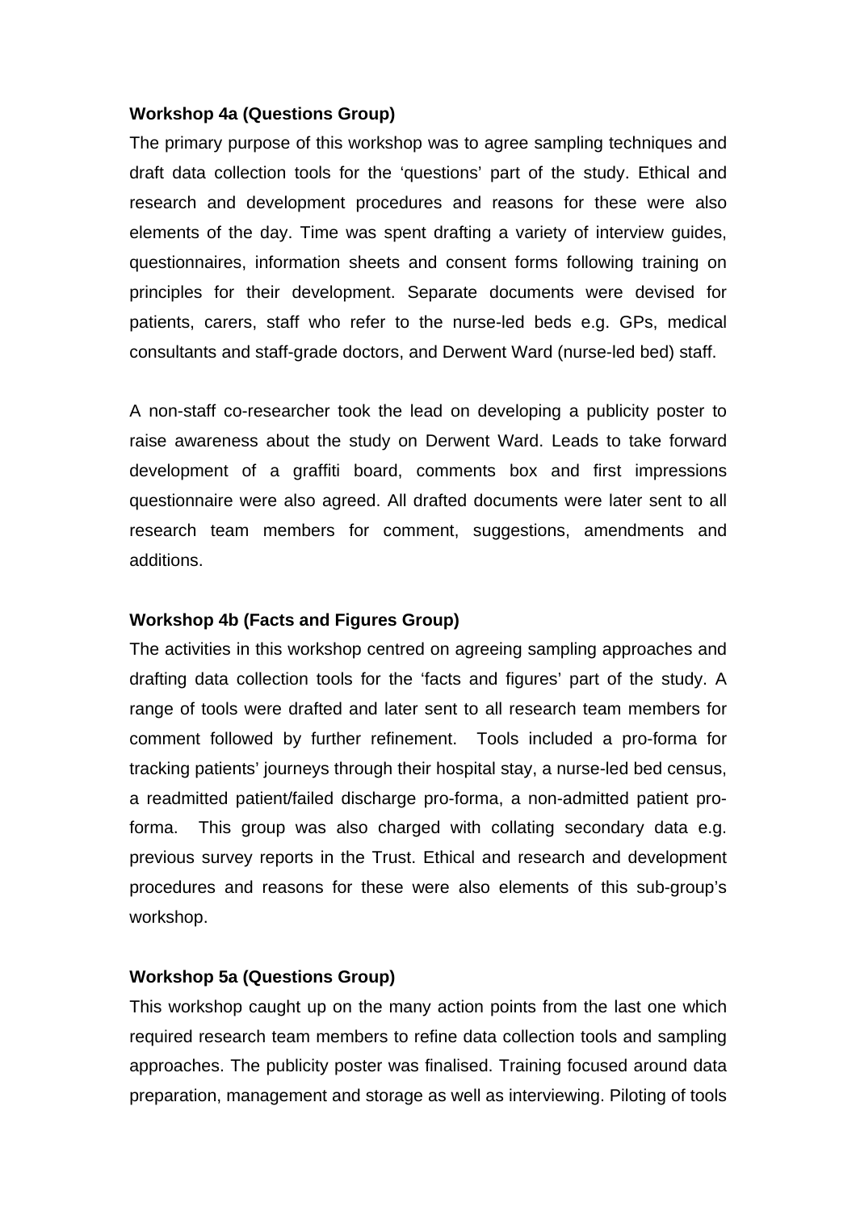**Workshop 4a (Questions Group)**

The primary purpose of this workshop was to agree sampling techniques and draft data collection tools for the 'questions' part of the study. Ethical and research and development procedures and reasons for these were also elements of the day. Time was spent drafting a variety of interview guides, questionnaires, information sheets and consent forms following training on principles for their development. Separate documents were devised for patients, carers, staff who refer to the nurse-led beds e.g. GPs, medical consultants and staff-grade doctors, and Derwent Ward (nurse-led bed) staff.

A non-staff co-researcher took the lead on developing a publicity poster to raise awareness about the study on Derwent Ward. Leads to take forward development of a graffiti board, comments box and first impressions questionnaire were also agreed. All drafted documents were later sent to all research team members for comment, suggestions, amendments and additions.

**Workshop 4b (Facts and Figures Group)**

The activities in this workshop centred on agreeing sampling approaches and drafting data collection tools for the 'facts and figures' part of the study. A range of tools were drafted and later sent to all research team members for comment followed by further refinement. Tools included a pro-forma for tracking patients' journeys through their hospital stay, a nurse-led bed census, a readmitted patient/failed discharge pro-forma, a non-admitted patient pro-forma. This group was also charged with collating secondary data e.g. previous survey reports in the Trust. Ethical and research and development procedures and reasons for these were also elements of this sub-group's workshop.

**Workshop 5a (Questions Group)**

This workshop caught up on the many action points from the last one which required research team members to refine data collection tools and sampling approaches. The publicity poster was finalised. Training focused around data preparation, management and storage as well as interviewing. Piloting of tools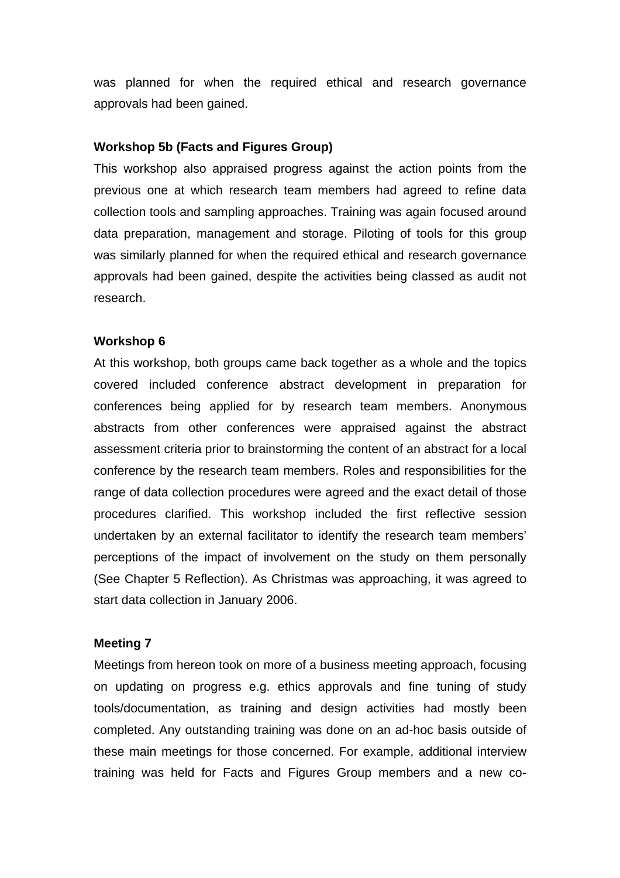was planned for when the required ethical and research governance approvals had been gained.

**Workshop 5b (Facts and Figures Group)**

This workshop also appraised progress against the action points from the previous one at which research team members had agreed to refine data collection tools and sampling approaches. Training was again focused around data preparation, management and storage. Piloting of tools for this group was similarly planned for when the required ethical and research governance approvals had been gained, despite the activities being classed as audit not research.

**Workshop 6**

At this workshop, both groups came back together as a whole and the topics covered included conference abstract development in preparation for conferences being applied for by research team members. Anonymous abstracts from other conferences were appraised against the abstract assessment criteria prior to brainstorming the content of an abstract for a local conference by the research team members. Roles and responsibilities for the range of data collection procedures were agreed and the exact detail of those procedures clarified. This workshop included the first reflective session undertaken by an external facilitator to identify the research team members' perceptions of the impact of involvement on the study on them personally (See Chapter 5 Reflection). As Christmas was approaching, it was agreed to start data collection in January 2006.

**Meeting 7**

Meetings from hereon took on more of a business meeting approach, focusing on updating on progress e.g. ethics approvals and fine tuning of study tools/documentation, as training and design activities had mostly been completed. Any outstanding training was done on an ad-hoc basis outside of these main meetings for those concerned. For example, additional interview training was held for Facts and Figures Group members and a new co-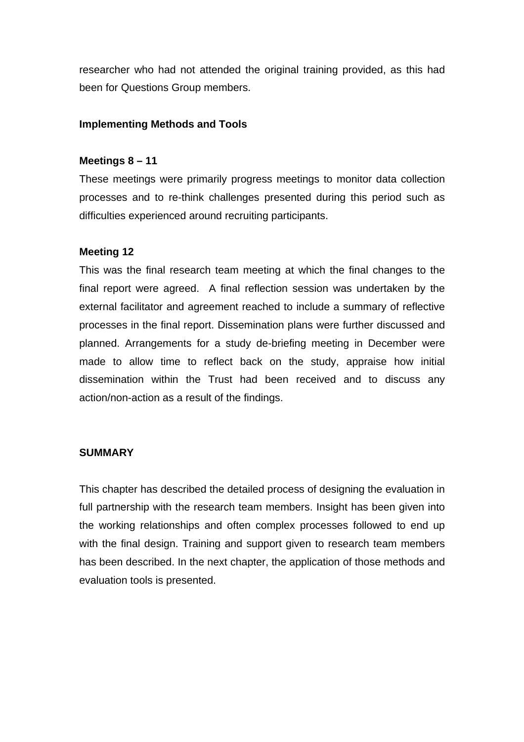researcher who had not attended the original training provided, as this had been for Questions Group members.

**Implementing Methods and Tools**

**Meetings 8 – 11**

These meetings were primarily progress meetings to monitor data collection processes and to re-think challenges presented during this period such as difficulties experienced around recruiting participants.

**Meeting 12**

This was the final research team meeting at which the final changes to the final report were agreed. A final reflection session was undertaken by the external facilitator and agreement reached to include a summary of reflective processes in the final report. Dissemination plans were further discussed and planned. Arrangements for a study de-briefing meeting in December were made to allow time to reflect back on the study, appraise how initial dissemination within the Trust had been received and to discuss any action/non-action as a result of the findings.

**SUMMARY**

This chapter has described the detailed process of designing the evaluation in full partnership with the research team members. Insight has been given into the working relationships and often complex processes followed to end up with the final design. Training and support given to research team members has been described. In the next chapter, the application of those methods and evaluation tools is presented.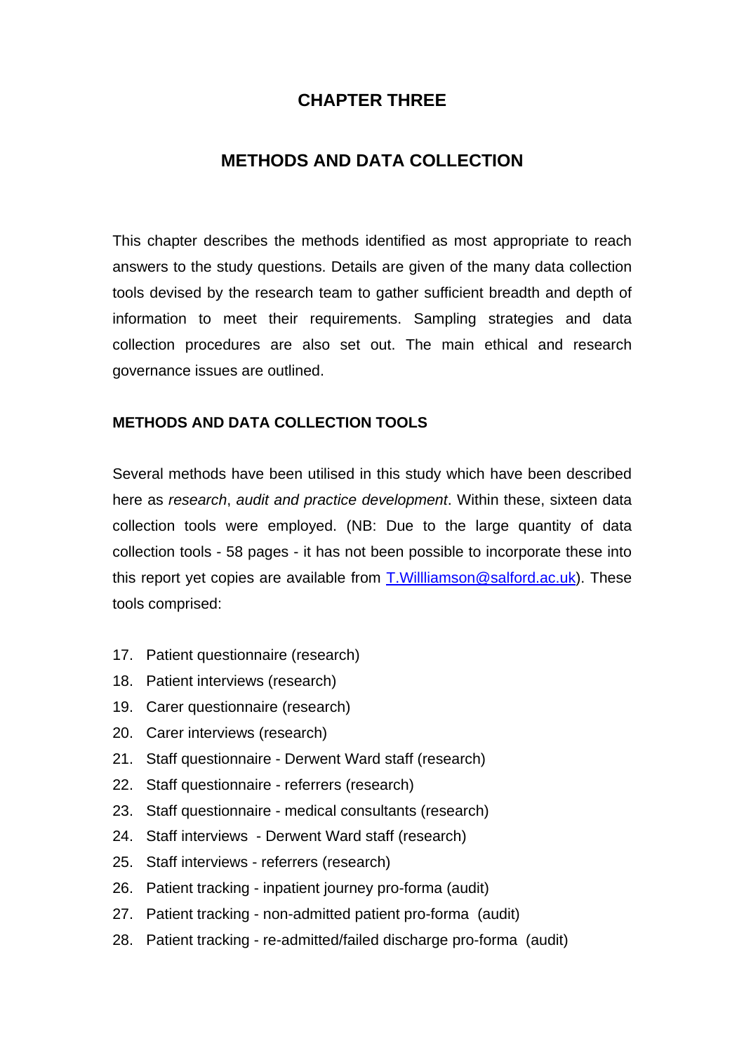# CHAPTER THREE

## METHODS AND DATA COLLECTION

This chapter describes the methods identified as most appropriate to reach answers to the study questions. Details are given of the many data collection tools devised by the research team to gather sufficient breadth and depth of information to meet their requirements. Sampling strategies and data collection procedures are also set out. The main ethical and research governance issues are outlined.

### METHODS AND DATA COLLECTION TOOLS

Several methods have been utilised in this study which have been described here as *research*, *audit and practice development*. Within these, sixteen data collection tools were employed. (NB: Due to the large quantity of data collection tools - 58 pages - it has not been possible to incorporate these into this report yet copies are available from T.Willliamson@salford.ac.uk). These tools comprised:

17. Patient questionnaire (research)
18. Patient interviews (research)
19. Carer questionnaire (research)
20. Carer interviews (research)
21. Staff questionnaire - Derwent Ward staff (research)
22. Staff questionnaire - referrers (research)
23. Staff questionnaire - medical consultants (research)
24. Staff interviews - Derwent Ward staff (research)
25. Staff interviews - referrers (research)
26. Patient tracking - inpatient journey pro-forma (audit)
27. Patient tracking - non-admitted patient pro-forma (audit)
28. Patient tracking - re-admitted/failed discharge pro-forma (audit)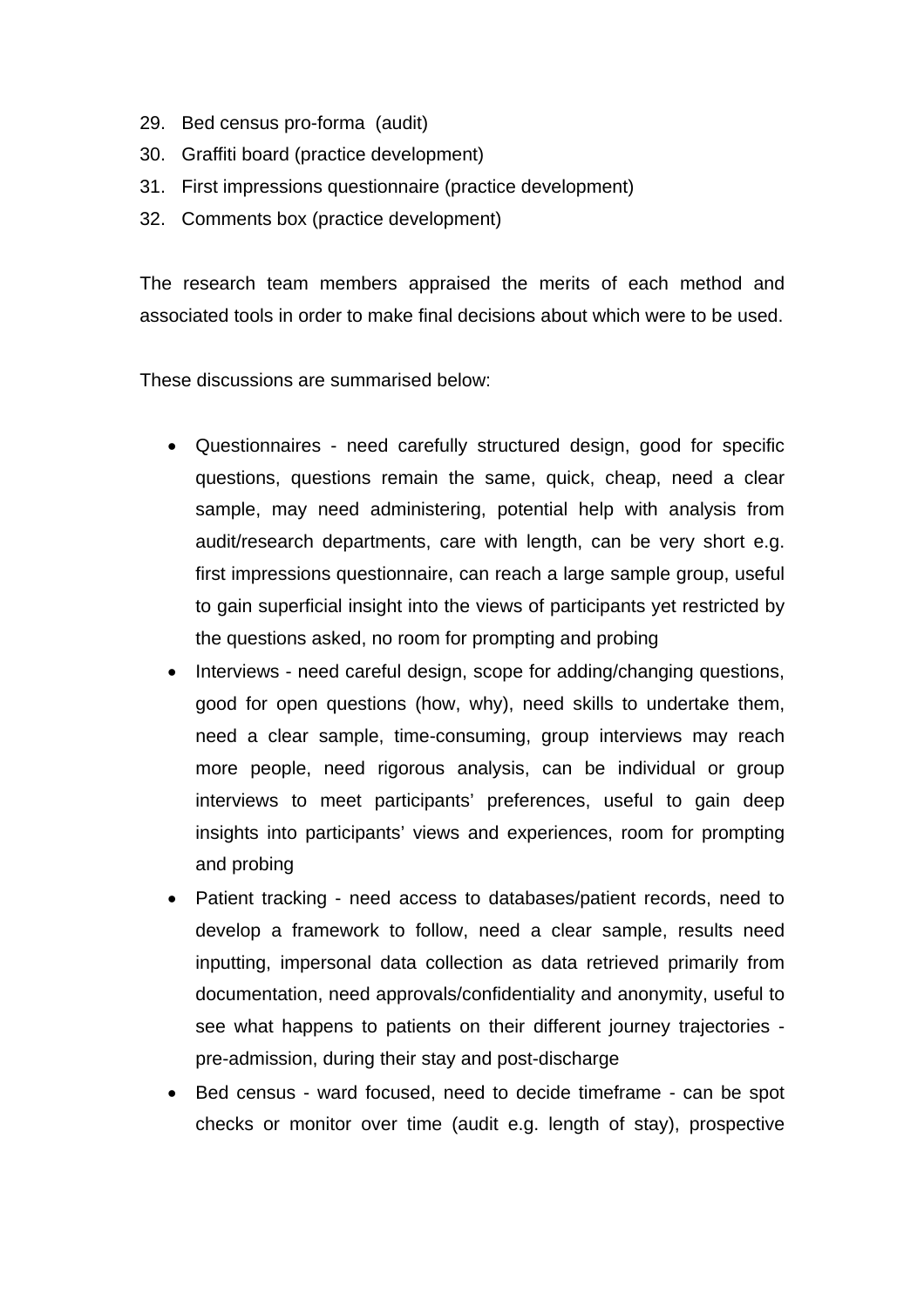29. Bed census pro-forma (audit)
30. Graffiti board (practice development)
31. First impressions questionnaire (practice development)
32. Comments box (practice development)

The research team members appraised the merits of each method and associated tools in order to make final decisions about which were to be used.

These discussions are summarised below:

- Questionnaires - need carefully structured design, good for specific questions, questions remain the same, quick, cheap, need a clear sample, may need administering, potential help with analysis from audit/research departments, care with length, can be very short e.g. first impressions questionnaire, can reach a large sample group, useful to gain superficial insight into the views of participants yet restricted by the questions asked, no room for prompting and probing
- Interviews - need careful design, scope for adding/changing questions, good for open questions (how, why), need skills to undertake them, need a clear sample, time-consuming, group interviews may reach more people, need rigorous analysis, can be individual or group interviews to meet participants' preferences, useful to gain deep insights into participants' views and experiences, room for prompting and probing
- Patient tracking - need access to databases/patient records, need to develop a framework to follow, need a clear sample, results need inputting, impersonal data collection as data retrieved primarily from documentation, need approvals/confidentiality and anonymity, useful to see what happens to patients on their different journey trajectories - pre-admission, during their stay and post-discharge
- Bed census - ward focused, need to decide timeframe - can be spot checks or monitor over time (audit e.g. length of stay), prospective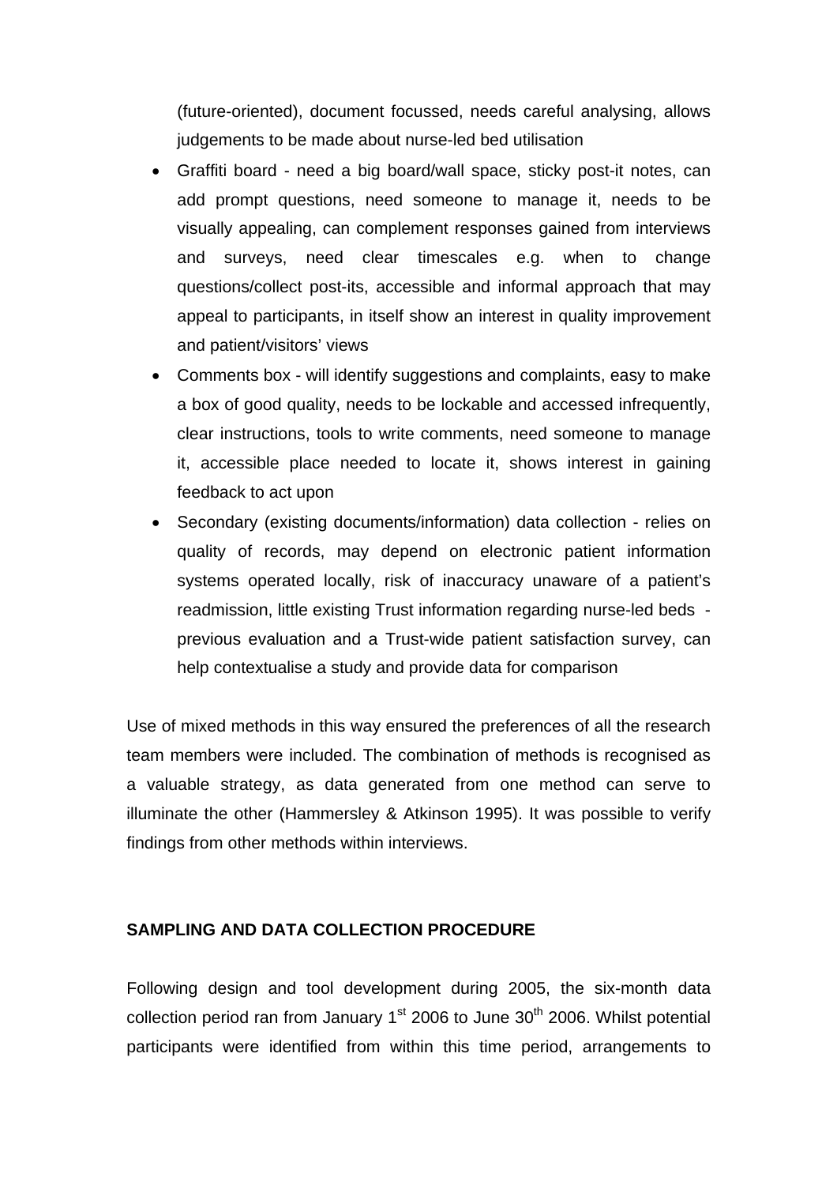(future-oriented), document focussed, needs careful analysing, allows judgements to be made about nurse-led bed utilisation

- Graffiti board - need a big board/wall space, sticky post-it notes, can add prompt questions, need someone to manage it, needs to be visually appealing, can complement responses gained from interviews and surveys, need clear timescales e.g. when to change questions/collect post-its, accessible and informal approach that may appeal to participants, in itself show an interest in quality improvement and patient/visitors' views
- Comments box - will identify suggestions and complaints, easy to make a box of good quality, needs to be lockable and accessed infrequently, clear instructions, tools to write comments, need someone to manage it, accessible place needed to locate it, shows interest in gaining feedback to act upon
- Secondary (existing documents/information) data collection - relies on quality of records, may depend on electronic patient information systems operated locally, risk of inaccuracy unaware of a patient's readmission, little existing Trust information regarding nurse-led beds - previous evaluation and a Trust-wide patient satisfaction survey, can help contextualise a study and provide data for comparison

Use of mixed methods in this way ensured the preferences of all the research team members were included. The combination of methods is recognised as a valuable strategy, as data generated from one method can serve to illuminate the other (Hammersley & Atkinson 1995). It was possible to verify findings from other methods within interviews.

## SAMPLING AND DATA COLLECTION PROCEDURE

Following design and tool development during 2005, the six-month data collection period ran from January 1st 2006 to June 30th 2006. Whilst potential participants were identified from within this time period, arrangements to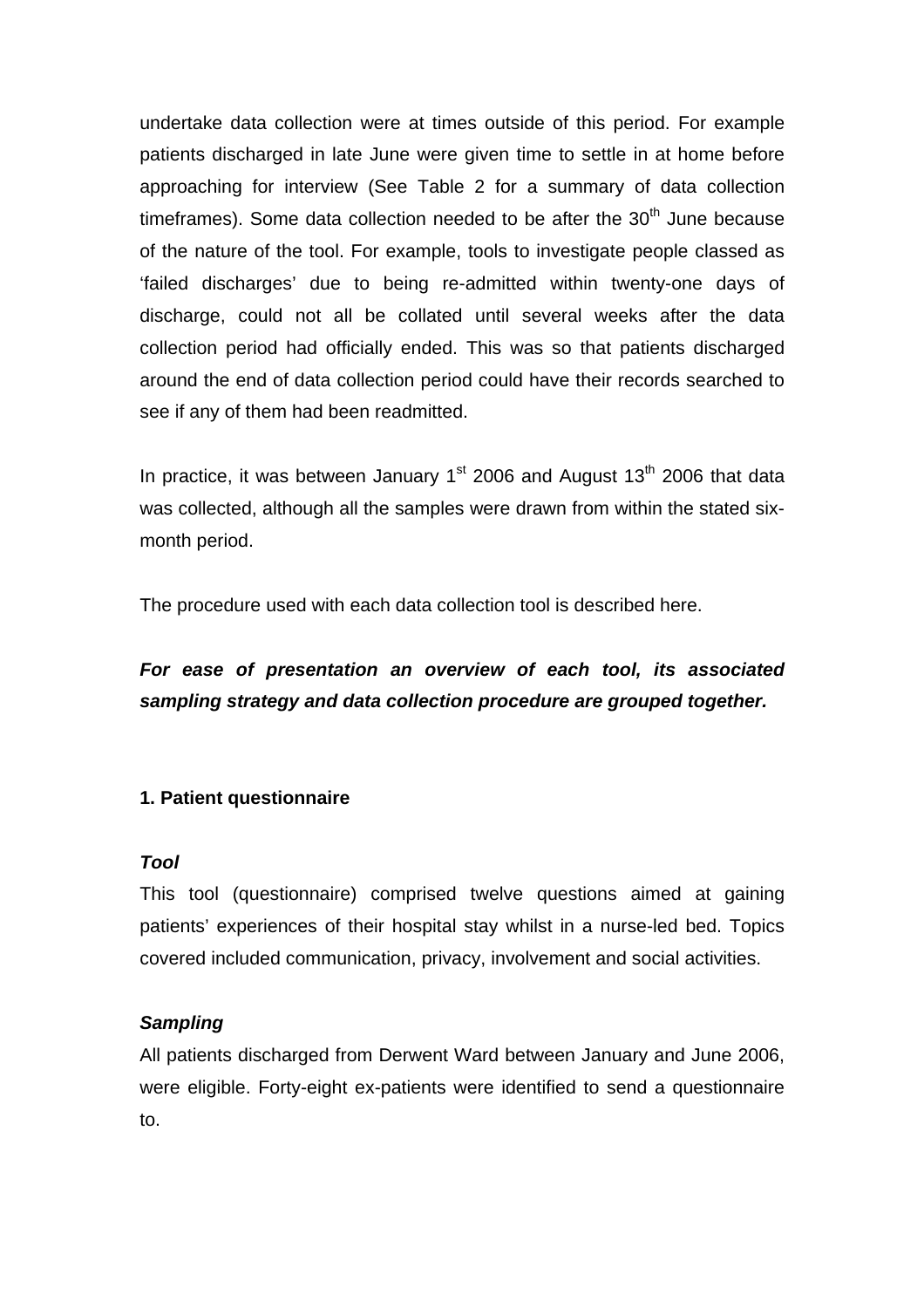undertake data collection were at times outside of this period. For example patients discharged in late June were given time to settle in at home before approaching for interview (See Table 2 for a summary of data collection timeframes). Some data collection needed to be after the 30th June because of the nature of the tool. For example, tools to investigate people classed as 'failed discharges' due to being re-admitted within twenty-one days of discharge, could not all be collated until several weeks after the data collection period had officially ended. This was so that patients discharged around the end of data collection period could have their records searched to see if any of them had been readmitted.

In practice, it was between January 1st 2006 and August 13th 2006 that data was collected, although all the samples were drawn from within the stated six-month period.

The procedure used with each data collection tool is described here.

***For ease of presentation an overview of each tool, its associated sampling strategy and data collection procedure are grouped together.***

**1. Patient questionnaire**

***Tool***

This tool (questionnaire) comprised twelve questions aimed at gaining patients' experiences of their hospital stay whilst in a nurse-led bed. Topics covered included communication, privacy, involvement and social activities.

***Sampling***

All patients discharged from Derwent Ward between January and June 2006, were eligible. Forty-eight ex-patients were identified to send a questionnaire to.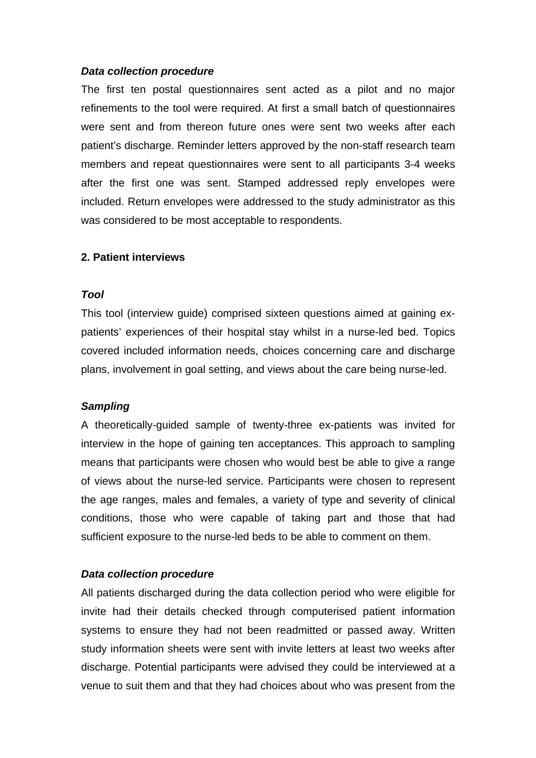***Data collection procedure***

The first ten postal questionnaires sent acted as a pilot and no major refinements to the tool were required. At first a small batch of questionnaires were sent and from thereon future ones were sent two weeks after each patient's discharge. Reminder letters approved by the non-staff research team members and repeat questionnaires were sent to all participants 3-4 weeks after the first one was sent. Stamped addressed reply envelopes were included. Return envelopes were addressed to the study administrator as this was considered to be most acceptable to respondents.

**2. Patient interviews**

***Tool***

This tool (interview guide) comprised sixteen questions aimed at gaining ex-patients' experiences of their hospital stay whilst in a nurse-led bed. Topics covered included information needs, choices concerning care and discharge plans, involvement in goal setting, and views about the care being nurse-led.

***Sampling***

A theoretically-guided sample of twenty-three ex-patients was invited for interview in the hope of gaining ten acceptances. This approach to sampling means that participants were chosen who would best be able to give a range of views about the nurse-led service. Participants were chosen to represent the age ranges, males and females, a variety of type and severity of clinical conditions, those who were capable of taking part and those that had sufficient exposure to the nurse-led beds to be able to comment on them.

***Data collection procedure***

All patients discharged during the data collection period who were eligible for invite had their details checked through computerised patient information systems to ensure they had not been readmitted or passed away. Written study information sheets were sent with invite letters at least two weeks after discharge. Potential participants were advised they could be interviewed at a venue to suit them and that they had choices about who was present from the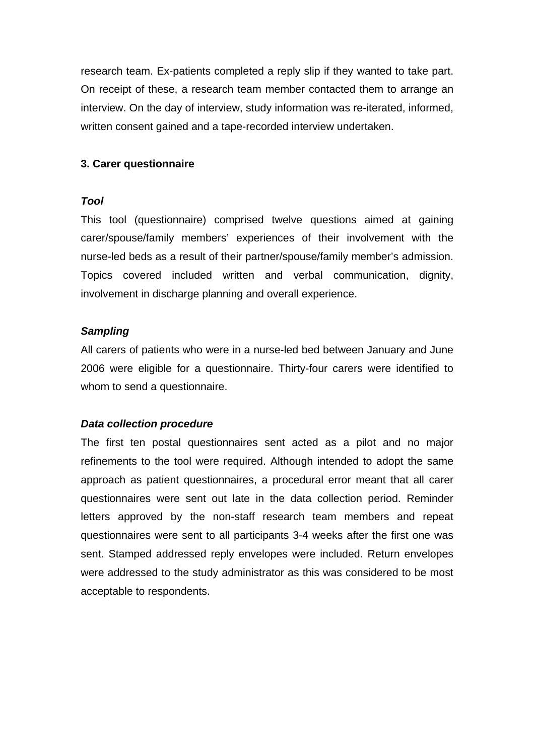research team. Ex-patients completed a reply slip if they wanted to take part. On receipt of these, a research team member contacted them to arrange an interview. On the day of interview, study information was re-iterated, informed, written consent gained and a tape-recorded interview undertaken.

### 3. Carer questionnaire

***Tool***

This tool (questionnaire) comprised twelve questions aimed at gaining carer/spouse/family members' experiences of their involvement with the nurse-led beds as a result of their partner/spouse/family member's admission. Topics covered included written and verbal communication, dignity, involvement in discharge planning and overall experience.

***Sampling***

All carers of patients who were in a nurse-led bed between January and June 2006 were eligible for a questionnaire. Thirty-four carers were identified to whom to send a questionnaire.

***Data collection procedure***

The first ten postal questionnaires sent acted as a pilot and no major refinements to the tool were required. Although intended to adopt the same approach as patient questionnaires, a procedural error meant that all carer questionnaires were sent out late in the data collection period. Reminder letters approved by the non-staff research team members and repeat questionnaires were sent to all participants 3-4 weeks after the first one was sent. Stamped addressed reply envelopes were included. Return envelopes were addressed to the study administrator as this was considered to be most acceptable to respondents.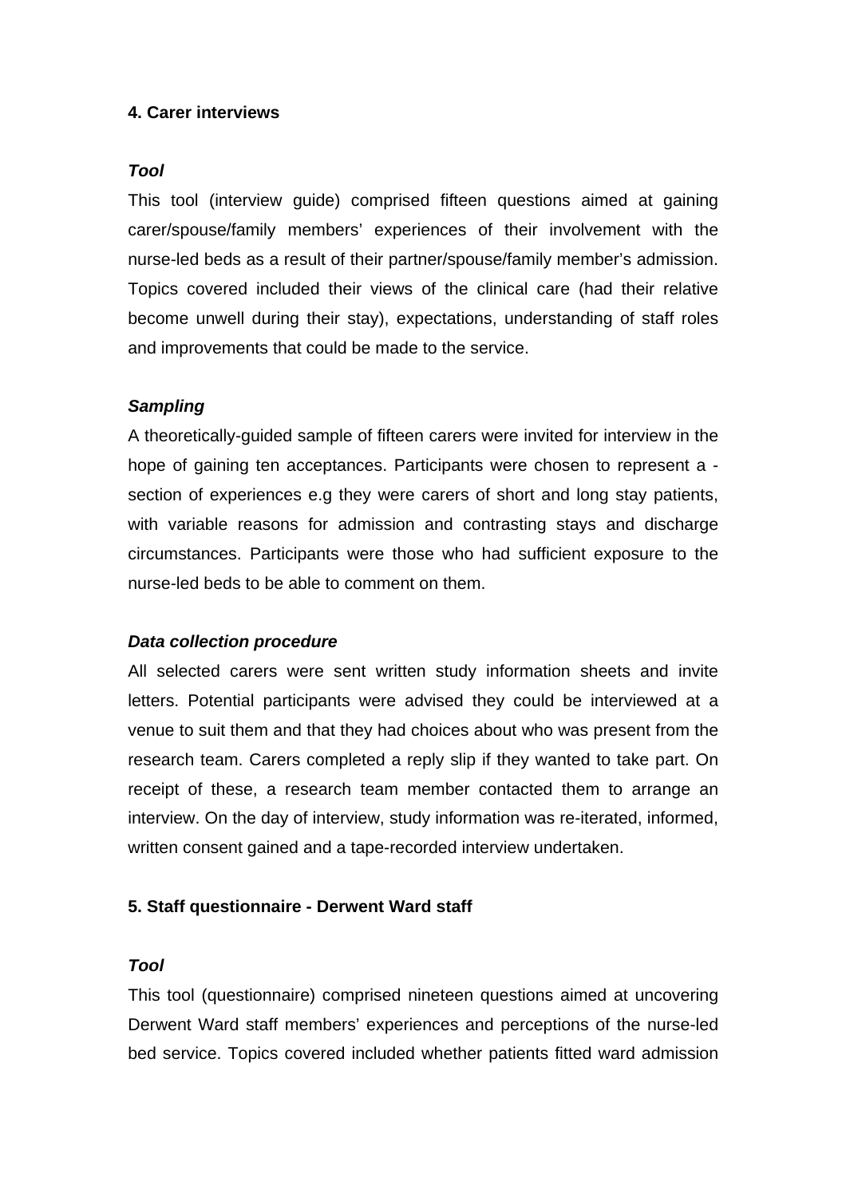**4. Carer interviews**

***Tool***

This tool (interview guide) comprised fifteen questions aimed at gaining carer/spouse/family members' experiences of their involvement with the nurse-led beds as a result of their partner/spouse/family member's admission. Topics covered included their views of the clinical care (had their relative become unwell during their stay), expectations, understanding of staff roles and improvements that could be made to the service.

***Sampling***

A theoretically-guided sample of fifteen carers were invited for interview in the hope of gaining ten acceptances. Participants were chosen to represent a -section of experiences e.g they were carers of short and long stay patients, with variable reasons for admission and contrasting stays and discharge circumstances. Participants were those who had sufficient exposure to the nurse-led beds to be able to comment on them.

***Data collection procedure***

All selected carers were sent written study information sheets and invite letters. Potential participants were advised they could be interviewed at a venue to suit them and that they had choices about who was present from the research team. Carers completed a reply slip if they wanted to take part. On receipt of these, a research team member contacted them to arrange an interview. On the day of interview, study information was re-iterated, informed, written consent gained and a tape-recorded interview undertaken.

**5. Staff questionnaire - Derwent Ward staff**

***Tool***

This tool (questionnaire) comprised nineteen questions aimed at uncovering Derwent Ward staff members' experiences and perceptions of the nurse-led bed service. Topics covered included whether patients fitted ward admission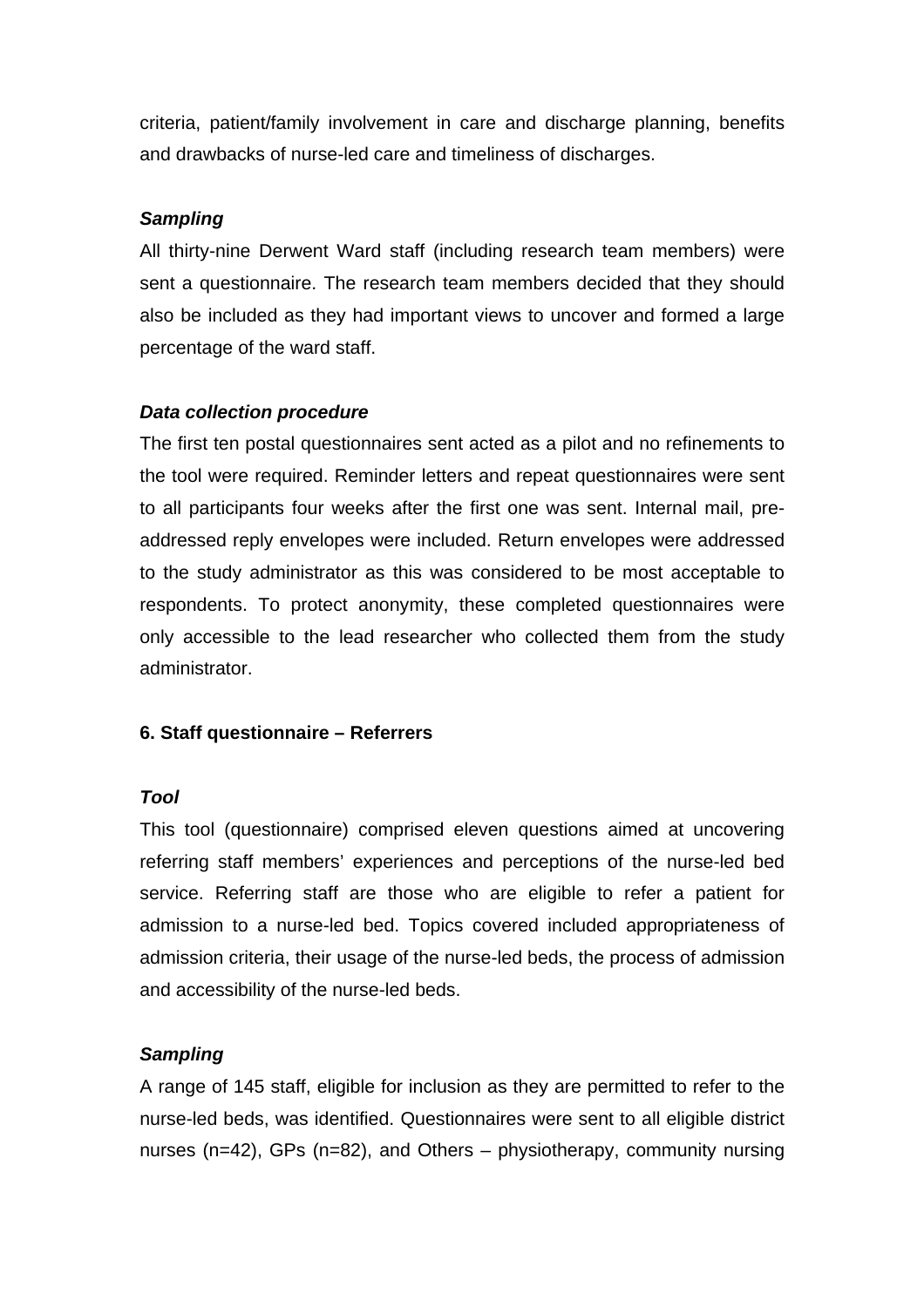criteria, patient/family involvement in care and discharge planning, benefits and drawbacks of nurse-led care and timeliness of discharges.

***Sampling***

All thirty-nine Derwent Ward staff (including research team members) were sent a questionnaire. The research team members decided that they should also be included as they had important views to uncover and formed a large percentage of the ward staff.

***Data collection procedure***

The first ten postal questionnaires sent acted as a pilot and no refinements to the tool were required. Reminder letters and repeat questionnaires were sent to all participants four weeks after the first one was sent. Internal mail, pre-addressed reply envelopes were included. Return envelopes were addressed to the study administrator as this was considered to be most acceptable to respondents. To protect anonymity, these completed questionnaires were only accessible to the lead researcher who collected them from the study administrator.

**6. Staff questionnaire – Referrers**

***Tool***

This tool (questionnaire) comprised eleven questions aimed at uncovering referring staff members' experiences and perceptions of the nurse-led bed service. Referring staff are those who are eligible to refer a patient for admission to a nurse-led bed. Topics covered included appropriateness of admission criteria, their usage of the nurse-led beds, the process of admission and accessibility of the nurse-led beds.

***Sampling***

A range of 145 staff, eligible for inclusion as they are permitted to refer to the nurse-led beds, was identified. Questionnaires were sent to all eligible district nurses (n=42), GPs (n=82), and Others – physiotherapy, community nursing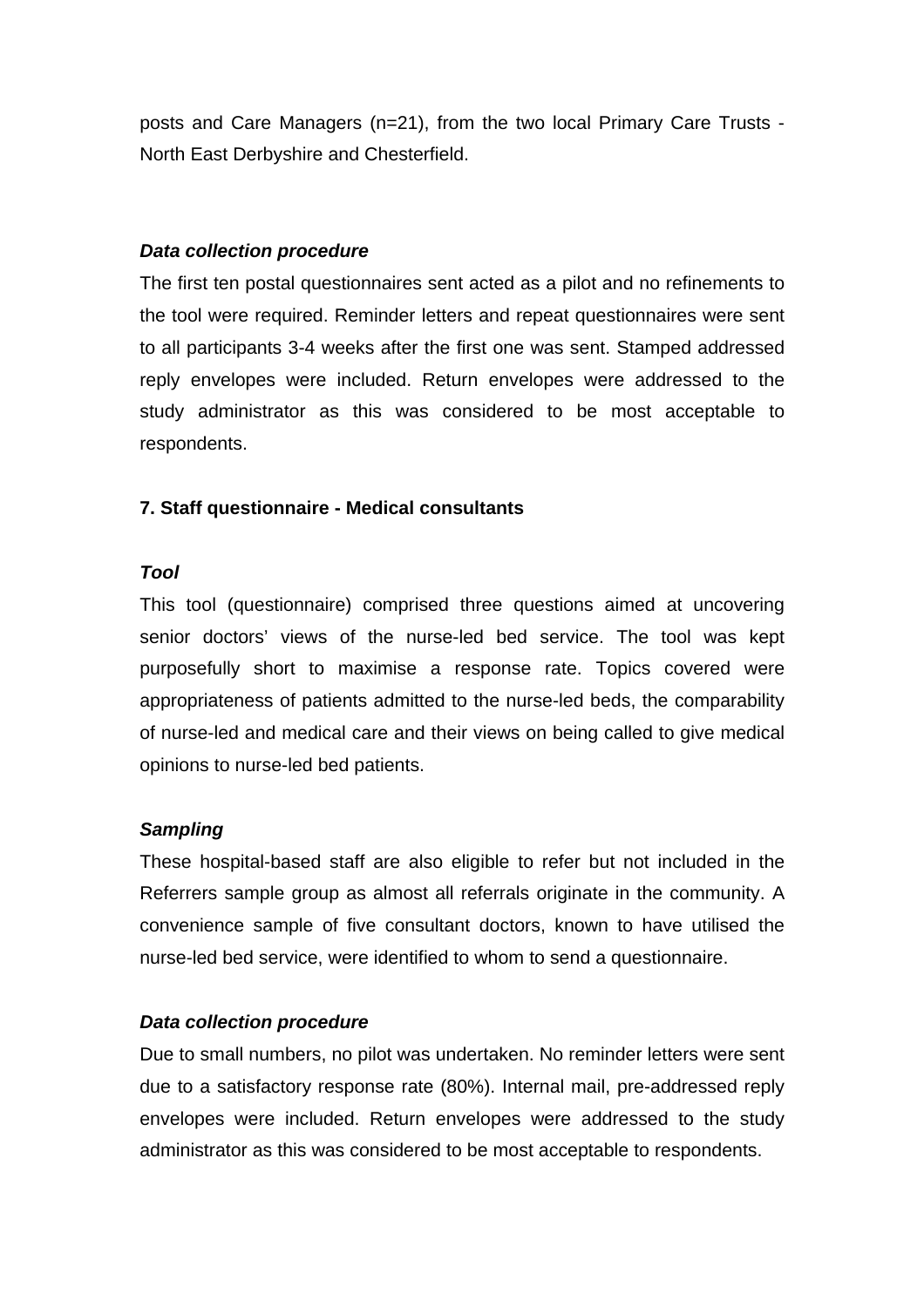posts and Care Managers (n=21), from the two local Primary Care Trusts - North East Derbyshire and Chesterfield.

***Data collection procedure***

The first ten postal questionnaires sent acted as a pilot and no refinements to the tool were required. Reminder letters and repeat questionnaires were sent to all participants 3-4 weeks after the first one was sent. Stamped addressed reply envelopes were included. Return envelopes were addressed to the study administrator as this was considered to be most acceptable to respondents.

**7. Staff questionnaire - Medical consultants**

***Tool***

This tool (questionnaire) comprised three questions aimed at uncovering senior doctors' views of the nurse-led bed service. The tool was kept purposefully short to maximise a response rate. Topics covered were appropriateness of patients admitted to the nurse-led beds, the comparability of nurse-led and medical care and their views on being called to give medical opinions to nurse-led bed patients.

***Sampling***

These hospital-based staff are also eligible to refer but not included in the Referrers sample group as almost all referrals originate in the community. A convenience sample of five consultant doctors, known to have utilised the nurse-led bed service, were identified to whom to send a questionnaire.

***Data collection procedure***

Due to small numbers, no pilot was undertaken. No reminder letters were sent due to a satisfactory response rate (80%). Internal mail, pre-addressed reply envelopes were included. Return envelopes were addressed to the study administrator as this was considered to be most acceptable to respondents.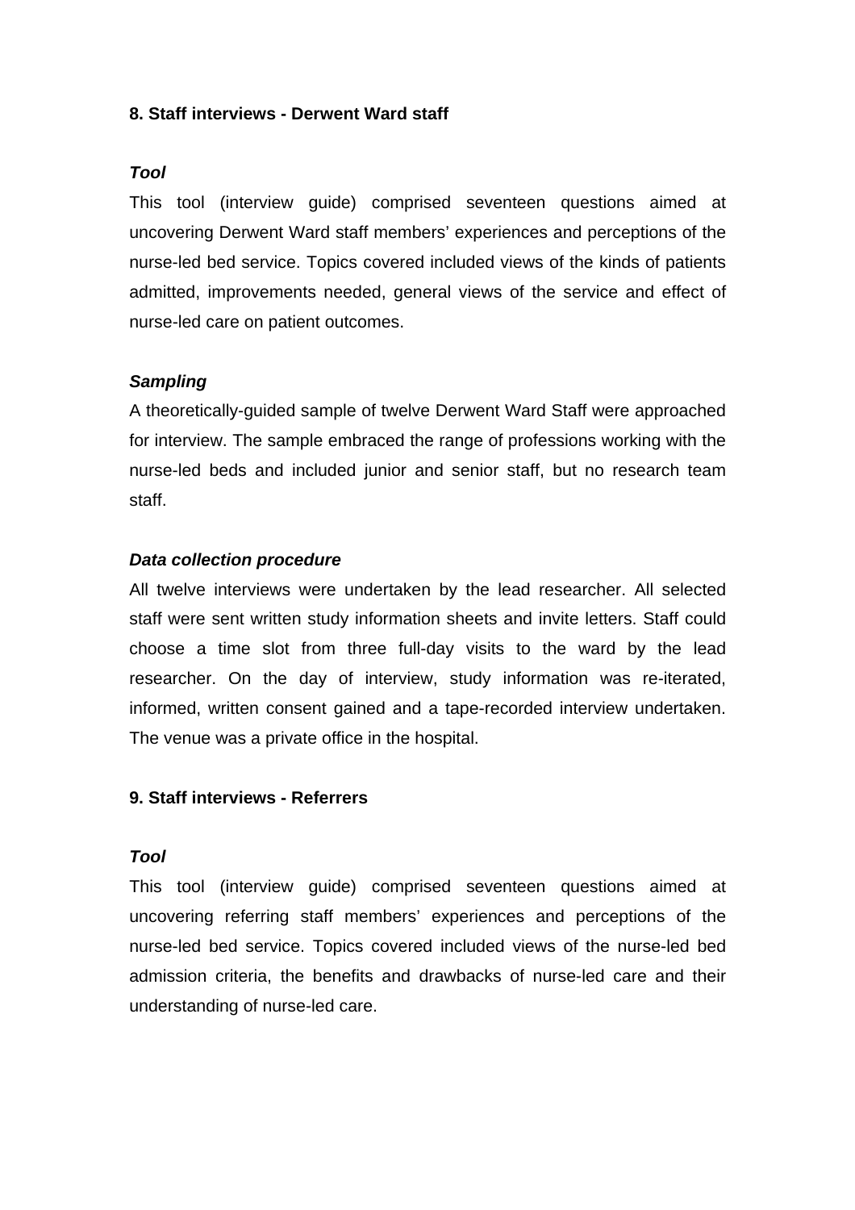**8. Staff interviews - Derwent Ward staff**

***Tool***

This tool (interview guide) comprised seventeen questions aimed at uncovering Derwent Ward staff members' experiences and perceptions of the nurse-led bed service. Topics covered included views of the kinds of patients admitted, improvements needed, general views of the service and effect of nurse-led care on patient outcomes.

***Sampling***

A theoretically-guided sample of twelve Derwent Ward Staff were approached for interview. The sample embraced the range of professions working with the nurse-led beds and included junior and senior staff, but no research team staff.

***Data collection procedure***

All twelve interviews were undertaken by the lead researcher. All selected staff were sent written study information sheets and invite letters. Staff could choose a time slot from three full-day visits to the ward by the lead researcher. On the day of interview, study information was re-iterated, informed, written consent gained and a tape-recorded interview undertaken. The venue was a private office in the hospital.

**9. Staff interviews - Referrers**

***Tool***

This tool (interview guide) comprised seventeen questions aimed at uncovering referring staff members' experiences and perceptions of the nurse-led bed service. Topics covered included views of the nurse-led bed admission criteria, the benefits and drawbacks of nurse-led care and their understanding of nurse-led care.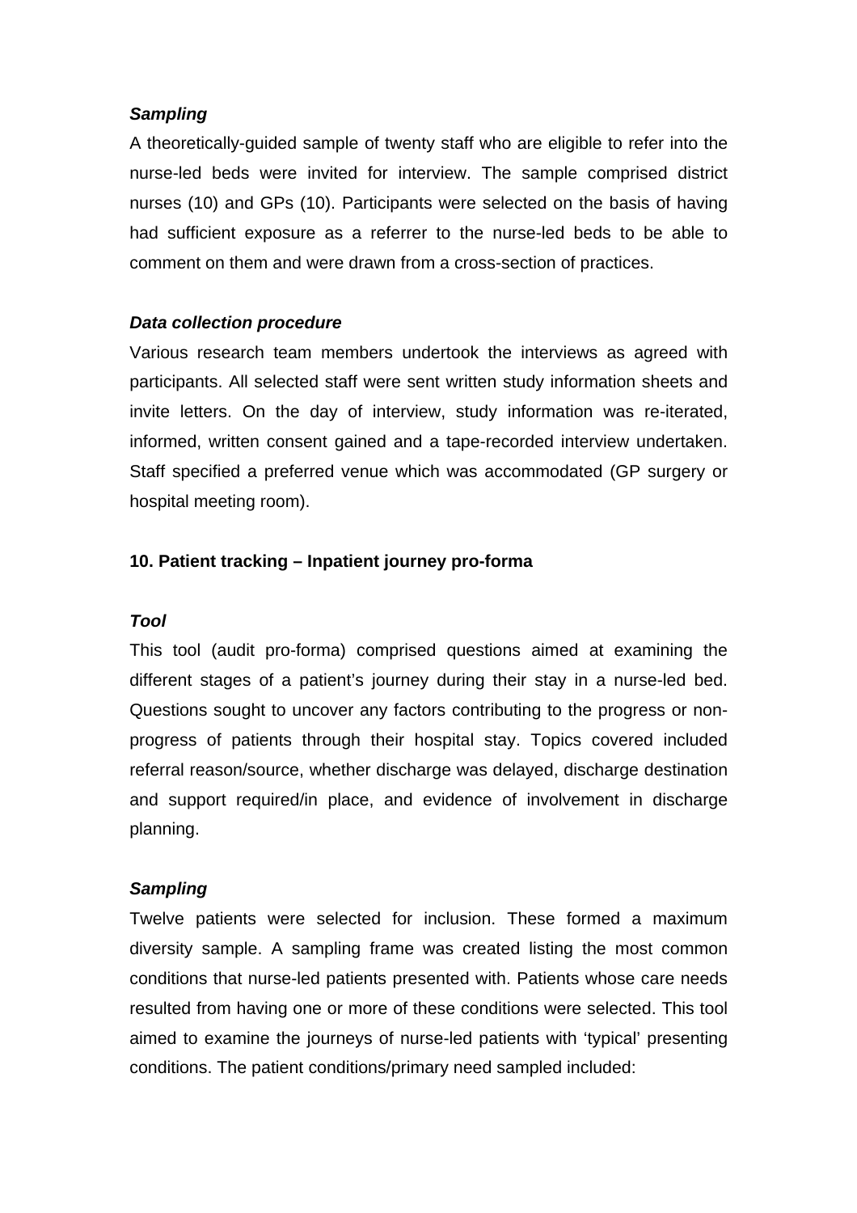***Sampling***

A theoretically-guided sample of twenty staff who are eligible to refer into the nurse-led beds were invited for interview. The sample comprised district nurses (10) and GPs (10). Participants were selected on the basis of having had sufficient exposure as a referrer to the nurse-led beds to be able to comment on them and were drawn from a cross-section of practices.

***Data collection procedure***

Various research team members undertook the interviews as agreed with participants. All selected staff were sent written study information sheets and invite letters. On the day of interview, study information was re-iterated, informed, written consent gained and a tape-recorded interview undertaken. Staff specified a preferred venue which was accommodated (GP surgery or hospital meeting room).

**10. Patient tracking – Inpatient journey pro-forma**

***Tool***

This tool (audit pro-forma) comprised questions aimed at examining the different stages of a patient's journey during their stay in a nurse-led bed. Questions sought to uncover any factors contributing to the progress or non-progress of patients through their hospital stay. Topics covered included referral reason/source, whether discharge was delayed, discharge destination and support required/in place, and evidence of involvement in discharge planning.

***Sampling***

Twelve patients were selected for inclusion. These formed a maximum diversity sample. A sampling frame was created listing the most common conditions that nurse-led patients presented with. Patients whose care needs resulted from having one or more of these conditions were selected. This tool aimed to examine the journeys of nurse-led patients with 'typical' presenting conditions. The patient conditions/primary need sampled included: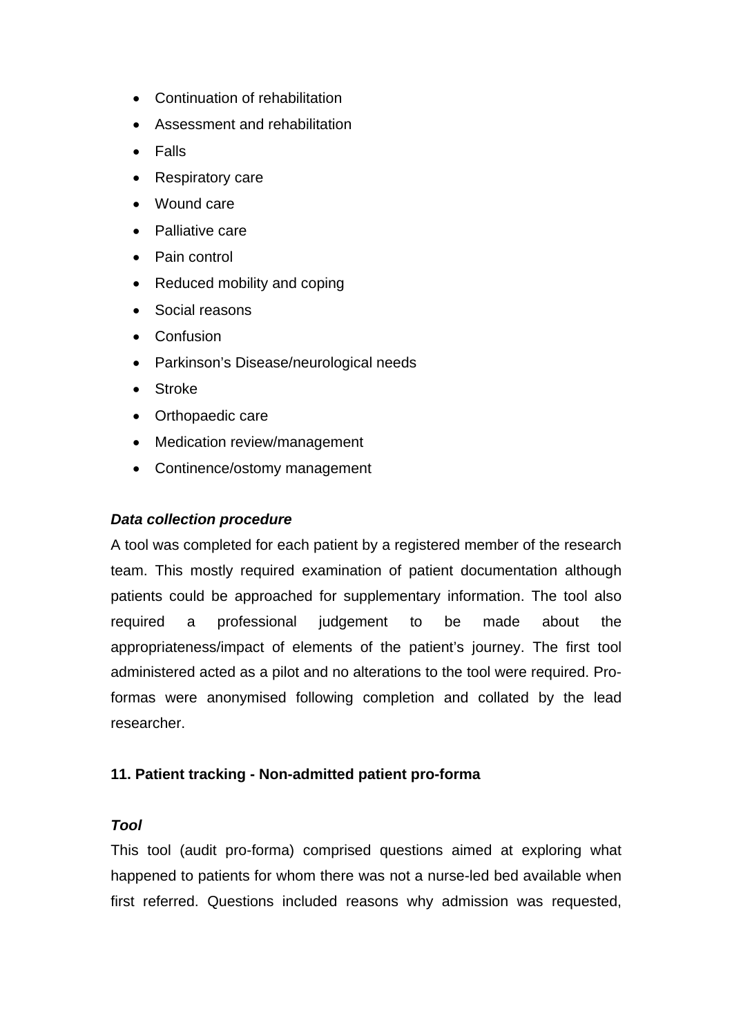- Continuation of rehabilitation
- Assessment and rehabilitation
- Falls
- Respiratory care
- Wound care
- Palliative care
- Pain control
- Reduced mobility and coping
- Social reasons
- Confusion
- Parkinson's Disease/neurological needs
- Stroke
- Orthopaedic care
- Medication review/management
- Continence/ostomy management

***Data collection procedure***

A tool was completed for each patient by a registered member of the research team. This mostly required examination of patient documentation although patients could be approached for supplementary information. The tool also required a professional judgement to be made about the appropriateness/impact of elements of the patient's journey. The first tool administered acted as a pilot and no alterations to the tool were required. Pro-formas were anonymised following completion and collated by the lead researcher.

**11. Patient tracking - Non-admitted patient pro-forma**

***Tool***

This tool (audit pro-forma) comprised questions aimed at exploring what happened to patients for whom there was not a nurse-led bed available when first referred. Questions included reasons why admission was requested,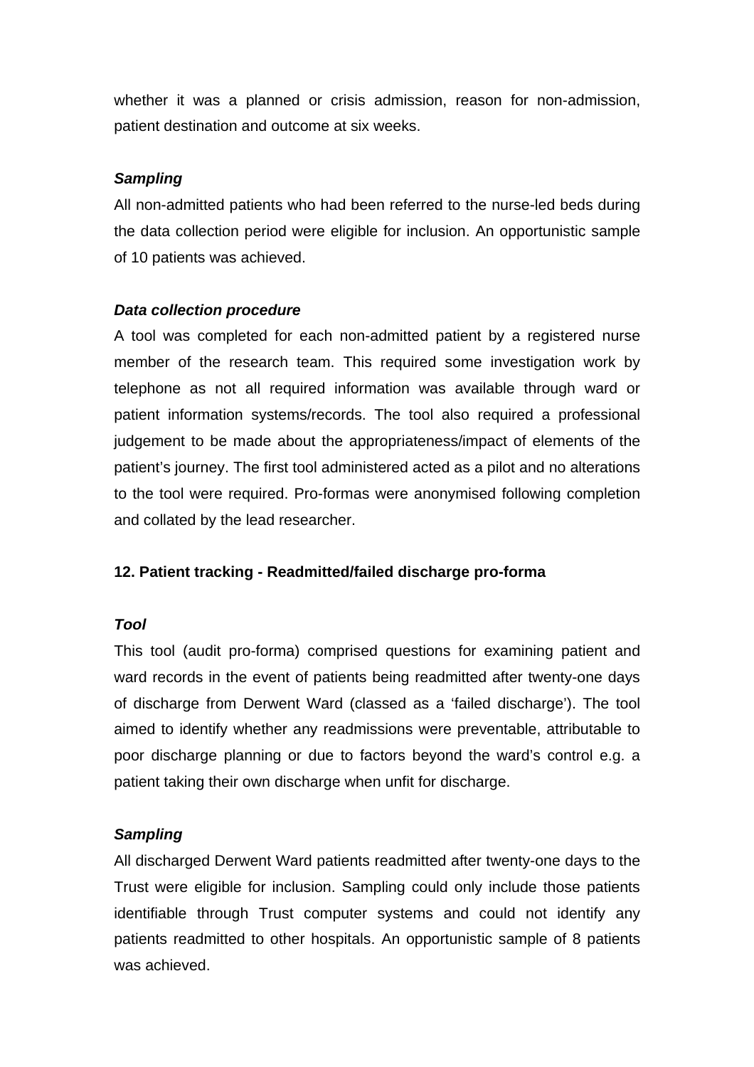whether it was a planned or crisis admission, reason for non-admission, patient destination and outcome at six weeks.

***Sampling***

All non-admitted patients who had been referred to the nurse-led beds during the data collection period were eligible for inclusion. An opportunistic sample of 10 patients was achieved.

***Data collection procedure***

A tool was completed for each non-admitted patient by a registered nurse member of the research team. This required some investigation work by telephone as not all required information was available through ward or patient information systems/records. The tool also required a professional judgement to be made about the appropriateness/impact of elements of the patient's journey. The first tool administered acted as a pilot and no alterations to the tool were required. Pro-formas were anonymised following completion and collated by the lead researcher.

**12. Patient tracking - Readmitted/failed discharge pro-forma**

***Tool***

This tool (audit pro-forma) comprised questions for examining patient and ward records in the event of patients being readmitted after twenty-one days of discharge from Derwent Ward (classed as a 'failed discharge'). The tool aimed to identify whether any readmissions were preventable, attributable to poor discharge planning or due to factors beyond the ward's control e.g. a patient taking their own discharge when unfit for discharge.

***Sampling***

All discharged Derwent Ward patients readmitted after twenty-one days to the Trust were eligible for inclusion. Sampling could only include those patients identifiable through Trust computer systems and could not identify any patients readmitted to other hospitals. An opportunistic sample of 8 patients was achieved.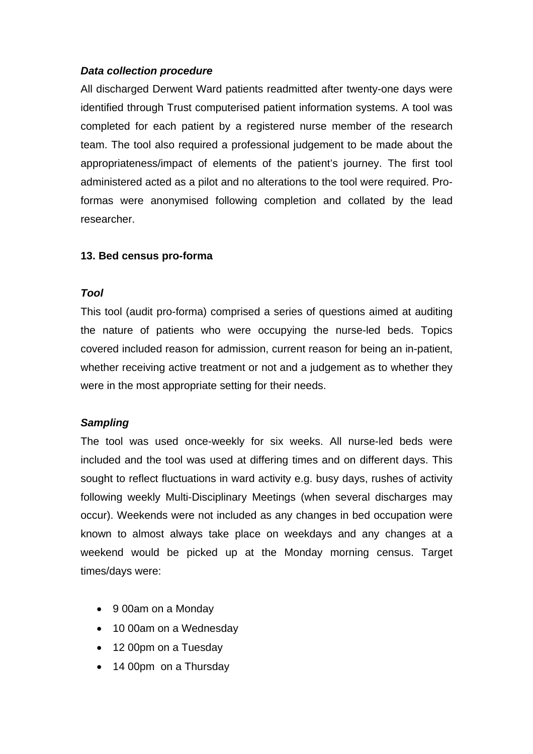***Data collection procedure***

All discharged Derwent Ward patients readmitted after twenty-one days were identified through Trust computerised patient information systems. A tool was completed for each patient by a registered nurse member of the research team. The tool also required a professional judgement to be made about the appropriateness/impact of elements of the patient's journey. The first tool administered acted as a pilot and no alterations to the tool were required. Pro-formas were anonymised following completion and collated by the lead researcher.

**13. Bed census pro-forma**

***Tool***

This tool (audit pro-forma) comprised a series of questions aimed at auditing the nature of patients who were occupying the nurse-led beds. Topics covered included reason for admission, current reason for being an in-patient, whether receiving active treatment or not and a judgement as to whether they were in the most appropriate setting for their needs.

***Sampling***

The tool was used once-weekly for six weeks. All nurse-led beds were included and the tool was used at differing times and on different days. This sought to reflect fluctuations in ward activity e.g. busy days, rushes of activity following weekly Multi-Disciplinary Meetings (when several discharges may occur). Weekends were not included as any changes in bed occupation were known to almost always take place on weekdays and any changes at a weekend would be picked up at the Monday morning census. Target times/days were:

- 9 00am on a Monday
- 10 00am on a Wednesday
- 12 00pm on a Tuesday
- 14 00pm on a Thursday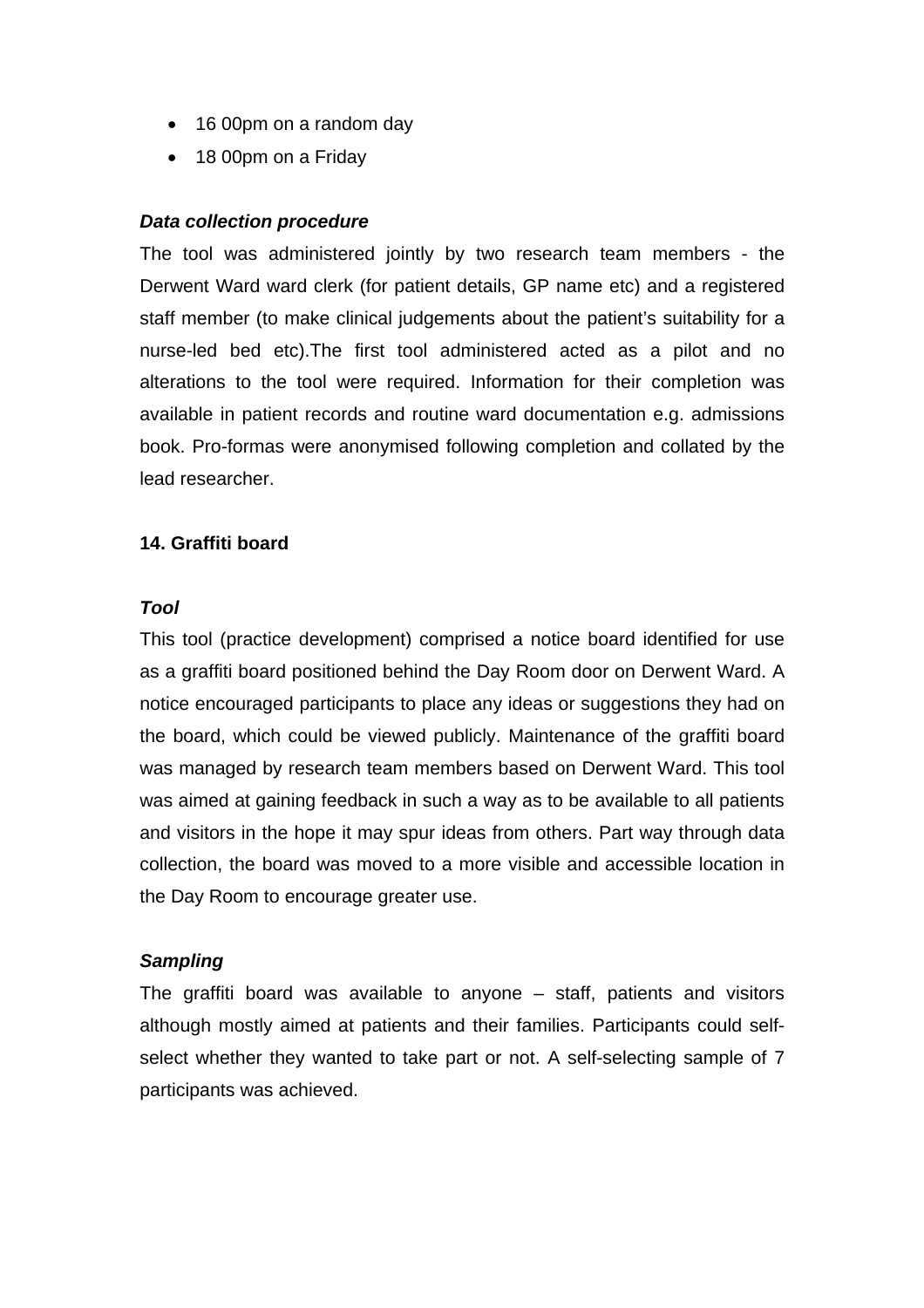- 16 00pm on a random day
- 18 00pm on a Friday

***Data collection procedure***

The tool was administered jointly by two research team members - the Derwent Ward ward clerk (for patient details, GP name etc) and a registered staff member (to make clinical judgements about the patient's suitability for a nurse-led bed etc).The first tool administered acted as a pilot and no alterations to the tool were required. Information for their completion was available in patient records and routine ward documentation e.g. admissions book. Pro-formas were anonymised following completion and collated by the lead researcher.

**14. Graffiti board**

***Tool***

This tool (practice development) comprised a notice board identified for use as a graffiti board positioned behind the Day Room door on Derwent Ward. A notice encouraged participants to place any ideas or suggestions they had on the board, which could be viewed publicly. Maintenance of the graffiti board was managed by research team members based on Derwent Ward. This tool was aimed at gaining feedback in such a way as to be available to all patients and visitors in the hope it may spur ideas from others. Part way through data collection, the board was moved to a more visible and accessible location in the Day Room to encourage greater use.

***Sampling***

The graffiti board was available to anyone – staff, patients and visitors although mostly aimed at patients and their families. Participants could self-select whether they wanted to take part or not. A self-selecting sample of 7 participants was achieved.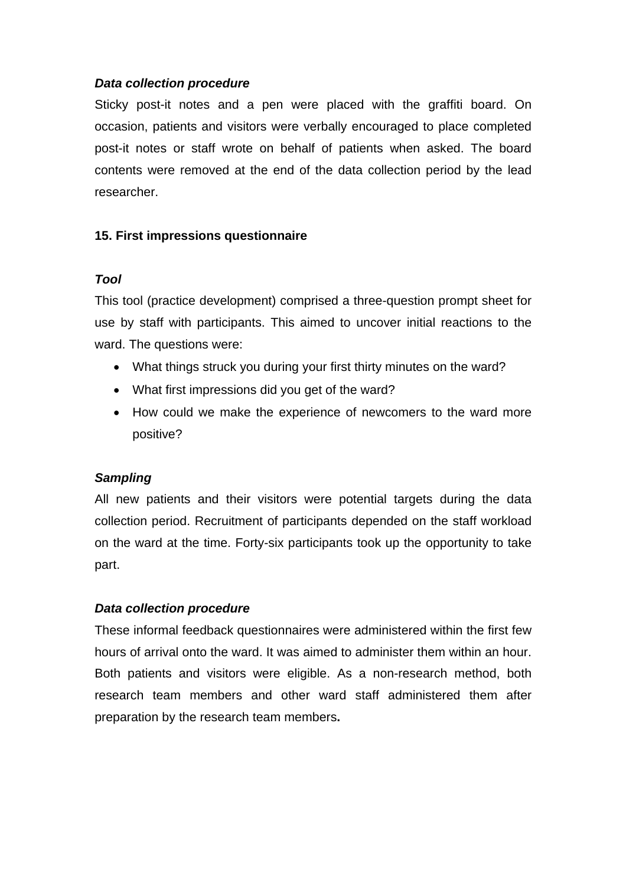***Data collection procedure***

Sticky post-it notes and a pen were placed with the graffiti board. On occasion, patients and visitors were verbally encouraged to place completed post-it notes or staff wrote on behalf of patients when asked. The board contents were removed at the end of the data collection period by the lead researcher.

**15. First impressions questionnaire**

***Tool***

This tool (practice development) comprised a three-question prompt sheet for use by staff with participants. This aimed to uncover initial reactions to the ward. The questions were:

- What things struck you during your first thirty minutes on the ward?
- What first impressions did you get of the ward?
- How could we make the experience of newcomers to the ward more positive?

***Sampling***

All new patients and their visitors were potential targets during the data collection period. Recruitment of participants depended on the staff workload on the ward at the time. Forty-six participants took up the opportunity to take part.

***Data collection procedure***

These informal feedback questionnaires were administered within the first few hours of arrival onto the ward. It was aimed to administer them within an hour. Both patients and visitors were eligible. As a non-research method, both research team members and other ward staff administered them after preparation by the research team members**.**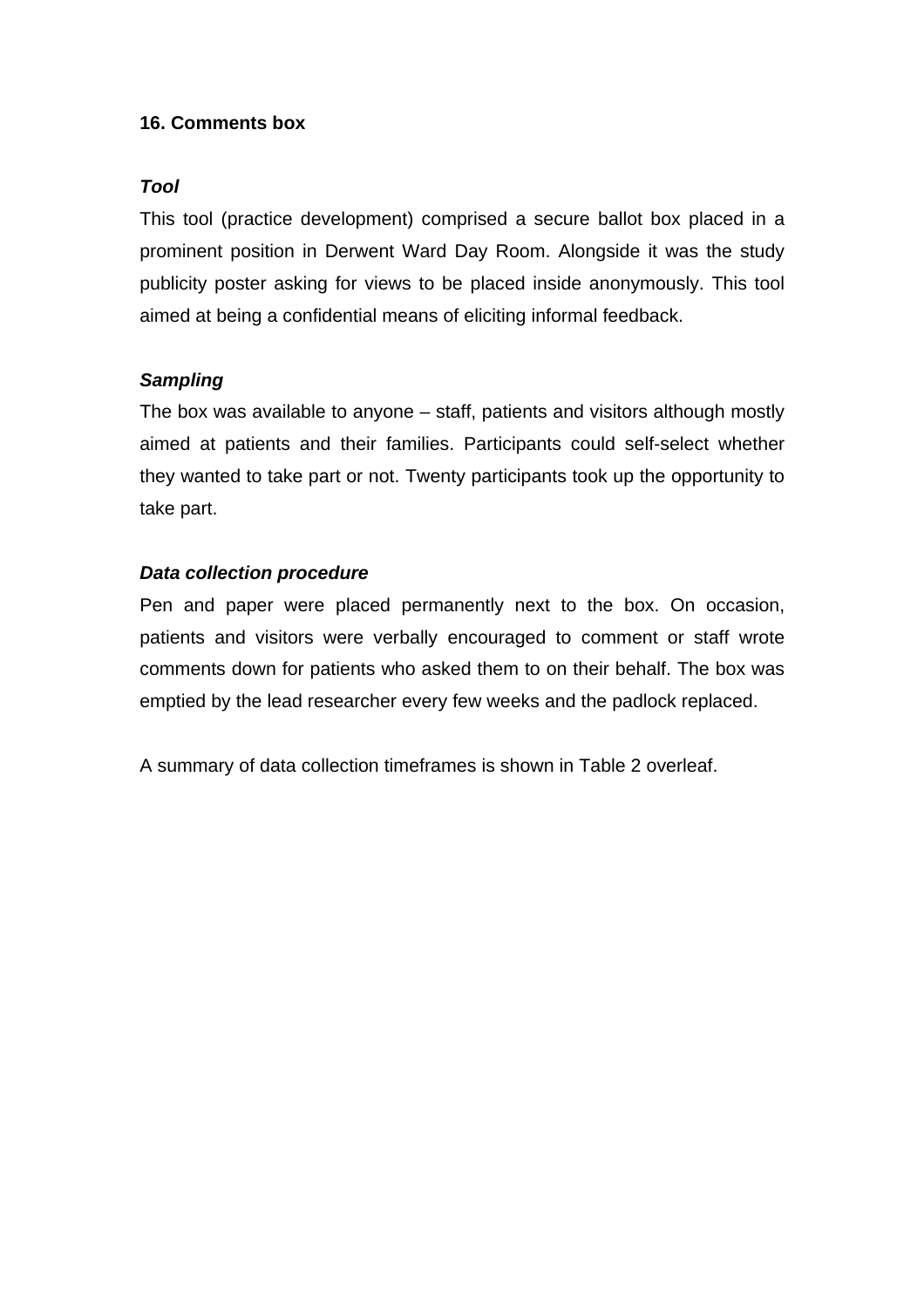### 16. Comments box

***Tool***

This tool (practice development) comprised a secure ballot box placed in a prominent position in Derwent Ward Day Room. Alongside it was the study publicity poster asking for views to be placed inside anonymously. This tool aimed at being a confidential means of eliciting informal feedback.

***Sampling***

The box was available to anyone – staff, patients and visitors although mostly aimed at patients and their families. Participants could self-select whether they wanted to take part or not. Twenty participants took up the opportunity to take part.

***Data collection procedure***

Pen and paper were placed permanently next to the box. On occasion, patients and visitors were verbally encouraged to comment or staff wrote comments down for patients who asked them to on their behalf. The box was emptied by the lead researcher every few weeks and the padlock replaced.

A summary of data collection timeframes is shown in Table 2 overleaf.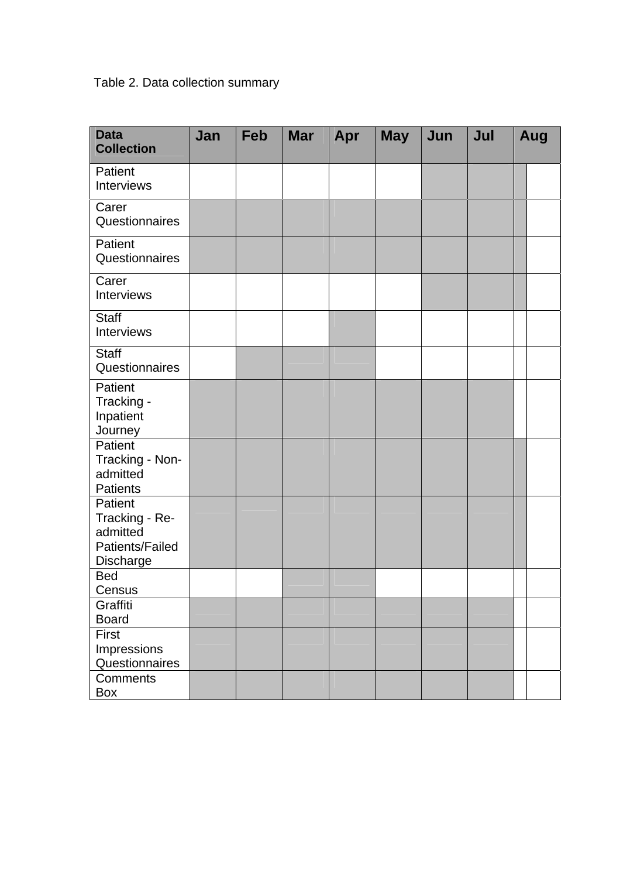Table 2. Data collection summary

| Data Collection | Jan | Feb | Mar | Apr | May | Jun | Jul | Aug |
|---|---|---|---|---|---|---|---|---|
| Patient Interviews | | | | | | ■ | ■ | ■ |
| Carer Questionnaires | ■ | ■ | ■ | ■ | ■ | ■ | ■ | ■ |
| Patient Questionnaires | ■ | ■ | ■ | ■ | ■ | ■ | ■ | ■ |
| Carer Interviews | | | | | | ■ | ■ | ■ |
| Staff Interviews | | | | ■ | | | | |
| Staff Questionnaires | | ■ | ■ | ■ | | | | |
| Patient Tracking - Inpatient Journey | ■ | ■ | ■ | ■ | ■ | ■ | ■ | |
| Patient Tracking - Non-admitted Patients | ■ | ■ | ■ | ■ | ■ | ■ | ■ | ■ |
| Patient Tracking - Re-admitted Patients/Failed Discharge | ■ | ■ | ■ | ■ | ■ | ■ | ■ | ■ |
| Bed Census | | | ■ | ■ | | | | |
| Graffiti Board | ■ | ■ | ■ | ■ | ■ | ■ | ■ | |
| First Impressions Questionnaires | ■ | ■ | ■ | ■ | ■ | ■ | ■ | |
| Comments Box | ■ | ■ | ■ | ■ | ■ | ■ | ■ | |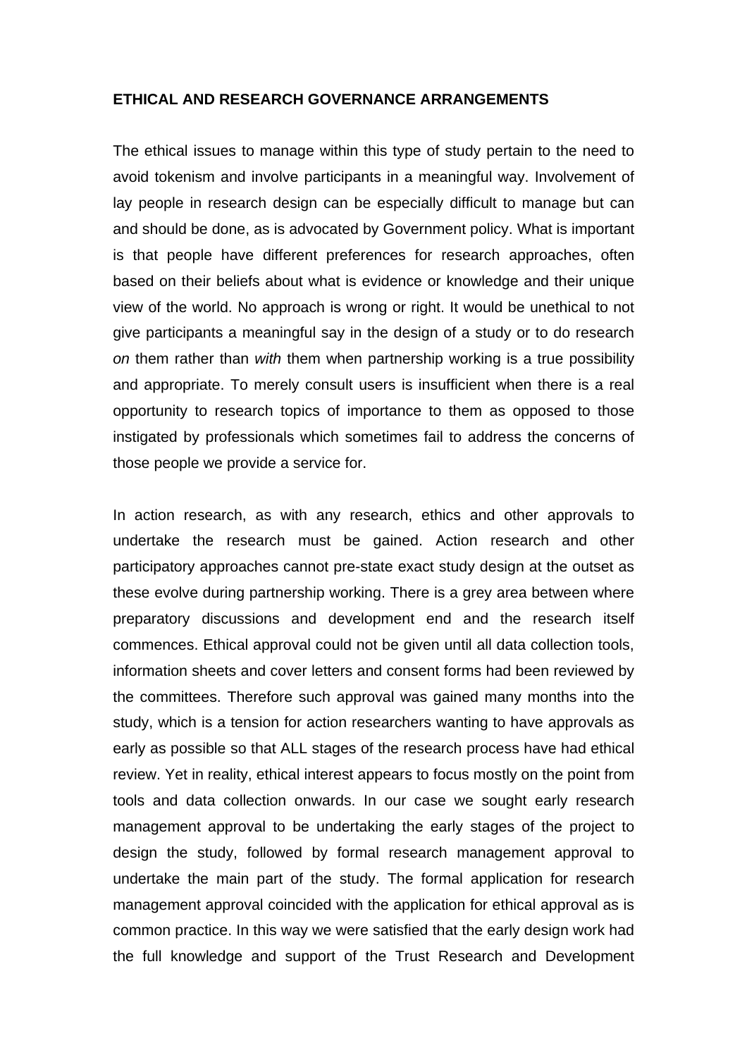**ETHICAL AND RESEARCH GOVERNANCE ARRANGEMENTS**

The ethical issues to manage within this type of study pertain to the need to avoid tokenism and involve participants in a meaningful way. Involvement of lay people in research design can be especially difficult to manage but can and should be done, as is advocated by Government policy. What is important is that people have different preferences for research approaches, often based on their beliefs about what is evidence or knowledge and their unique view of the world. No approach is wrong or right. It would be unethical to not give participants a meaningful say in the design of a study or to do research *on* them rather than *with* them when partnership working is a true possibility and appropriate. To merely consult users is insufficient when there is a real opportunity to research topics of importance to them as opposed to those instigated by professionals which sometimes fail to address the concerns of those people we provide a service for.

In action research, as with any research, ethics and other approvals to undertake the research must be gained. Action research and other participatory approaches cannot pre-state exact study design at the outset as these evolve during partnership working. There is a grey area between where preparatory discussions and development end and the research itself commences. Ethical approval could not be given until all data collection tools, information sheets and cover letters and consent forms had been reviewed by the committees. Therefore such approval was gained many months into the study, which is a tension for action researchers wanting to have approvals as early as possible so that ALL stages of the research process have had ethical review. Yet in reality, ethical interest appears to focus mostly on the point from tools and data collection onwards. In our case we sought early research management approval to be undertaking the early stages of the project to design the study, followed by formal research management approval to undertake the main part of the study. The formal application for research management approval coincided with the application for ethical approval as is common practice. In this way we were satisfied that the early design work had the full knowledge and support of the Trust Research and Development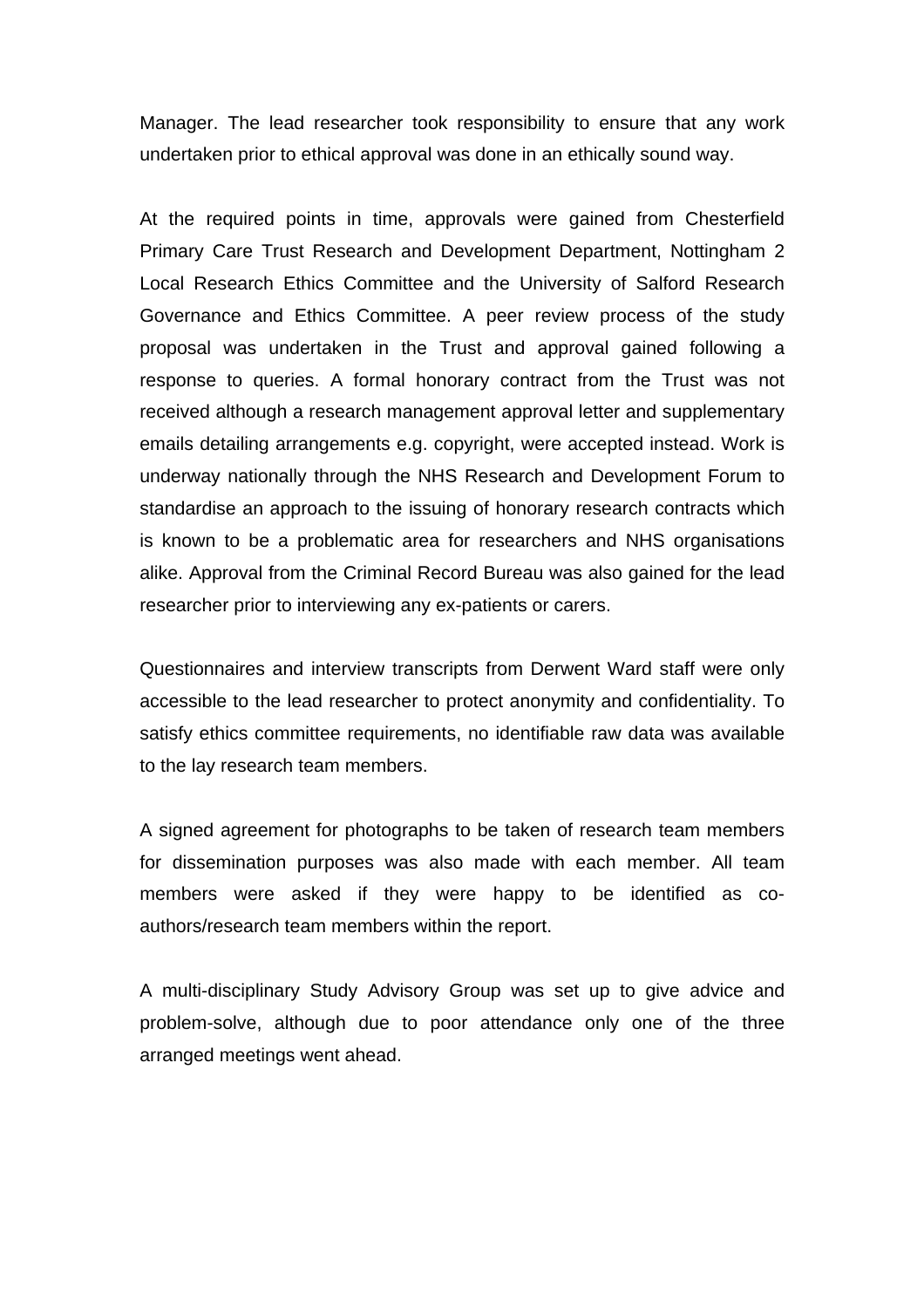Manager. The lead researcher took responsibility to ensure that any work undertaken prior to ethical approval was done in an ethically sound way.

At the required points in time, approvals were gained from Chesterfield Primary Care Trust Research and Development Department, Nottingham 2 Local Research Ethics Committee and the University of Salford Research Governance and Ethics Committee. A peer review process of the study proposal was undertaken in the Trust and approval gained following a response to queries. A formal honorary contract from the Trust was not received although a research management approval letter and supplementary emails detailing arrangements e.g. copyright, were accepted instead. Work is underway nationally through the NHS Research and Development Forum to standardise an approach to the issuing of honorary research contracts which is known to be a problematic area for researchers and NHS organisations alike. Approval from the Criminal Record Bureau was also gained for the lead researcher prior to interviewing any ex-patients or carers.

Questionnaires and interview transcripts from Derwent Ward staff were only accessible to the lead researcher to protect anonymity and confidentiality. To satisfy ethics committee requirements, no identifiable raw data was available to the lay research team members.

A signed agreement for photographs to be taken of research team members for dissemination purposes was also made with each member. All team members were asked if they were happy to be identified as co-authors/research team members within the report.

A multi-disciplinary Study Advisory Group was set up to give advice and problem-solve, although due to poor attendance only one of the three arranged meetings went ahead.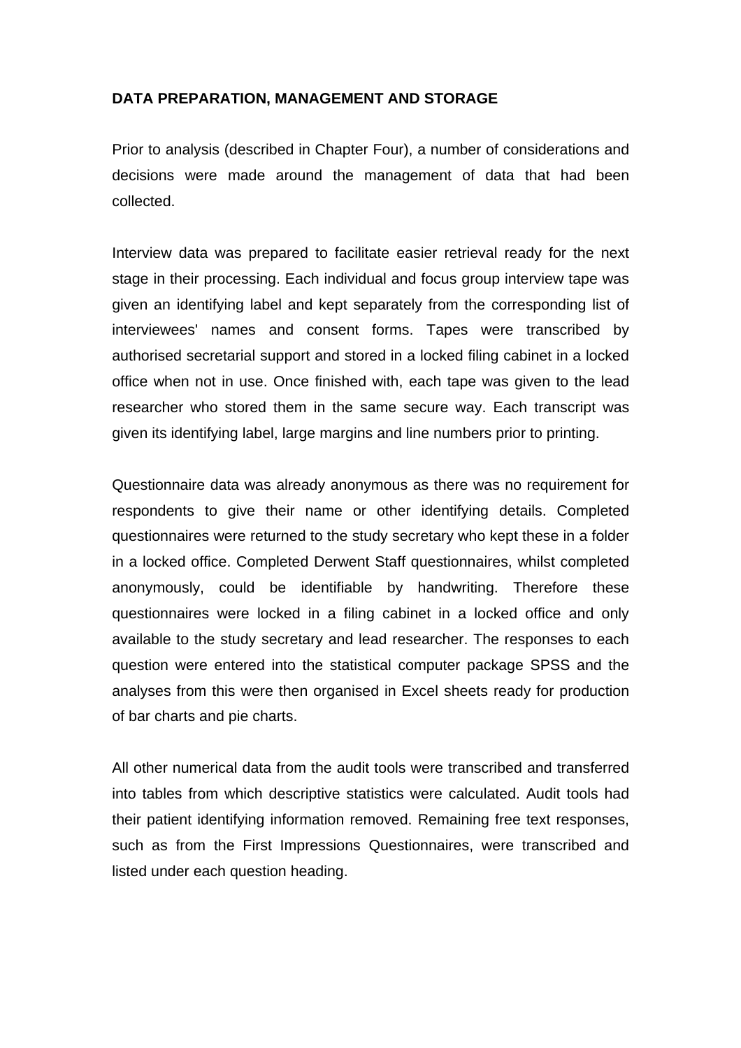**DATA PREPARATION, MANAGEMENT AND STORAGE**

Prior to analysis (described in Chapter Four), a number of considerations and decisions were made around the management of data that had been collected.

Interview data was prepared to facilitate easier retrieval ready for the next stage in their processing. Each individual and focus group interview tape was given an identifying label and kept separately from the corresponding list of interviewees' names and consent forms. Tapes were transcribed by authorised secretarial support and stored in a locked filing cabinet in a locked office when not in use. Once finished with, each tape was given to the lead researcher who stored them in the same secure way. Each transcript was given its identifying label, large margins and line numbers prior to printing.

Questionnaire data was already anonymous as there was no requirement for respondents to give their name or other identifying details. Completed questionnaires were returned to the study secretary who kept these in a folder in a locked office. Completed Derwent Staff questionnaires, whilst completed anonymously, could be identifiable by handwriting. Therefore these questionnaires were locked in a filing cabinet in a locked office and only available to the study secretary and lead researcher. The responses to each question were entered into the statistical computer package SPSS and the analyses from this were then organised in Excel sheets ready for production of bar charts and pie charts.

All other numerical data from the audit tools were transcribed and transferred into tables from which descriptive statistics were calculated. Audit tools had their patient identifying information removed. Remaining free text responses, such as from the First Impressions Questionnaires, were transcribed and listed under each question heading.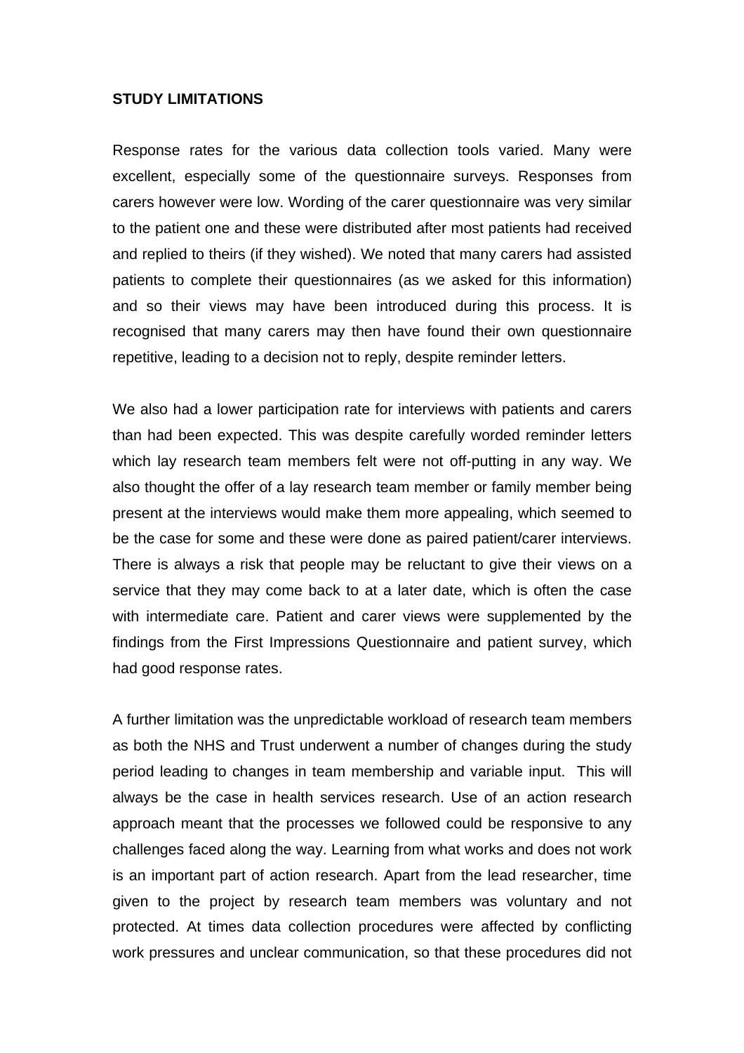**STUDY LIMITATIONS**

Response rates for the various data collection tools varied. Many were excellent, especially some of the questionnaire surveys. Responses from carers however were low. Wording of the carer questionnaire was very similar to the patient one and these were distributed after most patients had received and replied to theirs (if they wished). We noted that many carers had assisted patients to complete their questionnaires (as we asked for this information) and so their views may have been introduced during this process. It is recognised that many carers may then have found their own questionnaire repetitive, leading to a decision not to reply, despite reminder letters.

We also had a lower participation rate for interviews with patients and carers than had been expected. This was despite carefully worded reminder letters which lay research team members felt were not off-putting in any way. We also thought the offer of a lay research team member or family member being present at the interviews would make them more appealing, which seemed to be the case for some and these were done as paired patient/carer interviews. There is always a risk that people may be reluctant to give their views on a service that they may come back to at a later date, which is often the case with intermediate care. Patient and carer views were supplemented by the findings from the First Impressions Questionnaire and patient survey, which had good response rates.

A further limitation was the unpredictable workload of research team members as both the NHS and Trust underwent a number of changes during the study period leading to changes in team membership and variable input. This will always be the case in health services research. Use of an action research approach meant that the processes we followed could be responsive to any challenges faced along the way. Learning from what works and does not work is an important part of action research. Apart from the lead researcher, time given to the project by research team members was voluntary and not protected. At times data collection procedures were affected by conflicting work pressures and unclear communication, so that these procedures did not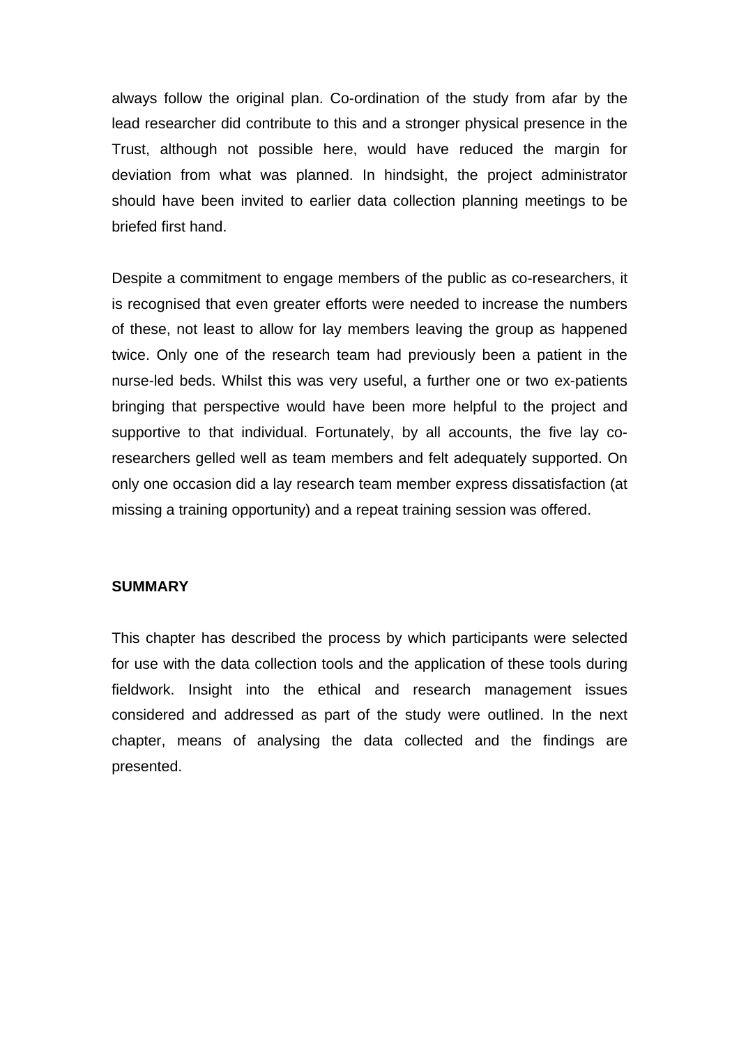always follow the original plan. Co-ordination of the study from afar by the lead researcher did contribute to this and a stronger physical presence in the Trust, although not possible here, would have reduced the margin for deviation from what was planned. In hindsight, the project administrator should have been invited to earlier data collection planning meetings to be briefed first hand.

Despite a commitment to engage members of the public as co-researchers, it is recognised that even greater efforts were needed to increase the numbers of these, not least to allow for lay members leaving the group as happened twice. Only one of the research team had previously been a patient in the nurse-led beds. Whilst this was very useful, a further one or two ex-patients bringing that perspective would have been more helpful to the project and supportive to that individual. Fortunately, by all accounts, the five lay co-researchers gelled well as team members and felt adequately supported. On only one occasion did a lay research team member express dissatisfaction (at missing a training opportunity) and a repeat training session was offered.

## SUMMARY

This chapter has described the process by which participants were selected for use with the data collection tools and the application of these tools during fieldwork. Insight into the ethical and research management issues considered and addressed as part of the study were outlined. In the next chapter, means of analysing the data collected and the findings are presented.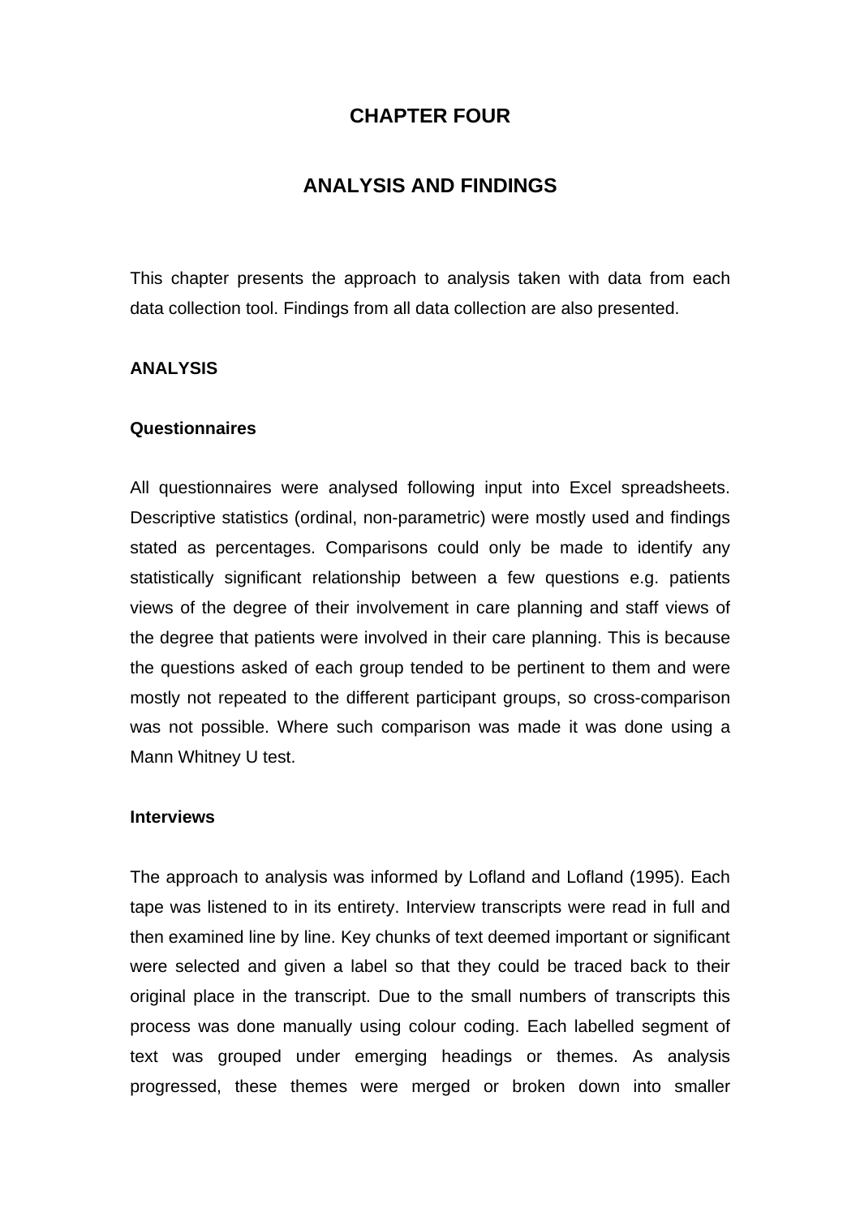# CHAPTER FOUR

# ANALYSIS AND FINDINGS

This chapter presents the approach to analysis taken with data from each data collection tool. Findings from all data collection are also presented.

## ANALYSIS

### Questionnaires

All questionnaires were analysed following input into Excel spreadsheets. Descriptive statistics (ordinal, non-parametric) were mostly used and findings stated as percentages. Comparisons could only be made to identify any statistically significant relationship between a few questions e.g. patients views of the degree of their involvement in care planning and staff views of the degree that patients were involved in their care planning. This is because the questions asked of each group tended to be pertinent to them and were mostly not repeated to the different participant groups, so cross-comparison was not possible. Where such comparison was made it was done using a Mann Whitney U test.

### Interviews

The approach to analysis was informed by Lofland and Lofland (1995). Each tape was listened to in its entirety. Interview transcripts were read in full and then examined line by line. Key chunks of text deemed important or significant were selected and given a label so that they could be traced back to their original place in the transcript. Due to the small numbers of transcripts this process was done manually using colour coding. Each labelled segment of text was grouped under emerging headings or themes. As analysis progressed, these themes were merged or broken down into smaller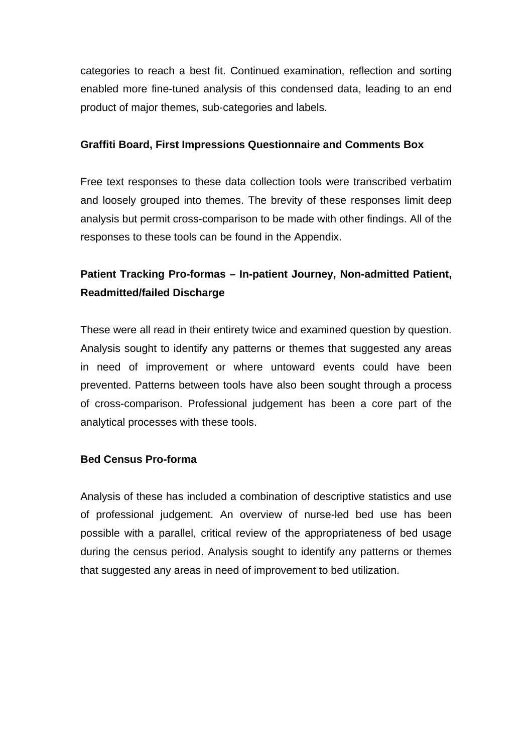categories to reach a best fit. Continued examination, reflection and sorting enabled more fine-tuned analysis of this condensed data, leading to an end product of major themes, sub-categories and labels.

**Graffiti Board, First Impressions Questionnaire and Comments Box**

Free text responses to these data collection tools were transcribed verbatim and loosely grouped into themes. The brevity of these responses limit deep analysis but permit cross-comparison to be made with other findings. All of the responses to these tools can be found in the Appendix.

**Patient Tracking Pro-formas – In-patient Journey, Non-admitted Patient, Readmitted/failed Discharge**

These were all read in their entirety twice and examined question by question. Analysis sought to identify any patterns or themes that suggested any areas in need of improvement or where untoward events could have been prevented. Patterns between tools have also been sought through a process of cross-comparison. Professional judgement has been a core part of the analytical processes with these tools.

**Bed Census Pro-forma**

Analysis of these has included a combination of descriptive statistics and use of professional judgement. An overview of nurse-led bed use has been possible with a parallel, critical review of the appropriateness of bed usage during the census period. Analysis sought to identify any patterns or themes that suggested any areas in need of improvement to bed utilization.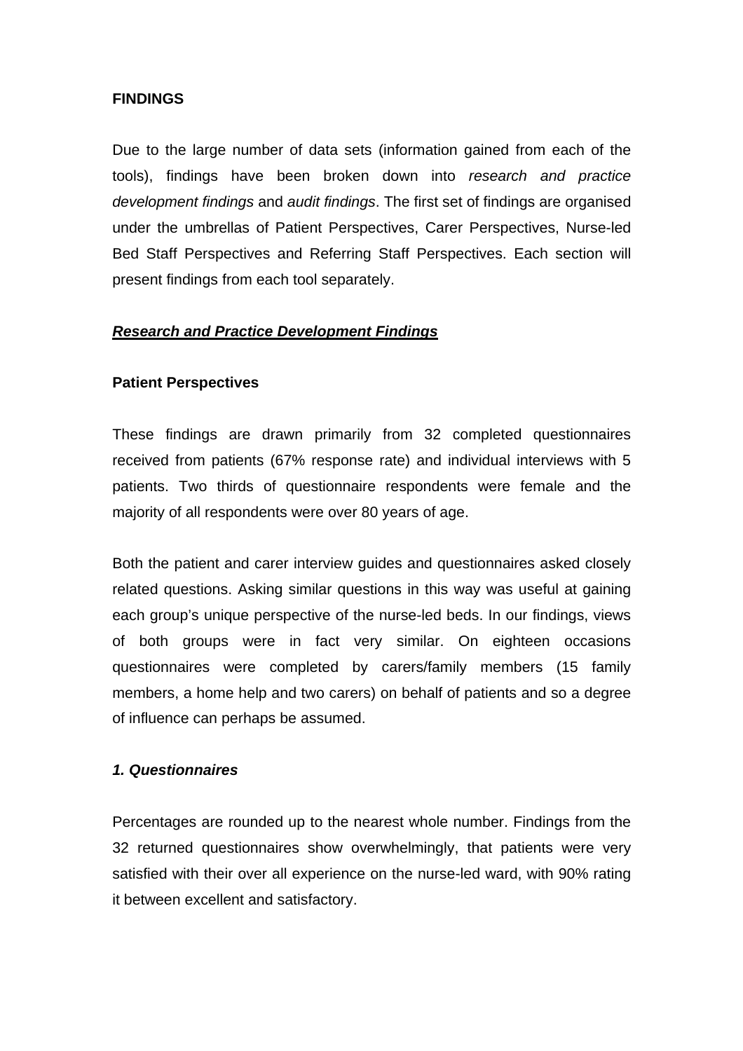**FINDINGS**

Due to the large number of data sets (information gained from each of the tools), findings have been broken down into *research and practice development findings* and *audit findings*. The first set of findings are organised under the umbrellas of Patient Perspectives, Carer Perspectives, Nurse-led Bed Staff Perspectives and Referring Staff Perspectives. Each section will present findings from each tool separately.

***<u>Research and Practice Development Findings</u>***

**Patient Perspectives**

These findings are drawn primarily from 32 completed questionnaires received from patients (67% response rate) and individual interviews with 5 patients. Two thirds of questionnaire respondents were female and the majority of all respondents were over 80 years of age.

Both the patient and carer interview guides and questionnaires asked closely related questions. Asking similar questions in this way was useful at gaining each group's unique perspective of the nurse-led beds. In our findings, views of both groups were in fact very similar. On eighteen occasions questionnaires were completed by carers/family members (15 family members, a home help and two carers) on behalf of patients and so a degree of influence can perhaps be assumed.

***1. Questionnaires***

Percentages are rounded up to the nearest whole number. Findings from the 32 returned questionnaires show overwhelmingly, that patients were very satisfied with their over all experience on the nurse-led ward, with 90% rating it between excellent and satisfactory.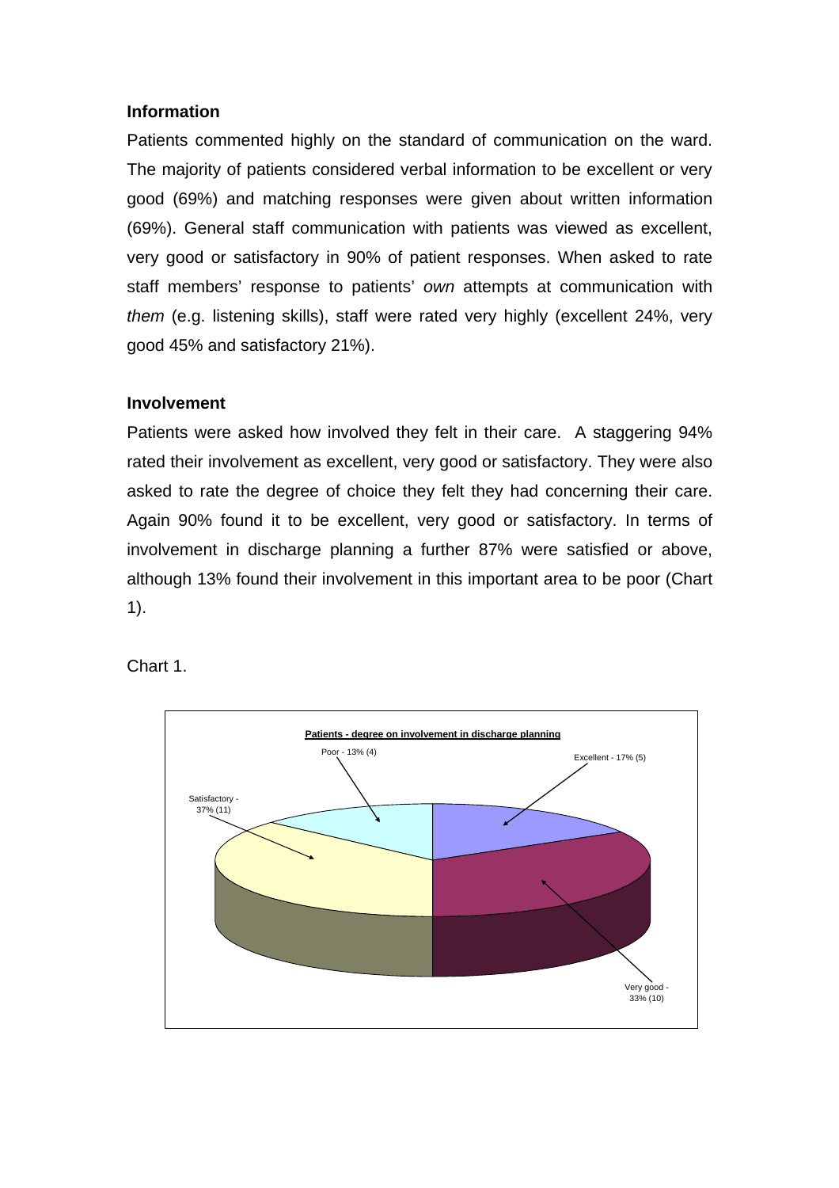### Information

Patients commented highly on the standard of communication on the ward. The majority of patients considered verbal information to be excellent or very good (69%) and matching responses were given about written information (69%). General staff communication with patients was viewed as excellent, very good or satisfactory in 90% of patient responses. When asked to rate staff members' response to patients' *own* attempts at communication with *them* (e.g. listening skills), staff were rated very highly (excellent 24%, very good 45% and satisfactory 21%).

### Involvement

Patients were asked how involved they felt in their care. A staggering 94% rated their involvement as excellent, very good or satisfactory. They were also asked to rate the degree of choice they felt they had concerning their care. Again 90% found it to be excellent, very good or satisfactory. In terms of involvement in discharge planning a further 87% were satisfied or above, although 13% found their involvement in this important area to be poor (Chart 1).

Chart 1.

**Patients - degree on involvement in discharge planning**

- Poor - 13% (4)
- Excellent - 17% (5)
- Satisfactory - 37% (11)
- Very good - 33% (10)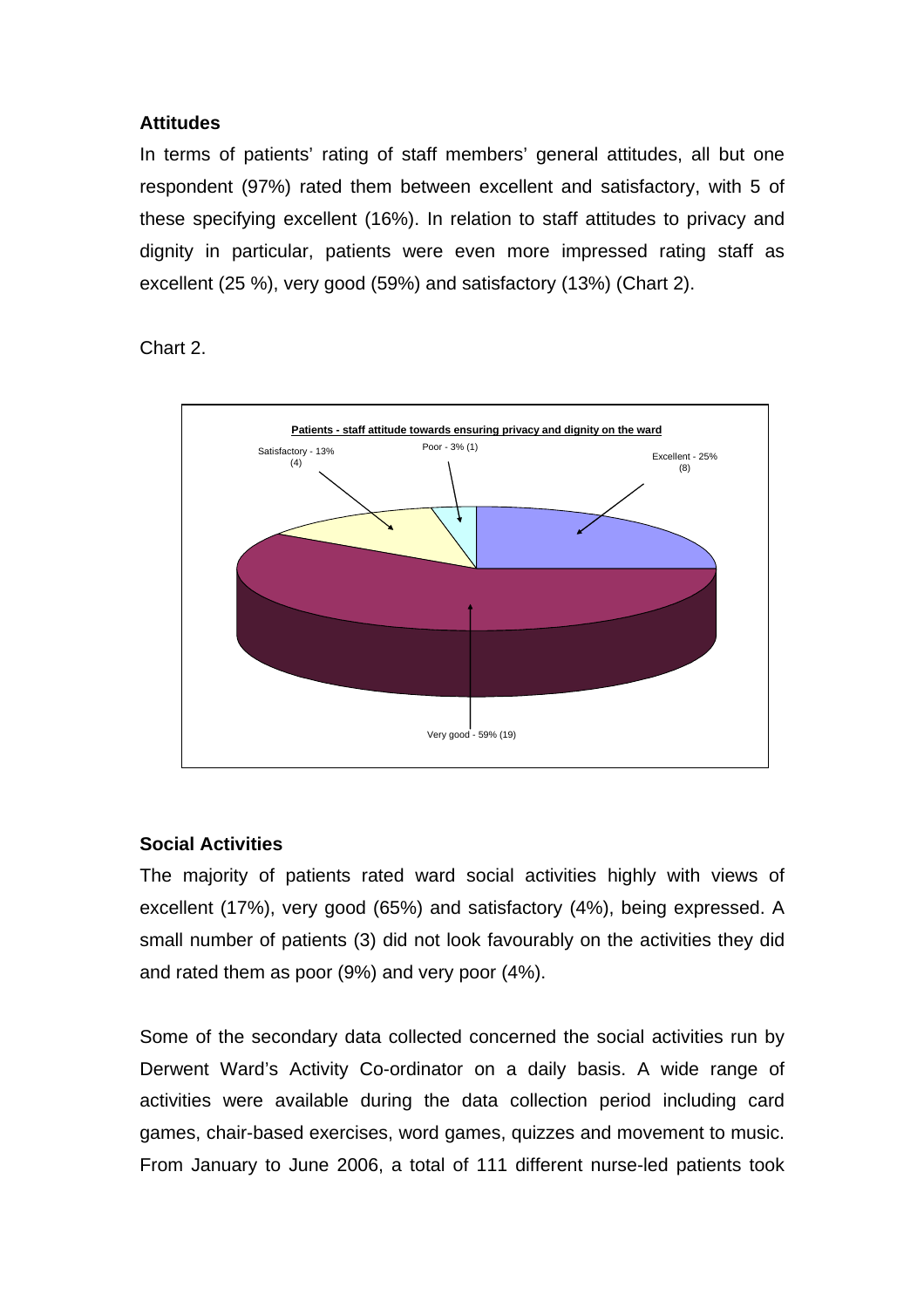### Attitudes

In terms of patients' rating of staff members' general attitudes, all but one respondent (97%) rated them between excellent and satisfactory, with 5 of these specifying excellent (16%). In relation to staff attitudes to privacy and dignity in particular, patients were even more impressed rating staff as excellent (25 %), very good (59%) and satisfactory (13%) (Chart 2).

Chart 2.

**Patients - staff attitude towards ensuring privacy and dignity on the ward**

Satisfactory - 13% (4)

Poor - 3% (1)

Excellent - 25% (8)

Very good - 59% (19)

### Social Activities

The majority of patients rated ward social activities highly with views of excellent (17%), very good (65%) and satisfactory (4%), being expressed. A small number of patients (3) did not look favourably on the activities they did and rated them as poor (9%) and very poor (4%).

Some of the secondary data collected concerned the social activities run by Derwent Ward's Activity Co-ordinator on a daily basis. A wide range of activities were available during the data collection period including card games, chair-based exercises, word games, quizzes and movement to music. From January to June 2006, a total of 111 different nurse-led patients took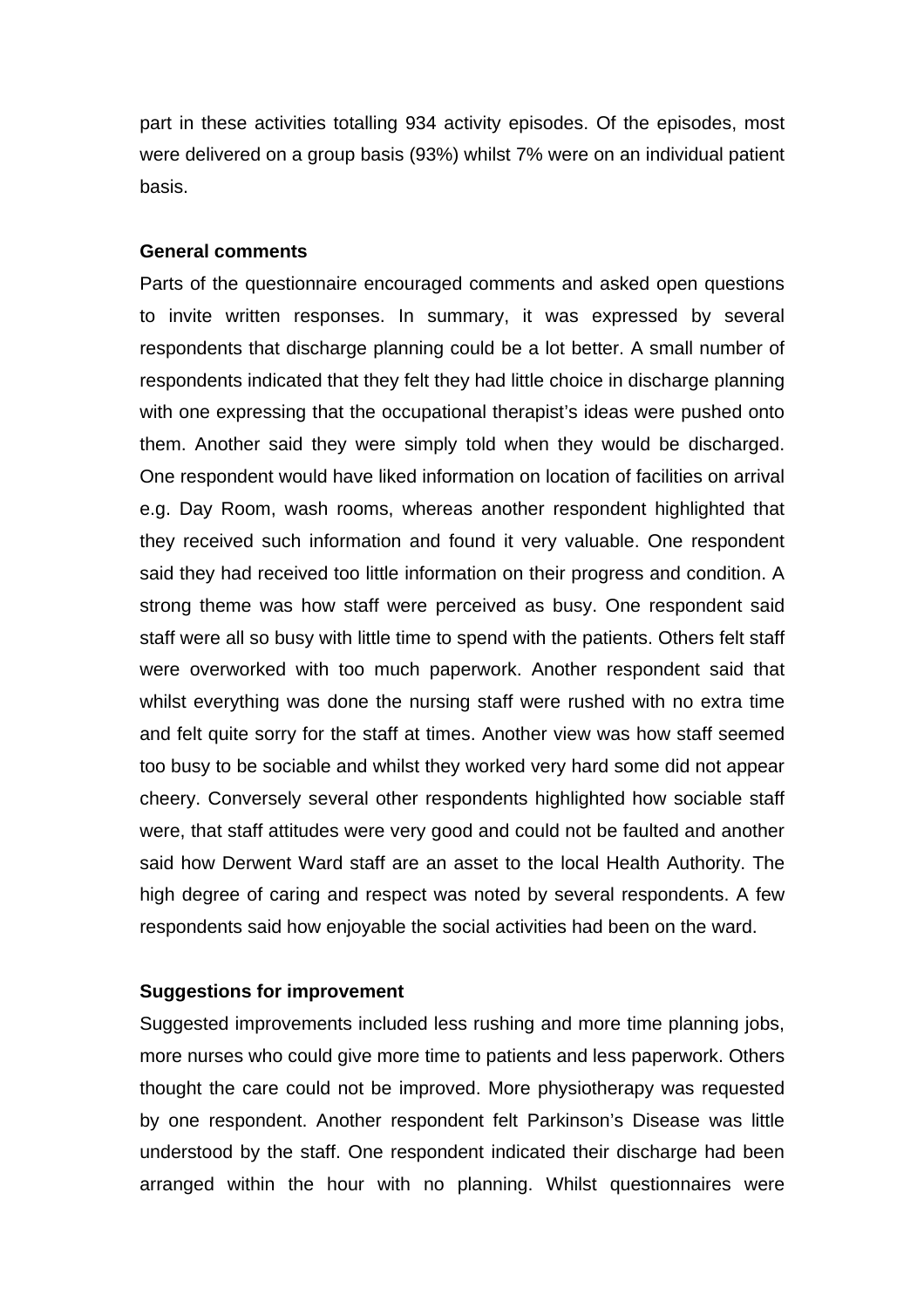part in these activities totalling 934 activity episodes. Of the episodes, most were delivered on a group basis (93%) whilst 7% were on an individual patient basis.

**General comments**

Parts of the questionnaire encouraged comments and asked open questions to invite written responses. In summary, it was expressed by several respondents that discharge planning could be a lot better. A small number of respondents indicated that they felt they had little choice in discharge planning with one expressing that the occupational therapist's ideas were pushed onto them. Another said they were simply told when they would be discharged. One respondent would have liked information on location of facilities on arrival e.g. Day Room, wash rooms, whereas another respondent highlighted that they received such information and found it very valuable. One respondent said they had received too little information on their progress and condition. A strong theme was how staff were perceived as busy. One respondent said staff were all so busy with little time to spend with the patients. Others felt staff were overworked with too much paperwork. Another respondent said that whilst everything was done the nursing staff were rushed with no extra time and felt quite sorry for the staff at times. Another view was how staff seemed too busy to be sociable and whilst they worked very hard some did not appear cheery. Conversely several other respondents highlighted how sociable staff were, that staff attitudes were very good and could not be faulted and another said how Derwent Ward staff are an asset to the local Health Authority. The high degree of caring and respect was noted by several respondents. A few respondents said how enjoyable the social activities had been on the ward.

**Suggestions for improvement**

Suggested improvements included less rushing and more time planning jobs, more nurses who could give more time to patients and less paperwork. Others thought the care could not be improved. More physiotherapy was requested by one respondent. Another respondent felt Parkinson's Disease was little understood by the staff. One respondent indicated their discharge had been arranged within the hour with no planning. Whilst questionnaires were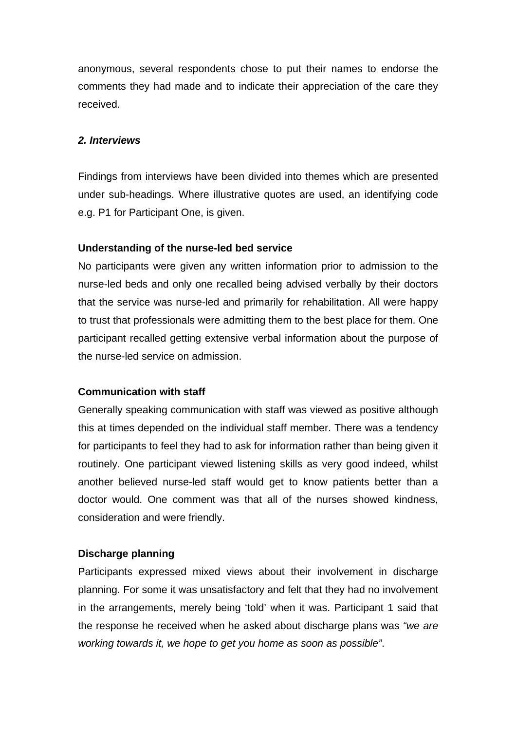anonymous, several respondents chose to put their names to endorse the comments they had made and to indicate their appreciation of the care they received.

***2. Interviews***

Findings from interviews have been divided into themes which are presented under sub-headings. Where illustrative quotes are used, an identifying code e.g. P1 for Participant One, is given.

**Understanding of the nurse-led bed service**

No participants were given any written information prior to admission to the nurse-led beds and only one recalled being advised verbally by their doctors that the service was nurse-led and primarily for rehabilitation. All were happy to trust that professionals were admitting them to the best place for them. One participant recalled getting extensive verbal information about the purpose of the nurse-led service on admission.

**Communication with staff**

Generally speaking communication with staff was viewed as positive although this at times depended on the individual staff member. There was a tendency for participants to feel they had to ask for information rather than being given it routinely. One participant viewed listening skills as very good indeed, whilst another believed nurse-led staff would get to know patients better than a doctor would. One comment was that all of the nurses showed kindness, consideration and were friendly.

**Discharge planning**

Participants expressed mixed views about their involvement in discharge planning. For some it was unsatisfactory and felt that they had no involvement in the arrangements, merely being 'told' when it was. Participant 1 said that the response he received when he asked about discharge plans was *"we are working towards it, we hope to get you home as soon as possible"*.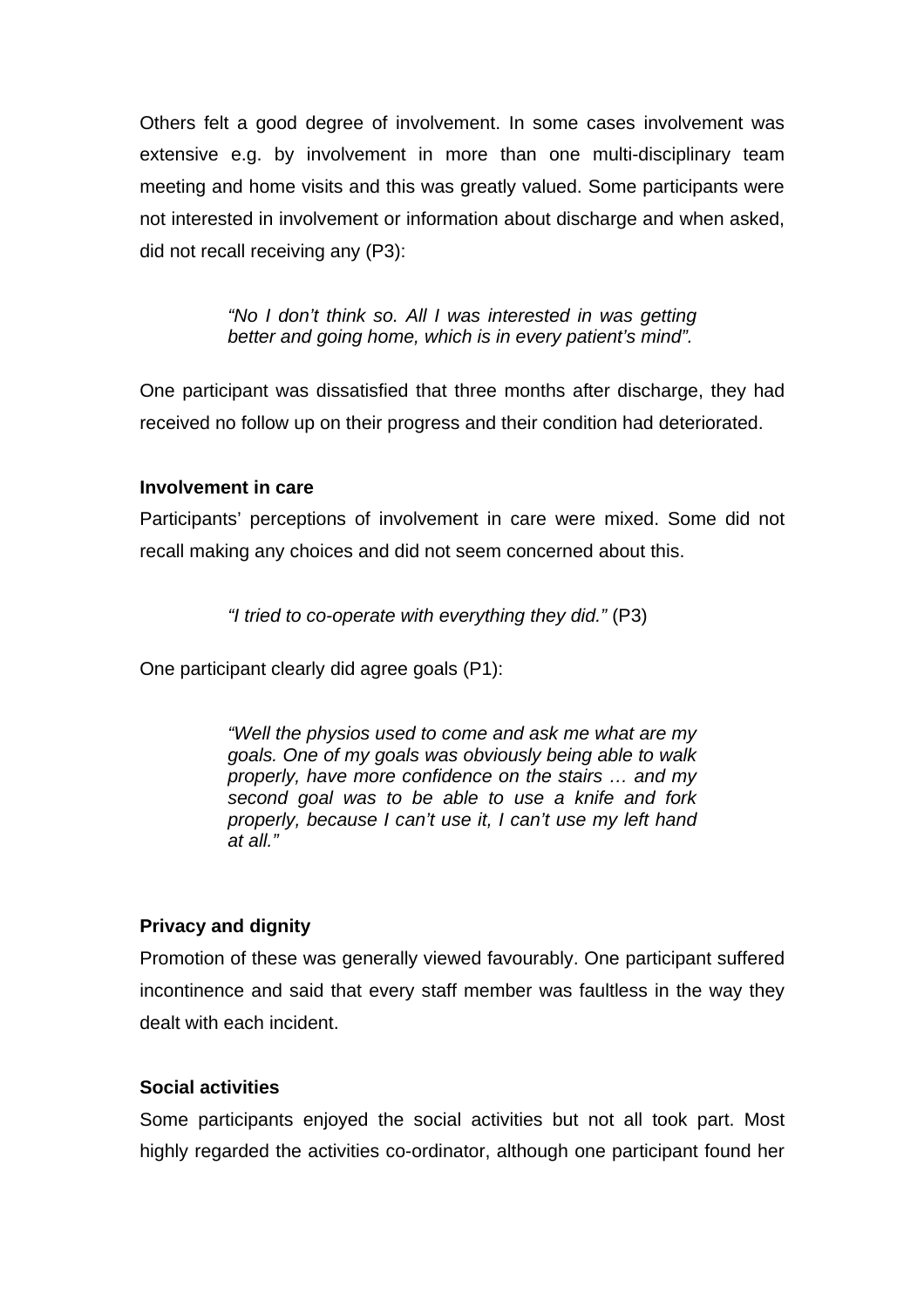Others felt a good degree of involvement. In some cases involvement was extensive e.g. by involvement in more than one multi-disciplinary team meeting and home visits and this was greatly valued. Some participants were not interested in involvement or information about discharge and when asked, did not recall receiving any (P3):

> *"No I don't think so. All I was interested in was getting better and going home, which is in every patient's mind".*

One participant was dissatisfied that three months after discharge, they had received no follow up on their progress and their condition had deteriorated.

**Involvement in care**

Participants' perceptions of involvement in care were mixed. Some did not recall making any choices and did not seem concerned about this.

> *"I tried to co-operate with everything they did."* (P3)

One participant clearly did agree goals (P1):

> *"Well the physios used to come and ask me what are my goals. One of my goals was obviously being able to walk properly, have more confidence on the stairs … and my second goal was to be able to use a knife and fork properly, because I can't use it, I can't use my left hand at all."*

**Privacy and dignity**

Promotion of these was generally viewed favourably. One participant suffered incontinence and said that every staff member was faultless in the way they dealt with each incident.

**Social activities**

Some participants enjoyed the social activities but not all took part. Most highly regarded the activities co-ordinator, although one participant found her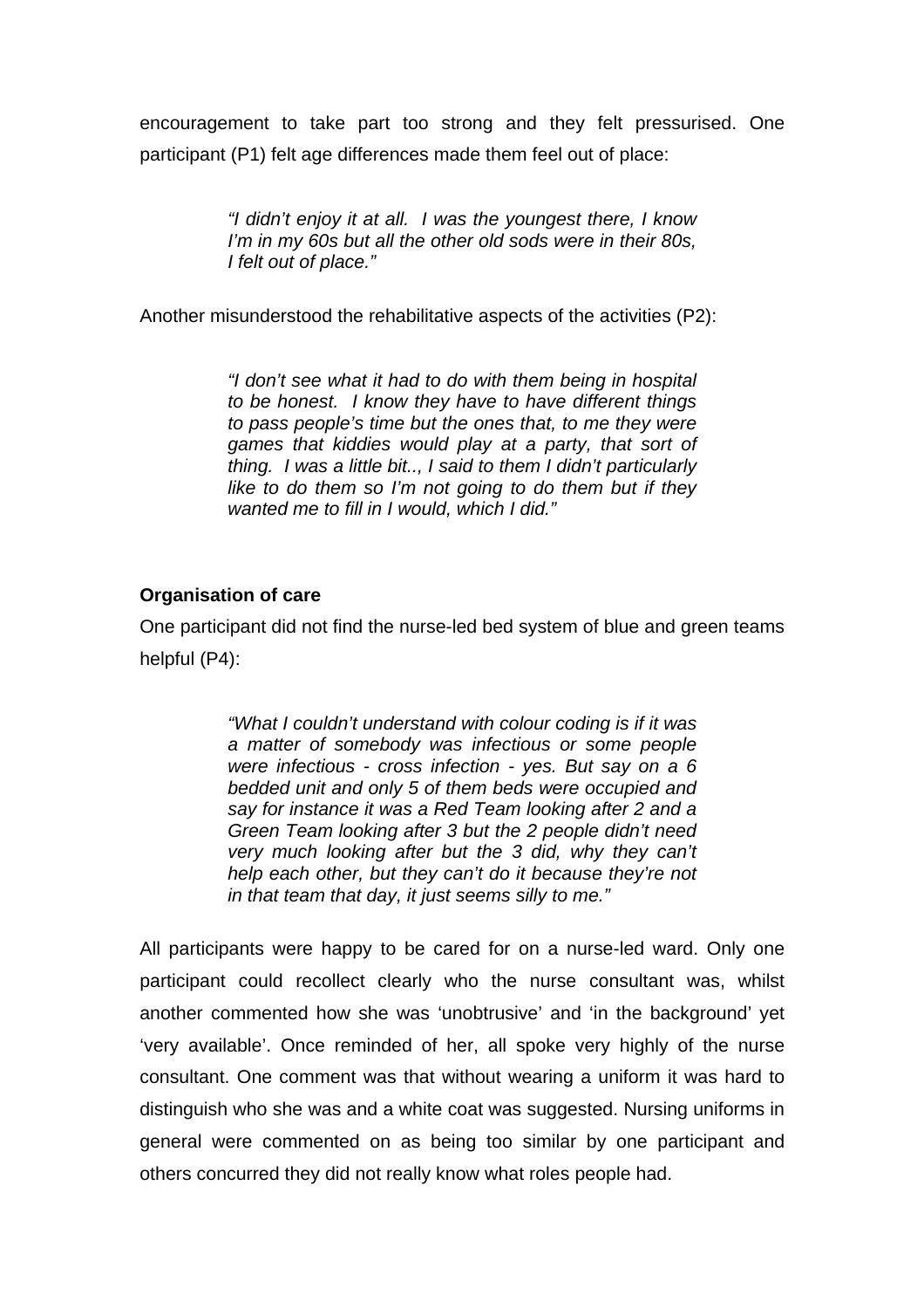encouragement to take part too strong and they felt pressurised. One participant (P1) felt age differences made them feel out of place:

> *"I didn't enjoy it at all. I was the youngest there, I know I'm in my 60s but all the other old sods were in their 80s, I felt out of place."*

Another misunderstood the rehabilitative aspects of the activities (P2):

> *"I don't see what it had to do with them being in hospital to be honest. I know they have to have different things to pass people's time but the ones that, to me they were games that kiddies would play at a party, that sort of thing. I was a little bit.., I said to them I didn't particularly like to do them so I'm not going to do them but if they wanted me to fill in I would, which I did."*

**Organisation of care**

One participant did not find the nurse-led bed system of blue and green teams helpful (P4):

> *"What I couldn't understand with colour coding is if it was a matter of somebody was infectious or some people were infectious - cross infection - yes. But say on a 6 bedded unit and only 5 of them beds were occupied and say for instance it was a Red Team looking after 2 and a Green Team looking after 3 but the 2 people didn't need very much looking after but the 3 did, why they can't help each other, but they can't do it because they're not in that team that day, it just seems silly to me."*

All participants were happy to be cared for on a nurse-led ward. Only one participant could recollect clearly who the nurse consultant was, whilst another commented how she was 'unobtrusive' and 'in the background' yet 'very available'. Once reminded of her, all spoke very highly of the nurse consultant. One comment was that without wearing a uniform it was hard to distinguish who she was and a white coat was suggested. Nursing uniforms in general were commented on as being too similar by one participant and others concurred they did not really know what roles people had.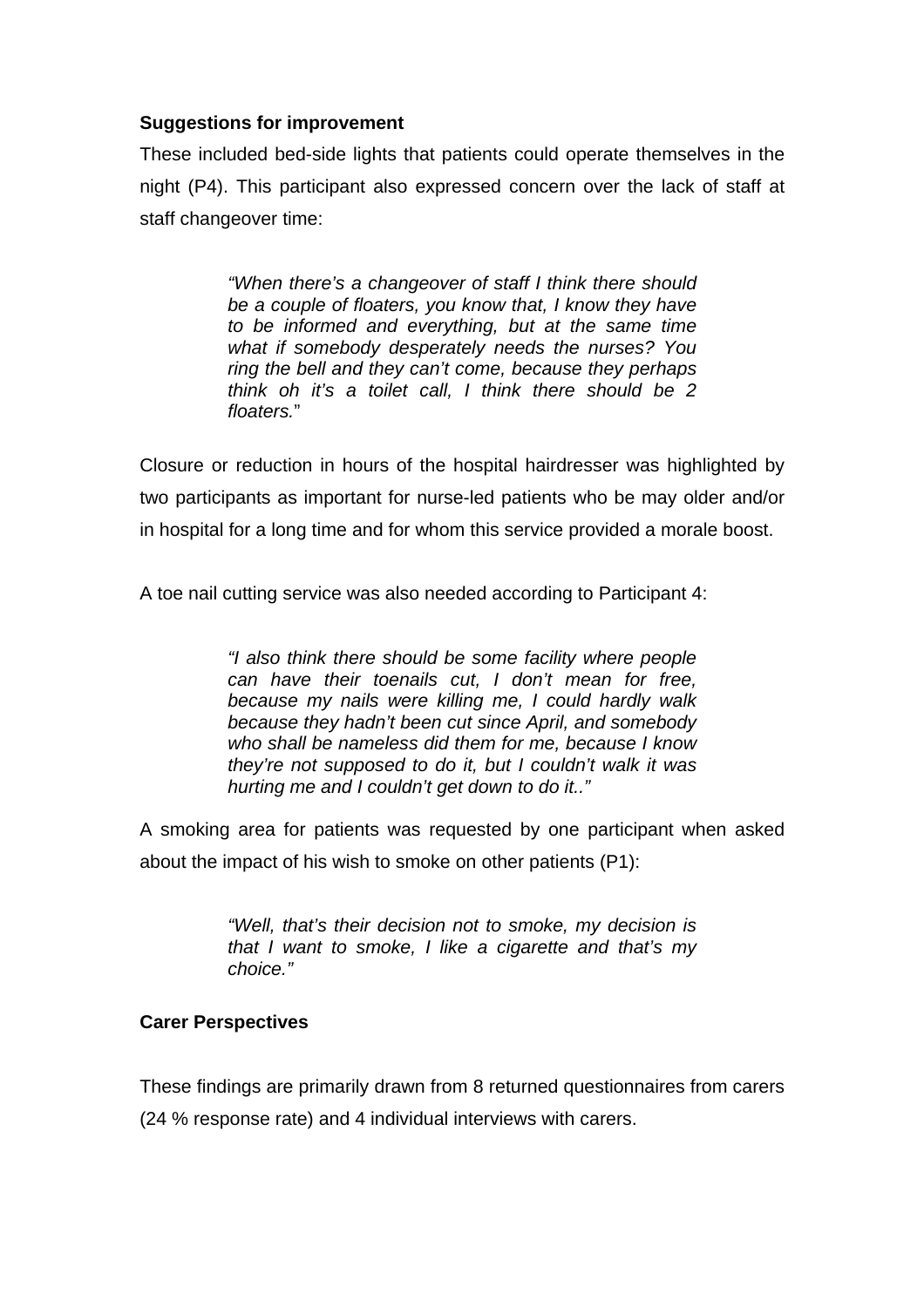**Suggestions for improvement**

These included bed-side lights that patients could operate themselves in the night (P4). This participant also expressed concern over the lack of staff at staff changeover time:

> *"When there's a changeover of staff I think there should be a couple of floaters, you know that, I know they have to be informed and everything, but at the same time what if somebody desperately needs the nurses? You ring the bell and they can't come, because they perhaps think oh it's a toilet call, I think there should be 2 floaters.*"

Closure or reduction in hours of the hospital hairdresser was highlighted by two participants as important for nurse-led patients who be may older and/or in hospital for a long time and for whom this service provided a morale boost.

A toe nail cutting service was also needed according to Participant 4:

> *"I also think there should be some facility where people can have their toenails cut, I don't mean for free, because my nails were killing me, I could hardly walk because they hadn't been cut since April, and somebody who shall be nameless did them for me, because I know they're not supposed to do it, but I couldn't walk it was hurting me and I couldn't get down to do it.."*

A smoking area for patients was requested by one participant when asked about the impact of his wish to smoke on other patients (P1):

> *"Well, that's their decision not to smoke, my decision is that I want to smoke, I like a cigarette and that's my choice."*

**Carer Perspectives**

These findings are primarily drawn from 8 returned questionnaires from carers (24 % response rate) and 4 individual interviews with carers.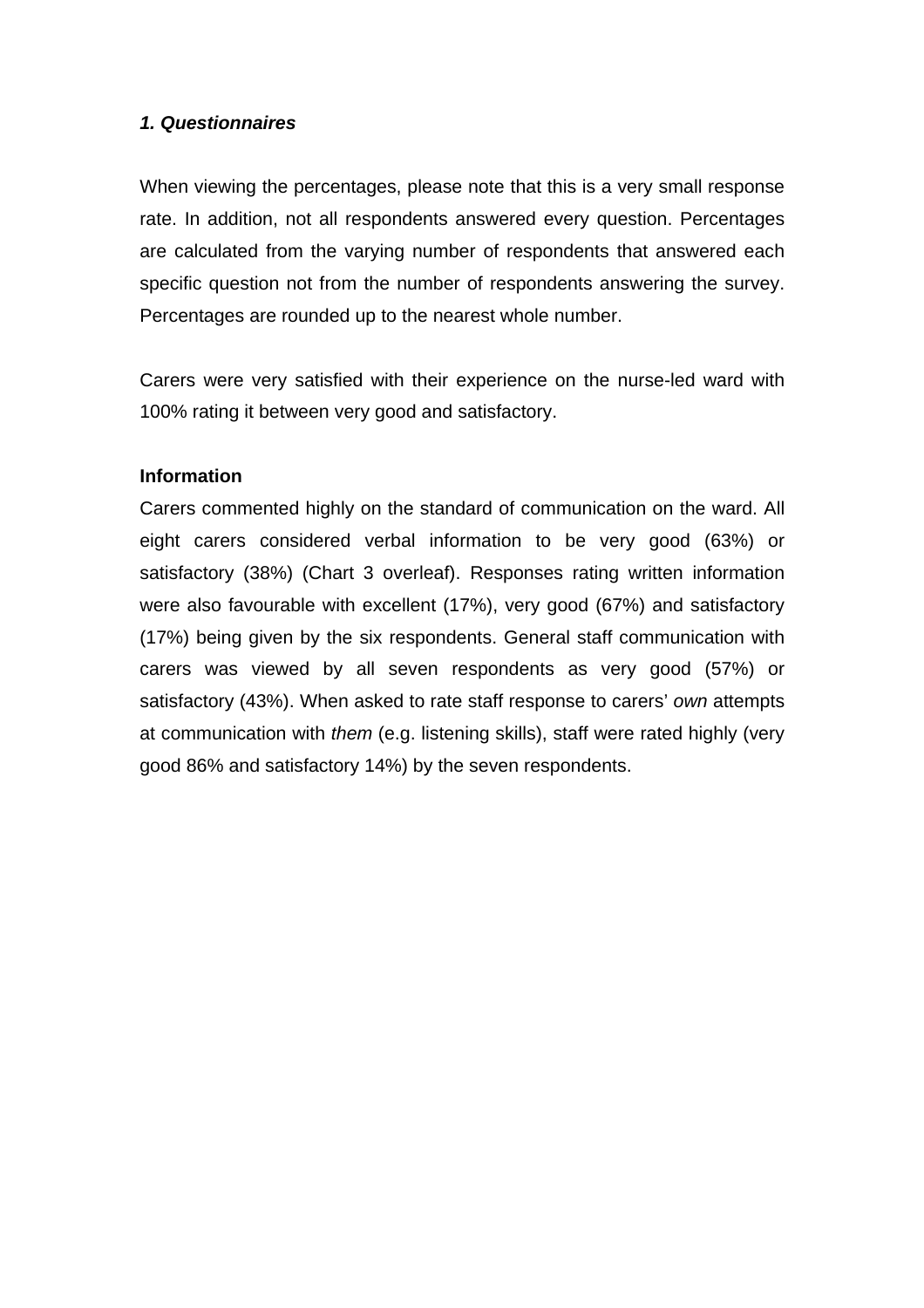***1. Questionnaires***

When viewing the percentages, please note that this is a very small response rate. In addition, not all respondents answered every question. Percentages are calculated from the varying number of respondents that answered each specific question not from the number of respondents answering the survey. Percentages are rounded up to the nearest whole number.

Carers were very satisfied with their experience on the nurse-led ward with 100% rating it between very good and satisfactory.

**Information**

Carers commented highly on the standard of communication on the ward. All eight carers considered verbal information to be very good (63%) or satisfactory (38%) (Chart 3 overleaf). Responses rating written information were also favourable with excellent (17%), very good (67%) and satisfactory (17%) being given by the six respondents. General staff communication with carers was viewed by all seven respondents as very good (57%) or satisfactory (43%). When asked to rate staff response to carers' *own* attempts at communication with *them* (e.g. listening skills), staff were rated highly (very good 86% and satisfactory 14%) by the seven respondents.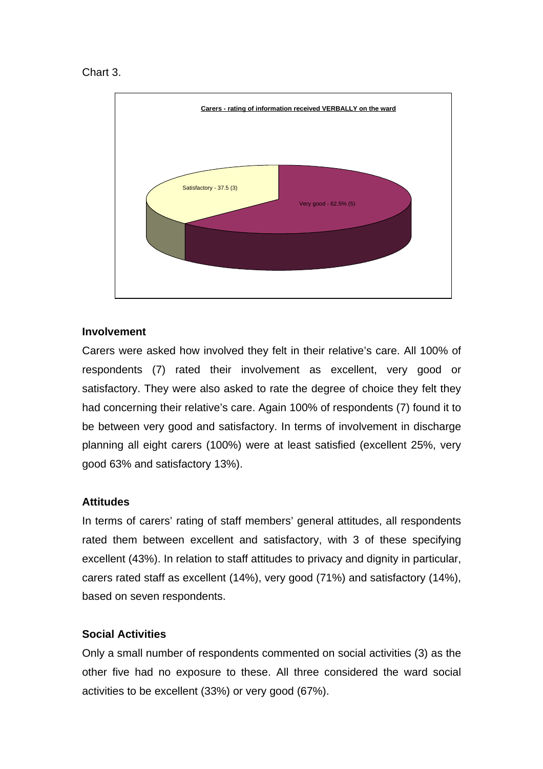Chart 3.

**Carers - rating of information received VERBALLY on the ward**

Satisfactory - 37.5 (3)

Very good - 62.5% (5)

### Involvement

Carers were asked how involved they felt in their relative's care. All 100% of respondents (7) rated their involvement as excellent, very good or satisfactory. They were also asked to rate the degree of choice they felt they had concerning their relative's care. Again 100% of respondents (7) found it to be between very good and satisfactory. In terms of involvement in discharge planning all eight carers (100%) were at least satisfied (excellent 25%, very good 63% and satisfactory 13%).

### Attitudes

In terms of carers' rating of staff members' general attitudes, all respondents rated them between excellent and satisfactory, with 3 of these specifying excellent (43%). In relation to staff attitudes to privacy and dignity in particular, carers rated staff as excellent (14%), very good (71%) and satisfactory (14%), based on seven respondents.

### Social Activities

Only a small number of respondents commented on social activities (3) as the other five had no exposure to these. All three considered the ward social activities to be excellent (33%) or very good (67%).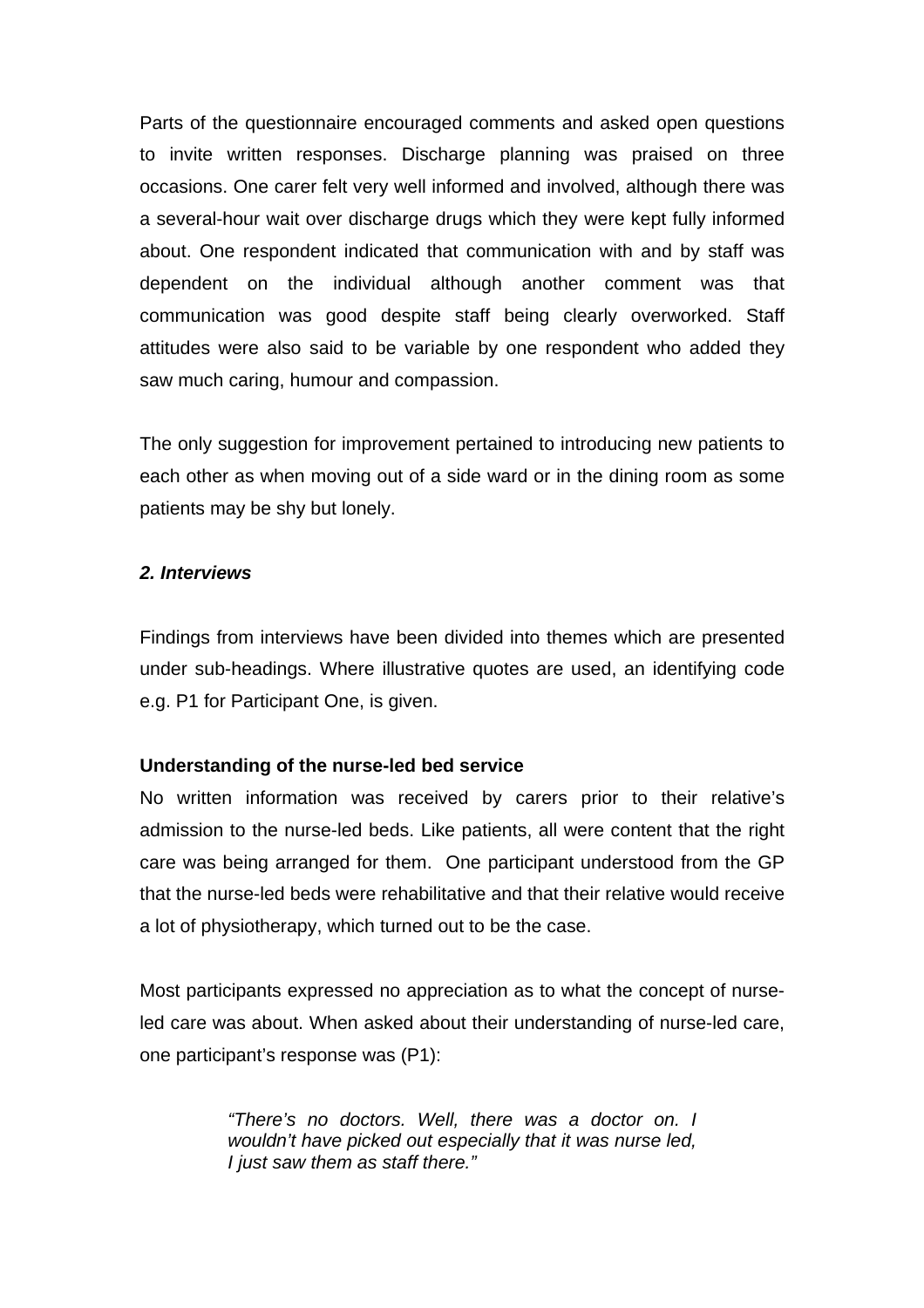Parts of the questionnaire encouraged comments and asked open questions to invite written responses. Discharge planning was praised on three occasions. One carer felt very well informed and involved, although there was a several-hour wait over discharge drugs which they were kept fully informed about. One respondent indicated that communication with and by staff was dependent on the individual although another comment was that communication was good despite staff being clearly overworked. Staff attitudes were also said to be variable by one respondent who added they saw much caring, humour and compassion.

The only suggestion for improvement pertained to introducing new patients to each other as when moving out of a side ward or in the dining room as some patients may be shy but lonely.

### *2. Interviews*

Findings from interviews have been divided into themes which are presented under sub-headings. Where illustrative quotes are used, an identifying code e.g. P1 for Participant One, is given.

#### Understanding of the nurse-led bed service

No written information was received by carers prior to their relative's admission to the nurse-led beds. Like patients, all were content that the right care was being arranged for them. One participant understood from the GP that the nurse-led beds were rehabilitative and that their relative would receive a lot of physiotherapy, which turned out to be the case.

Most participants expressed no appreciation as to what the concept of nurse-led care was about. When asked about their understanding of nurse-led care, one participant's response was (P1):

> *"There's no doctors. Well, there was a doctor on. I wouldn't have picked out especially that it was nurse led, I just saw them as staff there."*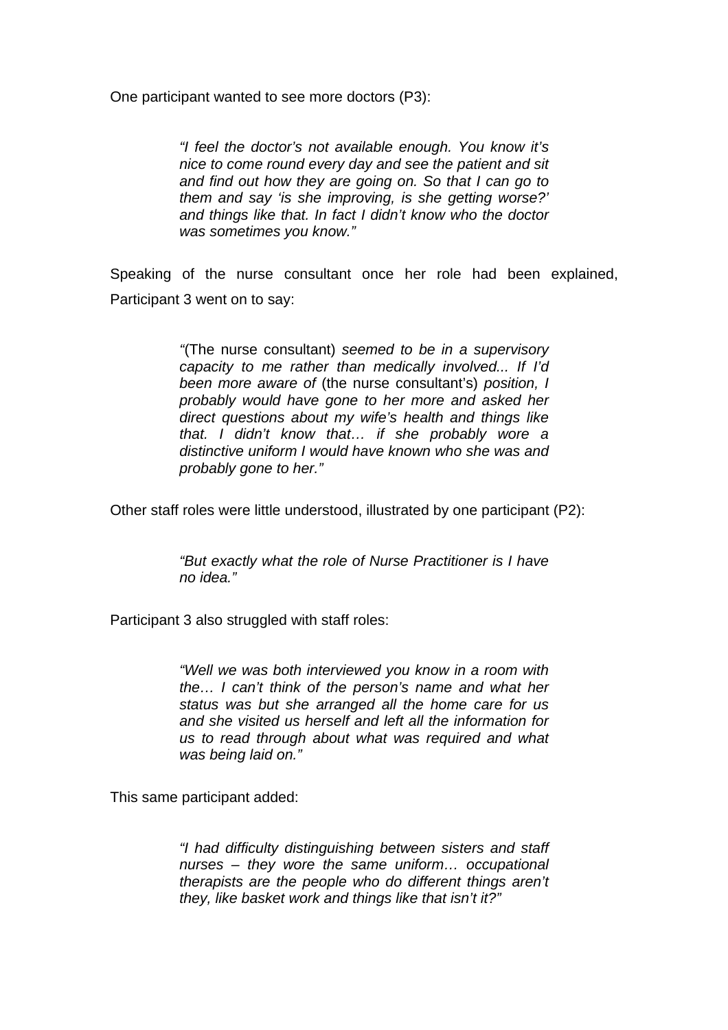One participant wanted to see more doctors (P3):

> *"I feel the doctor's not available enough. You know it's nice to come round every day and see the patient and sit and find out how they are going on. So that I can go to them and say 'is she improving, is she getting worse?' and things like that. In fact I didn't know who the doctor was sometimes you know."*

Speaking of the nurse consultant once her role had been explained, Participant 3 went on to say:

> *"*(The nurse consultant) *seemed to be in a supervisory capacity to me rather than medically involved... If I'd been more aware of* (the nurse consultant's) *position, I probably would have gone to her more and asked her direct questions about my wife's health and things like that. I didn't know that… if she probably wore a distinctive uniform I would have known who she was and probably gone to her."*

Other staff roles were little understood, illustrated by one participant (P2):

> *"But exactly what the role of Nurse Practitioner is I have no idea."*

Participant 3 also struggled with staff roles:

> *"Well we was both interviewed you know in a room with the… I can't think of the person's name and what her status was but she arranged all the home care for us and she visited us herself and left all the information for us to read through about what was required and what was being laid on."*

This same participant added:

> *"I had difficulty distinguishing between sisters and staff nurses – they wore the same uniform… occupational therapists are the people who do different things aren't they, like basket work and things like that isn't it?"*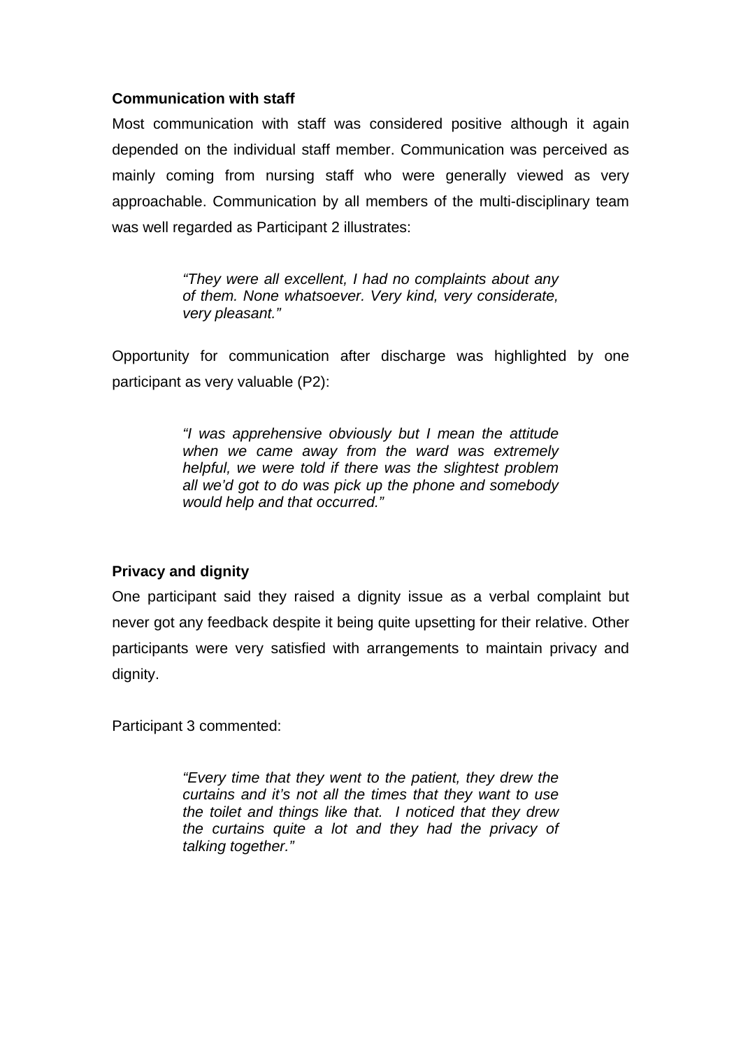**Communication with staff**

Most communication with staff was considered positive although it again depended on the individual staff member. Communication was perceived as mainly coming from nursing staff who were generally viewed as very approachable. Communication by all members of the multi-disciplinary team was well regarded as Participant 2 illustrates:

> *"They were all excellent, I had no complaints about any of them. None whatsoever. Very kind, very considerate, very pleasant."*

Opportunity for communication after discharge was highlighted by one participant as very valuable (P2):

> *"I was apprehensive obviously but I mean the attitude when we came away from the ward was extremely helpful, we were told if there was the slightest problem all we'd got to do was pick up the phone and somebody would help and that occurred."*

**Privacy and dignity**

One participant said they raised a dignity issue as a verbal complaint but never got any feedback despite it being quite upsetting for their relative. Other participants were very satisfied with arrangements to maintain privacy and dignity.

Participant 3 commented:

> *"Every time that they went to the patient, they drew the curtains and it's not all the times that they want to use the toilet and things like that. I noticed that they drew the curtains quite a lot and they had the privacy of talking together."*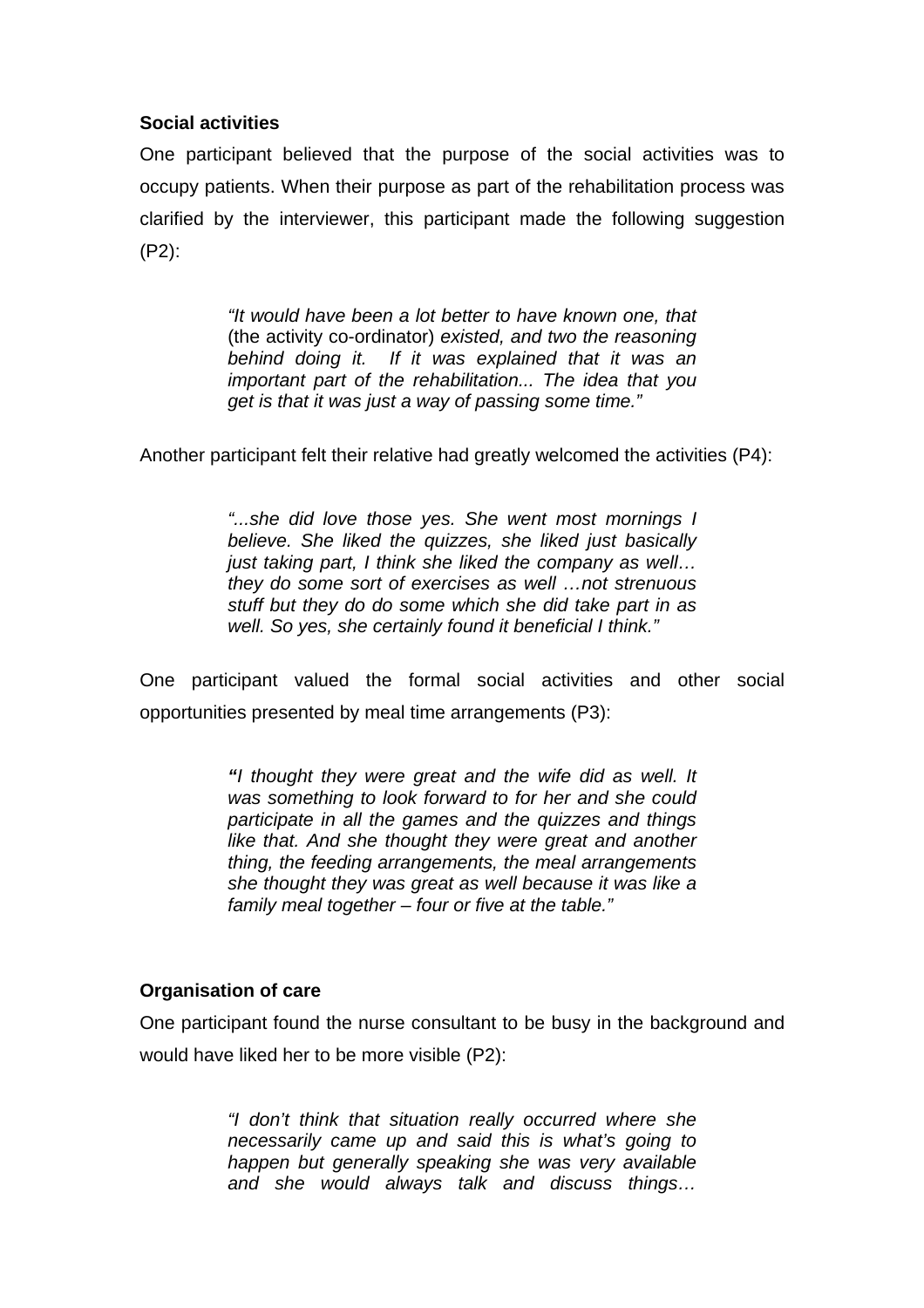**Social activities**

One participant believed that the purpose of the social activities was to occupy patients. When their purpose as part of the rehabilitation process was clarified by the interviewer, this participant made the following suggestion (P2):

> *"It would have been a lot better to have known one, that* (the activity co-ordinator) *existed, and two the reasoning behind doing it. If it was explained that it was an important part of the rehabilitation... The idea that you get is that it was just a way of passing some time."*

Another participant felt their relative had greatly welcomed the activities (P4):

> *"...she did love those yes. She went most mornings I believe. She liked the quizzes, she liked just basically just taking part, I think she liked the company as well… they do some sort of exercises as well …not strenuous stuff but they do do some which she did take part in as well. So yes, she certainly found it beneficial I think."*

One participant valued the formal social activities and other social opportunities presented by meal time arrangements (P3):

> *"I thought they were great and the wife did as well. It was something to look forward to for her and she could participate in all the games and the quizzes and things like that. And she thought they were great and another thing, the feeding arrangements, the meal arrangements she thought they was great as well because it was like a family meal together – four or five at the table."*

**Organisation of care**

One participant found the nurse consultant to be busy in the background and would have liked her to be more visible (P2):

> *"I don't think that situation really occurred where she necessarily came up and said this is what's going to happen but generally speaking she was very available and she would always talk and discuss things…*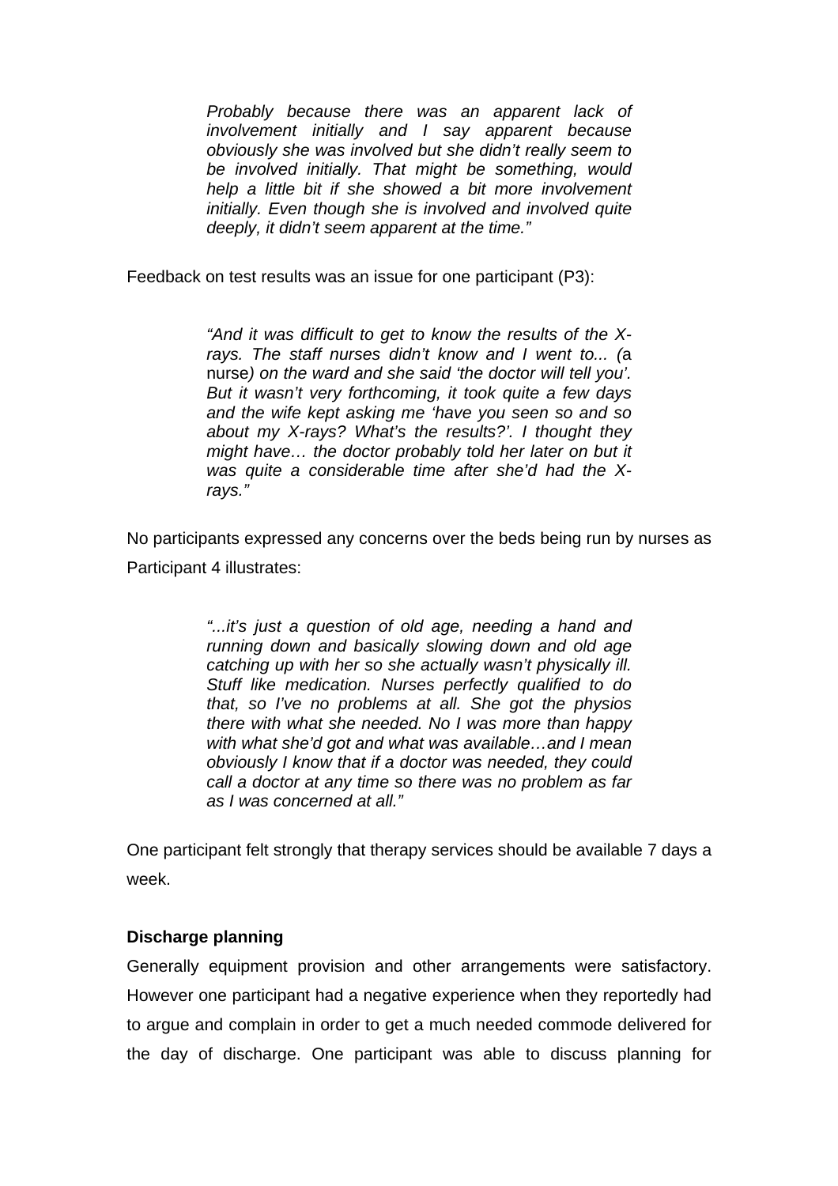> *Probably because there was an apparent lack of involvement initially and I say apparent because obviously she was involved but she didn't really seem to be involved initially. That might be something, would help a little bit if she showed a bit more involvement initially. Even though she is involved and involved quite deeply, it didn't seem apparent at the time."*

Feedback on test results was an issue for one participant (P3):

> *"And it was difficult to get to know the results of the X-rays. The staff nurses didn't know and I went to... (*a nurse*) on the ward and she said 'the doctor will tell you'. But it wasn't very forthcoming, it took quite a few days and the wife kept asking me 'have you seen so and so about my X-rays? What's the results?'. I thought they might have… the doctor probably told her later on but it was quite a considerable time after she'd had the X-rays."*

No participants expressed any concerns over the beds being run by nurses as Participant 4 illustrates:

> *"...it's just a question of old age, needing a hand and running down and basically slowing down and old age catching up with her so she actually wasn't physically ill. Stuff like medication. Nurses perfectly qualified to do that, so I've no problems at all. She got the physios there with what she needed. No I was more than happy with what she'd got and what was available…and I mean obviously I know that if a doctor was needed, they could call a doctor at any time so there was no problem as far as I was concerned at all."*

One participant felt strongly that therapy services should be available 7 days a week.

**Discharge planning**

Generally equipment provision and other arrangements were satisfactory. However one participant had a negative experience when they reportedly had to argue and complain in order to get a much needed commode delivered for the day of discharge. One participant was able to discuss planning for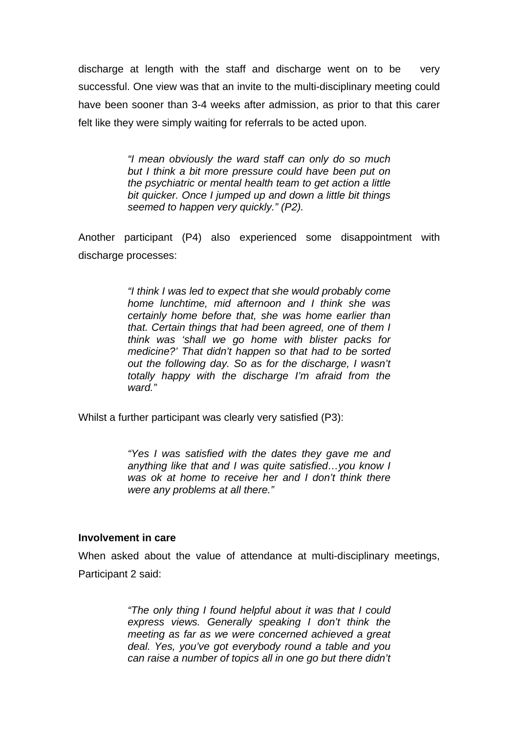discharge at length with the staff and discharge went on to be very successful. One view was that an invite to the multi-disciplinary meeting could have been sooner than 3-4 weeks after admission, as prior to that this carer felt like they were simply waiting for referrals to be acted upon.

> *"I mean obviously the ward staff can only do so much but I think a bit more pressure could have been put on the psychiatric or mental health team to get action a little bit quicker. Once I jumped up and down a little bit things seemed to happen very quickly." (P2).*

Another participant (P4) also experienced some disappointment with discharge processes:

> *"I think I was led to expect that she would probably come home lunchtime, mid afternoon and I think she was certainly home before that, she was home earlier than that. Certain things that had been agreed, one of them I think was 'shall we go home with blister packs for medicine?' That didn't happen so that had to be sorted out the following day. So as for the discharge, I wasn't totally happy with the discharge I'm afraid from the ward."*

Whilst a further participant was clearly very satisfied (P3):

> *"Yes I was satisfied with the dates they gave me and anything like that and I was quite satisfied…you know I was ok at home to receive her and I don't think there were any problems at all there."*

**Involvement in care**

When asked about the value of attendance at multi-disciplinary meetings, Participant 2 said:

> *"The only thing I found helpful about it was that I could express views. Generally speaking I don't think the meeting as far as we were concerned achieved a great deal. Yes, you've got everybody round a table and you can raise a number of topics all in one go but there didn't*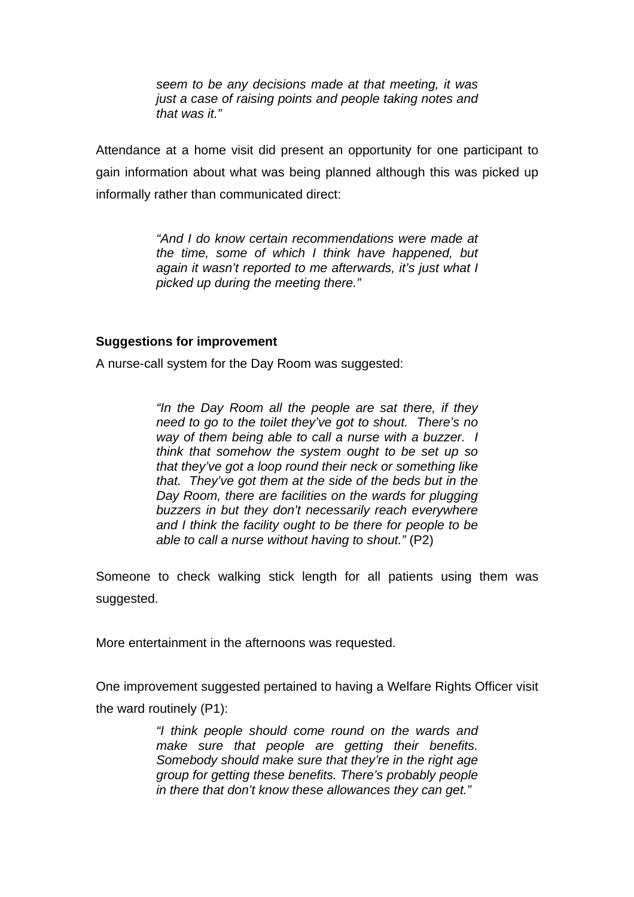> *seem to be any decisions made at that meeting, it was just a case of raising points and people taking notes and that was it."*

Attendance at a home visit did present an opportunity for one participant to gain information about what was being planned although this was picked up informally rather than communicated direct:

> *"And I do know certain recommendations were made at the time, some of which I think have happened, but again it wasn't reported to me afterwards, it's just what I picked up during the meeting there."*

**Suggestions for improvement**

A nurse-call system for the Day Room was suggested:

> *"In the Day Room all the people are sat there, if they need to go to the toilet they've got to shout. There's no way of them being able to call a nurse with a buzzer. I think that somehow the system ought to be set up so that they've got a loop round their neck or something like that. They've got them at the side of the beds but in the Day Room, there are facilities on the wards for plugging buzzers in but they don't necessarily reach everywhere and I think the facility ought to be there for people to be able to call a nurse without having to shout."* (P2)

Someone to check walking stick length for all patients using them was suggested.

More entertainment in the afternoons was requested.

One improvement suggested pertained to having a Welfare Rights Officer visit the ward routinely (P1):

> *"I think people should come round on the wards and make sure that people are getting their benefits. Somebody should make sure that they're in the right age group for getting these benefits. There's probably people in there that don't know these allowances they can get."*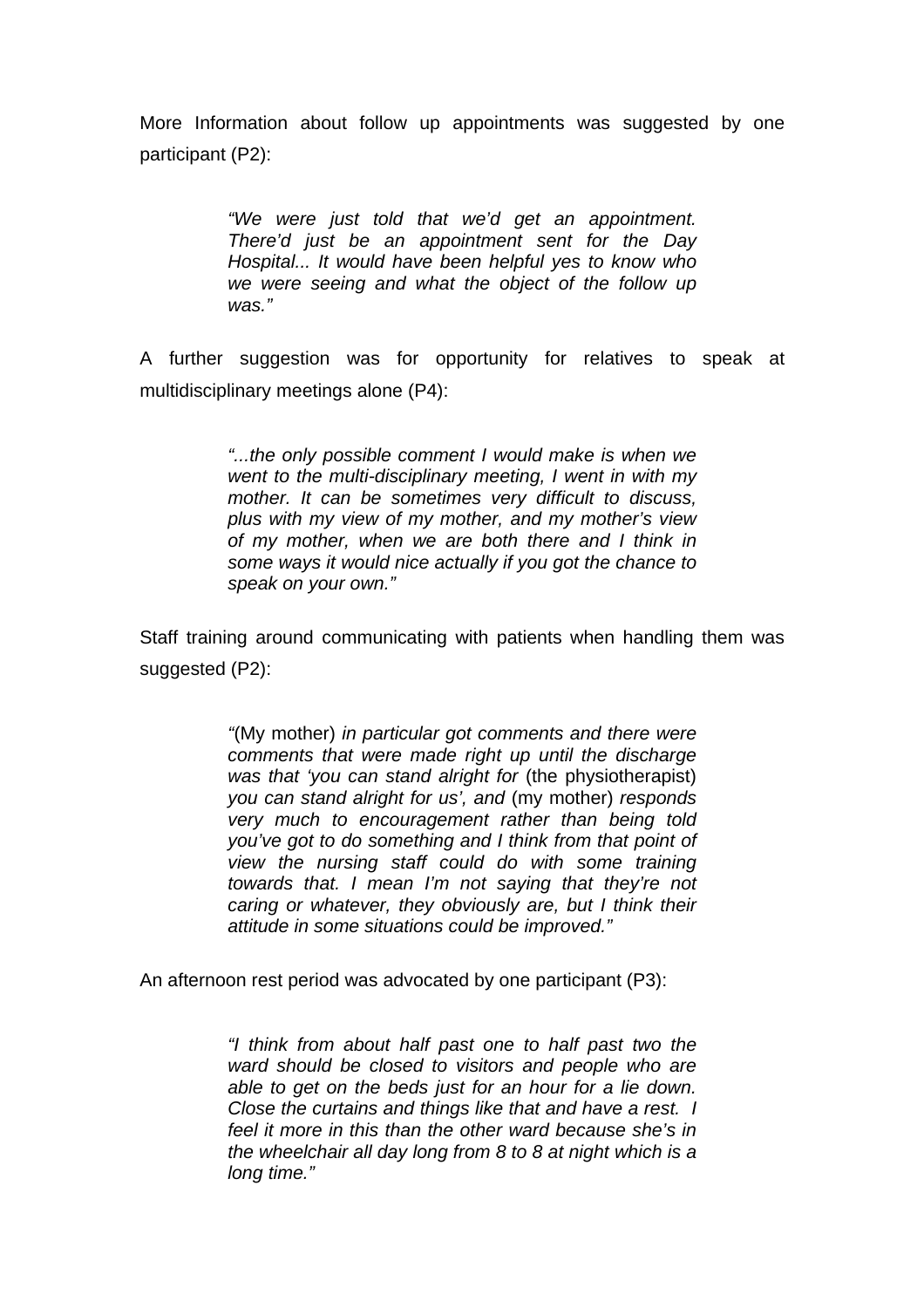More Information about follow up appointments was suggested by one participant (P2):

> *"We were just told that we'd get an appointment. There'd just be an appointment sent for the Day Hospital... It would have been helpful yes to know who we were seeing and what the object of the follow up was."*

A further suggestion was for opportunity for relatives to speak at multidisciplinary meetings alone (P4):

> *"...the only possible comment I would make is when we went to the multi-disciplinary meeting, I went in with my mother. It can be sometimes very difficult to discuss, plus with my view of my mother, and my mother's view of my mother, when we are both there and I think in some ways it would nice actually if you got the chance to speak on your own."*

Staff training around communicating with patients when handling them was suggested (P2):

> *"*(My mother) *in particular got comments and there were comments that were made right up until the discharge was that 'you can stand alright for* (the physiotherapist) *you can stand alright for us', and* (my mother) *responds very much to encouragement rather than being told you've got to do something and I think from that point of view the nursing staff could do with some training towards that. I mean I'm not saying that they're not caring or whatever, they obviously are, but I think their attitude in some situations could be improved."*

An afternoon rest period was advocated by one participant (P3):

> *"I think from about half past one to half past two the ward should be closed to visitors and people who are able to get on the beds just for an hour for a lie down. Close the curtains and things like that and have a rest. I feel it more in this than the other ward because she's in the wheelchair all day long from 8 to 8 at night which is a long time."*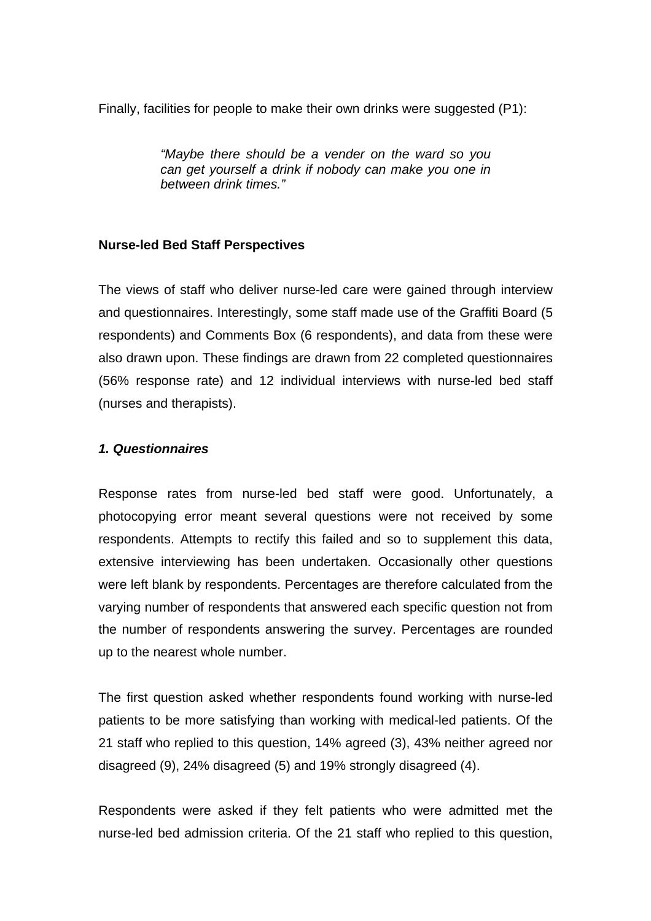Finally, facilities for people to make their own drinks were suggested (P1):

> *"Maybe there should be a vender on the ward so you can get yourself a drink if nobody can make you one in between drink times."*

**Nurse-led Bed Staff Perspectives**

The views of staff who deliver nurse-led care were gained through interview and questionnaires. Interestingly, some staff made use of the Graffiti Board (5 respondents) and Comments Box (6 respondents), and data from these were also drawn upon. These findings are drawn from 22 completed questionnaires (56% response rate) and 12 individual interviews with nurse-led bed staff (nurses and therapists).

***1. Questionnaires***

Response rates from nurse-led bed staff were good. Unfortunately, a photocopying error meant several questions were not received by some respondents. Attempts to rectify this failed and so to supplement this data, extensive interviewing has been undertaken. Occasionally other questions were left blank by respondents. Percentages are therefore calculated from the varying number of respondents that answered each specific question not from the number of respondents answering the survey. Percentages are rounded up to the nearest whole number.

The first question asked whether respondents found working with nurse-led patients to be more satisfying than working with medical-led patients. Of the 21 staff who replied to this question, 14% agreed (3), 43% neither agreed nor disagreed (9), 24% disagreed (5) and 19% strongly disagreed (4).

Respondents were asked if they felt patients who were admitted met the nurse-led bed admission criteria. Of the 21 staff who replied to this question,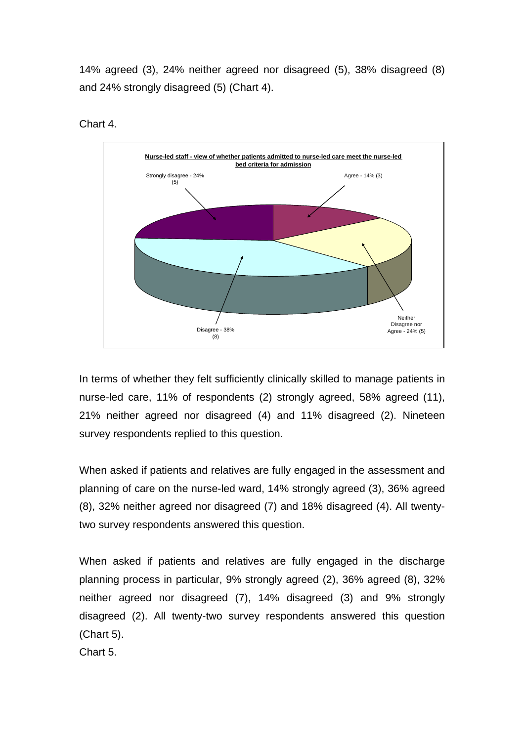14% agreed (3), 24% neither agreed nor disagreed (5), 38% disagreed (8) and 24% strongly disagreed (5) (Chart 4).

Chart 4.

In terms of whether they felt sufficiently clinically skilled to manage patients in nurse-led care, 11% of respondents (2) strongly agreed, 58% agreed (11), 21% neither agreed nor disagreed (4) and 11% disagreed (2). Nineteen survey respondents replied to this question.

When asked if patients and relatives are fully engaged in the assessment and planning of care on the nurse-led ward, 14% strongly agreed (3), 36% agreed (8), 32% neither agreed nor disagreed (7) and 18% disagreed (4). All twenty-two survey respondents answered this question.

When asked if patients and relatives are fully engaged in the discharge planning process in particular, 9% strongly agreed (2), 36% agreed (8), 32% neither agreed nor disagreed (7), 14% disagreed (3) and 9% strongly disagreed (2). All twenty-two survey respondents answered this question (Chart 5).

Chart 5.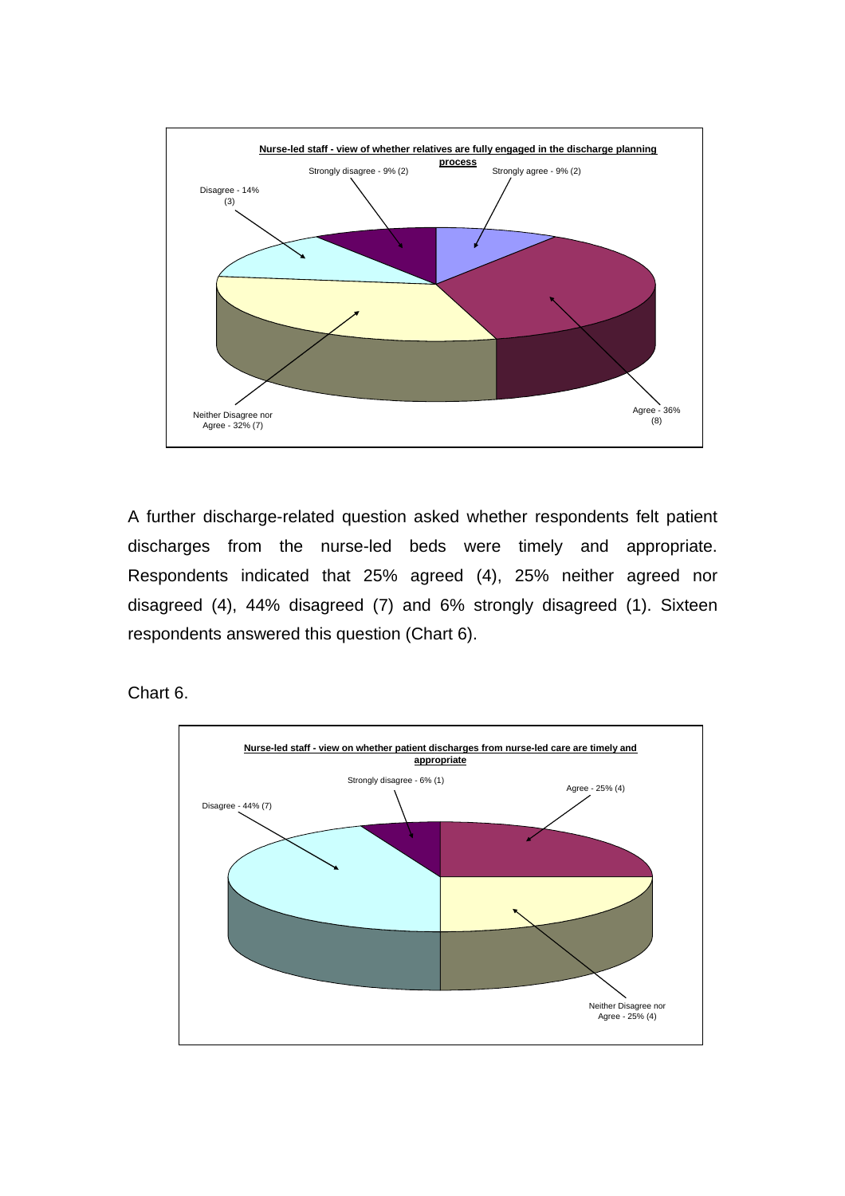**Nurse-led staff - view of whether relatives are fully engaged in the discharge planning process**

Strongly disagree - 9% (2)

Strongly agree - 9% (2)

Disagree - 14% (3)

Neither Disagree nor Agree - 32% (7)

Agree - 36% (8)

A further discharge-related question asked whether respondents felt patient discharges from the nurse-led beds were timely and appropriate. Respondents indicated that 25% agreed (4), 25% neither agreed nor disagreed (4), 44% disagreed (7) and 6% strongly disagreed (1). Sixteen respondents answered this question (Chart 6).

Chart 6.

**Nurse-led staff - view on whether patient discharges from nurse-led care are timely and appropriate**

Strongly disagree - 6% (1)

Agree - 25% (4)

Disagree - 44% (7)

Neither Disagree nor Agree - 25% (4)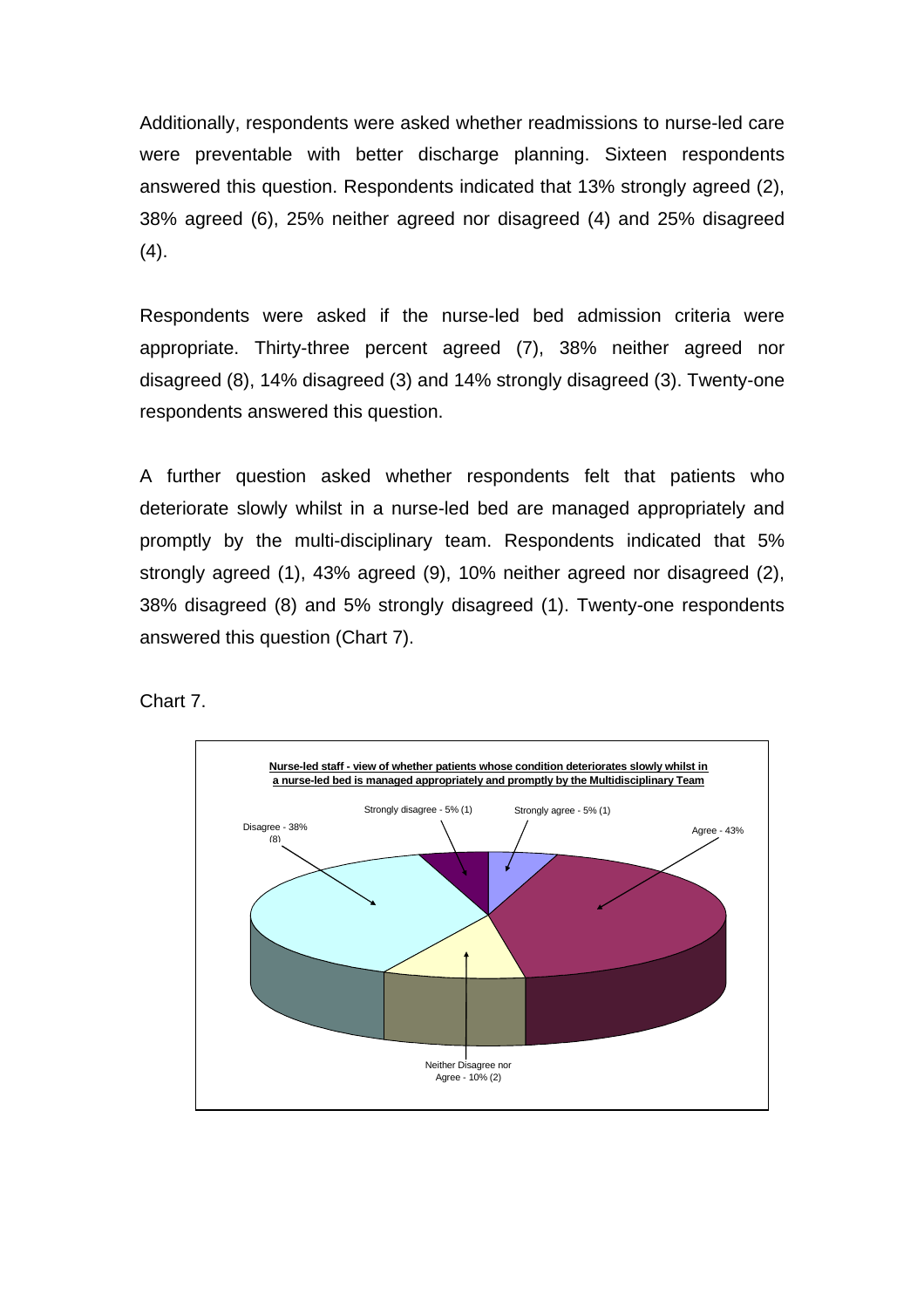Additionally, respondents were asked whether readmissions to nurse-led care were preventable with better discharge planning. Sixteen respondents answered this question. Respondents indicated that 13% strongly agreed (2), 38% agreed (6), 25% neither agreed nor disagreed (4) and 25% disagreed (4).

Respondents were asked if the nurse-led bed admission criteria were appropriate. Thirty-three percent agreed (7), 38% neither agreed nor disagreed (8), 14% disagreed (3) and 14% strongly disagreed (3). Twenty-one respondents answered this question.

A further question asked whether respondents felt that patients who deteriorate slowly whilst in a nurse-led bed are managed appropriately and promptly by the multi-disciplinary team. Respondents indicated that 5% strongly agreed (1), 43% agreed (9), 10% neither agreed nor disagreed (2), 38% disagreed (8) and 5% strongly disagreed (1). Twenty-one respondents answered this question (Chart 7).

Chart 7.

**Nurse-led staff - view of whether patients whose condition deteriorates slowly whilst in a nurse-led bed is managed appropriately and promptly by the Multidisciplinary Team**

Strongly disagree - 5% (1)

Strongly agree - 5% (1)

Disagree - 38% (8)

Agree - 43%

Neither Disagree nor Agree - 10% (2)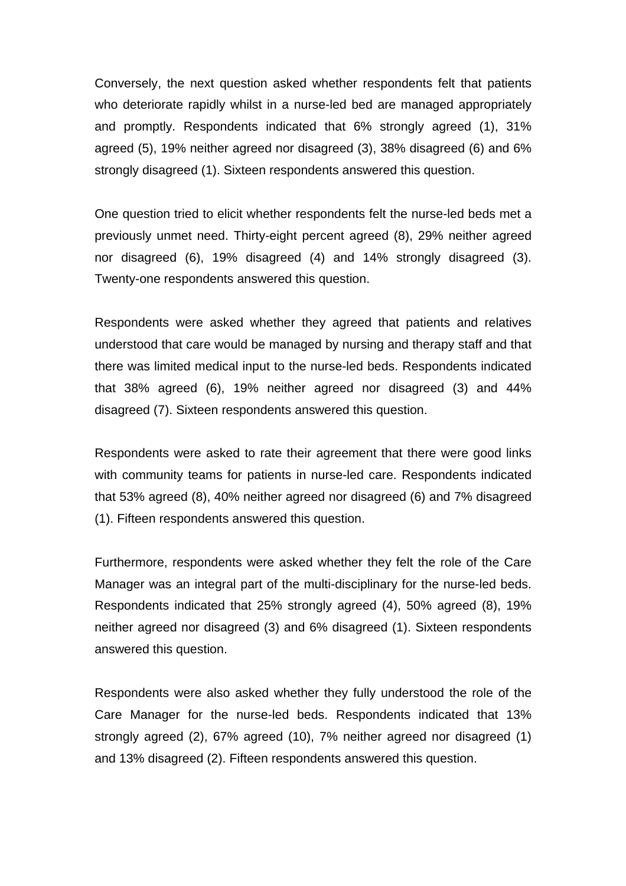Conversely, the next question asked whether respondents felt that patients who deteriorate rapidly whilst in a nurse-led bed are managed appropriately and promptly. Respondents indicated that 6% strongly agreed (1), 31% agreed (5), 19% neither agreed nor disagreed (3), 38% disagreed (6) and 6% strongly disagreed (1). Sixteen respondents answered this question.

One question tried to elicit whether respondents felt the nurse-led beds met a previously unmet need. Thirty-eight percent agreed (8), 29% neither agreed nor disagreed (6), 19% disagreed (4) and 14% strongly disagreed (3). Twenty-one respondents answered this question.

Respondents were asked whether they agreed that patients and relatives understood that care would be managed by nursing and therapy staff and that there was limited medical input to the nurse-led beds. Respondents indicated that 38% agreed (6), 19% neither agreed nor disagreed (3) and 44% disagreed (7). Sixteen respondents answered this question.

Respondents were asked to rate their agreement that there were good links with community teams for patients in nurse-led care. Respondents indicated that 53% agreed (8), 40% neither agreed nor disagreed (6) and 7% disagreed (1). Fifteen respondents answered this question.

Furthermore, respondents were asked whether they felt the role of the Care Manager was an integral part of the multi-disciplinary for the nurse-led beds. Respondents indicated that 25% strongly agreed (4), 50% agreed (8), 19% neither agreed nor disagreed (3) and 6% disagreed (1). Sixteen respondents answered this question.

Respondents were also asked whether they fully understood the role of the Care Manager for the nurse-led beds. Respondents indicated that 13% strongly agreed (2), 67% agreed (10), 7% neither agreed nor disagreed (1) and 13% disagreed (2). Fifteen respondents answered this question.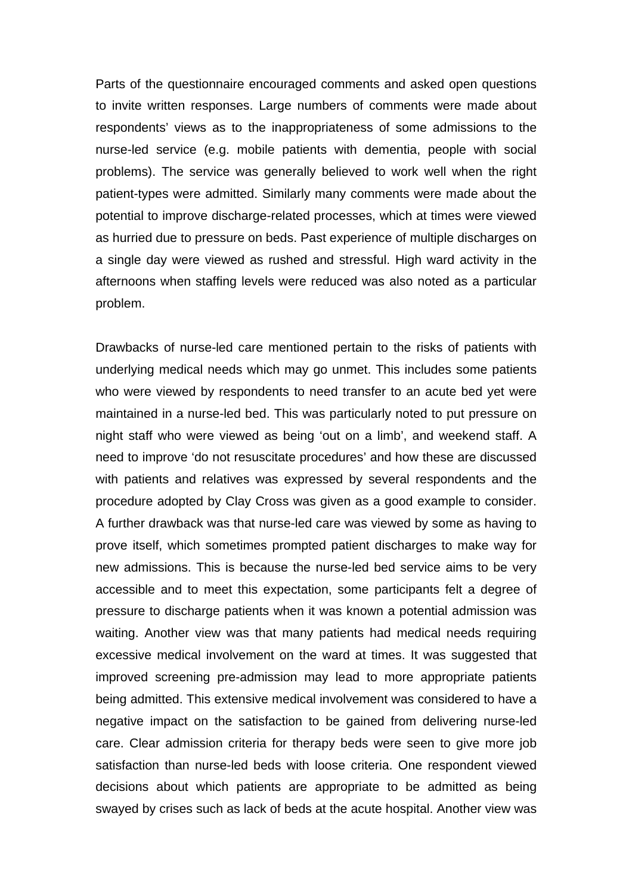Parts of the questionnaire encouraged comments and asked open questions to invite written responses. Large numbers of comments were made about respondents' views as to the inappropriateness of some admissions to the nurse-led service (e.g. mobile patients with dementia, people with social problems). The service was generally believed to work well when the right patient-types were admitted. Similarly many comments were made about the potential to improve discharge-related processes, which at times were viewed as hurried due to pressure on beds. Past experience of multiple discharges on a single day were viewed as rushed and stressful. High ward activity in the afternoons when staffing levels were reduced was also noted as a particular problem.

Drawbacks of nurse-led care mentioned pertain to the risks of patients with underlying medical needs which may go unmet. This includes some patients who were viewed by respondents to need transfer to an acute bed yet were maintained in a nurse-led bed. This was particularly noted to put pressure on night staff who were viewed as being 'out on a limb', and weekend staff. A need to improve 'do not resuscitate procedures' and how these are discussed with patients and relatives was expressed by several respondents and the procedure adopted by Clay Cross was given as a good example to consider. A further drawback was that nurse-led care was viewed by some as having to prove itself, which sometimes prompted patient discharges to make way for new admissions. This is because the nurse-led bed service aims to be very accessible and to meet this expectation, some participants felt a degree of pressure to discharge patients when it was known a potential admission was waiting. Another view was that many patients had medical needs requiring excessive medical involvement on the ward at times. It was suggested that improved screening pre-admission may lead to more appropriate patients being admitted. This extensive medical involvement was considered to have a negative impact on the satisfaction to be gained from delivering nurse-led care. Clear admission criteria for therapy beds were seen to give more job satisfaction than nurse-led beds with loose criteria. One respondent viewed decisions about which patients are appropriate to be admitted as being swayed by crises such as lack of beds at the acute hospital. Another view was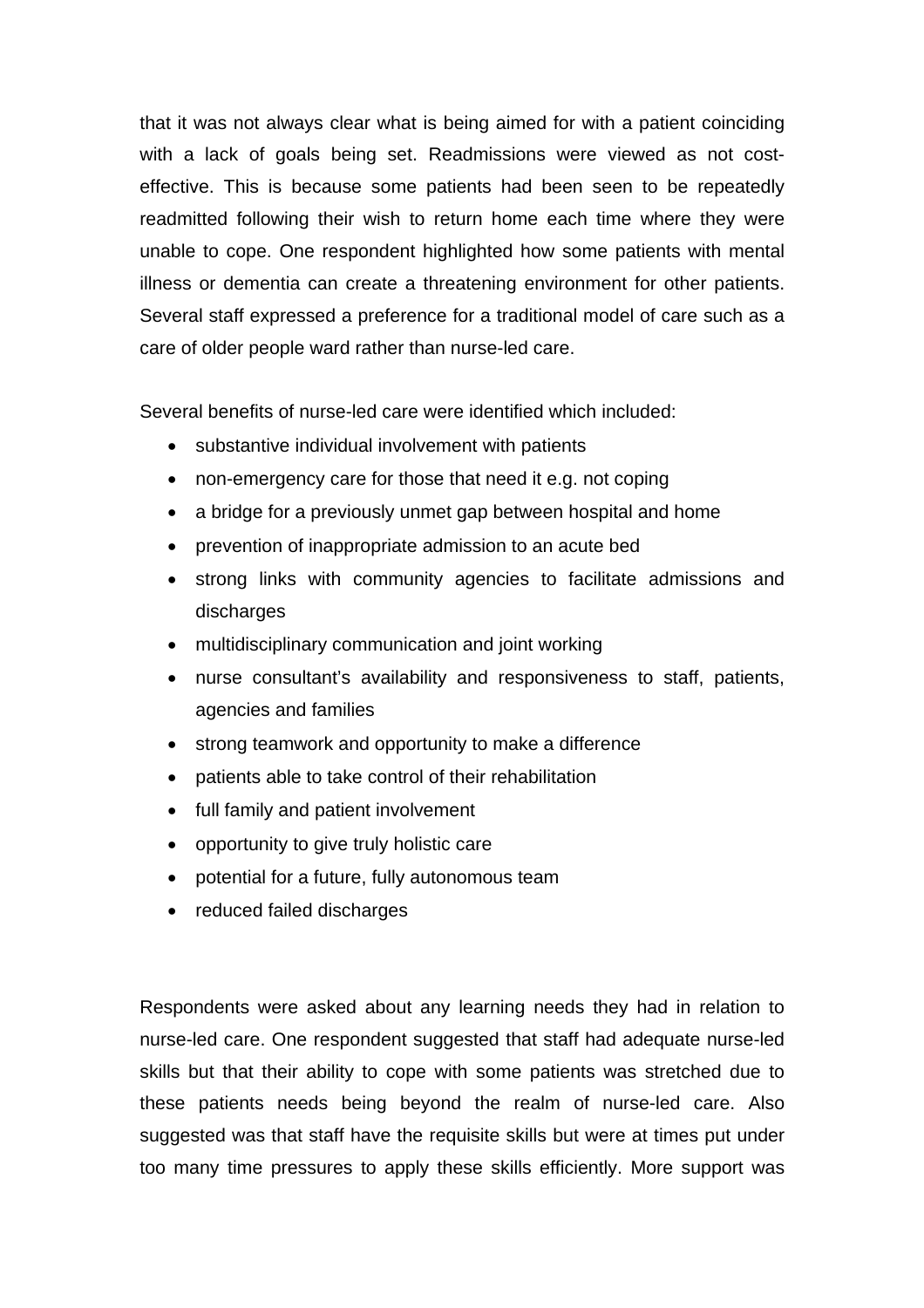that it was not always clear what is being aimed for with a patient coinciding with a lack of goals being set. Readmissions were viewed as not cost-effective. This is because some patients had been seen to be repeatedly readmitted following their wish to return home each time where they were unable to cope. One respondent highlighted how some patients with mental illness or dementia can create a threatening environment for other patients. Several staff expressed a preference for a traditional model of care such as a care of older people ward rather than nurse-led care.

Several benefits of nurse-led care were identified which included:

- substantive individual involvement with patients
- non-emergency care for those that need it e.g. not coping
- a bridge for a previously unmet gap between hospital and home
- prevention of inappropriate admission to an acute bed
- strong links with community agencies to facilitate admissions and discharges
- multidisciplinary communication and joint working
- nurse consultant's availability and responsiveness to staff, patients, agencies and families
- strong teamwork and opportunity to make a difference
- patients able to take control of their rehabilitation
- full family and patient involvement
- opportunity to give truly holistic care
- potential for a future, fully autonomous team
- reduced failed discharges

Respondents were asked about any learning needs they had in relation to nurse-led care. One respondent suggested that staff had adequate nurse-led skills but that their ability to cope with some patients was stretched due to these patients needs being beyond the realm of nurse-led care. Also suggested was that staff have the requisite skills but were at times put under too many time pressures to apply these skills efficiently. More support was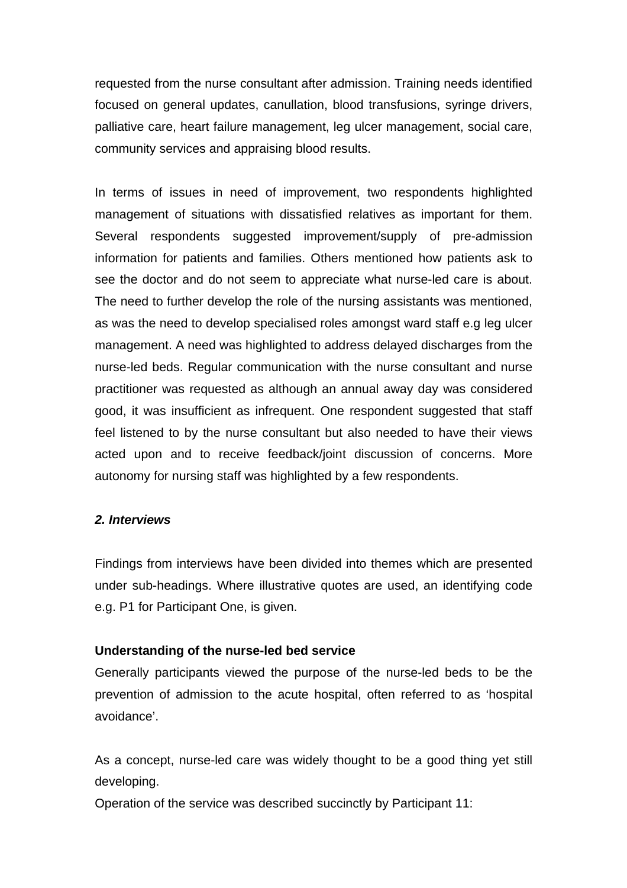requested from the nurse consultant after admission. Training needs identified focused on general updates, canullation, blood transfusions, syringe drivers, palliative care, heart failure management, leg ulcer management, social care, community services and appraising blood results.

In terms of issues in need of improvement, two respondents highlighted management of situations with dissatisfied relatives as important for them. Several respondents suggested improvement/supply of pre-admission information for patients and families. Others mentioned how patients ask to see the doctor and do not seem to appreciate what nurse-led care is about. The need to further develop the role of the nursing assistants was mentioned, as was the need to develop specialised roles amongst ward staff e.g leg ulcer management. A need was highlighted to address delayed discharges from the nurse-led beds. Regular communication with the nurse consultant and nurse practitioner was requested as although an annual away day was considered good, it was insufficient as infrequent. One respondent suggested that staff feel listened to by the nurse consultant but also needed to have their views acted upon and to receive feedback/joint discussion of concerns. More autonomy for nursing staff was highlighted by a few respondents.

***2. Interviews***

Findings from interviews have been divided into themes which are presented under sub-headings. Where illustrative quotes are used, an identifying code e.g. P1 for Participant One, is given.

**Understanding of the nurse-led bed service**

Generally participants viewed the purpose of the nurse-led beds to be the prevention of admission to the acute hospital, often referred to as 'hospital avoidance'.

As a concept, nurse-led care was widely thought to be a good thing yet still developing.

Operation of the service was described succinctly by Participant 11: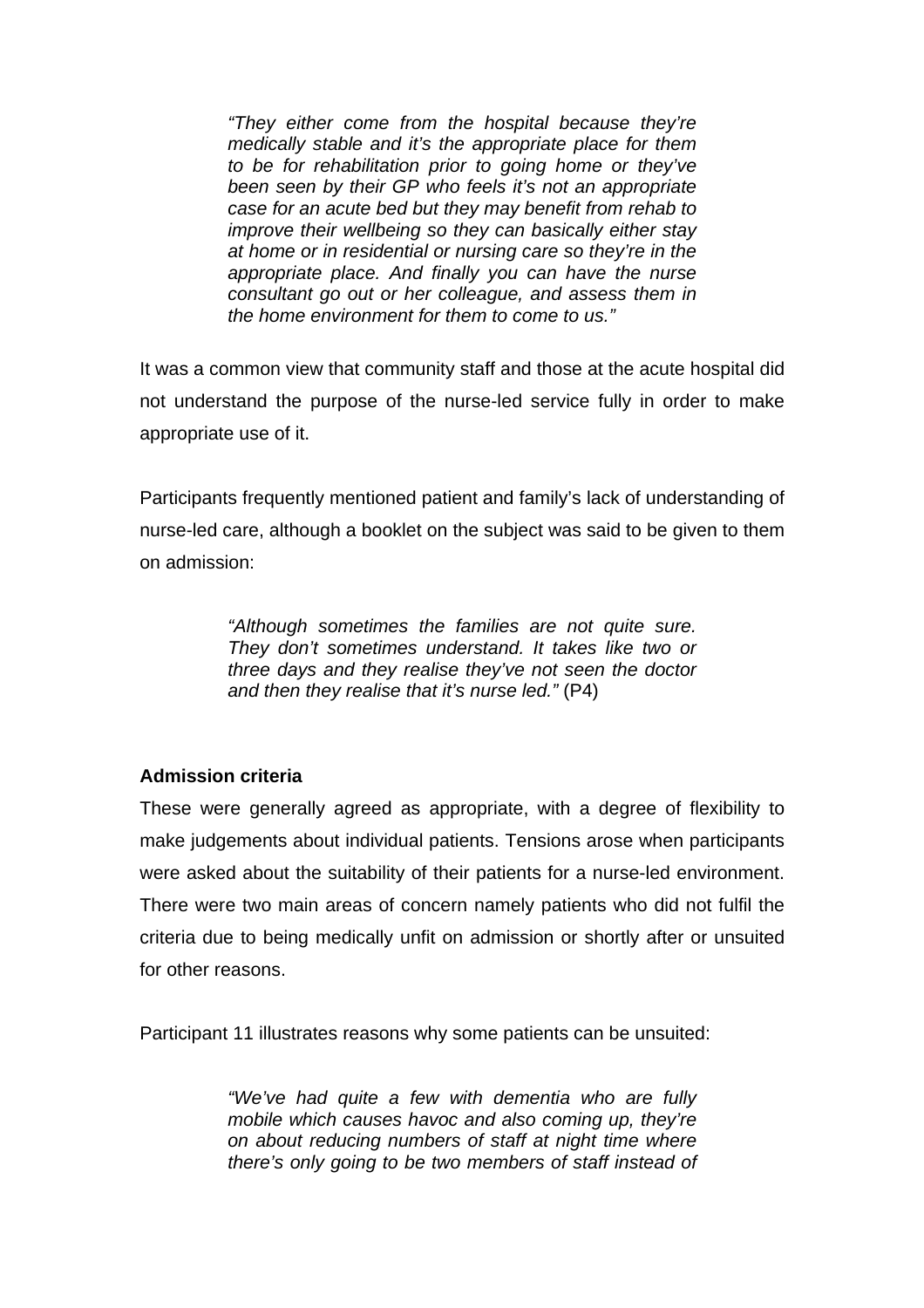> *"They either come from the hospital because they're medically stable and it's the appropriate place for them to be for rehabilitation prior to going home or they've been seen by their GP who feels it's not an appropriate case for an acute bed but they may benefit from rehab to improve their wellbeing so they can basically either stay at home or in residential or nursing care so they're in the appropriate place. And finally you can have the nurse consultant go out or her colleague, and assess them in the home environment for them to come to us."*

It was a common view that community staff and those at the acute hospital did not understand the purpose of the nurse-led service fully in order to make appropriate use of it.

Participants frequently mentioned patient and family's lack of understanding of nurse-led care, although a booklet on the subject was said to be given to them on admission:

> *"Although sometimes the families are not quite sure. They don't sometimes understand. It takes like two or three days and they realise they've not seen the doctor and then they realise that it's nurse led."* (P4)

**Admission criteria**

These were generally agreed as appropriate, with a degree of flexibility to make judgements about individual patients. Tensions arose when participants were asked about the suitability of their patients for a nurse-led environment. There were two main areas of concern namely patients who did not fulfil the criteria due to being medically unfit on admission or shortly after or unsuited for other reasons.

Participant 11 illustrates reasons why some patients can be unsuited:

> *"We've had quite a few with dementia who are fully mobile which causes havoc and also coming up, they're on about reducing numbers of staff at night time where there's only going to be two members of staff instead of*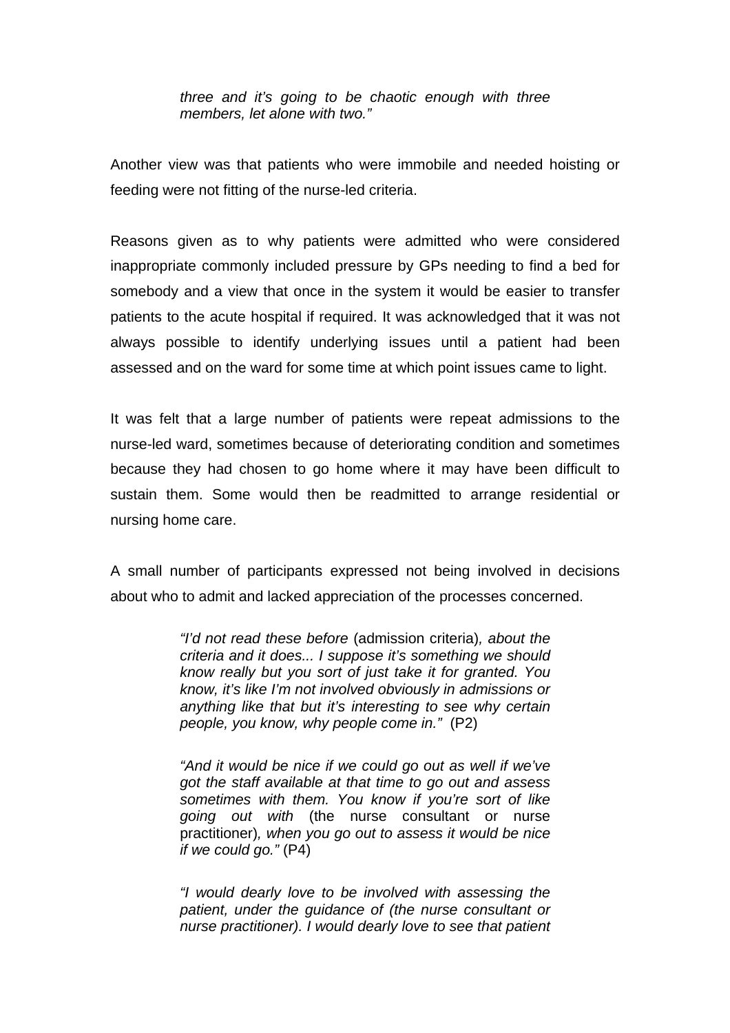> *three and it's going to be chaotic enough with three members, let alone with two."*

Another view was that patients who were immobile and needed hoisting or feeding were not fitting of the nurse-led criteria.

Reasons given as to why patients were admitted who were considered inappropriate commonly included pressure by GPs needing to find a bed for somebody and a view that once in the system it would be easier to transfer patients to the acute hospital if required. It was acknowledged that it was not always possible to identify underlying issues until a patient had been assessed and on the ward for some time at which point issues came to light.

It was felt that a large number of patients were repeat admissions to the nurse-led ward, sometimes because of deteriorating condition and sometimes because they had chosen to go home where it may have been difficult to sustain them. Some would then be readmitted to arrange residential or nursing home care.

A small number of participants expressed not being involved in decisions about who to admit and lacked appreciation of the processes concerned.

> *"I'd not read these before* (admission criteria)*, about the criteria and it does... I suppose it's something we should know really but you sort of just take it for granted. You know, it's like I'm not involved obviously in admissions or anything like that but it's interesting to see why certain people, you know, why people come in."* (P2)

> *"And it would be nice if we could go out as well if we've got the staff available at that time to go out and assess sometimes with them. You know if you're sort of like going out with* (the nurse consultant or nurse practitioner)*, when you go out to assess it would be nice if we could go."* (P4)

> *"I would dearly love to be involved with assessing the patient, under the guidance of (the nurse consultant or nurse practitioner). I would dearly love to see that patient*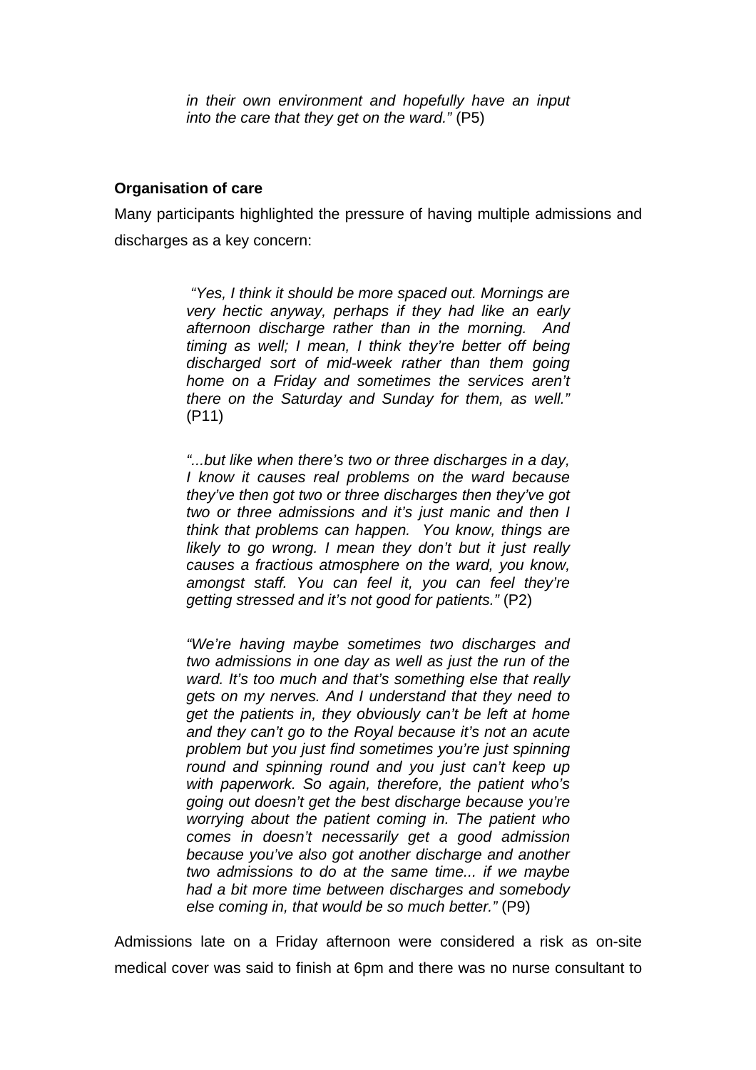*in their own environment and hopefully have an input into the care that they get on the ward."* (P5)

**Organisation of care**

Many participants highlighted the pressure of having multiple admissions and discharges as a key concern:

> *"Yes, I think it should be more spaced out. Mornings are very hectic anyway, perhaps if they had like an early afternoon discharge rather than in the morning. And timing as well; I mean, I think they're better off being discharged sort of mid-week rather than them going home on a Friday and sometimes the services aren't there on the Saturday and Sunday for them, as well."* (P11)

> *"...but like when there's two or three discharges in a day, I know it causes real problems on the ward because they've then got two or three discharges then they've got two or three admissions and it's just manic and then I think that problems can happen. You know, things are likely to go wrong. I mean they don't but it just really causes a fractious atmosphere on the ward, you know, amongst staff. You can feel it, you can feel they're getting stressed and it's not good for patients."* (P2)

> *"We're having maybe sometimes two discharges and two admissions in one day as well as just the run of the ward. It's too much and that's something else that really gets on my nerves. And I understand that they need to get the patients in, they obviously can't be left at home and they can't go to the Royal because it's not an acute problem but you just find sometimes you're just spinning round and spinning round and you just can't keep up with paperwork. So again, therefore, the patient who's going out doesn't get the best discharge because you're worrying about the patient coming in. The patient who comes in doesn't necessarily get a good admission because you've also got another discharge and another two admissions to do at the same time... if we maybe had a bit more time between discharges and somebody else coming in, that would be so much better."* (P9)

Admissions late on a Friday afternoon were considered a risk as on-site medical cover was said to finish at 6pm and there was no nurse consultant to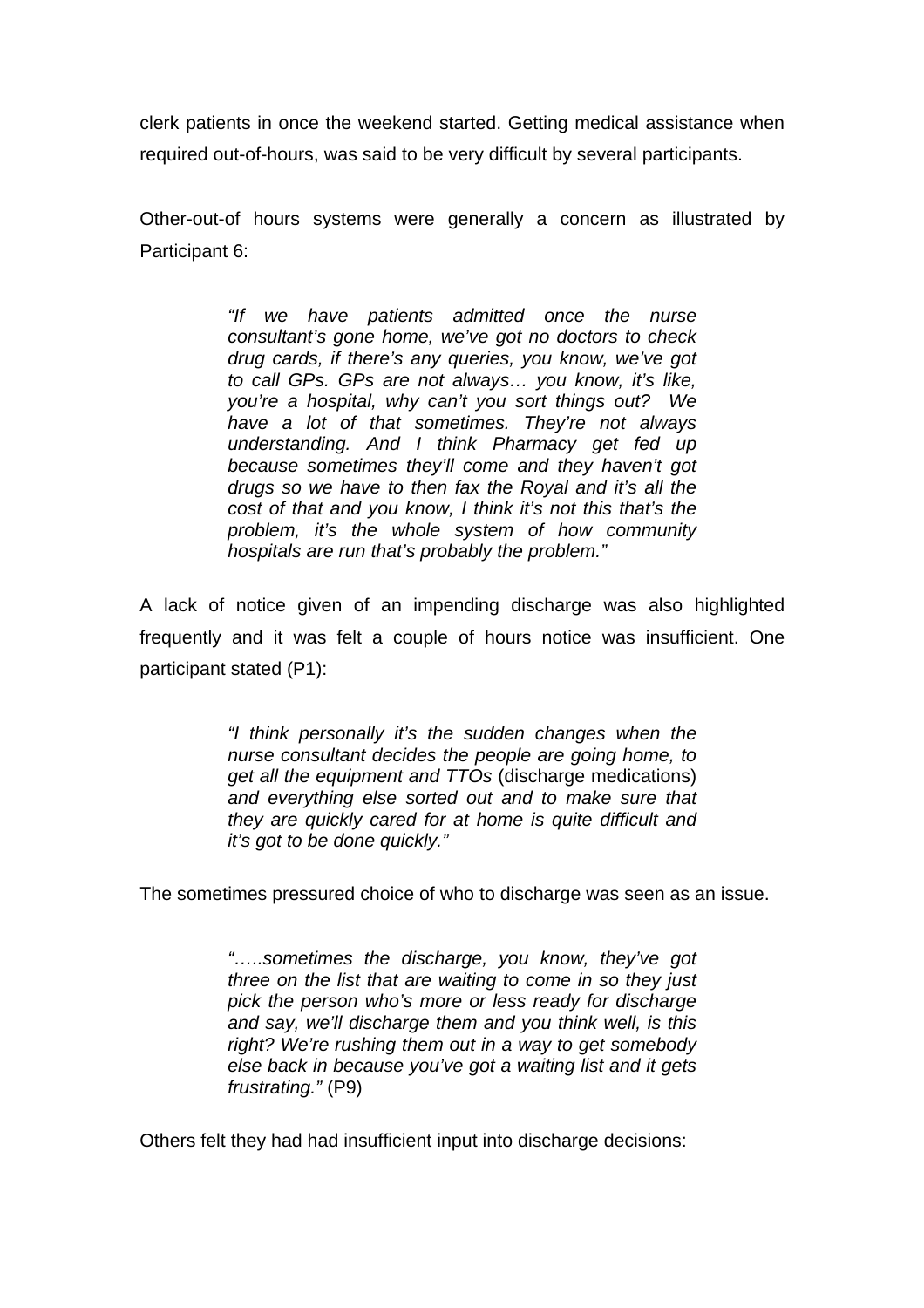clerk patients in once the weekend started. Getting medical assistance when required out-of-hours, was said to be very difficult by several participants.

Other-out-of hours systems were generally a concern as illustrated by Participant 6:

> *"If we have patients admitted once the nurse consultant's gone home, we've got no doctors to check drug cards, if there's any queries, you know, we've got to call GPs. GPs are not always… you know, it's like, you're a hospital, why can't you sort things out? We have a lot of that sometimes. They're not always understanding. And I think Pharmacy get fed up because sometimes they'll come and they haven't got drugs so we have to then fax the Royal and it's all the cost of that and you know, I think it's not this that's the problem, it's the whole system of how community hospitals are run that's probably the problem."*

A lack of notice given of an impending discharge was also highlighted frequently and it was felt a couple of hours notice was insufficient. One participant stated (P1):

> *"I think personally it's the sudden changes when the nurse consultant decides the people are going home, to get all the equipment and TTOs* (discharge medications) *and everything else sorted out and to make sure that they are quickly cared for at home is quite difficult and it's got to be done quickly."*

The sometimes pressured choice of who to discharge was seen as an issue.

> *"…..sometimes the discharge, you know, they've got three on the list that are waiting to come in so they just pick the person who's more or less ready for discharge and say, we'll discharge them and you think well, is this right? We're rushing them out in a way to get somebody else back in because you've got a waiting list and it gets frustrating."* (P9)

Others felt they had had insufficient input into discharge decisions: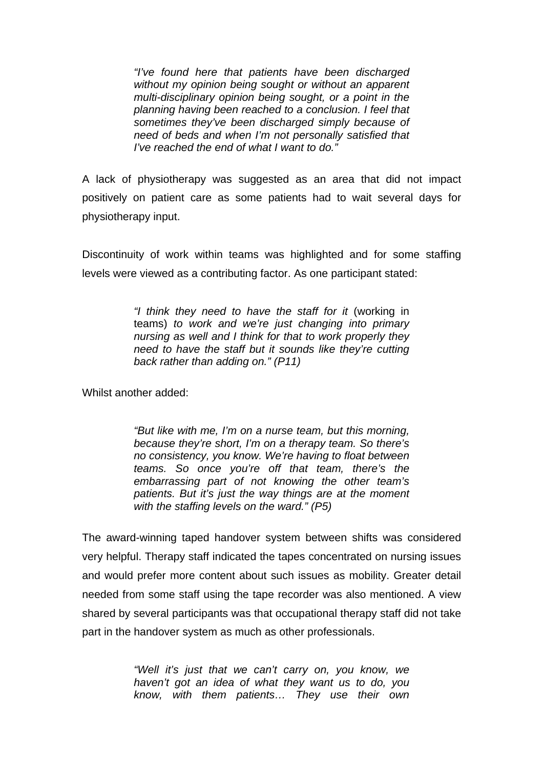> *"I've found here that patients have been discharged without my opinion being sought or without an apparent multi-disciplinary opinion being sought, or a point in the planning having been reached to a conclusion. I feel that sometimes they've been discharged simply because of need of beds and when I'm not personally satisfied that I've reached the end of what I want to do."*

A lack of physiotherapy was suggested as an area that did not impact positively on patient care as some patients had to wait several days for physiotherapy input.

Discontinuity of work within teams was highlighted and for some staffing levels were viewed as a contributing factor. As one participant stated:

> *"I think they need to have the staff for it* (working in teams) *to work and we're just changing into primary nursing as well and I think for that to work properly they need to have the staff but it sounds like they're cutting back rather than adding on." (P11)*

Whilst another added:

> *"But like with me, I'm on a nurse team, but this morning, because they're short, I'm on a therapy team. So there's no consistency, you know. We're having to float between teams. So once you're off that team, there's the embarrassing part of not knowing the other team's patients. But it's just the way things are at the moment with the staffing levels on the ward." (P5)*

The award-winning taped handover system between shifts was considered very helpful. Therapy staff indicated the tapes concentrated on nursing issues and would prefer more content about such issues as mobility. Greater detail needed from some staff using the tape recorder was also mentioned. A view shared by several participants was that occupational therapy staff did not take part in the handover system as much as other professionals.

> *"Well it's just that we can't carry on, you know, we haven't got an idea of what they want us to do, you know, with them patients… They use their own*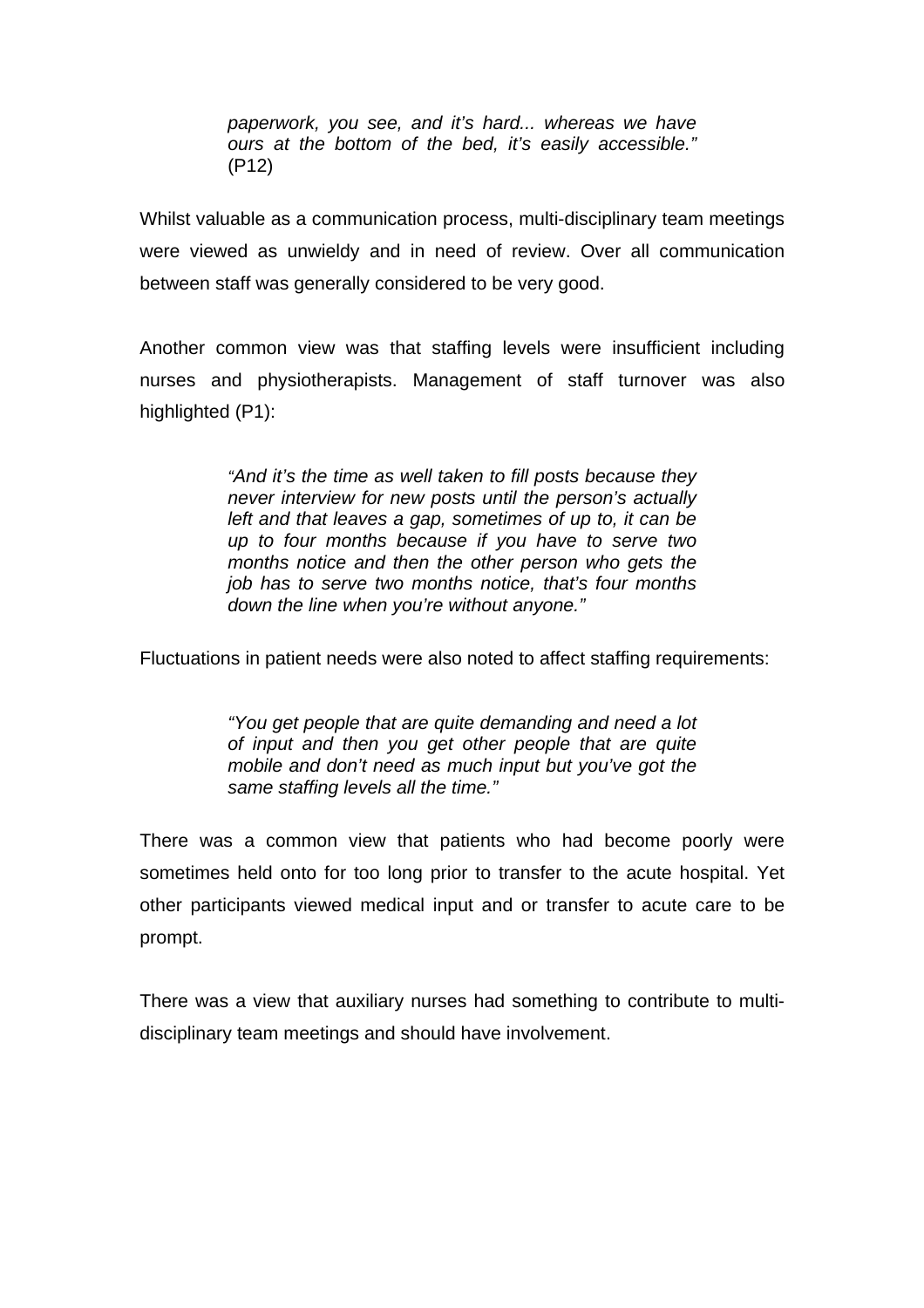> *paperwork, you see, and it's hard... whereas we have ours at the bottom of the bed, it's easily accessible."* (P12)

Whilst valuable as a communication process, multi-disciplinary team meetings were viewed as unwieldy and in need of review. Over all communication between staff was generally considered to be very good.

Another common view was that staffing levels were insufficient including nurses and physiotherapists. Management of staff turnover was also highlighted (P1):

> *"And it's the time as well taken to fill posts because they never interview for new posts until the person's actually left and that leaves a gap, sometimes of up to, it can be up to four months because if you have to serve two months notice and then the other person who gets the job has to serve two months notice, that's four months down the line when you're without anyone."*

Fluctuations in patient needs were also noted to affect staffing requirements:

> *"You get people that are quite demanding and need a lot of input and then you get other people that are quite mobile and don't need as much input but you've got the same staffing levels all the time."*

There was a common view that patients who had become poorly were sometimes held onto for too long prior to transfer to the acute hospital. Yet other participants viewed medical input and or transfer to acute care to be prompt.

There was a view that auxiliary nurses had something to contribute to multi-disciplinary team meetings and should have involvement.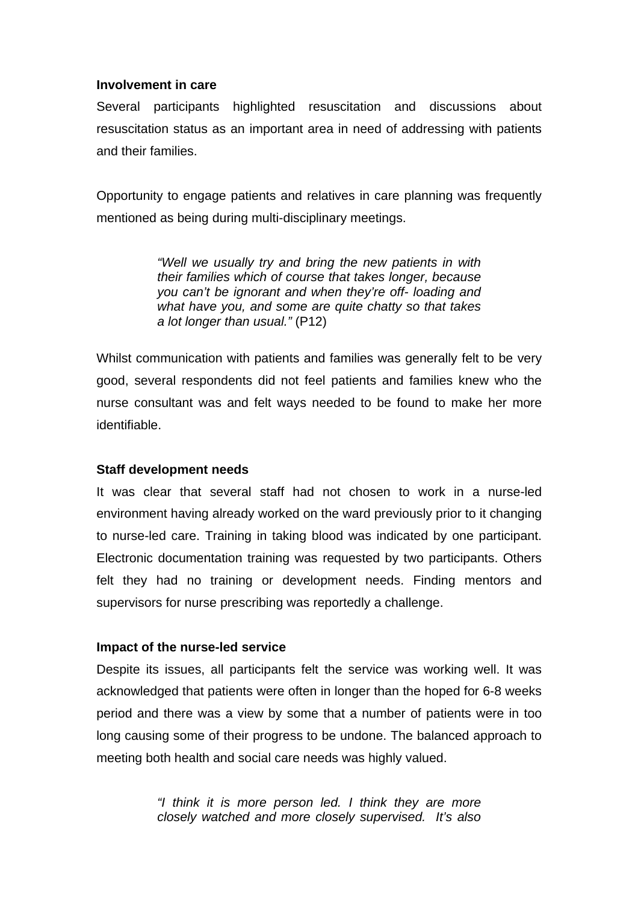**Involvement in care**

Several participants highlighted resuscitation and discussions about resuscitation status as an important area in need of addressing with patients and their families.

Opportunity to engage patients and relatives in care planning was frequently mentioned as being during multi-disciplinary meetings.

> *"Well we usually try and bring the new patients in with their families which of course that takes longer, because you can't be ignorant and when they're off- loading and what have you, and some are quite chatty so that takes a lot longer than usual."* (P12)

Whilst communication with patients and families was generally felt to be very good, several respondents did not feel patients and families knew who the nurse consultant was and felt ways needed to be found to make her more identifiable.

**Staff development needs**

It was clear that several staff had not chosen to work in a nurse-led environment having already worked on the ward previously prior to it changing to nurse-led care. Training in taking blood was indicated by one participant. Electronic documentation training was requested by two participants. Others felt they had no training or development needs. Finding mentors and supervisors for nurse prescribing was reportedly a challenge.

**Impact of the nurse-led service**

Despite its issues, all participants felt the service was working well. It was acknowledged that patients were often in longer than the hoped for 6-8 weeks period and there was a view by some that a number of patients were in too long causing some of their progress to be undone. The balanced approach to meeting both health and social care needs was highly valued.

> *"I think it is more person led. I think they are more closely watched and more closely supervised. It's also*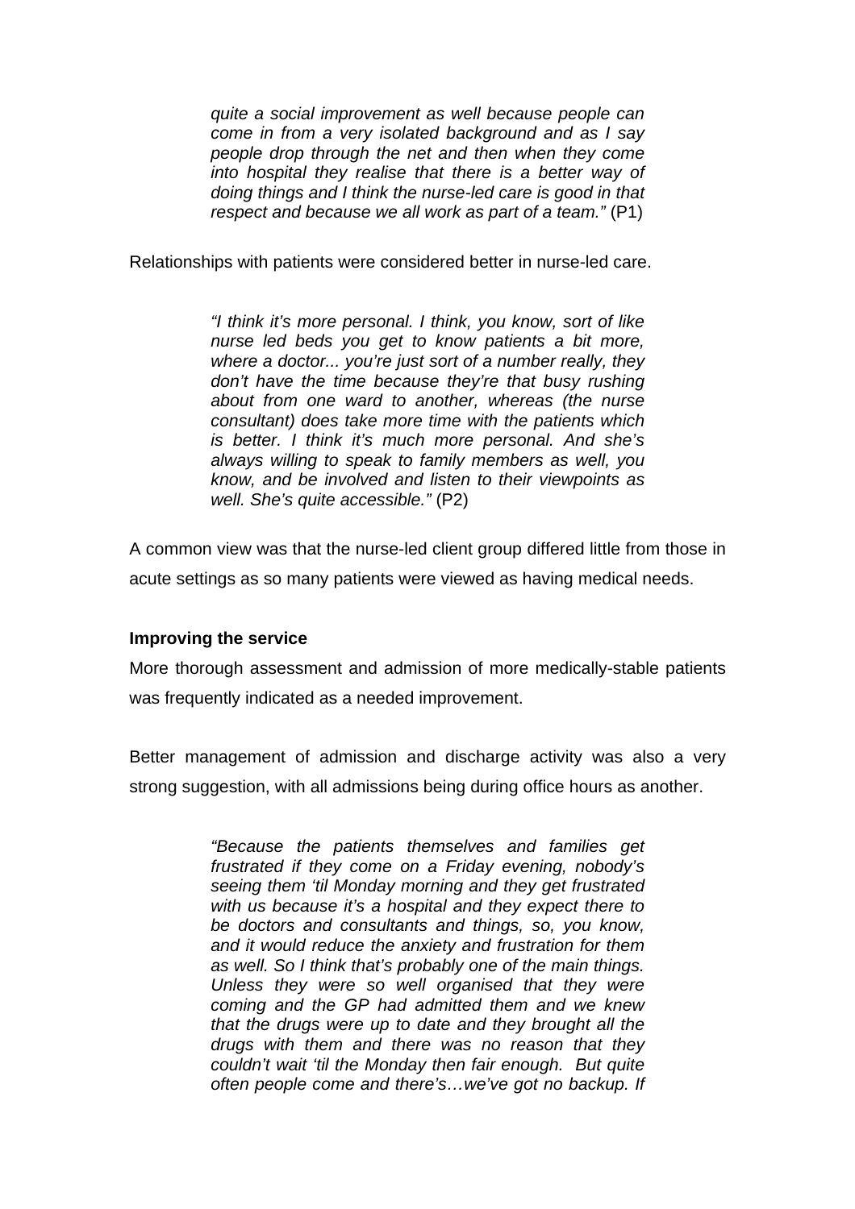> *quite a social improvement as well because people can come in from a very isolated background and as I say people drop through the net and then when they come into hospital they realise that there is a better way of doing things and I think the nurse-led care is good in that respect and because we all work as part of a team."* (P1)

Relationships with patients were considered better in nurse-led care.

> *"I think it's more personal. I think, you know, sort of like nurse led beds you get to know patients a bit more, where a doctor... you're just sort of a number really, they don't have the time because they're that busy rushing about from one ward to another, whereas (the nurse consultant) does take more time with the patients which is better. I think it's much more personal. And she's always willing to speak to family members as well, you know, and be involved and listen to their viewpoints as well. She's quite accessible."* (P2)

A common view was that the nurse-led client group differed little from those in acute settings as so many patients were viewed as having medical needs.

**Improving the service**

More thorough assessment and admission of more medically-stable patients was frequently indicated as a needed improvement.

Better management of admission and discharge activity was also a very strong suggestion, with all admissions being during office hours as another.

> *"Because the patients themselves and families get frustrated if they come on a Friday evening, nobody's seeing them 'til Monday morning and they get frustrated with us because it's a hospital and they expect there to be doctors and consultants and things, so, you know, and it would reduce the anxiety and frustration for them as well. So I think that's probably one of the main things. Unless they were so well organised that they were coming and the GP had admitted them and we knew that the drugs were up to date and they brought all the drugs with them and there was no reason that they couldn't wait 'til the Monday then fair enough. But quite often people come and there's…we've got no backup. If*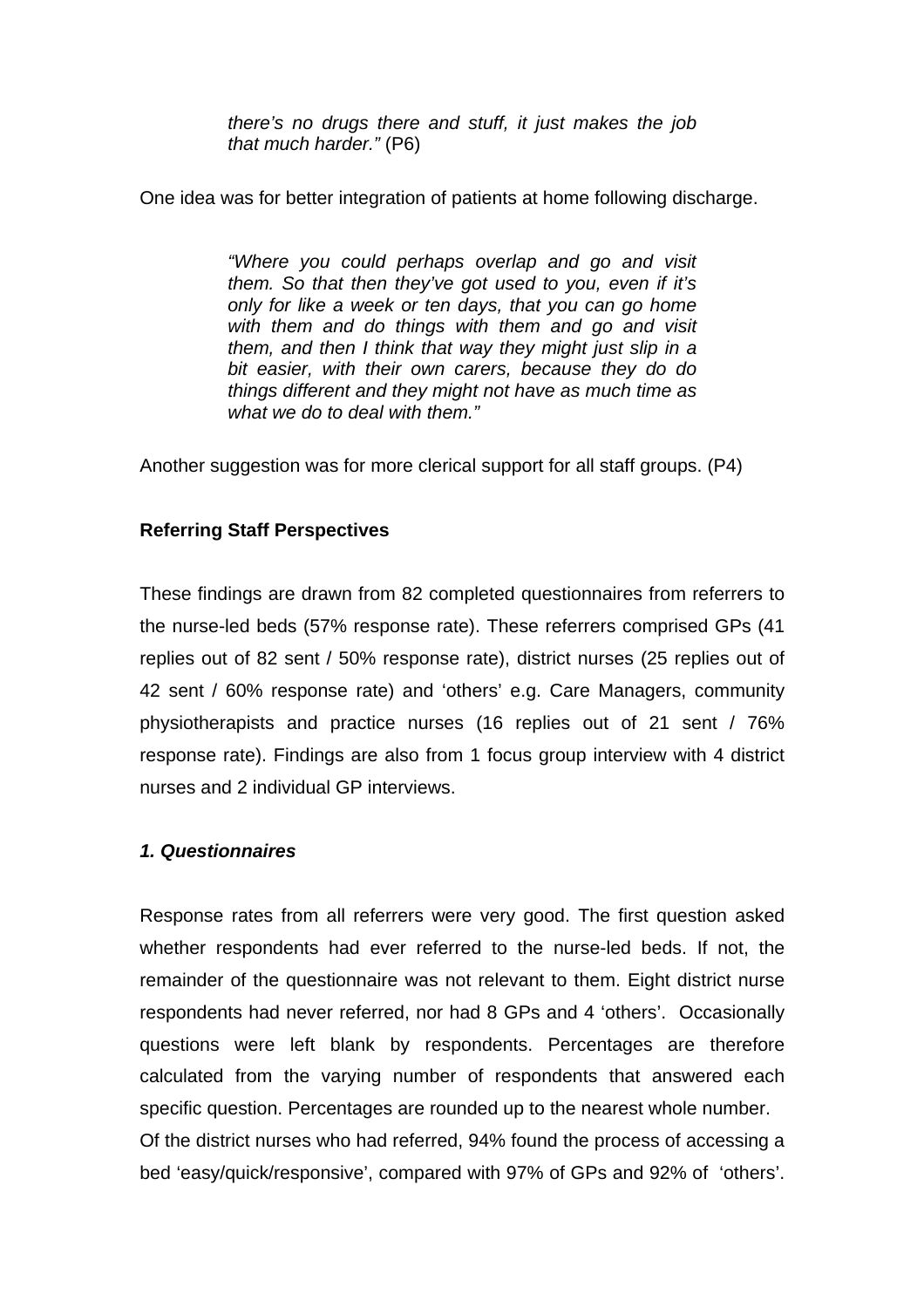> *there's no drugs there and stuff, it just makes the job that much harder."* (P6)

One idea was for better integration of patients at home following discharge.

> *"Where you could perhaps overlap and go and visit them. So that then they've got used to you, even if it's only for like a week or ten days, that you can go home with them and do things with them and go and visit them, and then I think that way they might just slip in a bit easier, with their own carers, because they do do things different and they might not have as much time as what we do to deal with them."*

Another suggestion was for more clerical support for all staff groups. (P4)

**Referring Staff Perspectives**

These findings are drawn from 82 completed questionnaires from referrers to the nurse-led beds (57% response rate). These referrers comprised GPs (41 replies out of 82 sent / 50% response rate), district nurses (25 replies out of 42 sent / 60% response rate) and 'others' e.g. Care Managers, community physiotherapists and practice nurses (16 replies out of 21 sent / 76% response rate). Findings are also from 1 focus group interview with 4 district nurses and 2 individual GP interviews.

***1. Questionnaires***

Response rates from all referrers were very good. The first question asked whether respondents had ever referred to the nurse-led beds. If not, the remainder of the questionnaire was not relevant to them. Eight district nurse respondents had never referred, nor had 8 GPs and 4 'others'. Occasionally questions were left blank by respondents. Percentages are therefore calculated from the varying number of respondents that answered each specific question. Percentages are rounded up to the nearest whole number.
Of the district nurses who had referred, 94% found the process of accessing a bed 'easy/quick/responsive', compared with 97% of GPs and 92% of 'others'.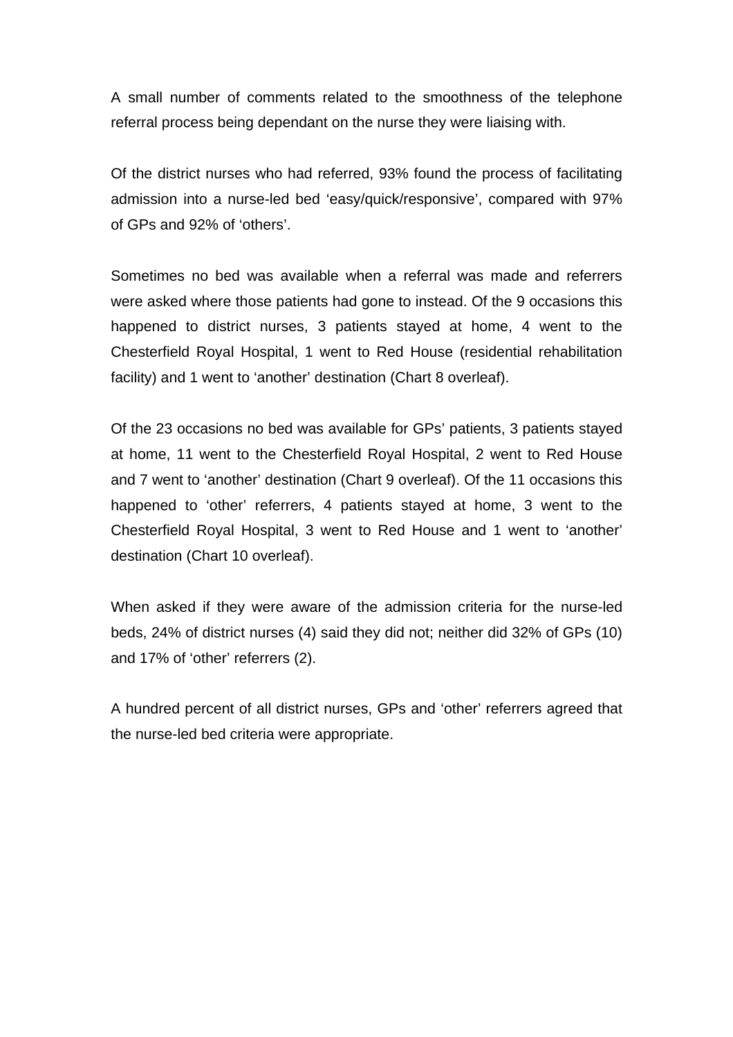A small number of comments related to the smoothness of the telephone referral process being dependant on the nurse they were liaising with.

Of the district nurses who had referred, 93% found the process of facilitating admission into a nurse-led bed ‘easy/quick/responsive’, compared with 97% of GPs and 92% of ‘others’.

Sometimes no bed was available when a referral was made and referrers were asked where those patients had gone to instead. Of the 9 occasions this happened to district nurses, 3 patients stayed at home, 4 went to the Chesterfield Royal Hospital, 1 went to Red House (residential rehabilitation facility) and 1 went to ‘another’ destination (Chart 8 overleaf).

Of the 23 occasions no bed was available for GPs’ patients, 3 patients stayed at home, 11 went to the Chesterfield Royal Hospital, 2 went to Red House and 7 went to ‘another’ destination (Chart 9 overleaf). Of the 11 occasions this happened to ‘other’ referrers, 4 patients stayed at home, 3 went to the Chesterfield Royal Hospital, 3 went to Red House and 1 went to ‘another’ destination (Chart 10 overleaf).

When asked if they were aware of the admission criteria for the nurse-led beds, 24% of district nurses (4) said they did not; neither did 32% of GPs (10) and 17% of ‘other’ referrers (2).

A hundred percent of all district nurses, GPs and ‘other’ referrers agreed that the nurse-led bed criteria were appropriate.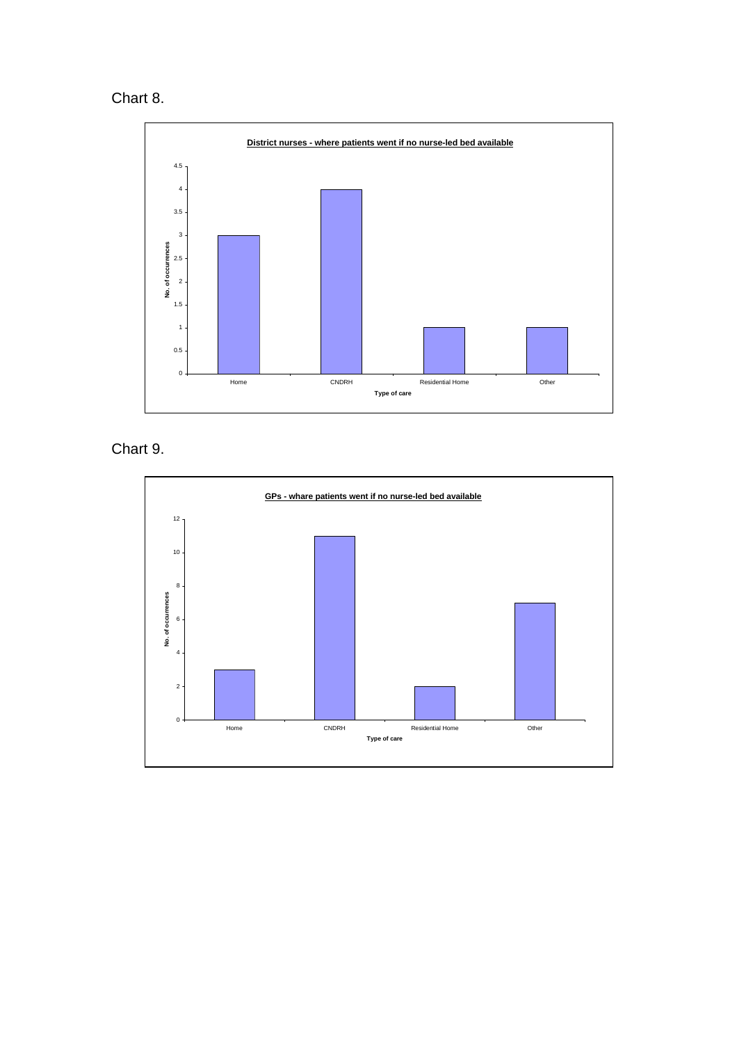Chart 8.

**District nurses - where patients went if no nurse-led bed available**

| Type of care | No. of occurrences |
| --- | --- |
| Home | 3 |
| CNDRH | 4 |
| Residential Home | 1 |
| Other | 1 |

Chart 9.

**GPs - whare patients went if no nurse-led bed available**

| Type of care | No. of occurrences |
| --- | --- |
| Home | 3 |
| CNDRH | 11 |
| Residential Home | 2 |
| Other | 7 |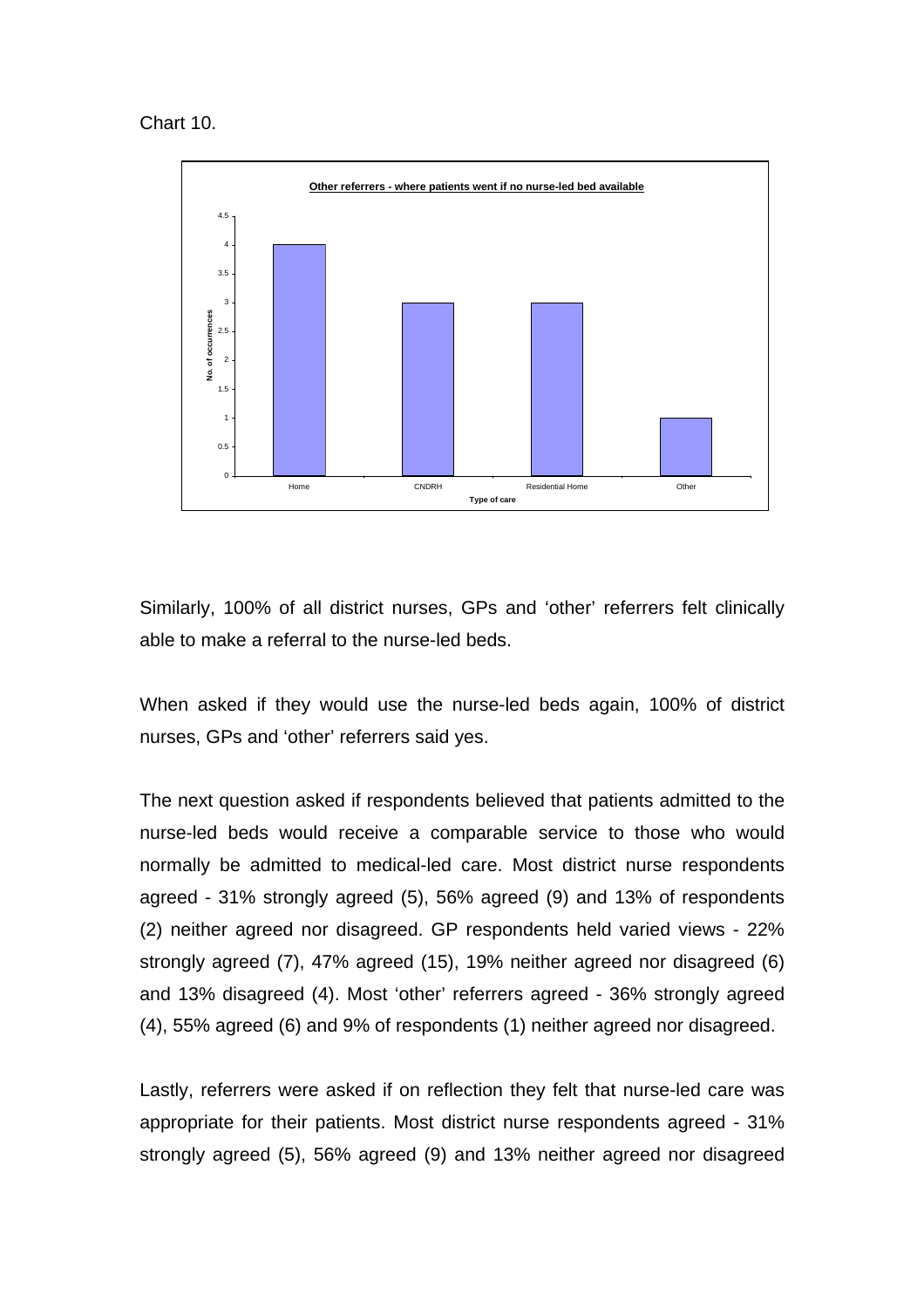Chart 10.

**Other referrers - where patients went if no nurse-led bed available**

Similarly, 100% of all district nurses, GPs and 'other' referrers felt clinically able to make a referral to the nurse-led beds.

When asked if they would use the nurse-led beds again, 100% of district nurses, GPs and 'other' referrers said yes.

The next question asked if respondents believed that patients admitted to the nurse-led beds would receive a comparable service to those who would normally be admitted to medical-led care. Most district nurse respondents agreed - 31% strongly agreed (5), 56% agreed (9) and 13% of respondents (2) neither agreed nor disagreed. GP respondents held varied views - 22% strongly agreed (7), 47% agreed (15), 19% neither agreed nor disagreed (6) and 13% disagreed (4). Most 'other' referrers agreed - 36% strongly agreed (4), 55% agreed (6) and 9% of respondents (1) neither agreed nor disagreed.

Lastly, referrers were asked if on reflection they felt that nurse-led care was appropriate for their patients. Most district nurse respondents agreed - 31% strongly agreed (5), 56% agreed (9) and 13% neither agreed nor disagreed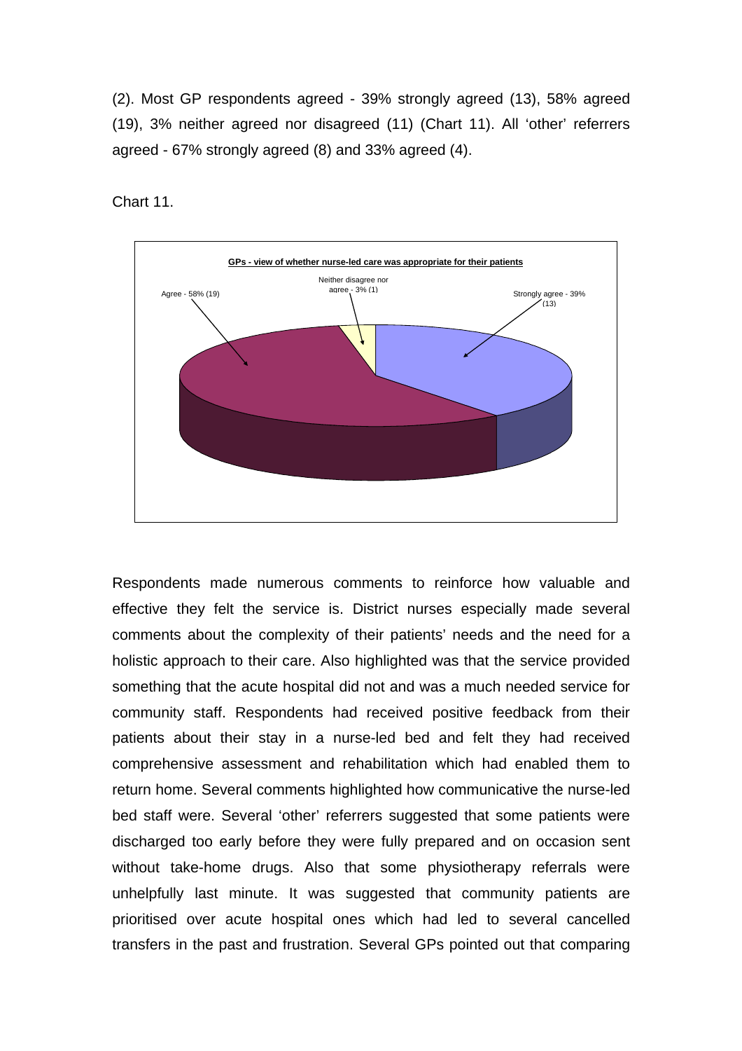(2). Most GP respondents agreed - 39% strongly agreed (13), 58% agreed (19), 3% neither agreed nor disagreed (11) (Chart 11). All 'other' referrers agreed - 67% strongly agreed (8) and 33% agreed (4).

Chart 11.

**GPs - view of whether nurse-led care was appropriate for their patients**

Agree - 58% (19)

Neither disagree nor agree - 3% (1)

Strongly agree - 39% (13)

Respondents made numerous comments to reinforce how valuable and effective they felt the service is. District nurses especially made several comments about the complexity of their patients' needs and the need for a holistic approach to their care. Also highlighted was that the service provided something that the acute hospital did not and was a much needed service for community staff. Respondents had received positive feedback from their patients about their stay in a nurse-led bed and felt they had received comprehensive assessment and rehabilitation which had enabled them to return home. Several comments highlighted how communicative the nurse-led bed staff were. Several 'other' referrers suggested that some patients were discharged too early before they were fully prepared and on occasion sent without take-home drugs. Also that some physiotherapy referrals were unhelpfully last minute. It was suggested that community patients are prioritised over acute hospital ones which had led to several cancelled transfers in the past and frustration. Several GPs pointed out that comparing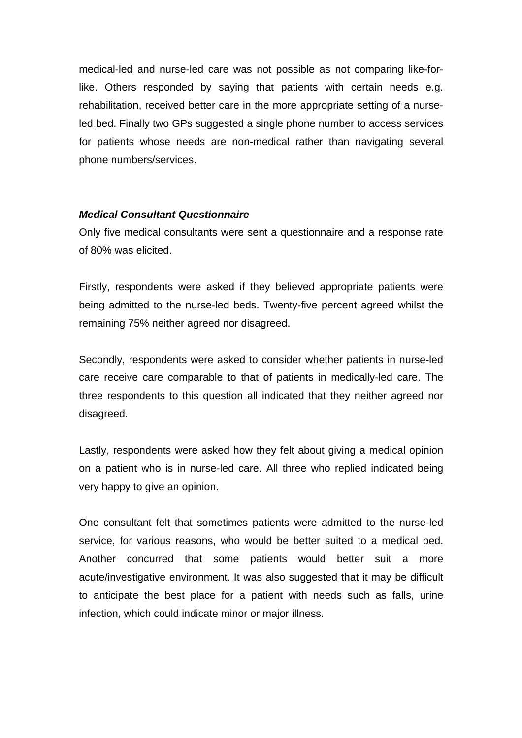medical-led and nurse-led care was not possible as not comparing like-for-like. Others responded by saying that patients with certain needs e.g. rehabilitation, received better care in the more appropriate setting of a nurse-led bed. Finally two GPs suggested a single phone number to access services for patients whose needs are non-medical rather than navigating several phone numbers/services.

***Medical Consultant Questionnaire***

Only five medical consultants were sent a questionnaire and a response rate of 80% was elicited.

Firstly, respondents were asked if they believed appropriate patients were being admitted to the nurse-led beds. Twenty-five percent agreed whilst the remaining 75% neither agreed nor disagreed.

Secondly, respondents were asked to consider whether patients in nurse-led care receive care comparable to that of patients in medically-led care. The three respondents to this question all indicated that they neither agreed nor disagreed.

Lastly, respondents were asked how they felt about giving a medical opinion on a patient who is in nurse-led care. All three who replied indicated being very happy to give an opinion.

One consultant felt that sometimes patients were admitted to the nurse-led service, for various reasons, who would be better suited to a medical bed. Another concurred that some patients would better suit a more acute/investigative environment. It was also suggested that it may be difficult to anticipate the best place for a patient with needs such as falls, urine infection, which could indicate minor or major illness.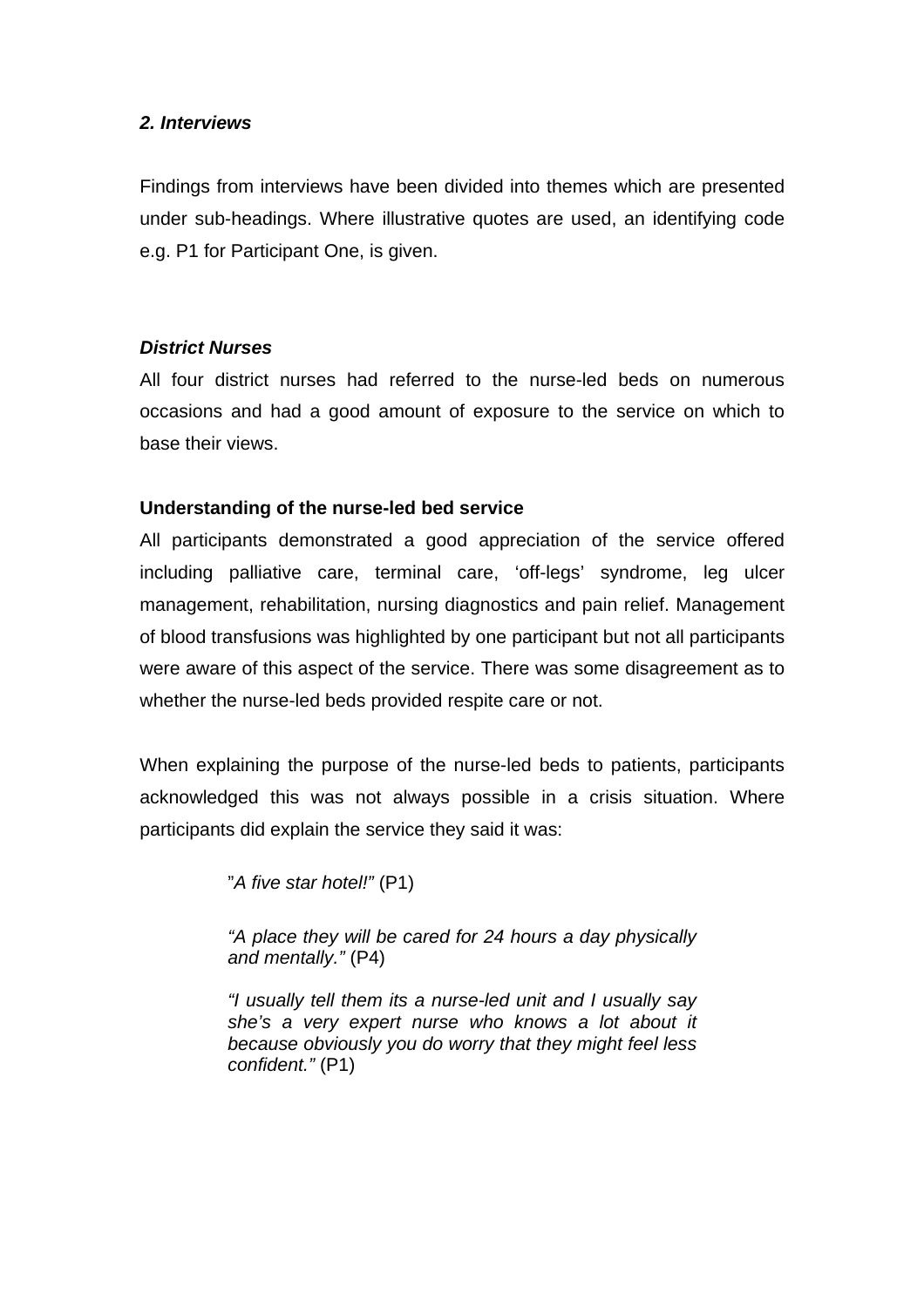***2. Interviews***

Findings from interviews have been divided into themes which are presented under sub-headings. Where illustrative quotes are used, an identifying code e.g. P1 for Participant One, is given.

***District Nurses***

All four district nurses had referred to the nurse-led beds on numerous occasions and had a good amount of exposure to the service on which to base their views.

**Understanding of the nurse-led bed service**

All participants demonstrated a good appreciation of the service offered including palliative care, terminal care, 'off-legs' syndrome, leg ulcer management, rehabilitation, nursing diagnostics and pain relief. Management of blood transfusions was highlighted by one participant but not all participants were aware of this aspect of the service. There was some disagreement as to whether the nurse-led beds provided respite care or not.

When explaining the purpose of the nurse-led beds to patients, participants acknowledged this was not always possible in a crisis situation. Where participants did explain the service they said it was:

> *"A five star hotel!"* (P1)
>
> *"A place they will be cared for 24 hours a day physically and mentally."* (P4)
>
> *"I usually tell them its a nurse-led unit and I usually say she's a very expert nurse who knows a lot about it because obviously you do worry that they might feel less confident."* (P1)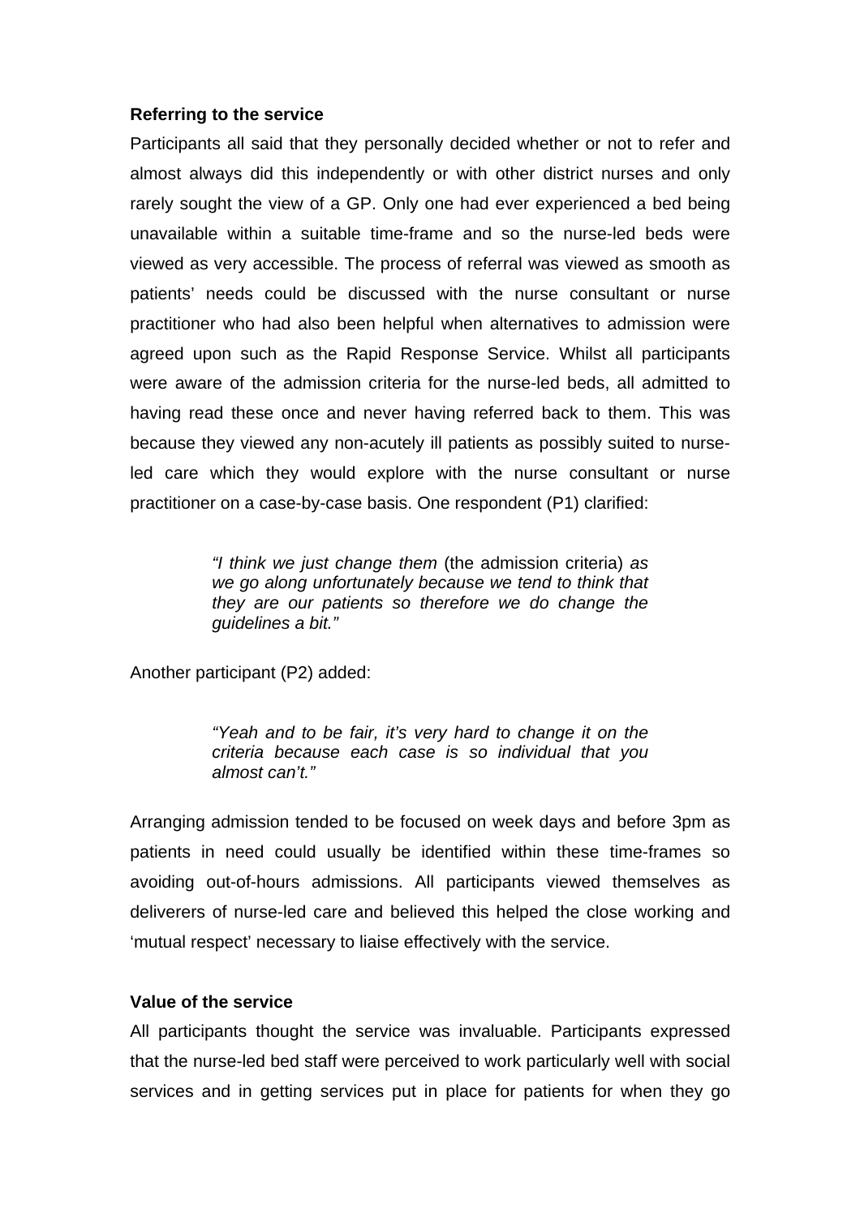**Referring to the service**

Participants all said that they personally decided whether or not to refer and almost always did this independently or with other district nurses and only rarely sought the view of a GP. Only one had ever experienced a bed being unavailable within a suitable time-frame and so the nurse-led beds were viewed as very accessible. The process of referral was viewed as smooth as patients' needs could be discussed with the nurse consultant or nurse practitioner who had also been helpful when alternatives to admission were agreed upon such as the Rapid Response Service. Whilst all participants were aware of the admission criteria for the nurse-led beds, all admitted to having read these once and never having referred back to them. This was because they viewed any non-acutely ill patients as possibly suited to nurse-led care which they would explore with the nurse consultant or nurse practitioner on a case-by-case basis. One respondent (P1) clarified:

> *"I think we just change them* (the admission criteria) *as we go along unfortunately because we tend to think that they are our patients so therefore we do change the guidelines a bit."*

Another participant (P2) added:

> *"Yeah and to be fair, it's very hard to change it on the criteria because each case is so individual that you almost can't."*

Arranging admission tended to be focused on week days and before 3pm as patients in need could usually be identified within these time-frames so avoiding out-of-hours admissions. All participants viewed themselves as deliverers of nurse-led care and believed this helped the close working and 'mutual respect' necessary to liaise effectively with the service.

**Value of the service**

All participants thought the service was invaluable. Participants expressed that the nurse-led bed staff were perceived to work particularly well with social services and in getting services put in place for patients for when they go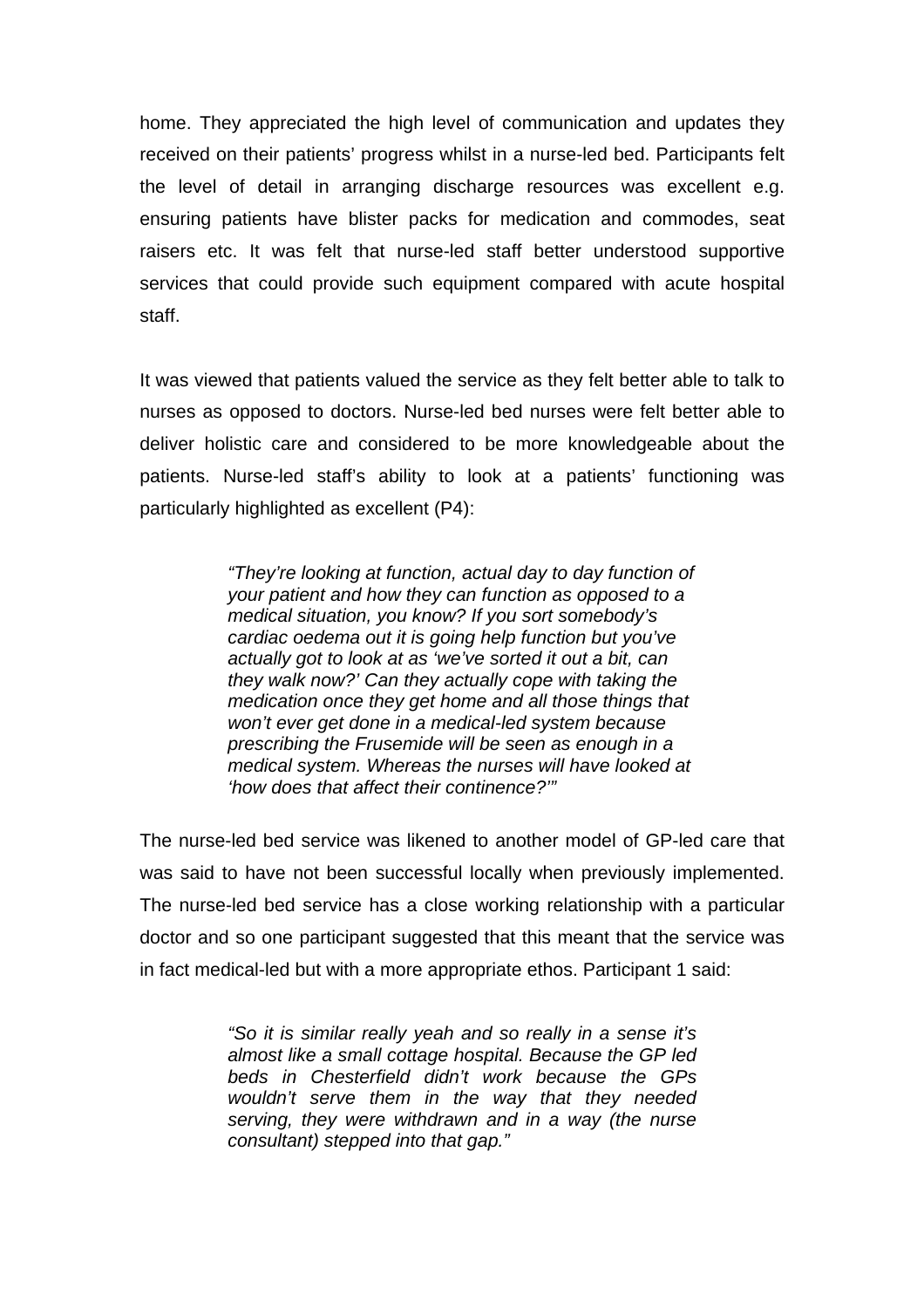home. They appreciated the high level of communication and updates they received on their patients' progress whilst in a nurse-led bed. Participants felt the level of detail in arranging discharge resources was excellent e.g. ensuring patients have blister packs for medication and commodes, seat raisers etc. It was felt that nurse-led staff better understood supportive services that could provide such equipment compared with acute hospital staff.

It was viewed that patients valued the service as they felt better able to talk to nurses as opposed to doctors. Nurse-led bed nurses were felt better able to deliver holistic care and considered to be more knowledgeable about the patients. Nurse-led staff's ability to look at a patients' functioning was particularly highlighted as excellent (P4):

> *"They're looking at function, actual day to day function of your patient and how they can function as opposed to a medical situation, you know? If you sort somebody's cardiac oedema out it is going help function but you've actually got to look at as 'we've sorted it out a bit, can they walk now?' Can they actually cope with taking the medication once they get home and all those things that won't ever get done in a medical-led system because prescribing the Frusemide will be seen as enough in a medical system. Whereas the nurses will have looked at 'how does that affect their continence?'"*

The nurse-led bed service was likened to another model of GP-led care that was said to have not been successful locally when previously implemented. The nurse-led bed service has a close working relationship with a particular doctor and so one participant suggested that this meant that the service was in fact medical-led but with a more appropriate ethos. Participant 1 said:

> *"So it is similar really yeah and so really in a sense it's almost like a small cottage hospital. Because the GP led beds in Chesterfield didn't work because the GPs wouldn't serve them in the way that they needed serving, they were withdrawn and in a way (the nurse consultant) stepped into that gap."*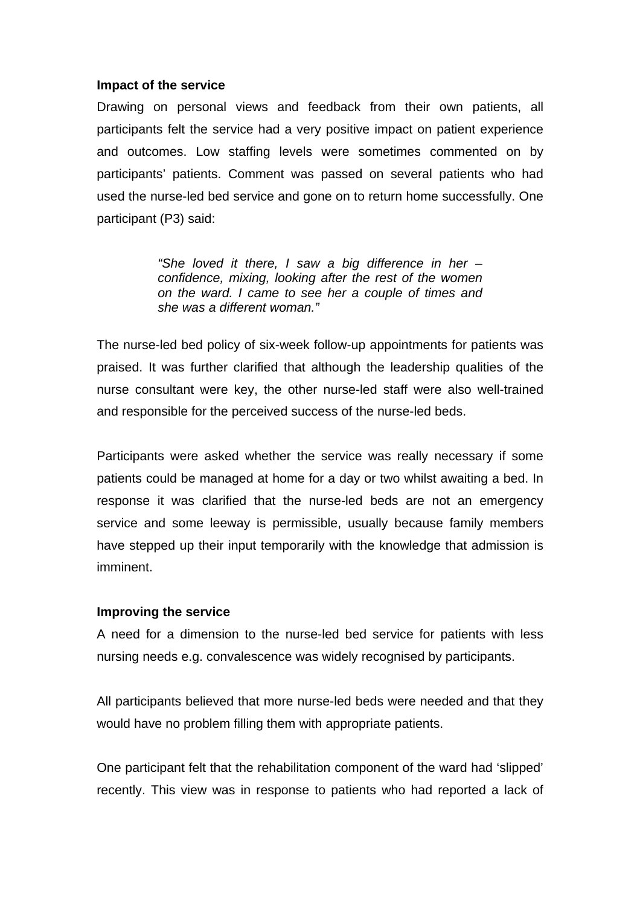**Impact of the service**

Drawing on personal views and feedback from their own patients, all participants felt the service had a very positive impact on patient experience and outcomes. Low staffing levels were sometimes commented on by participants' patients. Comment was passed on several patients who had used the nurse-led bed service and gone on to return home successfully. One participant (P3) said:

> *"She loved it there, I saw a big difference in her – confidence, mixing, looking after the rest of the women on the ward. I came to see her a couple of times and she was a different woman."*

The nurse-led bed policy of six-week follow-up appointments for patients was praised. It was further clarified that although the leadership qualities of the nurse consultant were key, the other nurse-led staff were also well-trained and responsible for the perceived success of the nurse-led beds.

Participants were asked whether the service was really necessary if some patients could be managed at home for a day or two whilst awaiting a bed. In response it was clarified that the nurse-led beds are not an emergency service and some leeway is permissible, usually because family members have stepped up their input temporarily with the knowledge that admission is imminent.

**Improving the service**

A need for a dimension to the nurse-led bed service for patients with less nursing needs e.g. convalescence was widely recognised by participants.

All participants believed that more nurse-led beds were needed and that they would have no problem filling them with appropriate patients.

One participant felt that the rehabilitation component of the ward had 'slipped' recently. This view was in response to patients who had reported a lack of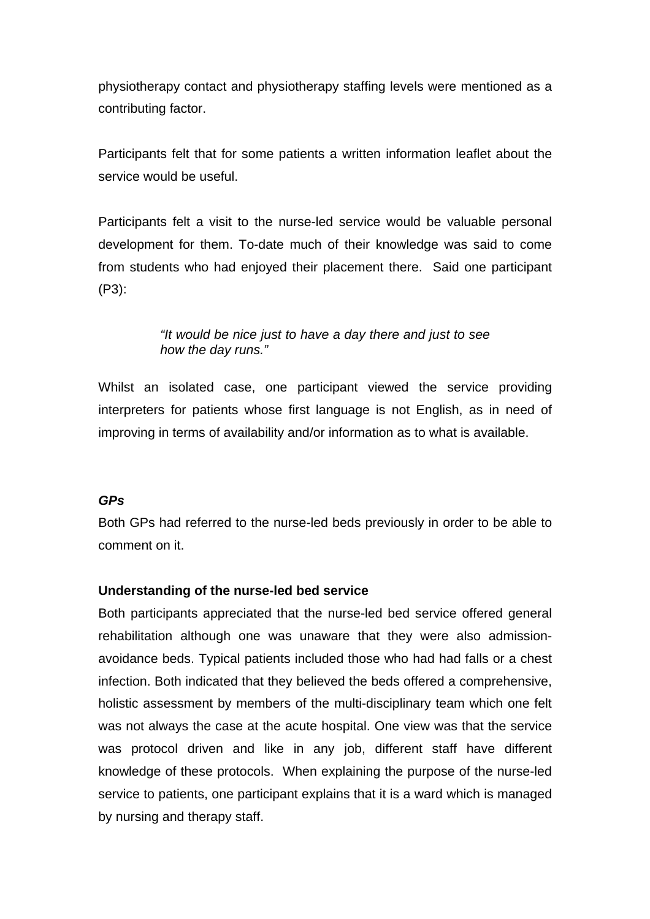physiotherapy contact and physiotherapy staffing levels were mentioned as a contributing factor.

Participants felt that for some patients a written information leaflet about the service would be useful.

Participants felt a visit to the nurse-led service would be valuable personal development for them. To-date much of their knowledge was said to come from students who had enjoyed their placement there. Said one participant (P3):

> *"It would be nice just to have a day there and just to see how the day runs."*

Whilst an isolated case, one participant viewed the service providing interpreters for patients whose first language is not English, as in need of improving in terms of availability and/or information as to what is available.

***GPs***

Both GPs had referred to the nurse-led beds previously in order to be able to comment on it.

**Understanding of the nurse-led bed service**

Both participants appreciated that the nurse-led bed service offered general rehabilitation although one was unaware that they were also admission-avoidance beds. Typical patients included those who had had falls or a chest infection. Both indicated that they believed the beds offered a comprehensive, holistic assessment by members of the multi-disciplinary team which one felt was not always the case at the acute hospital. One view was that the service was protocol driven and like in any job, different staff have different knowledge of these protocols. When explaining the purpose of the nurse-led service to patients, one participant explains that it is a ward which is managed by nursing and therapy staff.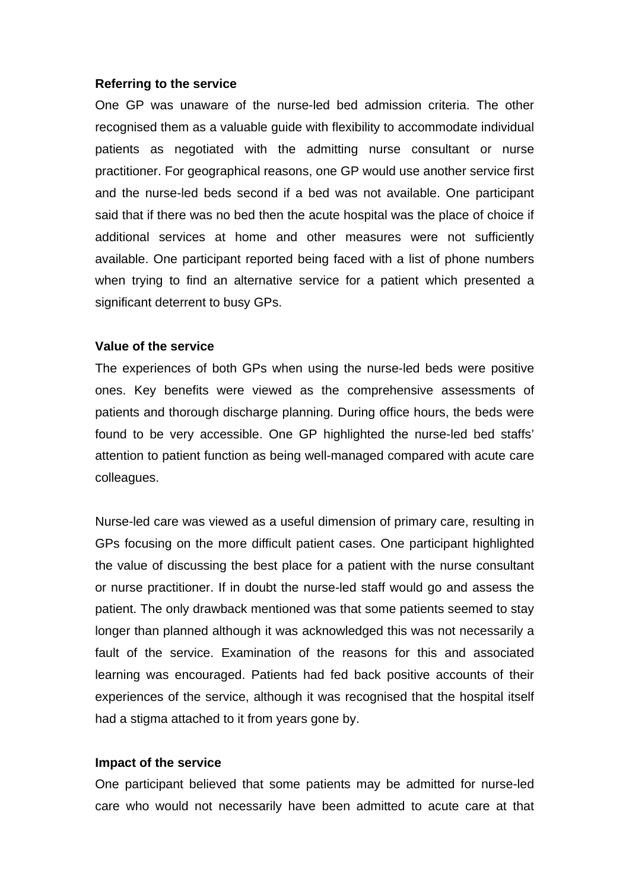**Referring to the service**

One GP was unaware of the nurse-led bed admission criteria. The other recognised them as a valuable guide with flexibility to accommodate individual patients as negotiated with the admitting nurse consultant or nurse practitioner. For geographical reasons, one GP would use another service first and the nurse-led beds second if a bed was not available. One participant said that if there was no bed then the acute hospital was the place of choice if additional services at home and other measures were not sufficiently available. One participant reported being faced with a list of phone numbers when trying to find an alternative service for a patient which presented a significant deterrent to busy GPs.

**Value of the service**

The experiences of both GPs when using the nurse-led beds were positive ones. Key benefits were viewed as the comprehensive assessments of patients and thorough discharge planning. During office hours, the beds were found to be very accessible. One GP highlighted the nurse-led bed staffs' attention to patient function as being well-managed compared with acute care colleagues.

Nurse-led care was viewed as a useful dimension of primary care, resulting in GPs focusing on the more difficult patient cases. One participant highlighted the value of discussing the best place for a patient with the nurse consultant or nurse practitioner. If in doubt the nurse-led staff would go and assess the patient. The only drawback mentioned was that some patients seemed to stay longer than planned although it was acknowledged this was not necessarily a fault of the service. Examination of the reasons for this and associated learning was encouraged. Patients had fed back positive accounts of their experiences of the service, although it was recognised that the hospital itself had a stigma attached to it from years gone by.

**Impact of the service**

One participant believed that some patients may be admitted for nurse-led care who would not necessarily have been admitted to acute care at that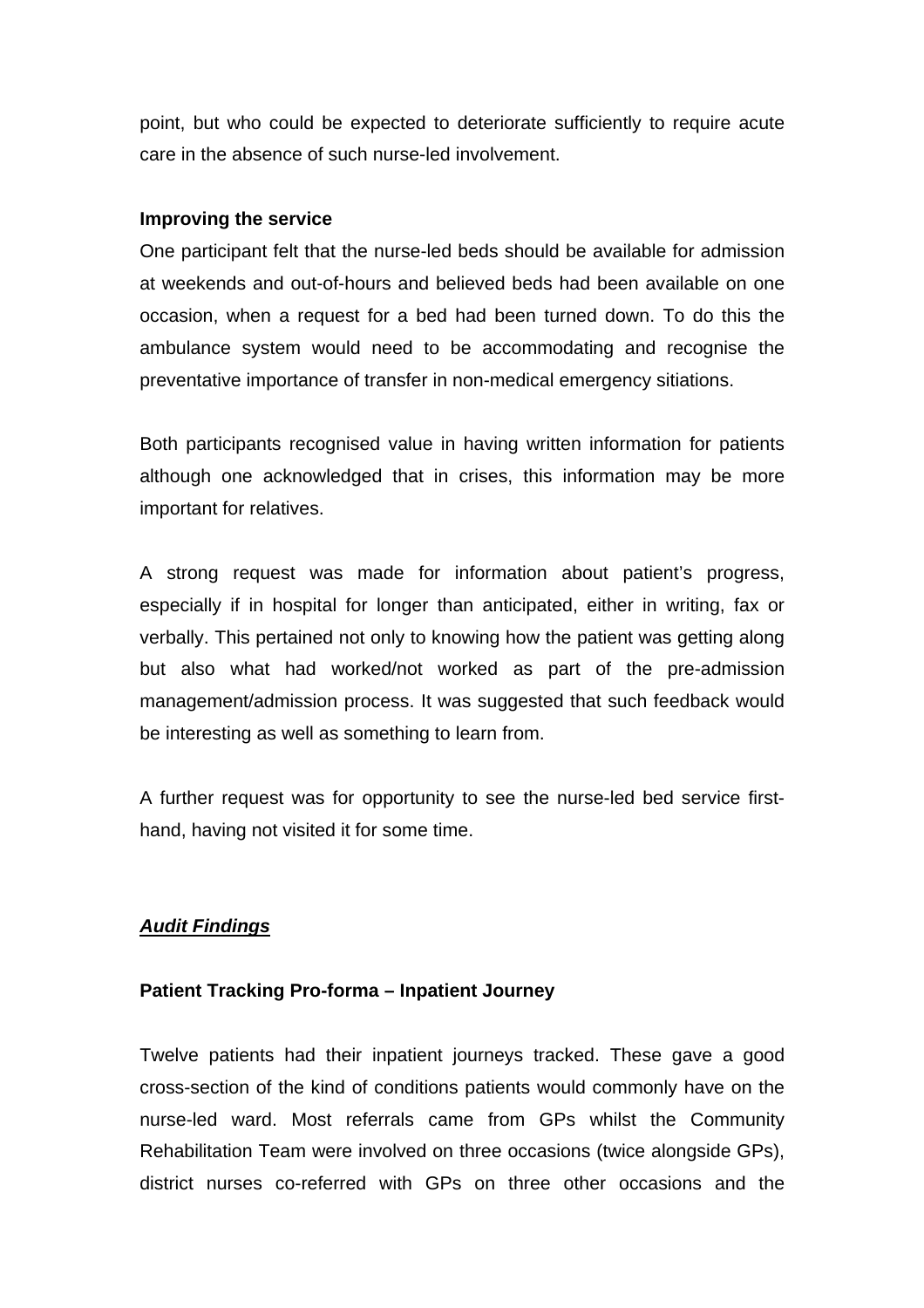point, but who could be expected to deteriorate sufficiently to require acute care in the absence of such nurse-led involvement.

**Improving the service**

One participant felt that the nurse-led beds should be available for admission at weekends and out-of-hours and believed beds had been available on one occasion, when a request for a bed had been turned down. To do this the ambulance system would need to be accommodating and recognise the preventative importance of transfer in non-medical emergency sitiations.

Both participants recognised value in having written information for patients although one acknowledged that in crises, this information may be more important for relatives.

A strong request was made for information about patient's progress, especially if in hospital for longer than anticipated, either in writing, fax or verbally. This pertained not only to knowing how the patient was getting along but also what had worked/not worked as part of the pre-admission management/admission process. It was suggested that such feedback would be interesting as well as something to learn from.

A further request was for opportunity to see the nurse-led bed service first-hand, having not visited it for some time.

***Audit Findings***

**Patient Tracking Pro-forma – Inpatient Journey**

Twelve patients had their inpatient journeys tracked. These gave a good cross-section of the kind of conditions patients would commonly have on the nurse-led ward. Most referrals came from GPs whilst the Community Rehabilitation Team were involved on three occasions (twice alongside GPs), district nurses co-referred with GPs on three other occasions and the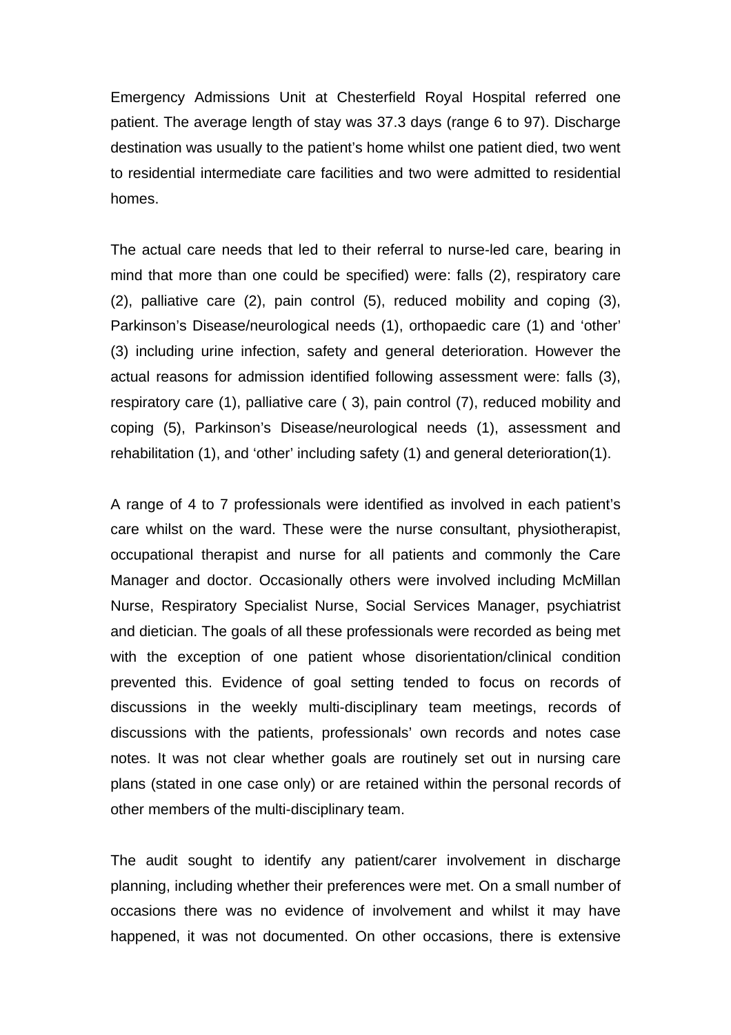Emergency Admissions Unit at Chesterfield Royal Hospital referred one patient. The average length of stay was 37.3 days (range 6 to 97). Discharge destination was usually to the patient's home whilst one patient died, two went to residential intermediate care facilities and two were admitted to residential homes.

The actual care needs that led to their referral to nurse-led care, bearing in mind that more than one could be specified) were: falls (2), respiratory care (2), palliative care (2), pain control (5), reduced mobility and coping (3), Parkinson's Disease/neurological needs (1), orthopaedic care (1) and 'other' (3) including urine infection, safety and general deterioration. However the actual reasons for admission identified following assessment were: falls (3), respiratory care (1), palliative care ( 3), pain control (7), reduced mobility and coping (5), Parkinson's Disease/neurological needs (1), assessment and rehabilitation (1), and 'other' including safety (1) and general deterioration(1).

A range of 4 to 7 professionals were identified as involved in each patient's care whilst on the ward. These were the nurse consultant, physiotherapist, occupational therapist and nurse for all patients and commonly the Care Manager and doctor. Occasionally others were involved including McMillan Nurse, Respiratory Specialist Nurse, Social Services Manager, psychiatrist and dietician. The goals of all these professionals were recorded as being met with the exception of one patient whose disorientation/clinical condition prevented this. Evidence of goal setting tended to focus on records of discussions in the weekly multi-disciplinary team meetings, records of discussions with the patients, professionals' own records and notes case notes. It was not clear whether goals are routinely set out in nursing care plans (stated in one case only) or are retained within the personal records of other members of the multi-disciplinary team.

The audit sought to identify any patient/carer involvement in discharge planning, including whether their preferences were met. On a small number of occasions there was no evidence of involvement and whilst it may have happened, it was not documented. On other occasions, there is extensive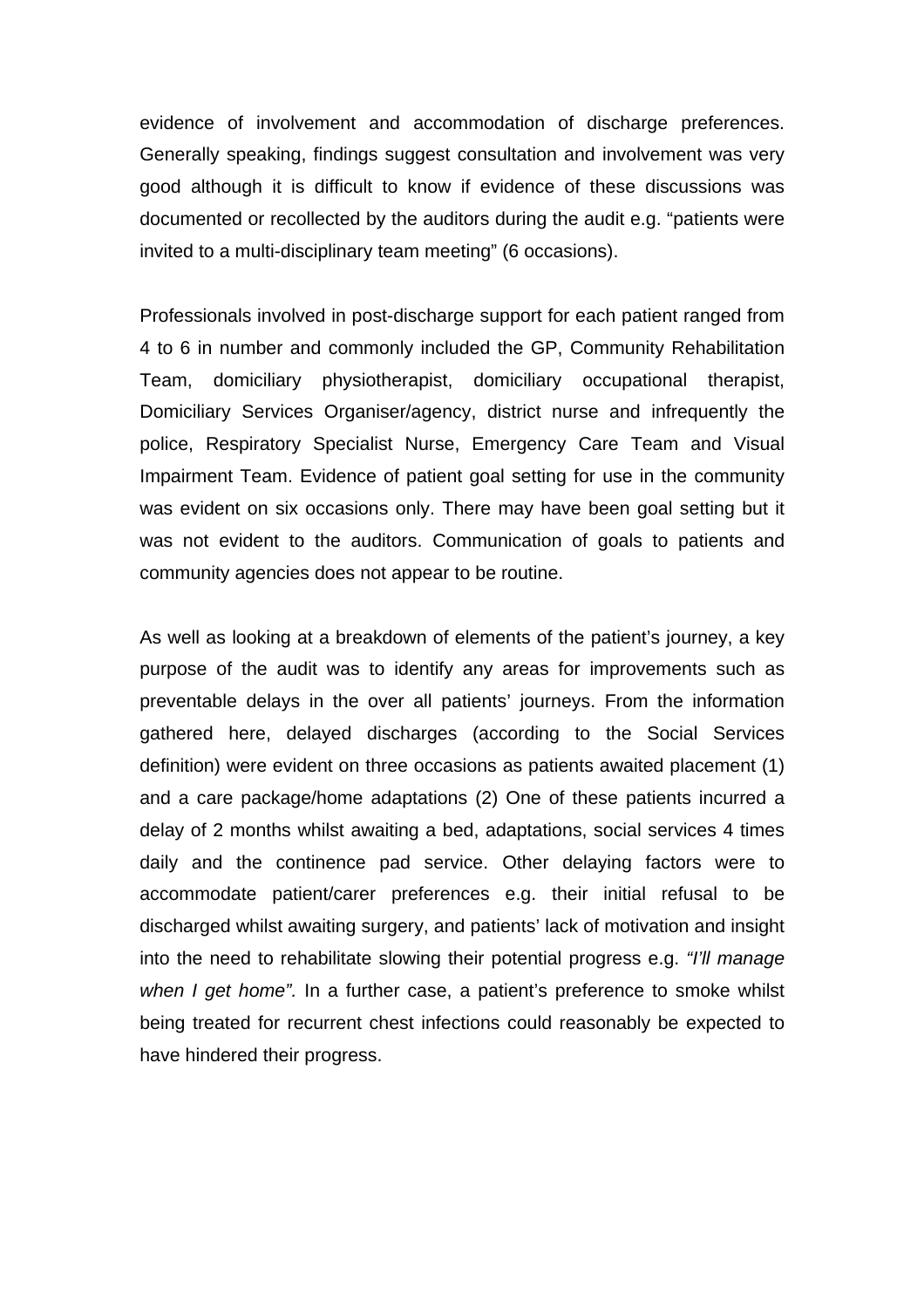evidence of involvement and accommodation of discharge preferences. Generally speaking, findings suggest consultation and involvement was very good although it is difficult to know if evidence of these discussions was documented or recollected by the auditors during the audit e.g. "patients were invited to a multi-disciplinary team meeting" (6 occasions).

Professionals involved in post-discharge support for each patient ranged from 4 to 6 in number and commonly included the GP, Community Rehabilitation Team, domiciliary physiotherapist, domiciliary occupational therapist, Domiciliary Services Organiser/agency, district nurse and infrequently the police, Respiratory Specialist Nurse, Emergency Care Team and Visual Impairment Team. Evidence of patient goal setting for use in the community was evident on six occasions only. There may have been goal setting but it was not evident to the auditors. Communication of goals to patients and community agencies does not appear to be routine.

As well as looking at a breakdown of elements of the patient's journey, a key purpose of the audit was to identify any areas for improvements such as preventable delays in the over all patients' journeys. From the information gathered here, delayed discharges (according to the Social Services definition) were evident on three occasions as patients awaited placement (1) and a care package/home adaptations (2) One of these patients incurred a delay of 2 months whilst awaiting a bed, adaptations, social services 4 times daily and the continence pad service. Other delaying factors were to accommodate patient/carer preferences e.g. their initial refusal to be discharged whilst awaiting surgery, and patients' lack of motivation and insight into the need to rehabilitate slowing their potential progress e.g. *"I'll manage when I get home".* In a further case, a patient's preference to smoke whilst being treated for recurrent chest infections could reasonably be expected to have hindered their progress.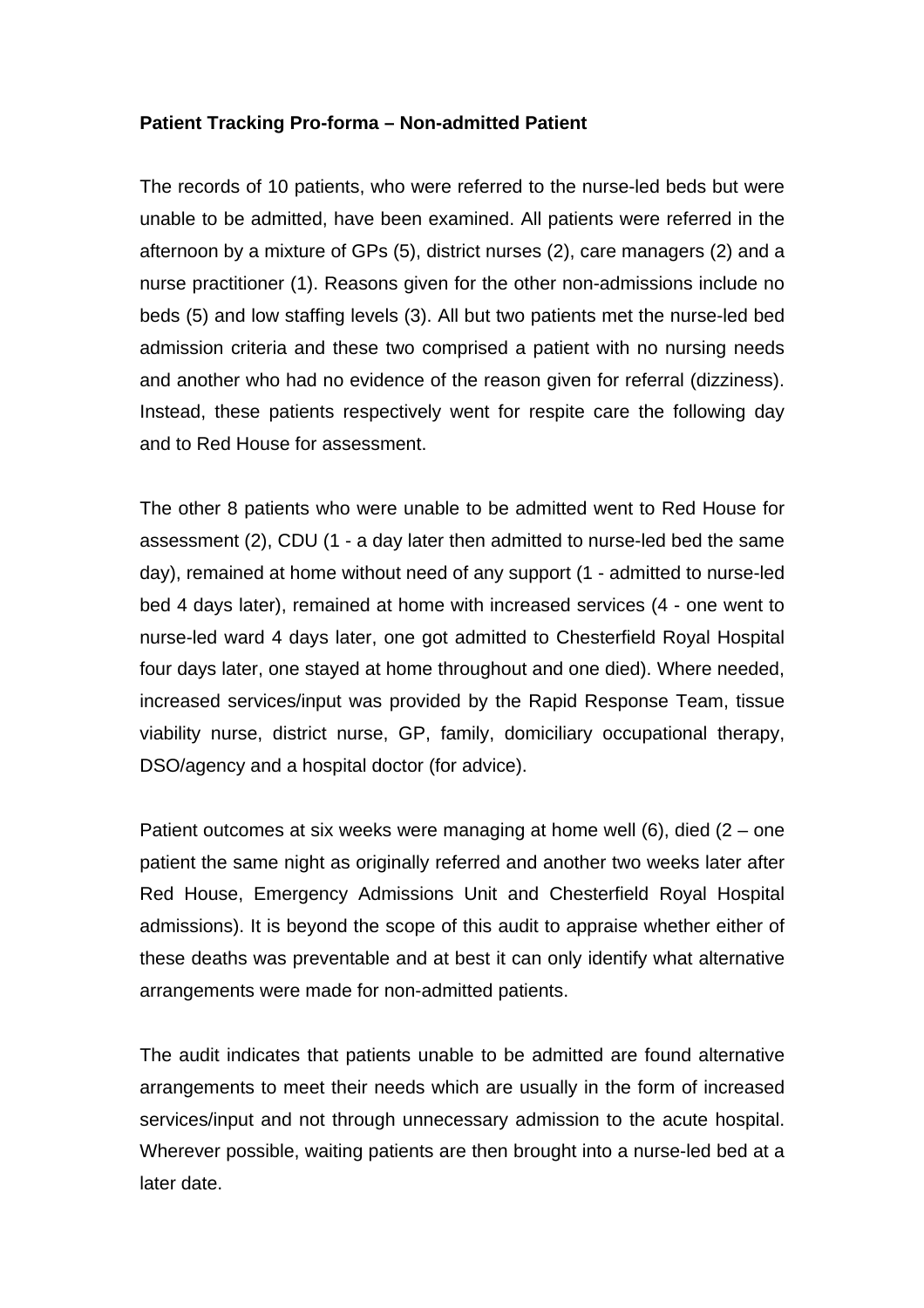**Patient Tracking Pro-forma – Non-admitted Patient**

The records of 10 patients, who were referred to the nurse-led beds but were unable to be admitted, have been examined. All patients were referred in the afternoon by a mixture of GPs (5), district nurses (2), care managers (2) and a nurse practitioner (1). Reasons given for the other non-admissions include no beds (5) and low staffing levels (3). All but two patients met the nurse-led bed admission criteria and these two comprised a patient with no nursing needs and another who had no evidence of the reason given for referral (dizziness). Instead, these patients respectively went for respite care the following day and to Red House for assessment.

The other 8 patients who were unable to be admitted went to Red House for assessment (2), CDU (1 - a day later then admitted to nurse-led bed the same day), remained at home without need of any support (1 - admitted to nurse-led bed 4 days later), remained at home with increased services (4 - one went to nurse-led ward 4 days later, one got admitted to Chesterfield Royal Hospital four days later, one stayed at home throughout and one died). Where needed, increased services/input was provided by the Rapid Response Team, tissue viability nurse, district nurse, GP, family, domiciliary occupational therapy, DSO/agency and a hospital doctor (for advice).

Patient outcomes at six weeks were managing at home well (6), died (2 – one patient the same night as originally referred and another two weeks later after Red House, Emergency Admissions Unit and Chesterfield Royal Hospital admissions). It is beyond the scope of this audit to appraise whether either of these deaths was preventable and at best it can only identify what alternative arrangements were made for non-admitted patients.

The audit indicates that patients unable to be admitted are found alternative arrangements to meet their needs which are usually in the form of increased services/input and not through unnecessary admission to the acute hospital. Wherever possible, waiting patients are then brought into a nurse-led bed at a later date.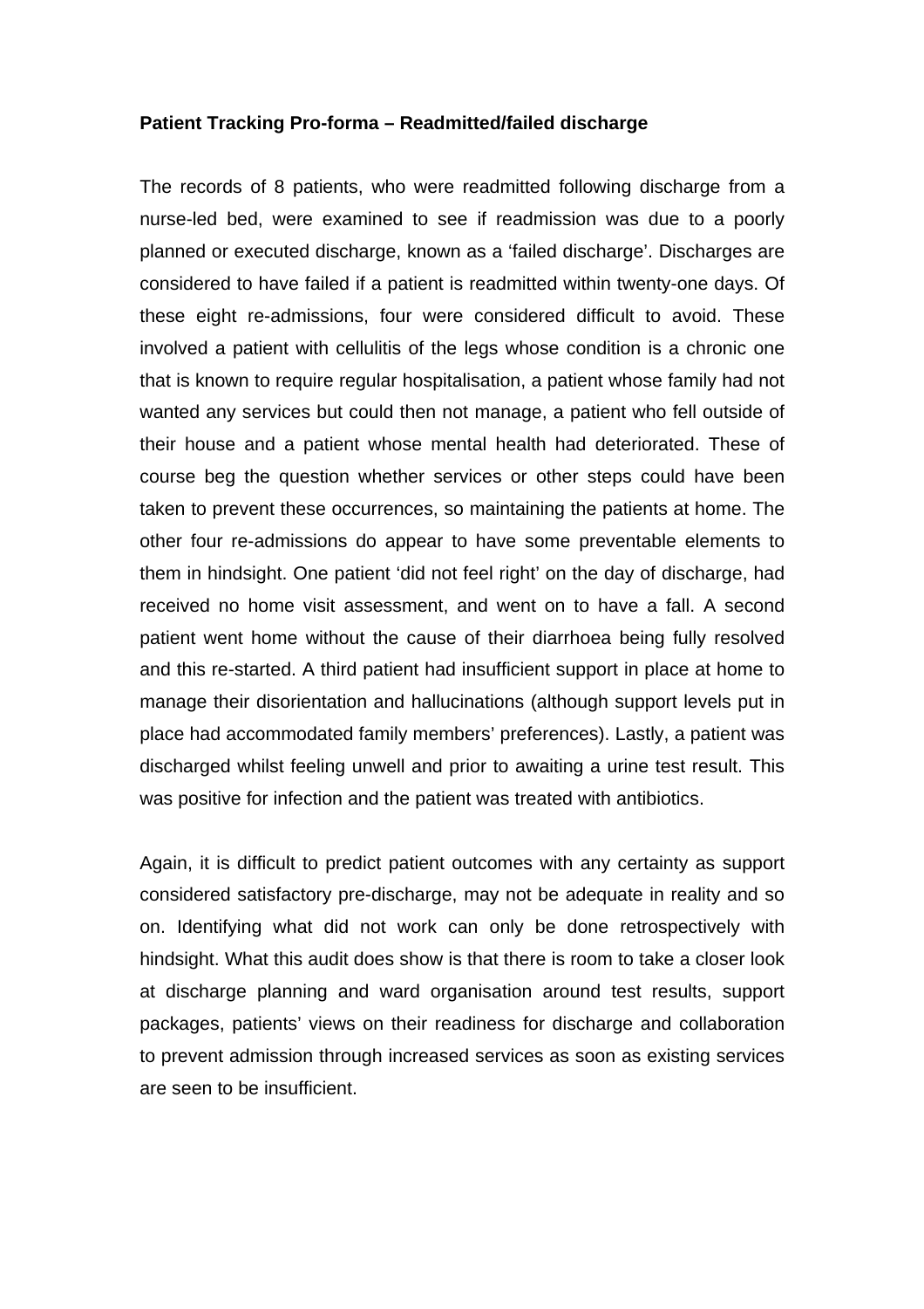**Patient Tracking Pro-forma – Readmitted/failed discharge**

The records of 8 patients, who were readmitted following discharge from a nurse-led bed, were examined to see if readmission was due to a poorly planned or executed discharge, known as a 'failed discharge'. Discharges are considered to have failed if a patient is readmitted within twenty-one days. Of these eight re-admissions, four were considered difficult to avoid. These involved a patient with cellulitis of the legs whose condition is a chronic one that is known to require regular hospitalisation, a patient whose family had not wanted any services but could then not manage, a patient who fell outside of their house and a patient whose mental health had deteriorated. These of course beg the question whether services or other steps could have been taken to prevent these occurrences, so maintaining the patients at home. The other four re-admissions do appear to have some preventable elements to them in hindsight. One patient 'did not feel right' on the day of discharge, had received no home visit assessment, and went on to have a fall. A second patient went home without the cause of their diarrhoea being fully resolved and this re-started. A third patient had insufficient support in place at home to manage their disorientation and hallucinations (although support levels put in place had accommodated family members' preferences). Lastly, a patient was discharged whilst feeling unwell and prior to awaiting a urine test result. This was positive for infection and the patient was treated with antibiotics.

Again, it is difficult to predict patient outcomes with any certainty as support considered satisfactory pre-discharge, may not be adequate in reality and so on. Identifying what did not work can only be done retrospectively with hindsight. What this audit does show is that there is room to take a closer look at discharge planning and ward organisation around test results, support packages, patients' views on their readiness for discharge and collaboration to prevent admission through increased services as soon as existing services are seen to be insufficient.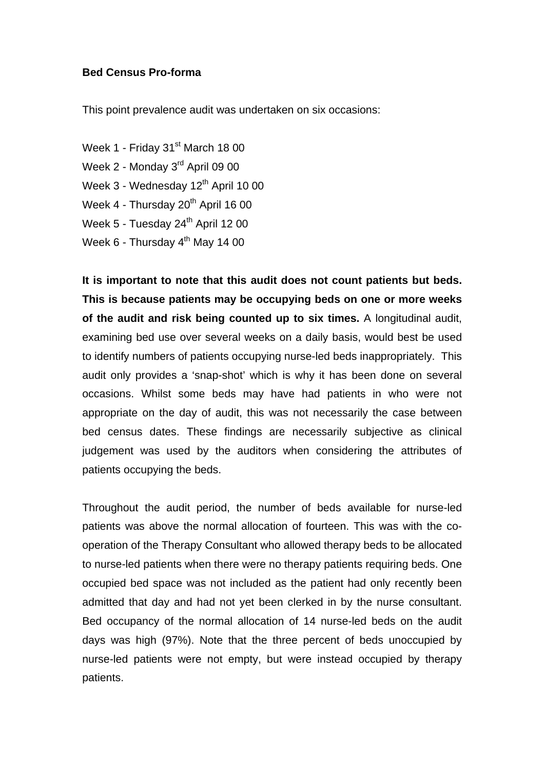**Bed Census Pro-forma**

This point prevalence audit was undertaken on six occasions:

Week 1 - Friday 31st March 18 00

Week 2 - Monday 3rd April 09 00

Week 3 - Wednesday 12th April 10 00

Week 4 - Thursday 20th April 16 00

Week 5 - Tuesday 24th April 12 00

Week 6 - Thursday 4th May 14 00

**It is important to note that this audit does not count patients but beds. This is because patients may be occupying beds on one or more weeks of the audit and risk being counted up to six times.** A longitudinal audit, examining bed use over several weeks on a daily basis, would best be used to identify numbers of patients occupying nurse-led beds inappropriately. This audit only provides a 'snap-shot' which is why it has been done on several occasions. Whilst some beds may have had patients in who were not appropriate on the day of audit, this was not necessarily the case between bed census dates. These findings are necessarily subjective as clinical judgement was used by the auditors when considering the attributes of patients occupying the beds.

Throughout the audit period, the number of beds available for nurse-led patients was above the normal allocation of fourteen. This was with the co-operation of the Therapy Consultant who allowed therapy beds to be allocated to nurse-led patients when there were no therapy patients requiring beds. One occupied bed space was not included as the patient had only recently been admitted that day and had not yet been clerked in by the nurse consultant. Bed occupancy of the normal allocation of 14 nurse-led beds on the audit days was high (97%). Note that the three percent of beds unoccupied by nurse-led patients were not empty, but were instead occupied by therapy patients.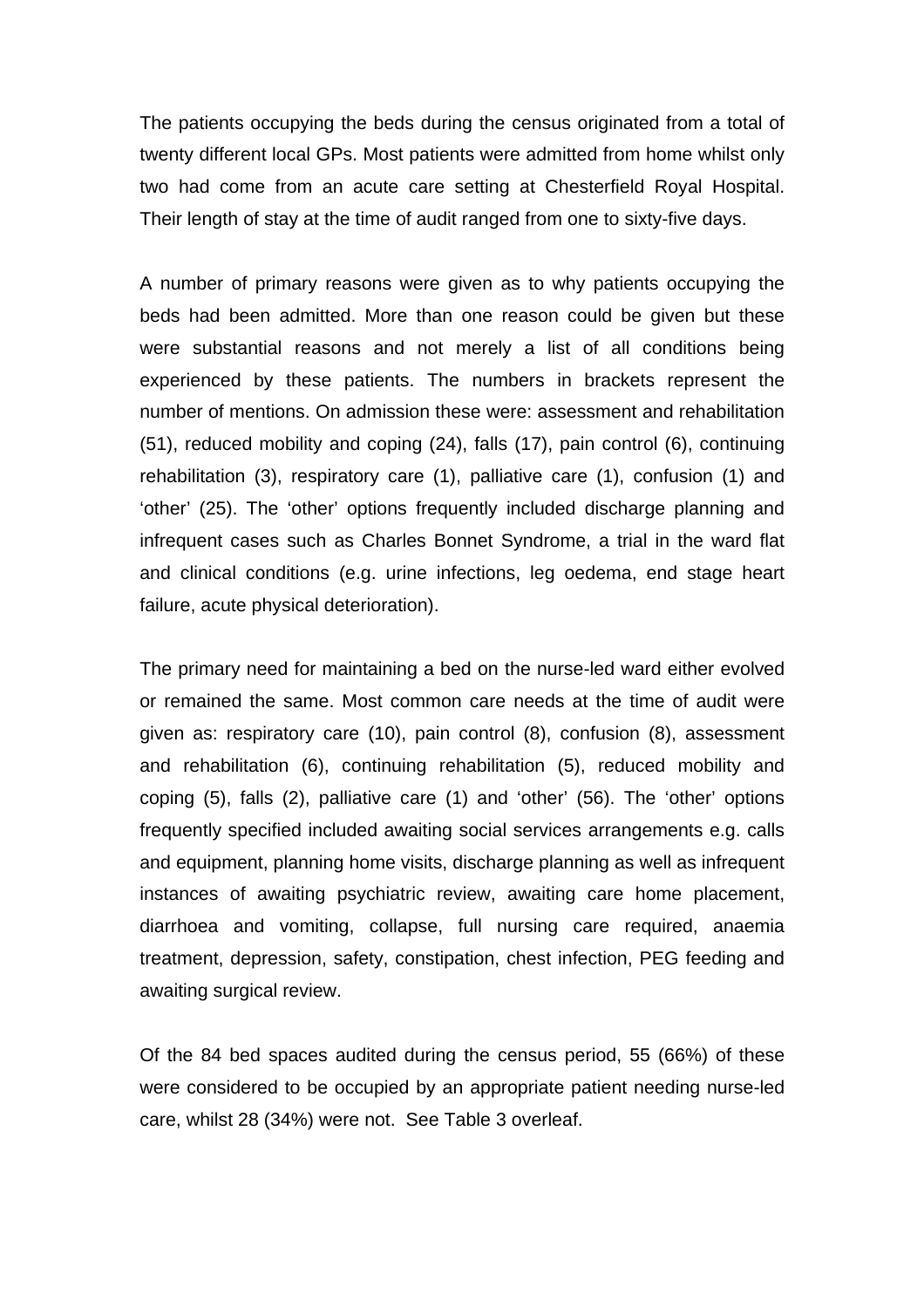The patients occupying the beds during the census originated from a total of twenty different local GPs. Most patients were admitted from home whilst only two had come from an acute care setting at Chesterfield Royal Hospital. Their length of stay at the time of audit ranged from one to sixty-five days.

A number of primary reasons were given as to why patients occupying the beds had been admitted. More than one reason could be given but these were substantial reasons and not merely a list of all conditions being experienced by these patients. The numbers in brackets represent the number of mentions. On admission these were: assessment and rehabilitation (51), reduced mobility and coping (24), falls (17), pain control (6), continuing rehabilitation (3), respiratory care (1), palliative care (1), confusion (1) and 'other' (25). The 'other' options frequently included discharge planning and infrequent cases such as Charles Bonnet Syndrome, a trial in the ward flat and clinical conditions (e.g. urine infections, leg oedema, end stage heart failure, acute physical deterioration).

The primary need for maintaining a bed on the nurse-led ward either evolved or remained the same. Most common care needs at the time of audit were given as: respiratory care (10), pain control (8), confusion (8), assessment and rehabilitation (6), continuing rehabilitation (5), reduced mobility and coping (5), falls (2), palliative care (1) and 'other' (56). The 'other' options frequently specified included awaiting social services arrangements e.g. calls and equipment, planning home visits, discharge planning as well as infrequent instances of awaiting psychiatric review, awaiting care home placement, diarrhoea and vomiting, collapse, full nursing care required, anaemia treatment, depression, safety, constipation, chest infection, PEG feeding and awaiting surgical review.

Of the 84 bed spaces audited during the census period, 55 (66%) of these were considered to be occupied by an appropriate patient needing nurse-led care, whilst 28 (34%) were not. See Table 3 overleaf.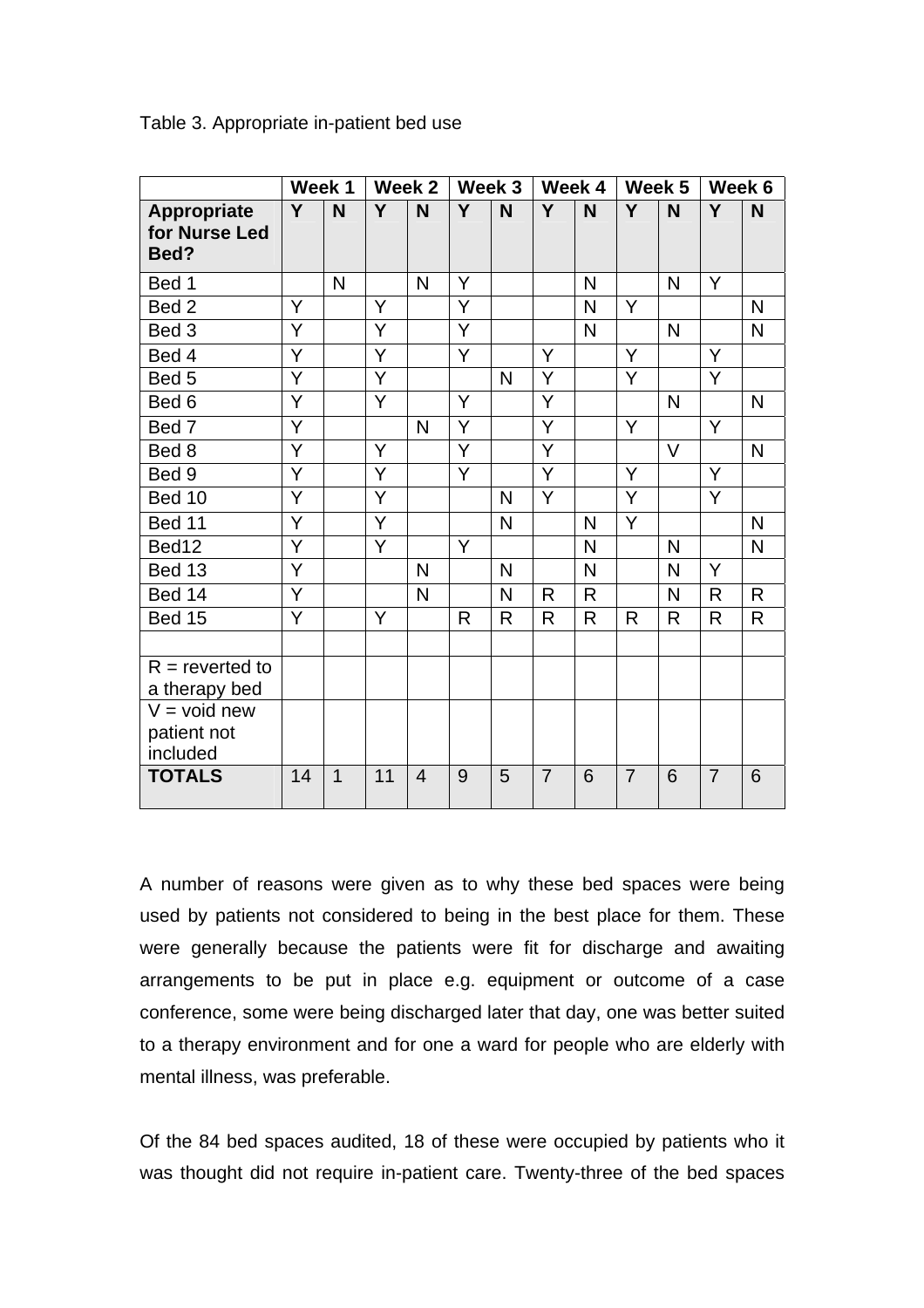Table 3. Appropriate in-patient bed use

| | Week 1 | | Week 2 | | Week 3 | | Week 4 | | Week 5 | | Week 6 | |
|---|---|---|---|---|---|---|---|---|---|---|---|---|
| **Appropriate for Nurse Led Bed?** | **Y** | **N** | **Y** | **N** | **Y** | **N** | **Y** | **N** | **Y** | **N** | **Y** | **N** |
| Bed 1 | | N | | N | Y | | | N | | N | Y | |
| Bed 2 | Y | | Y | | Y | | | N | Y | | | N |
| Bed 3 | Y | | Y | | Y | | | N | | N | | N |
| Bed 4 | Y | | Y | | Y | | Y | | Y | | Y | |
| Bed 5 | Y | | Y | | | N | Y | | Y | | Y | |
| Bed 6 | Y | | Y | | Y | | Y | | | N | | N |
| Bed 7 | Y | | | N | Y | | Y | | Y | | Y | |
| Bed 8 | Y | | Y | | Y | | Y | | | V | | N |
| Bed 9 | Y | | Y | | Y | | Y | | Y | | Y | |
| Bed 10 | Y | | Y | | | N | Y | | Y | | Y | |
| Bed 11 | Y | | Y | | | N | | N | Y | | | N |
| Bed12 | Y | | Y | | Y | | | N | | N | | N |
| Bed 13 | Y | | | N | | N | | N | | N | Y | |
| Bed 14 | Y | | | N | | N | R | R | | N | R | R |
| Bed 15 | Y | | Y | | R | R | R | R | R | R | R | R |
| | | | | | | | | | | | | |
| R = reverted to a therapy bed | | | | | | | | | | | | |
| V = void new patient not included | | | | | | | | | | | | |
| **TOTALS** | 14 | 1 | 11 | 4 | 9 | 5 | 7 | 6 | 7 | 6 | 7 | 6 |

A number of reasons were given as to why these bed spaces were being used by patients not considered to being in the best place for them. These were generally because the patients were fit for discharge and awaiting arrangements to be put in place e.g. equipment or outcome of a case conference, some were being discharged later that day, one was better suited to a therapy environment and for one a ward for people who are elderly with mental illness, was preferable.

Of the 84 bed spaces audited, 18 of these were occupied by patients who it was thought did not require in-patient care. Twenty-three of the bed spaces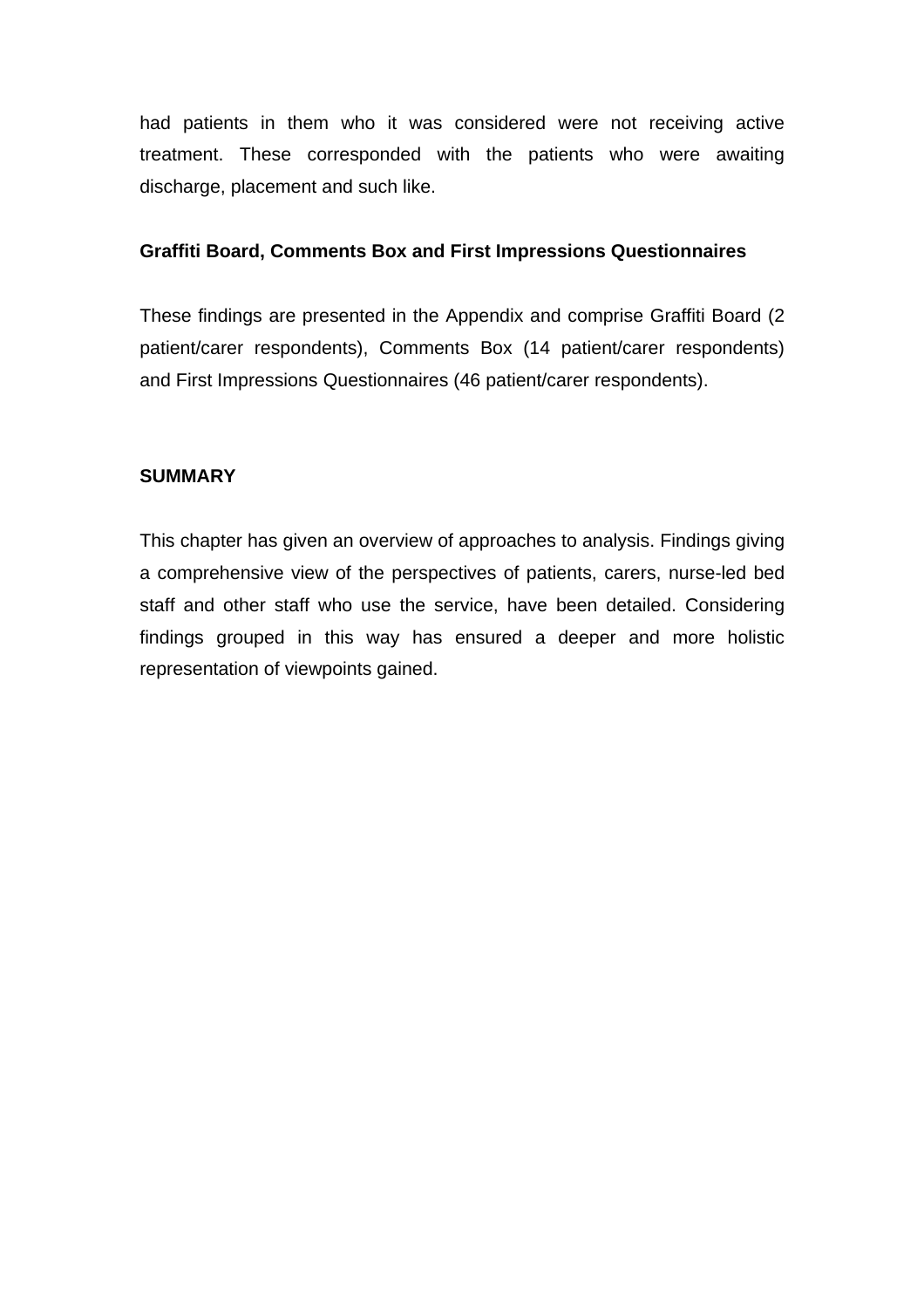had patients in them who it was considered were not receiving active treatment. These corresponded with the patients who were awaiting discharge, placement and such like.

**Graffiti Board, Comments Box and First Impressions Questionnaires**

These findings are presented in the Appendix and comprise Graffiti Board (2 patient/carer respondents), Comments Box (14 patient/carer respondents) and First Impressions Questionnaires (46 patient/carer respondents).

## SUMMARY

This chapter has given an overview of approaches to analysis. Findings giving a comprehensive view of the perspectives of patients, carers, nurse-led bed staff and other staff who use the service, have been detailed. Considering findings grouped in this way has ensured a deeper and more holistic representation of viewpoints gained.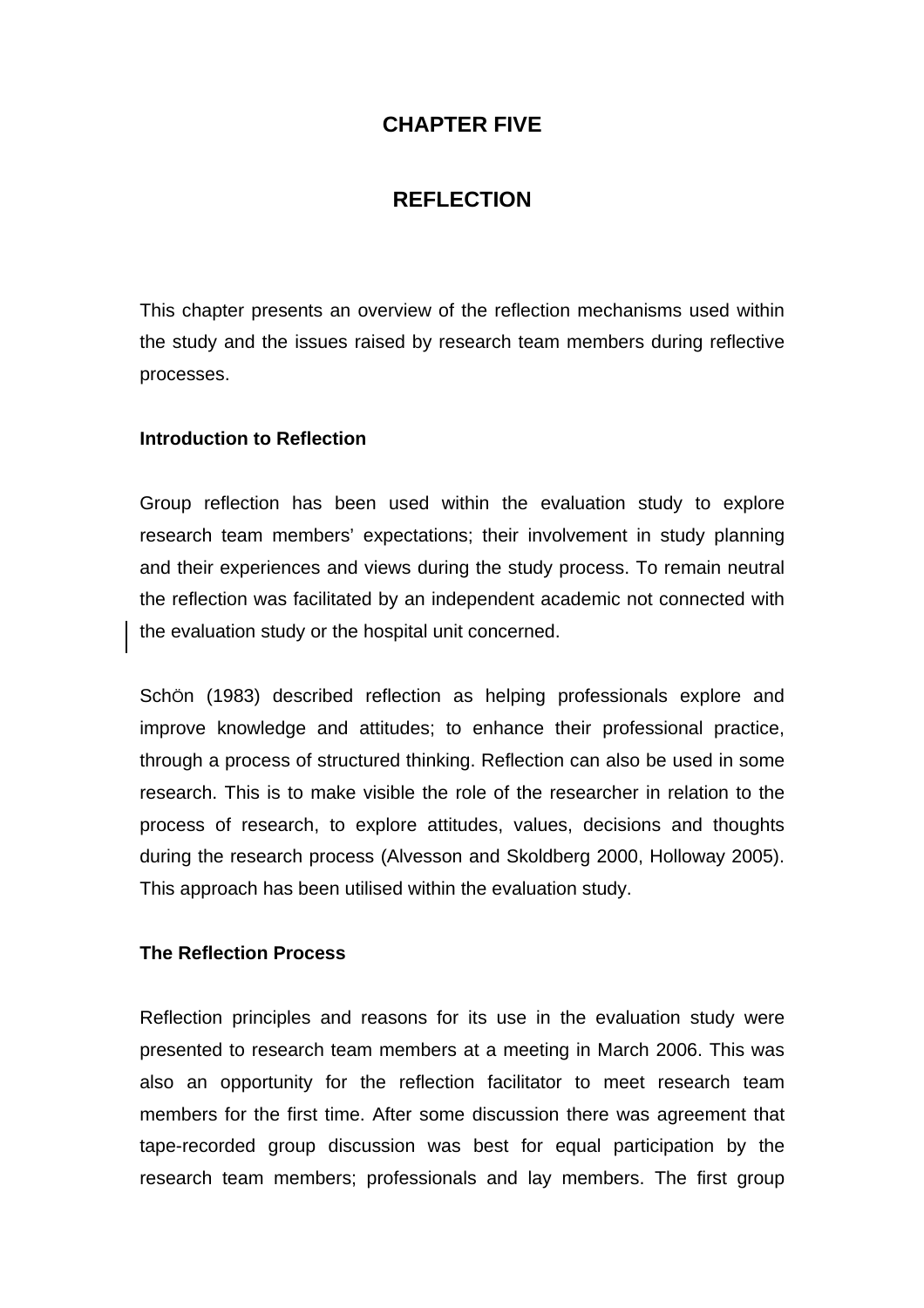# CHAPTER FIVE

# REFLECTION

This chapter presents an overview of the reflection mechanisms used within the study and the issues raised by research team members during reflective processes.

### Introduction to Reflection

Group reflection has been used within the evaluation study to explore research team members' expectations; their involvement in study planning and their experiences and views during the study process. To remain neutral the reflection was facilitated by an independent academic not connected with the evaluation study or the hospital unit concerned.

SchÖn (1983) described reflection as helping professionals explore and improve knowledge and attitudes; to enhance their professional practice, through a process of structured thinking. Reflection can also be used in some research. This is to make visible the role of the researcher in relation to the process of research, to explore attitudes, values, decisions and thoughts during the research process (Alvesson and Skoldberg 2000, Holloway 2005). This approach has been utilised within the evaluation study.

### The Reflection Process

Reflection principles and reasons for its use in the evaluation study were presented to research team members at a meeting in March 2006. This was also an opportunity for the reflection facilitator to meet research team members for the first time. After some discussion there was agreement that tape-recorded group discussion was best for equal participation by the research team members; professionals and lay members. The first group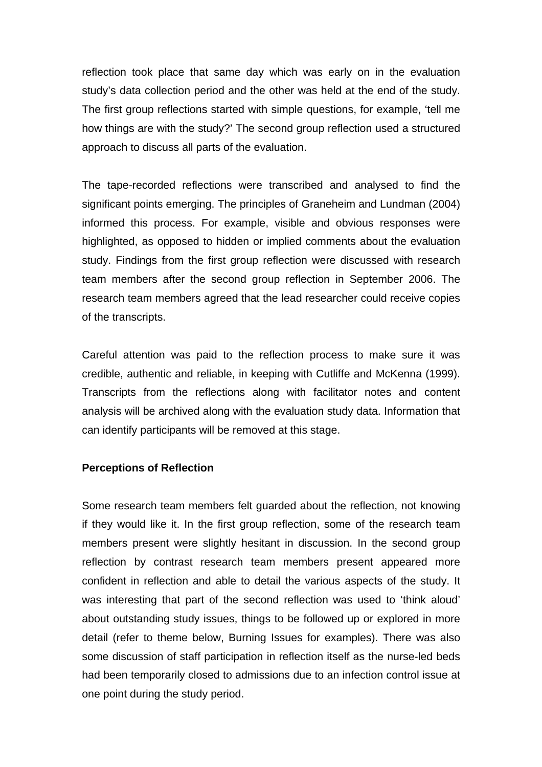reflection took place that same day which was early on in the evaluation study's data collection period and the other was held at the end of the study. The first group reflections started with simple questions, for example, 'tell me how things are with the study?' The second group reflection used a structured approach to discuss all parts of the evaluation.

The tape-recorded reflections were transcribed and analysed to find the significant points emerging. The principles of Graneheim and Lundman (2004) informed this process. For example, visible and obvious responses were highlighted, as opposed to hidden or implied comments about the evaluation study. Findings from the first group reflection were discussed with research team members after the second group reflection in September 2006. The research team members agreed that the lead researcher could receive copies of the transcripts.

Careful attention was paid to the reflection process to make sure it was credible, authentic and reliable, in keeping with Cutliffe and McKenna (1999). Transcripts from the reflections along with facilitator notes and content analysis will be archived along with the evaluation study data. Information that can identify participants will be removed at this stage.

**Perceptions of Reflection**

Some research team members felt guarded about the reflection, not knowing if they would like it. In the first group reflection, some of the research team members present were slightly hesitant in discussion. In the second group reflection by contrast research team members present appeared more confident in reflection and able to detail the various aspects of the study. It was interesting that part of the second reflection was used to 'think aloud' about outstanding study issues, things to be followed up or explored in more detail (refer to theme below, Burning Issues for examples). There was also some discussion of staff participation in reflection itself as the nurse-led beds had been temporarily closed to admissions due to an infection control issue at one point during the study period.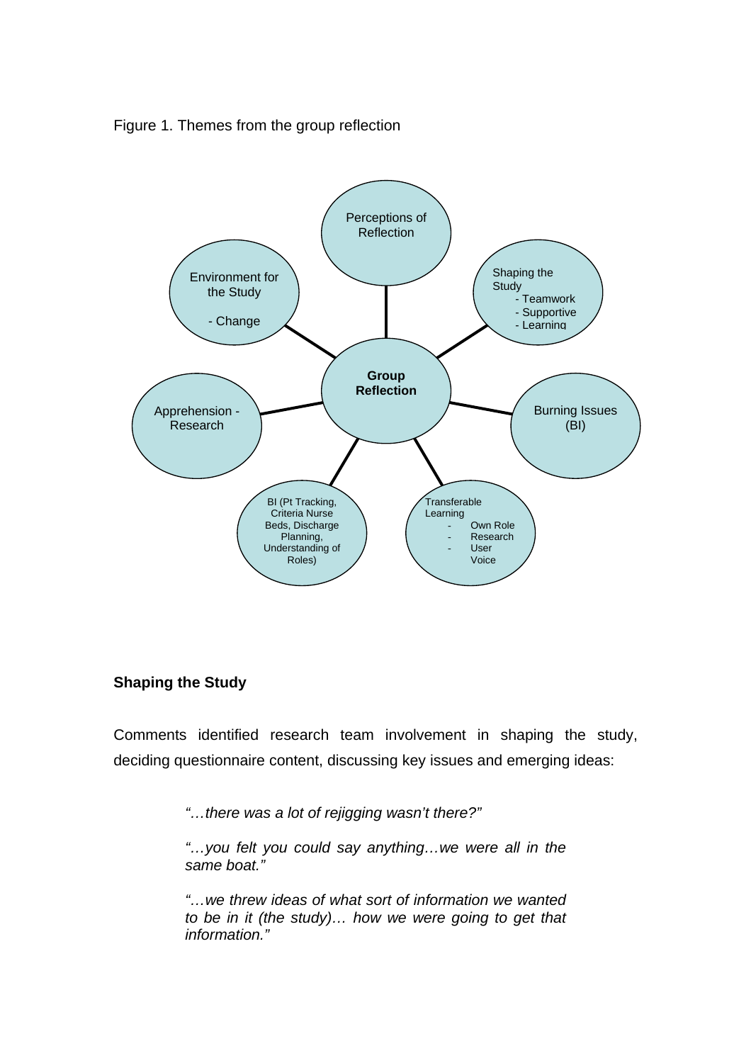Figure 1. Themes from the group reflection

- **Group Reflection**
  - Perceptions of Reflection
  - Shaping the Study
    - Teamwork
    - Supportive
    - Learning
  - Burning Issues (BI)
  - Transferable Learning
    - Own Role
    - Research
    - User Voice
  - BI (Pt Tracking, Criteria Nurse Beds, Discharge Planning, Understanding of Roles)
  - Apprehension - Research
  - Environment for the Study
    - Change

**Shaping the Study**

Comments identified research team involvement in shaping the study, deciding questionnaire content, discussing key issues and emerging ideas:

> *"…there was a lot of rejigging wasn't there?"*
>
> *"…you felt you could say anything…we were all in the same boat."*
>
> *"…we threw ideas of what sort of information we wanted to be in it (the study)… how we were going to get that information."*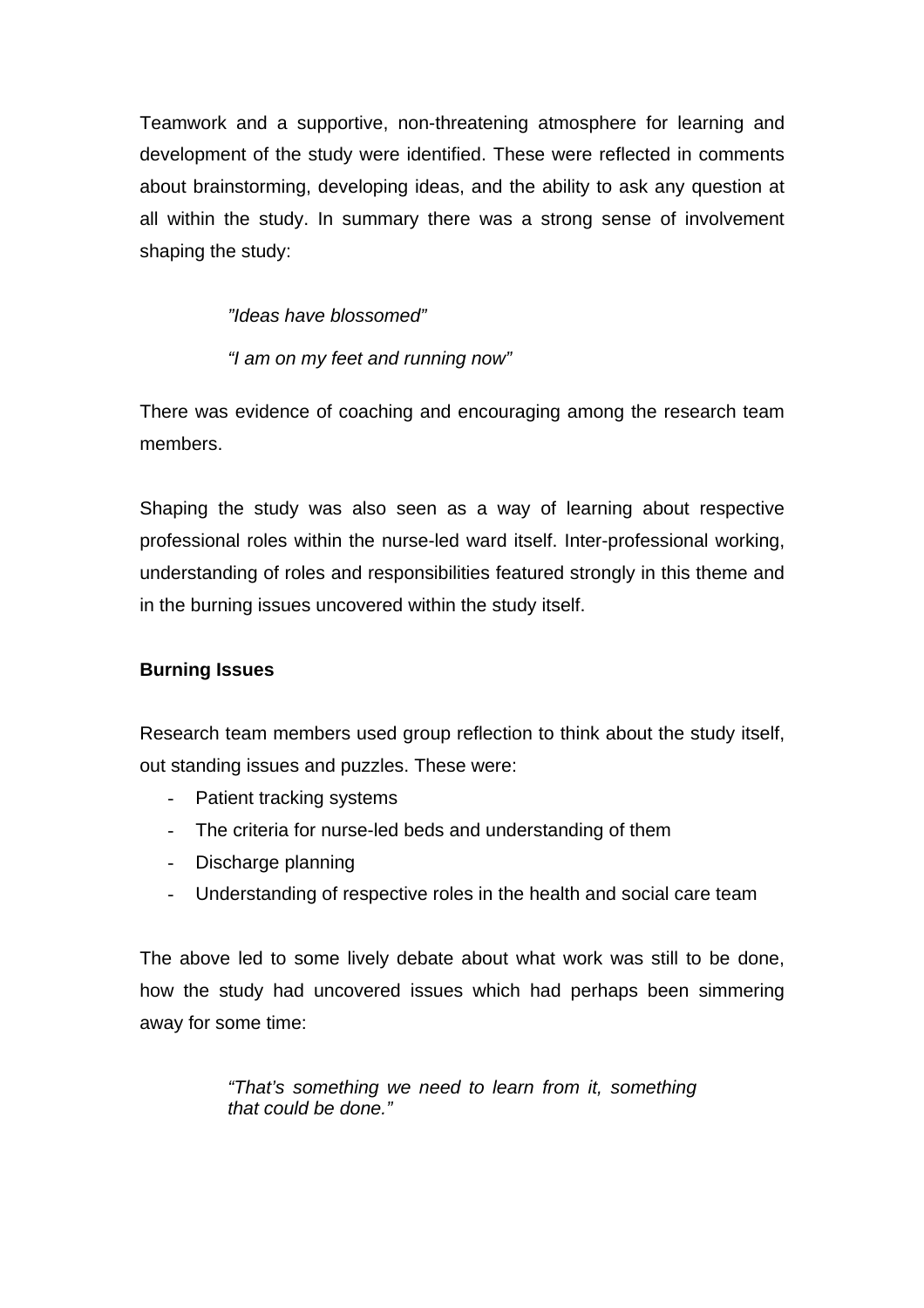Teamwork and a supportive, non-threatening atmosphere for learning and development of the study were identified. These were reflected in comments about brainstorming, developing ideas, and the ability to ask any question at all within the study. In summary there was a strong sense of involvement shaping the study:

> *"Ideas have blossomed"*
>
> *"I am on my feet and running now"*

There was evidence of coaching and encouraging among the research team members.

Shaping the study was also seen as a way of learning about respective professional roles within the nurse-led ward itself. Inter-professional working, understanding of roles and responsibilities featured strongly in this theme and in the burning issues uncovered within the study itself.

**Burning Issues**

Research team members used group reflection to think about the study itself, out standing issues and puzzles. These were:

- Patient tracking systems
- The criteria for nurse-led beds and understanding of them
- Discharge planning
- Understanding of respective roles in the health and social care team

The above led to some lively debate about what work was still to be done, how the study had uncovered issues which had perhaps been simmering away for some time:

> *"That's something we need to learn from it, something that could be done."*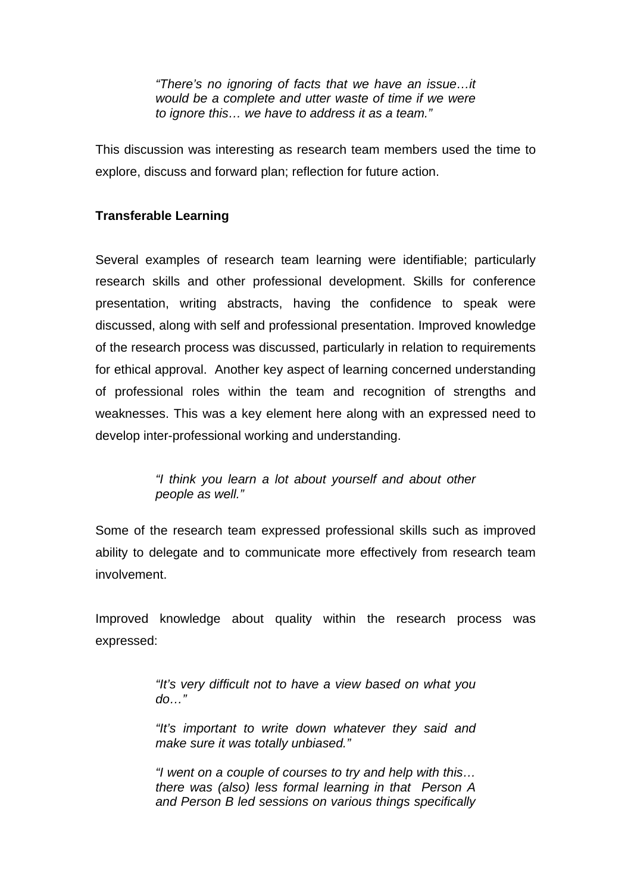> *"There's no ignoring of facts that we have an issue…it would be a complete and utter waste of time if we were to ignore this… we have to address it as a team."*

This discussion was interesting as research team members used the time to explore, discuss and forward plan; reflection for future action.

**Transferable Learning**

Several examples of research team learning were identifiable; particularly research skills and other professional development. Skills for conference presentation, writing abstracts, having the confidence to speak were discussed, along with self and professional presentation. Improved knowledge of the research process was discussed, particularly in relation to requirements for ethical approval. Another key aspect of learning concerned understanding of professional roles within the team and recognition of strengths and weaknesses. This was a key element here along with an expressed need to develop inter-professional working and understanding.

> *"I think you learn a lot about yourself and about other people as well."*

Some of the research team expressed professional skills such as improved ability to delegate and to communicate more effectively from research team involvement.

Improved knowledge about quality within the research process was expressed:

> *"It's very difficult not to have a view based on what you do…"*
>
> *"It's important to write down whatever they said and make sure it was totally unbiased."*
>
> *"I went on a couple of courses to try and help with this… there was (also) less formal learning in that Person A and Person B led sessions on various things specifically*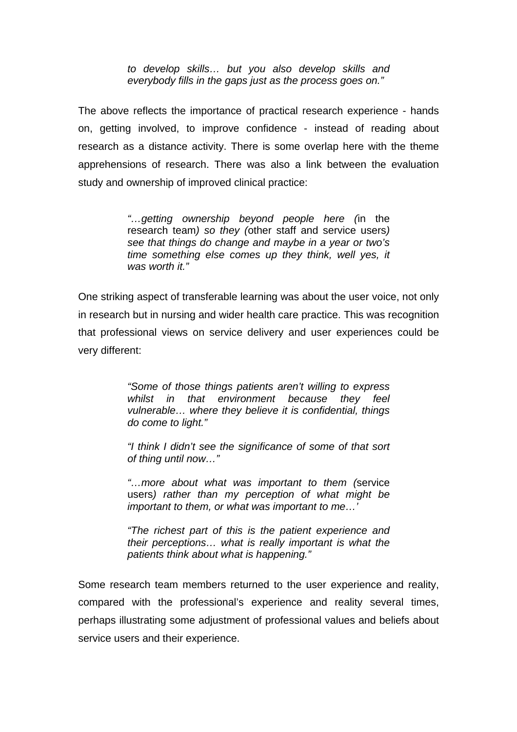> *to develop skills… but you also develop skills and everybody fills in the gaps just as the process goes on."*

The above reflects the importance of practical research experience - hands on, getting involved, to improve confidence - instead of reading about research as a distance activity. There is some overlap here with the theme apprehensions of research. There was also a link between the evaluation study and ownership of improved clinical practice:

> *"…getting ownership beyond people here (*in the research team*) so they (*other staff and service users*) see that things do change and maybe in a year or two's time something else comes up they think, well yes, it was worth it."*

One striking aspect of transferable learning was about the user voice, not only in research but in nursing and wider health care practice. This was recognition that professional views on service delivery and user experiences could be very different:

> *"Some of those things patients aren't willing to express whilst in that environment because they feel vulnerable… where they believe it is confidential, things do come to light."*
>
> *"I think I didn't see the significance of some of that sort of thing until now…"*
>
> *"…more about what was important to them (*service users*) rather than my perception of what might be important to them, or what was important to me…'*
>
> *"The richest part of this is the patient experience and their perceptions… what is really important is what the patients think about what is happening."*

Some research team members returned to the user experience and reality, compared with the professional's experience and reality several times, perhaps illustrating some adjustment of professional values and beliefs about service users and their experience.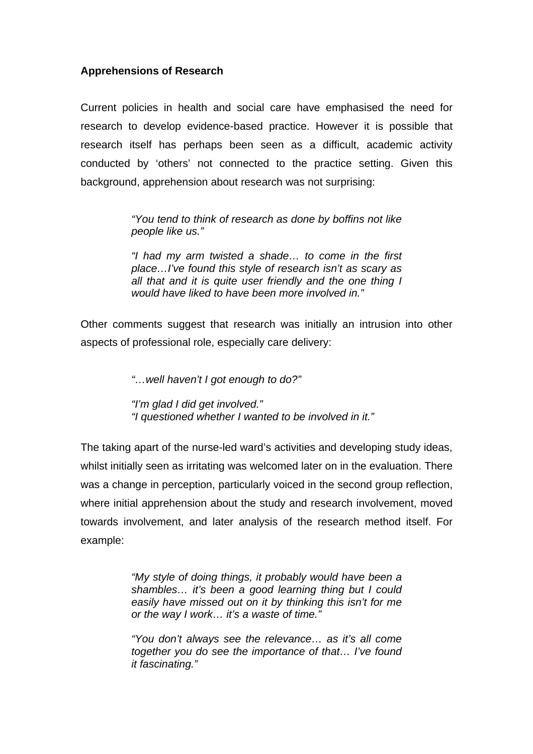**Apprehensions of Research**

Current policies in health and social care have emphasised the need for research to develop evidence-based practice. However it is possible that research itself has perhaps been seen as a difficult, academic activity conducted by 'others' not connected to the practice setting. Given this background, apprehension about research was not surprising:

> *"You tend to think of research as done by boffins not like people like us."*
>
> *"I had my arm twisted a shade… to come in the first place…I've found this style of research isn't as scary as all that and it is quite user friendly and the one thing I would have liked to have been more involved in."*

Other comments suggest that research was initially an intrusion into other aspects of professional role, especially care delivery:

> *"…well haven't I got enough to do?"*
>
> *"I'm glad I did get involved."*
> *"I questioned whether I wanted to be involved in it."*

The taking apart of the nurse-led ward's activities and developing study ideas, whilst initially seen as irritating was welcomed later on in the evaluation. There was a change in perception, particularly voiced in the second group reflection, where initial apprehension about the study and research involvement, moved towards involvement, and later analysis of the research method itself. For example:

> *"My style of doing things, it probably would have been a shambles… it's been a good learning thing but I could easily have missed out on it by thinking this isn't for me or the way I work… it's a waste of time."*
>
> *"You don't always see the relevance… as it's all come together you do see the importance of that… I've found it fascinating."*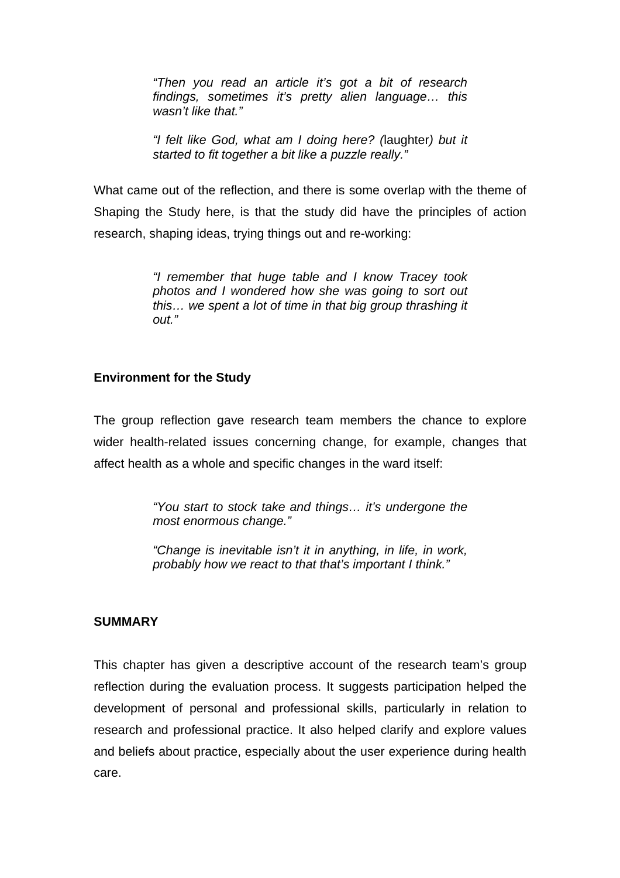> *"Then you read an article it's got a bit of research findings, sometimes it's pretty alien language… this wasn't like that."*
>
> *"I felt like God, what am I doing here? (*laughter*) but it started to fit together a bit like a puzzle really."*

What came out of the reflection, and there is some overlap with the theme of Shaping the Study here, is that the study did have the principles of action research, shaping ideas, trying things out and re-working:

> *"I remember that huge table and I know Tracey took photos and I wondered how she was going to sort out this… we spent a lot of time in that big group thrashing it out."*

**Environment for the Study**

The group reflection gave research team members the chance to explore wider health-related issues concerning change, for example, changes that affect health as a whole and specific changes in the ward itself:

> *"You start to stock take and things… it's undergone the most enormous change."*
>
> *"Change is inevitable isn't it in anything, in life, in work, probably how we react to that that's important I think."*

**SUMMARY**

This chapter has given a descriptive account of the research team's group reflection during the evaluation process. It suggests participation helped the development of personal and professional skills, particularly in relation to research and professional practice. It also helped clarify and explore values and beliefs about practice, especially about the user experience during health care.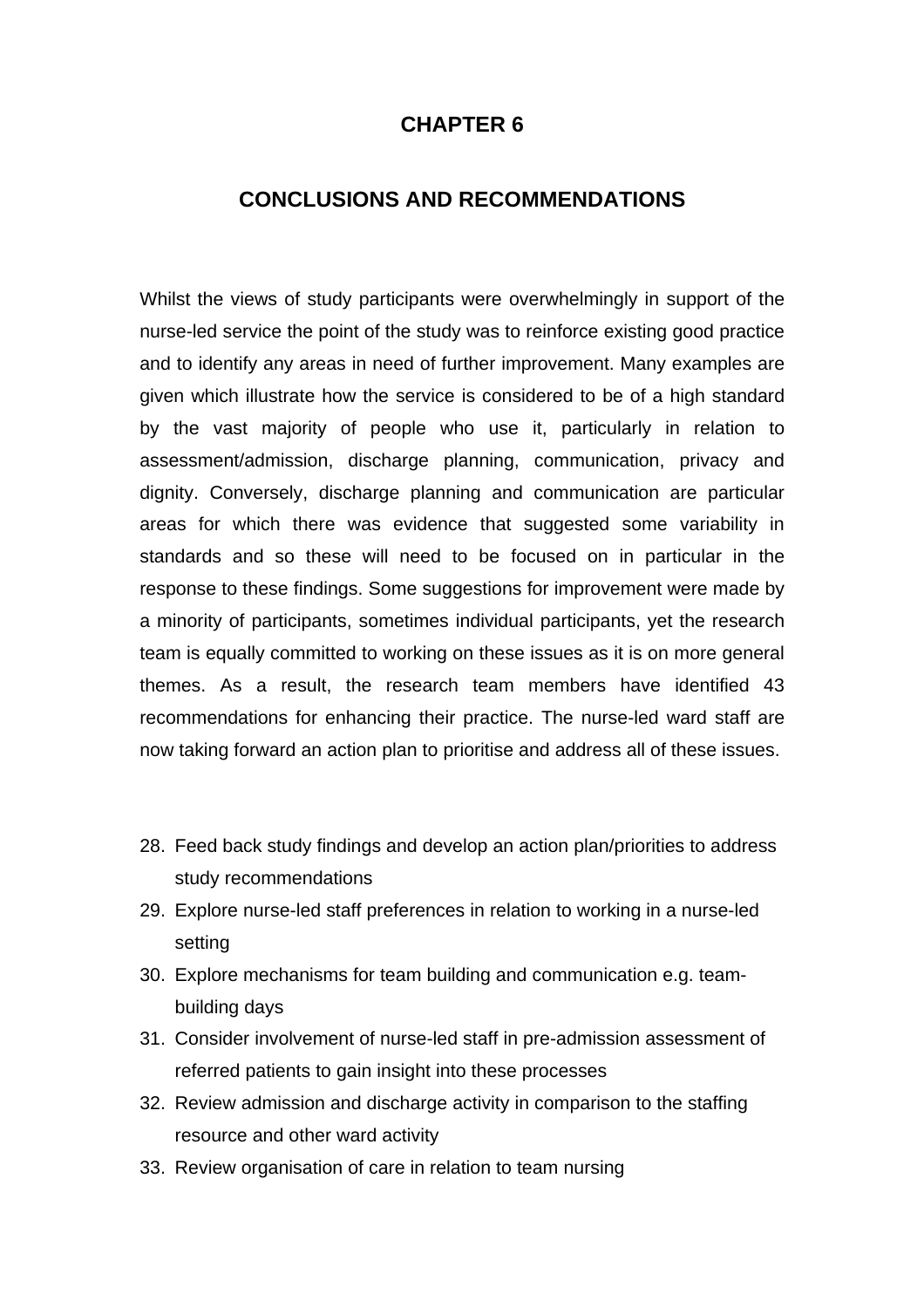# CHAPTER 6

## CONCLUSIONS AND RECOMMENDATIONS

Whilst the views of study participants were overwhelmingly in support of the nurse-led service the point of the study was to reinforce existing good practice and to identify any areas in need of further improvement. Many examples are given which illustrate how the service is considered to be of a high standard by the vast majority of people who use it, particularly in relation to assessment/admission, discharge planning, communication, privacy and dignity. Conversely, discharge planning and communication are particular areas for which there was evidence that suggested some variability in standards and so these will need to be focused on in particular in the response to these findings. Some suggestions for improvement were made by a minority of participants, sometimes individual participants, yet the research team is equally committed to working on these issues as it is on more general themes. As a result, the research team members have identified 43 recommendations for enhancing their practice. The nurse-led ward staff are now taking forward an action plan to prioritise and address all of these issues.

28. Feed back study findings and develop an action plan/priorities to address study recommendations
29. Explore nurse-led staff preferences in relation to working in a nurse-led setting
30. Explore mechanisms for team building and communication e.g. team-building days
31. Consider involvement of nurse-led staff in pre-admission assessment of referred patients to gain insight into these processes
32. Review admission and discharge activity in comparison to the staffing resource and other ward activity
33. Review organisation of care in relation to team nursing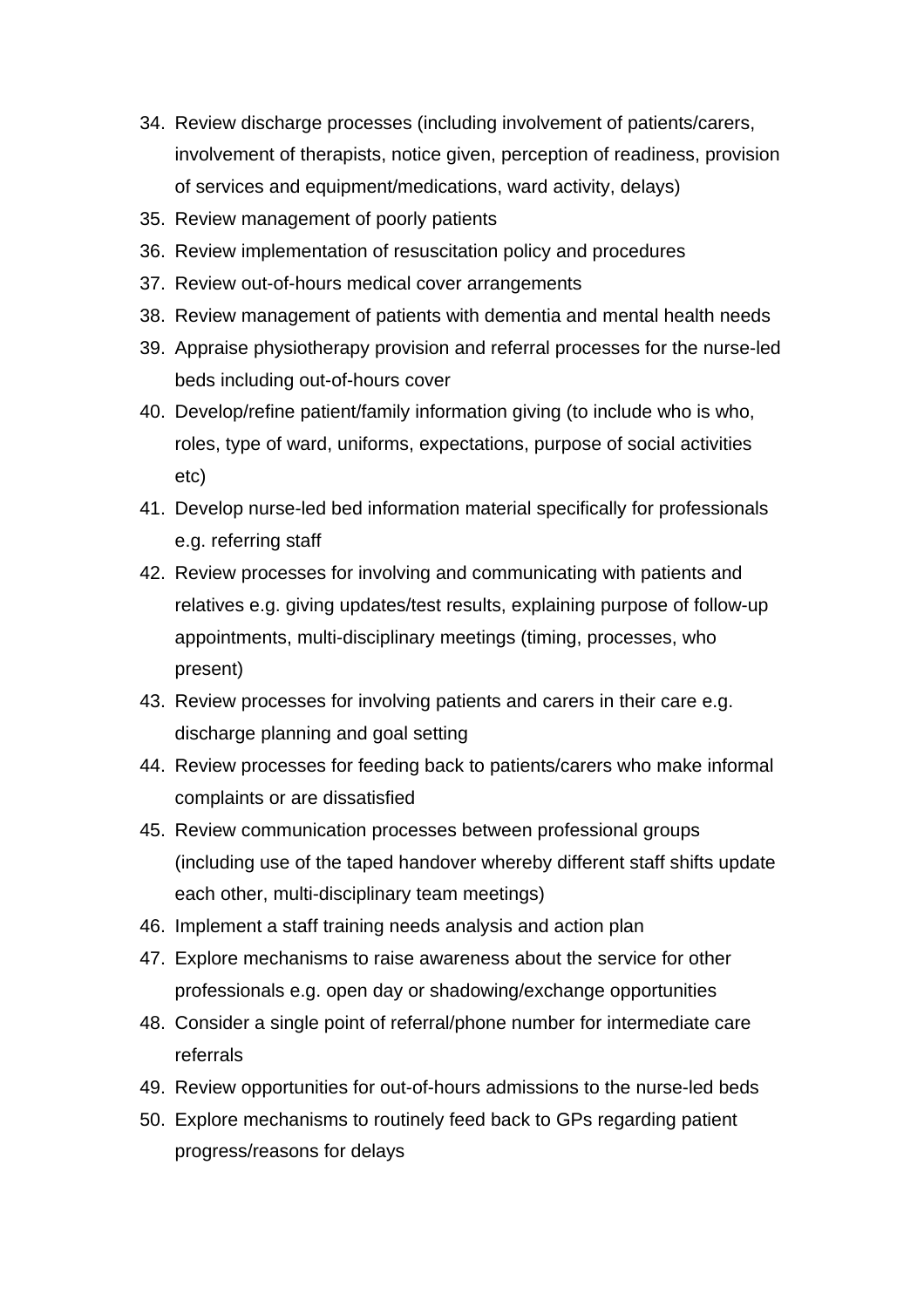34. Review discharge processes (including involvement of patients/carers, involvement of therapists, notice given, perception of readiness, provision of services and equipment/medications, ward activity, delays)
35. Review management of poorly patients
36. Review implementation of resuscitation policy and procedures
37. Review out-of-hours medical cover arrangements
38. Review management of patients with dementia and mental health needs
39. Appraise physiotherapy provision and referral processes for the nurse-led beds including out-of-hours cover
40. Develop/refine patient/family information giving (to include who is who, roles, type of ward, uniforms, expectations, purpose of social activities etc)
41. Develop nurse-led bed information material specifically for professionals e.g. referring staff
42. Review processes for involving and communicating with patients and relatives e.g. giving updates/test results, explaining purpose of follow-up appointments, multi-disciplinary meetings (timing, processes, who present)
43. Review processes for involving patients and carers in their care e.g. discharge planning and goal setting
44. Review processes for feeding back to patients/carers who make informal complaints or are dissatisfied
45. Review communication processes between professional groups (including use of the taped handover whereby different staff shifts update each other, multi-disciplinary team meetings)
46. Implement a staff training needs analysis and action plan
47. Explore mechanisms to raise awareness about the service for other professionals e.g. open day or shadowing/exchange opportunities
48. Consider a single point of referral/phone number for intermediate care referrals
49. Review opportunities for out-of-hours admissions to the nurse-led beds
50. Explore mechanisms to routinely feed back to GPs regarding patient progress/reasons for delays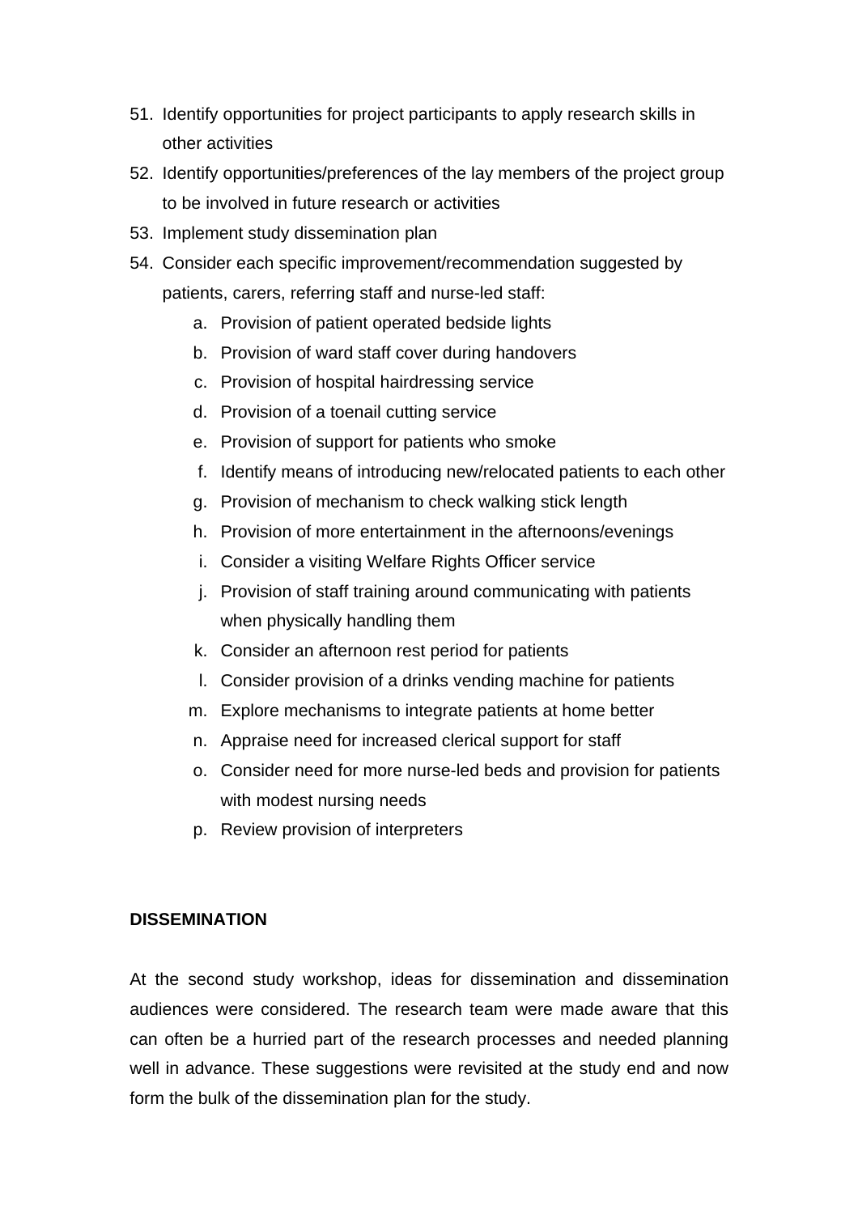51. Identify opportunities for project participants to apply research skills in other activities
52. Identify opportunities/preferences of the lay members of the project group to be involved in future research or activities
53. Implement study dissemination plan
54. Consider each specific improvement/recommendation suggested by patients, carers, referring staff and nurse-led staff:
    a. Provision of patient operated bedside lights
    b. Provision of ward staff cover during handovers
    c. Provision of hospital hairdressing service
    d. Provision of a toenail cutting service
    e. Provision of support for patients who smoke
    f. Identify means of introducing new/relocated patients to each other
    g. Provision of mechanism to check walking stick length
    h. Provision of more entertainment in the afternoons/evenings
    i. Consider a visiting Welfare Rights Officer service
    j. Provision of staff training around communicating with patients when physically handling them
    k. Consider an afternoon rest period for patients
    l. Consider provision of a drinks vending machine for patients
    m. Explore mechanisms to integrate patients at home better
    n. Appraise need for increased clerical support for staff
    o. Consider need for more nurse-led beds and provision for patients with modest nursing needs
    p. Review provision of interpreters

**DISSEMINATION**

At the second study workshop, ideas for dissemination and dissemination audiences were considered. The research team were made aware that this can often be a hurried part of the research processes and needed planning well in advance. These suggestions were revisited at the study end and now form the bulk of the dissemination plan for the study.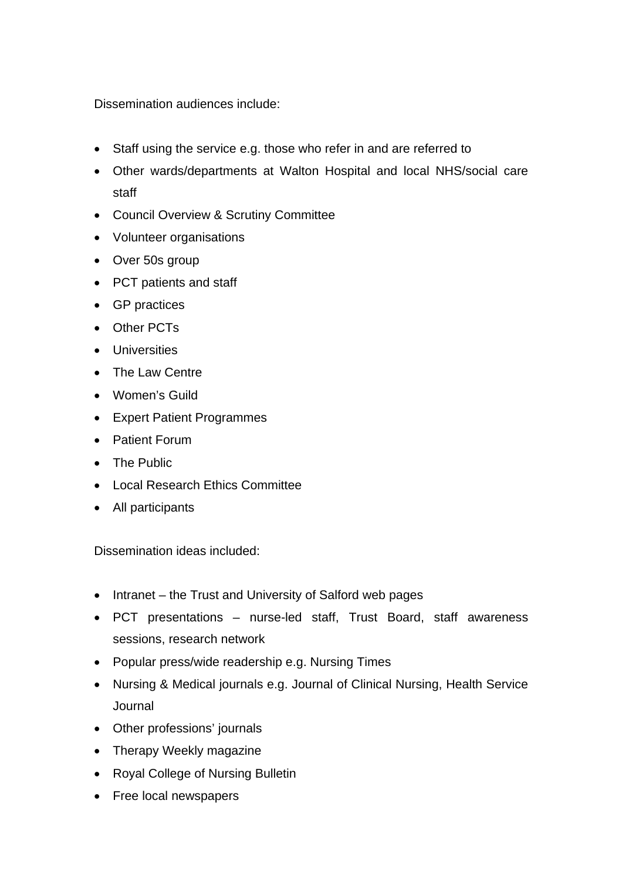Dissemination audiences include:

- Staff using the service e.g. those who refer in and are referred to
- Other wards/departments at Walton Hospital and local NHS/social care staff
- Council Overview & Scrutiny Committee
- Volunteer organisations
- Over 50s group
- PCT patients and staff
- GP practices
- Other PCTs
- Universities
- The Law Centre
- Women's Guild
- Expert Patient Programmes
- Patient Forum
- The Public
- Local Research Ethics Committee
- All participants

Dissemination ideas included:

- Intranet – the Trust and University of Salford web pages
- PCT presentations – nurse-led staff, Trust Board, staff awareness sessions, research network
- Popular press/wide readership e.g. Nursing Times
- Nursing & Medical journals e.g. Journal of Clinical Nursing, Health Service Journal
- Other professions' journals
- Therapy Weekly magazine
- Royal College of Nursing Bulletin
- Free local newspapers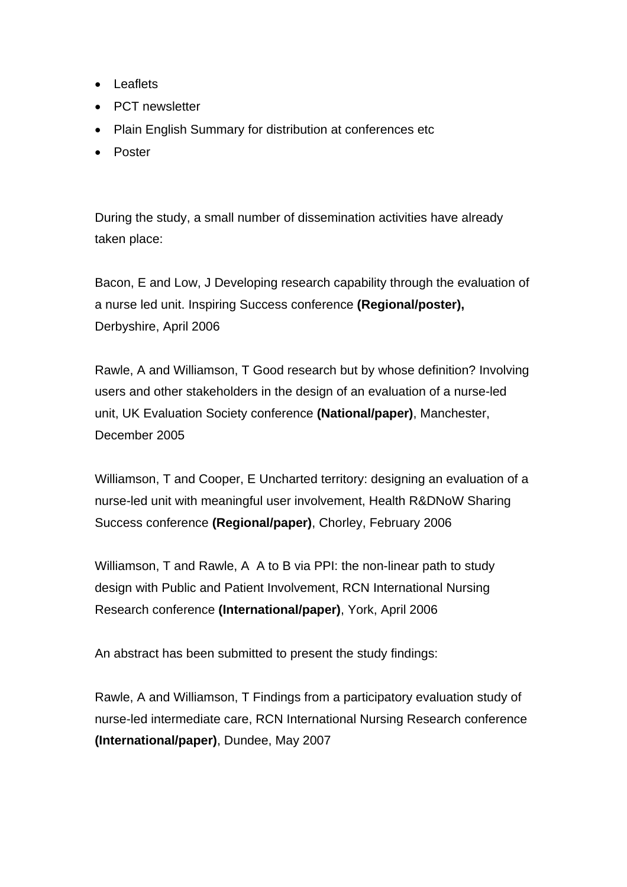- Leaflets
- PCT newsletter
- Plain English Summary for distribution at conferences etc
- Poster

During the study, a small number of dissemination activities have already taken place:

Bacon, E and Low, J Developing research capability through the evaluation of a nurse led unit. Inspiring Success conference **(Regional/poster),** Derbyshire, April 2006

Rawle, A and Williamson, T Good research but by whose definition? Involving users and other stakeholders in the design of an evaluation of a nurse-led unit, UK Evaluation Society conference **(National/paper)**, Manchester, December 2005

Williamson, T and Cooper, E Uncharted territory: designing an evaluation of a nurse-led unit with meaningful user involvement, Health R&DNoW Sharing Success conference **(Regional/paper)**, Chorley, February 2006

Williamson, T and Rawle, A A to B via PPI: the non-linear path to study design with Public and Patient Involvement, RCN International Nursing Research conference **(International/paper)**, York, April 2006

An abstract has been submitted to present the study findings:

Rawle, A and Williamson, T Findings from a participatory evaluation study of nurse-led intermediate care, RCN International Nursing Research conference **(International/paper)**, Dundee, May 2007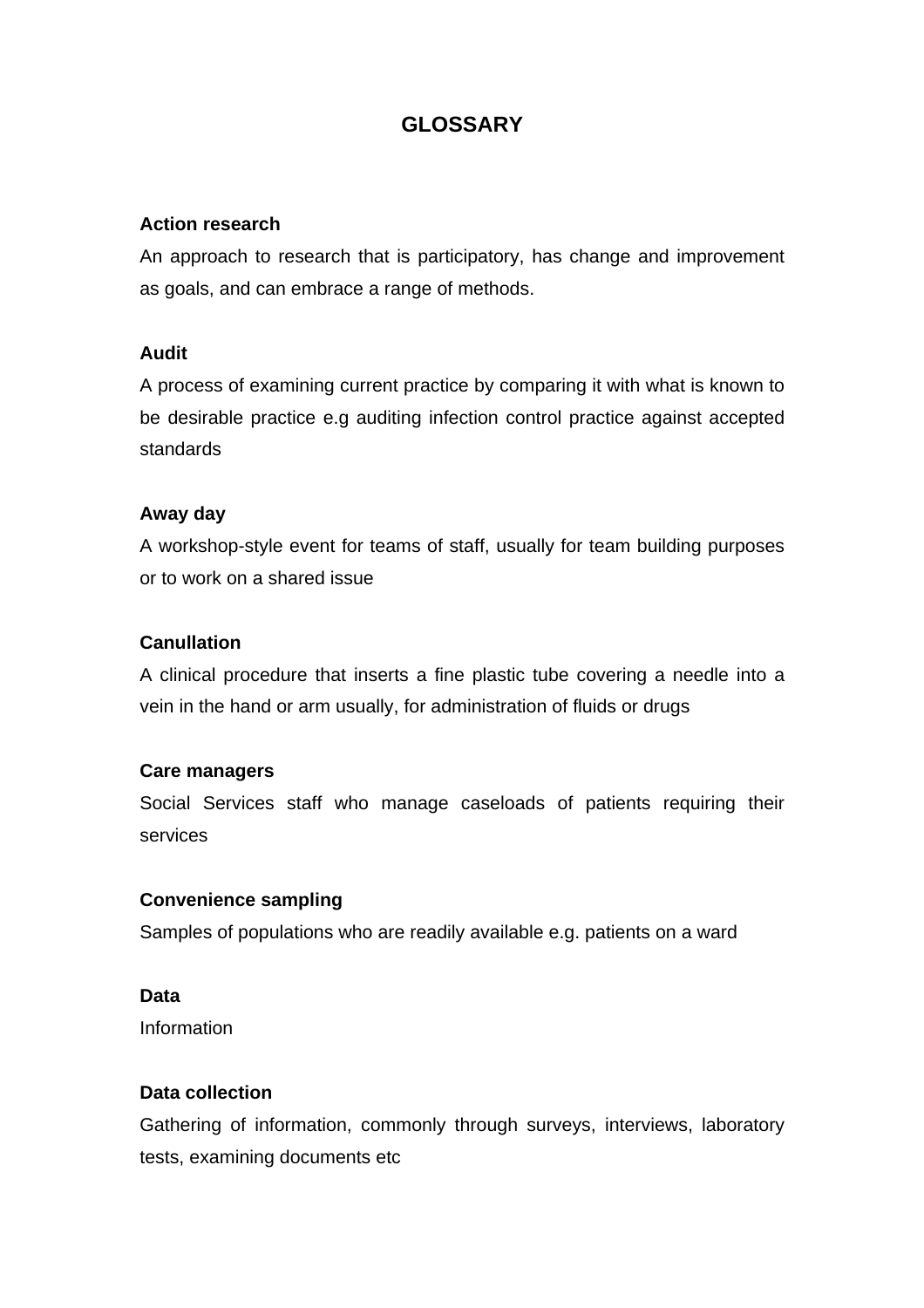# GLOSSARY

**Action research**

An approach to research that is participatory, has change and improvement as goals, and can embrace a range of methods.

**Audit**

A process of examining current practice by comparing it with what is known to be desirable practice e.g auditing infection control practice against accepted standards

**Away day**

A workshop-style event for teams of staff, usually for team building purposes or to work on a shared issue

**Canullation**

A clinical procedure that inserts a fine plastic tube covering a needle into a vein in the hand or arm usually, for administration of fluids or drugs

**Care managers**

Social Services staff who manage caseloads of patients requiring their services

**Convenience sampling**

Samples of populations who are readily available e.g. patients on a ward

**Data**

Information

**Data collection**

Gathering of information, commonly through surveys, interviews, laboratory tests, examining documents etc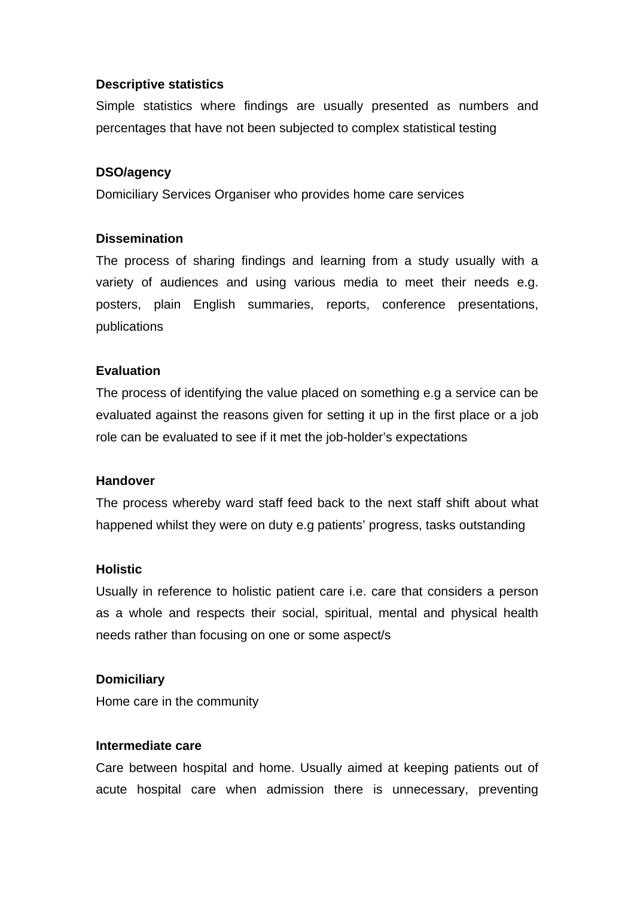**Descriptive statistics**

Simple statistics where findings are usually presented as numbers and percentages that have not been subjected to complex statistical testing

**DSO/agency**

Domiciliary Services Organiser who provides home care services

**Dissemination**

The process of sharing findings and learning from a study usually with a variety of audiences and using various media to meet their needs e.g. posters, plain English summaries, reports, conference presentations, publications

**Evaluation**

The process of identifying the value placed on something e.g a service can be evaluated against the reasons given for setting it up in the first place or a job role can be evaluated to see if it met the job-holder's expectations

**Handover**

The process whereby ward staff feed back to the next staff shift about what happened whilst they were on duty e.g patients' progress, tasks outstanding

**Holistic**

Usually in reference to holistic patient care i.e. care that considers a person as a whole and respects their social, spiritual, mental and physical health needs rather than focusing on one or some aspect/s

**Domiciliary**

Home care in the community

**Intermediate care**

Care between hospital and home. Usually aimed at keeping patients out of acute hospital care when admission there is unnecessary, preventing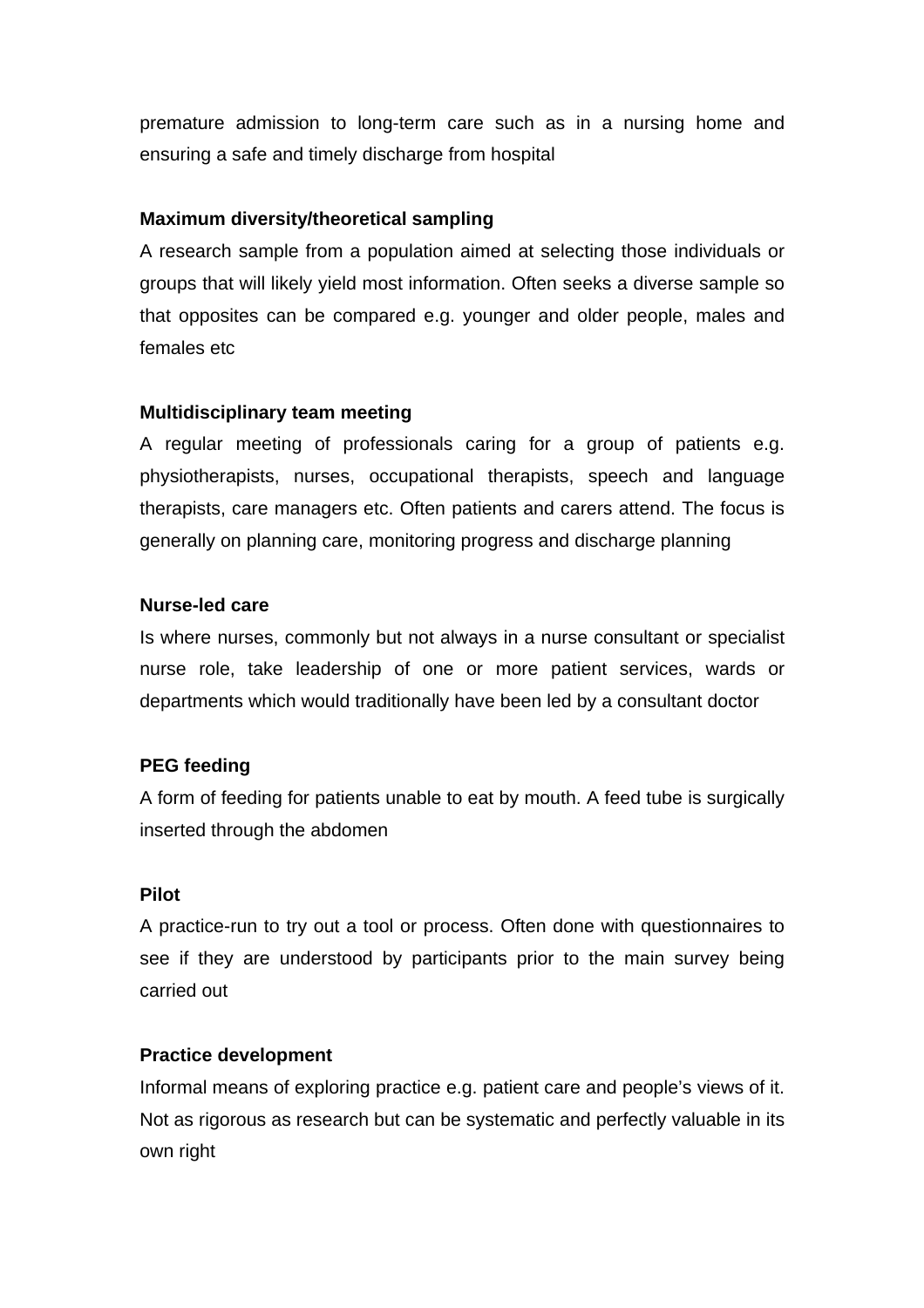premature admission to long-term care such as in a nursing home and ensuring a safe and timely discharge from hospital

**Maximum diversity/theoretical sampling**

A research sample from a population aimed at selecting those individuals or groups that will likely yield most information. Often seeks a diverse sample so that opposites can be compared e.g. younger and older people, males and females etc

**Multidisciplinary team meeting**

A regular meeting of professionals caring for a group of patients e.g. physiotherapists, nurses, occupational therapists, speech and language therapists, care managers etc. Often patients and carers attend. The focus is generally on planning care, monitoring progress and discharge planning

**Nurse-led care**

Is where nurses, commonly but not always in a nurse consultant or specialist nurse role, take leadership of one or more patient services, wards or departments which would traditionally have been led by a consultant doctor

**PEG feeding**

A form of feeding for patients unable to eat by mouth. A feed tube is surgically inserted through the abdomen

**Pilot**

A practice-run to try out a tool or process. Often done with questionnaires to see if they are understood by participants prior to the main survey being carried out

**Practice development**

Informal means of exploring practice e.g. patient care and people's views of it. Not as rigorous as research but can be systematic and perfectly valuable in its own right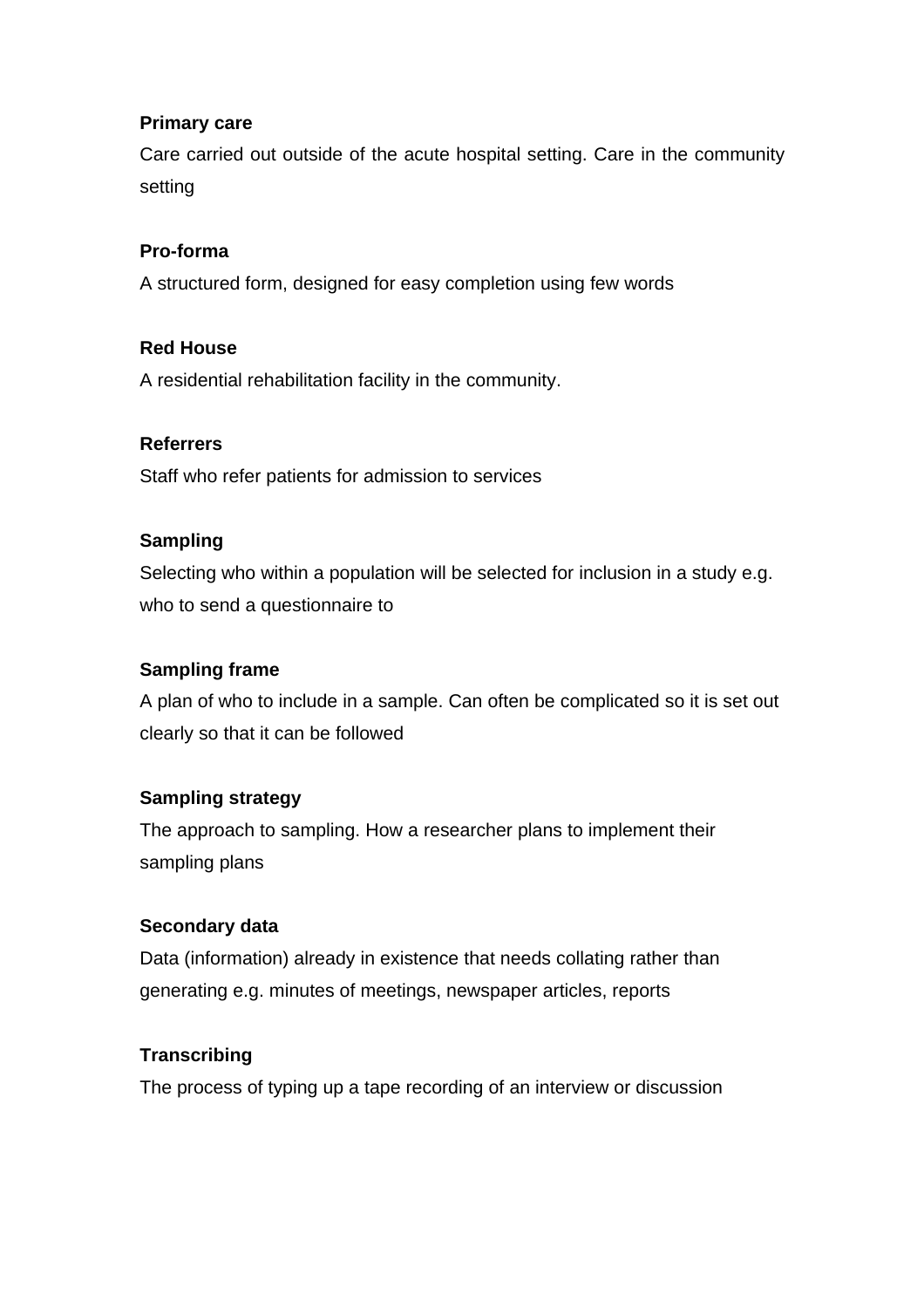**Primary care**

Care carried out outside of the acute hospital setting. Care in the community setting

**Pro-forma**

A structured form, designed for easy completion using few words

**Red House**

A residential rehabilitation facility in the community.

**Referrers**

Staff who refer patients for admission to services

**Sampling**

Selecting who within a population will be selected for inclusion in a study e.g. who to send a questionnaire to

**Sampling frame**

A plan of who to include in a sample. Can often be complicated so it is set out clearly so that it can be followed

**Sampling strategy**

The approach to sampling. How a researcher plans to implement their sampling plans

**Secondary data**

Data (information) already in existence that needs collating rather than generating e.g. minutes of meetings, newspaper articles, reports

**Transcribing**

The process of typing up a tape recording of an interview or discussion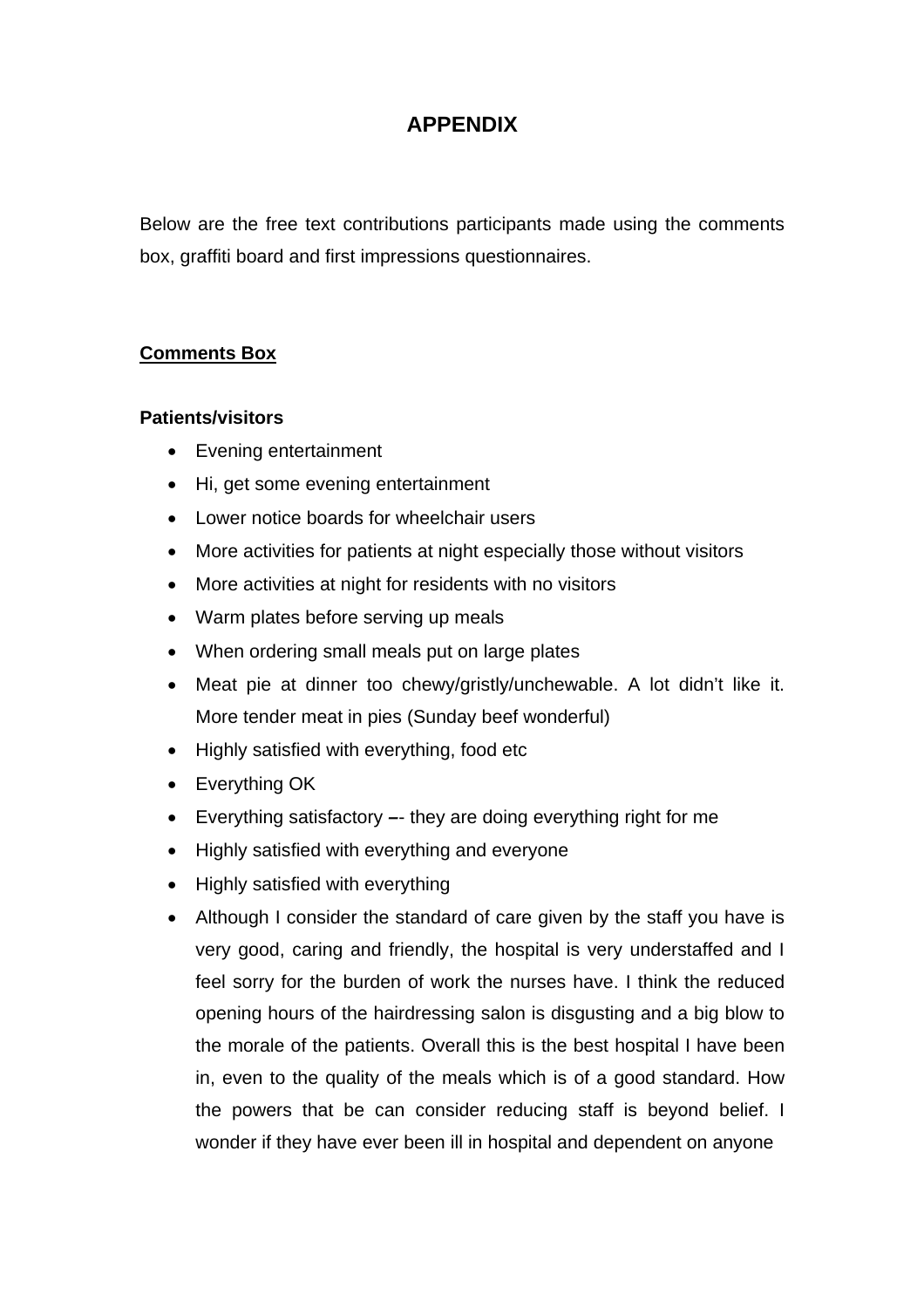# APPENDIX

Below are the free text contributions participants made using the comments box, graffiti board and first impressions questionnaires.

**Comments Box**

**Patients/visitors**

- Evening entertainment
- Hi, get some evening entertainment
- Lower notice boards for wheelchair users
- More activities for patients at night especially those without visitors
- More activities at night for residents with no visitors
- Warm plates before serving up meals
- When ordering small meals put on large plates
- Meat pie at dinner too chewy/gristly/unchewable. A lot didn't like it. More tender meat in pies (Sunday beef wonderful)
- Highly satisfied with everything, food etc
- Everything OK
- Everything satisfactory –- they are doing everything right for me
- Highly satisfied with everything and everyone
- Highly satisfied with everything
- Although I consider the standard of care given by the staff you have is very good, caring and friendly, the hospital is very understaffed and I feel sorry for the burden of work the nurses have. I think the reduced opening hours of the hairdressing salon is disgusting and a big blow to the morale of the patients. Overall this is the best hospital I have been in, even to the quality of the meals which is of a good standard. How the powers that be can consider reducing staff is beyond belief. I wonder if they have ever been ill in hospital and dependent on anyone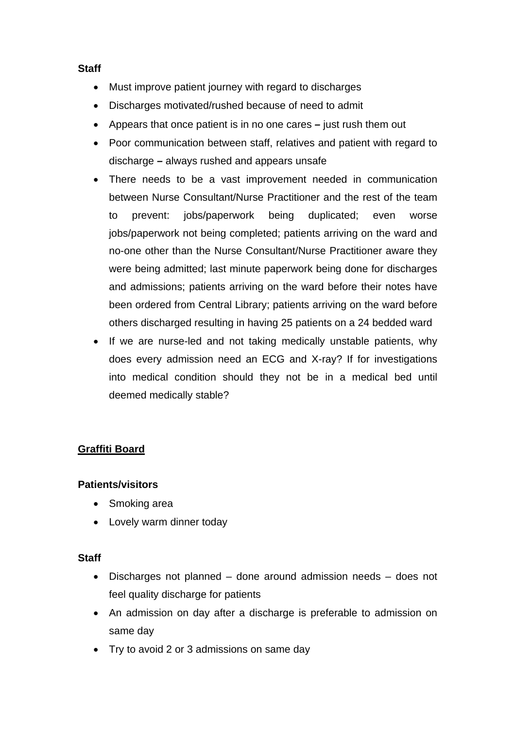**Staff**

- Must improve patient journey with regard to discharges
- Discharges motivated/rushed because of need to admit
- Appears that once patient is in no one cares **–** just rush them out
- Poor communication between staff, relatives and patient with regard to discharge **–** always rushed and appears unsafe
- There needs to be a vast improvement needed in communication between Nurse Consultant/Nurse Practitioner and the rest of the team to prevent: jobs/paperwork being duplicated; even worse jobs/paperwork not being completed; patients arriving on the ward and no-one other than the Nurse Consultant/Nurse Practitioner aware they were being admitted; last minute paperwork being done for discharges and admissions; patients arriving on the ward before their notes have been ordered from Central Library; patients arriving on the ward before others discharged resulting in having 25 patients on a 24 bedded ward
- If we are nurse-led and not taking medically unstable patients, why does every admission need an ECG and X-ray? If for investigations into medical condition should they not be in a medical bed until deemed medically stable?

**<u>Graffiti Board</u>**

**Patients/visitors**

- Smoking area
- Lovely warm dinner today

**Staff**

- Discharges not planned – done around admission needs – does not feel quality discharge for patients
- An admission on day after a discharge is preferable to admission on same day
- Try to avoid 2 or 3 admissions on same day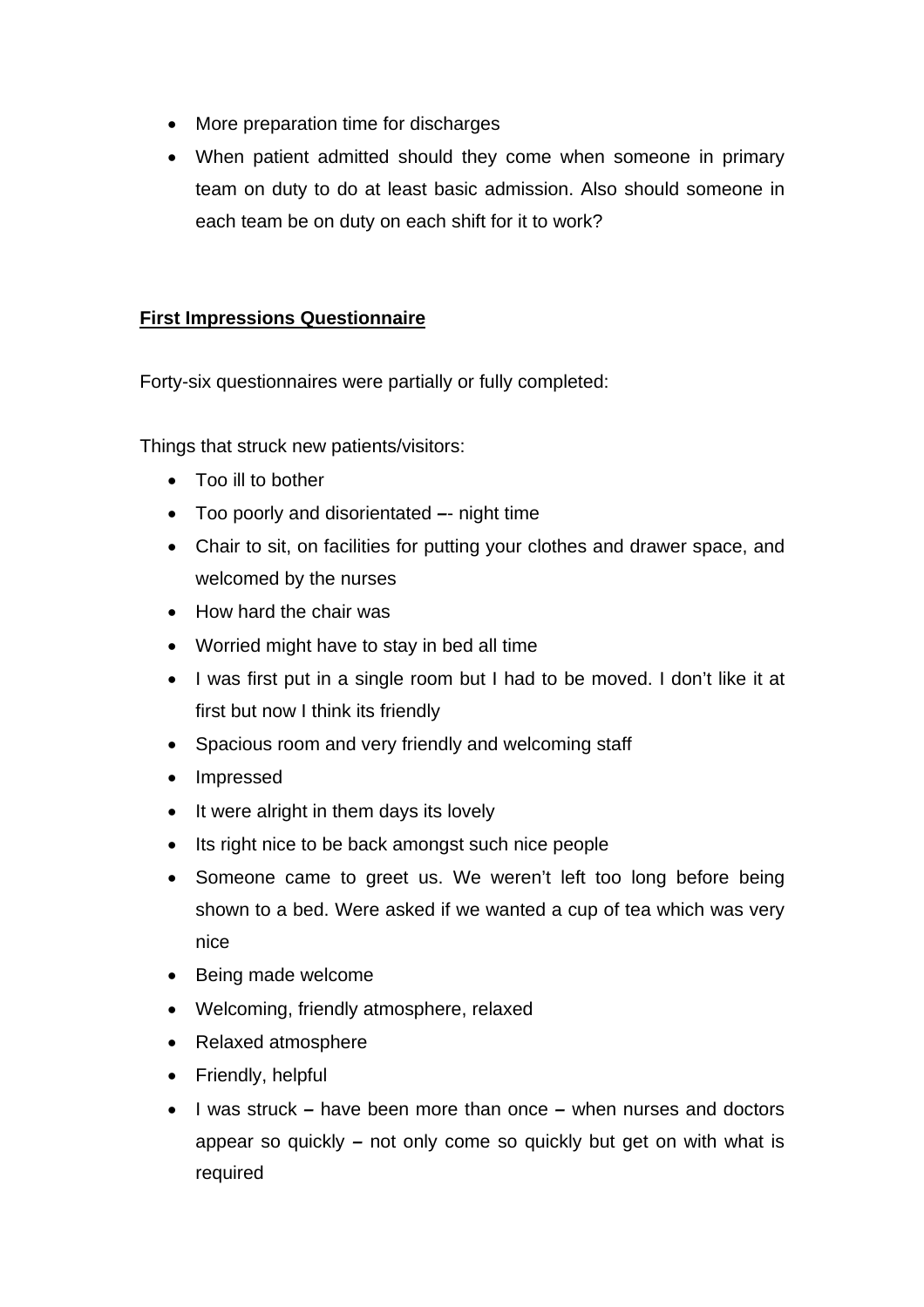- More preparation time for discharges
- When patient admitted should they come when someone in primary team on duty to do at least basic admission. Also should someone in each team be on duty on each shift for it to work?

**<u>First Impressions Questionnaire</u>**

Forty-six questionnaires were partially or fully completed:

Things that struck new patients/visitors:

- Too ill to bother
- Too poorly and disorientated –- night time
- Chair to sit, on facilities for putting your clothes and drawer space, and welcomed by the nurses
- How hard the chair was
- Worried might have to stay in bed all time
- I was first put in a single room but I had to be moved. I don't like it at first but now I think its friendly
- Spacious room and very friendly and welcoming staff
- Impressed
- It were alright in them days its lovely
- Its right nice to be back amongst such nice people
- Someone came to greet us. We weren't left too long before being shown to a bed. Were asked if we wanted a cup of tea which was very nice
- Being made welcome
- Welcoming, friendly atmosphere, relaxed
- Relaxed atmosphere
- Friendly, helpful
- I was struck – have been more than once – when nurses and doctors appear so quickly – not only come so quickly but get on with what is required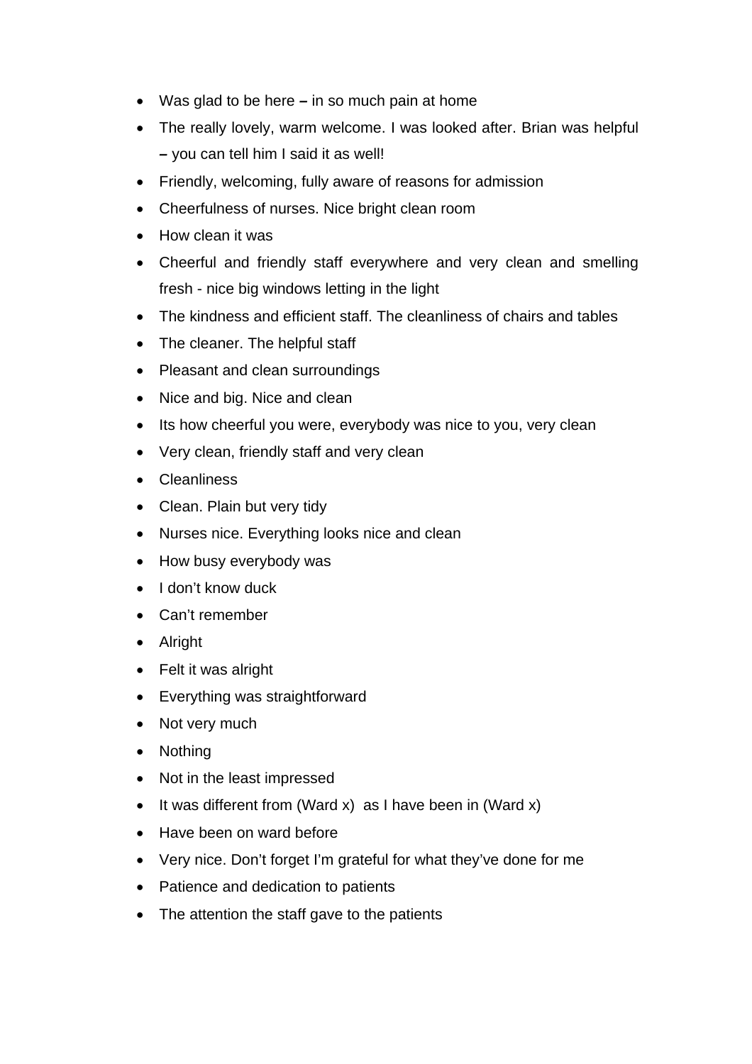- Was glad to be here – in so much pain at home
- The really lovely, warm welcome. I was looked after. Brian was helpful – you can tell him I said it as well!
- Friendly, welcoming, fully aware of reasons for admission
- Cheerfulness of nurses. Nice bright clean room
- How clean it was
- Cheerful and friendly staff everywhere and very clean and smelling fresh - nice big windows letting in the light
- The kindness and efficient staff. The cleanliness of chairs and tables
- The cleaner. The helpful staff
- Pleasant and clean surroundings
- Nice and big. Nice and clean
- Its how cheerful you were, everybody was nice to you, very clean
- Very clean, friendly staff and very clean
- Cleanliness
- Clean. Plain but very tidy
- Nurses nice. Everything looks nice and clean
- How busy everybody was
- I don't know duck
- Can't remember
- Alright
- Felt it was alright
- Everything was straightforward
- Not very much
- Nothing
- Not in the least impressed
- It was different from (Ward x) as I have been in (Ward x)
- Have been on ward before
- Very nice. Don't forget I'm grateful for what they've done for me
- Patience and dedication to patients
- The attention the staff gave to the patients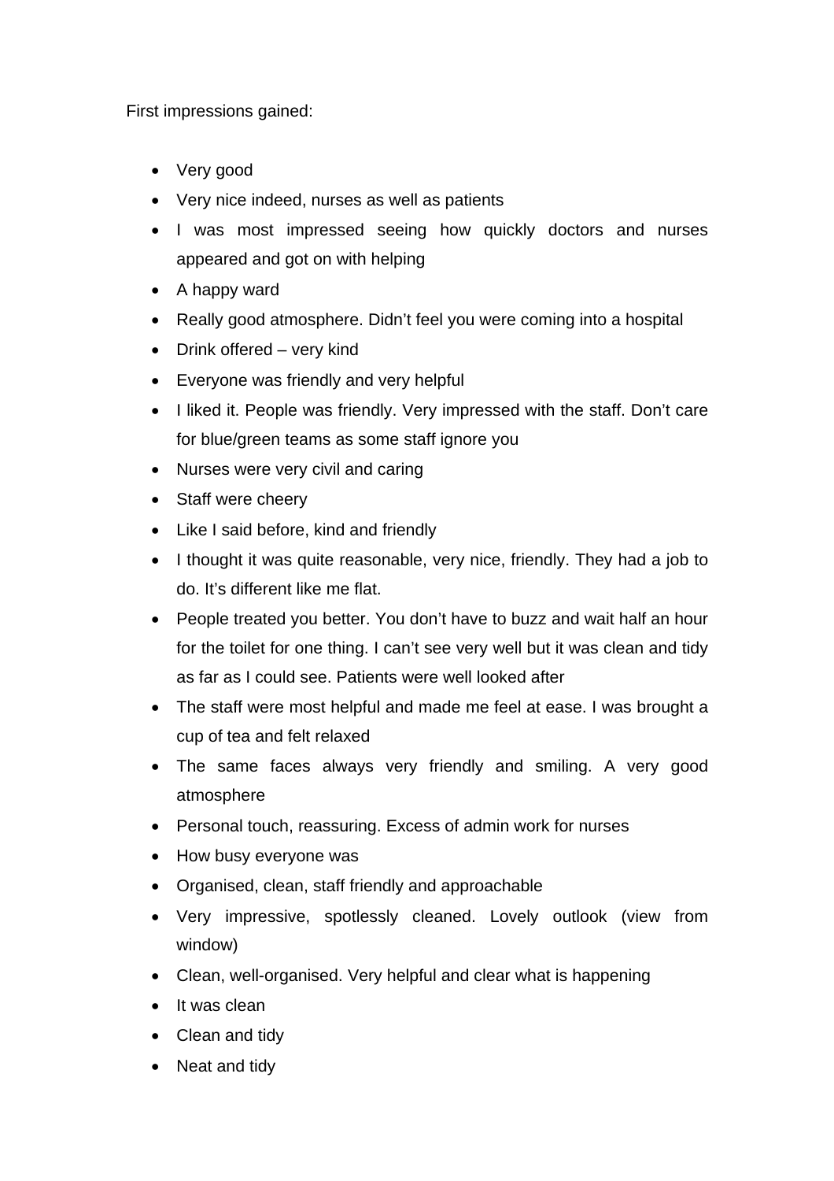First impressions gained:

- Very good
- Very nice indeed, nurses as well as patients
- I was most impressed seeing how quickly doctors and nurses appeared and got on with helping
- A happy ward
- Really good atmosphere. Didn't feel you were coming into a hospital
- Drink offered – very kind
- Everyone was friendly and very helpful
- I liked it. People was friendly. Very impressed with the staff. Don't care for blue/green teams as some staff ignore you
- Nurses were very civil and caring
- Staff were cheery
- Like I said before, kind and friendly
- I thought it was quite reasonable, very nice, friendly. They had a job to do. It's different like me flat.
- People treated you better. You don't have to buzz and wait half an hour for the toilet for one thing. I can't see very well but it was clean and tidy as far as I could see. Patients were well looked after
- The staff were most helpful and made me feel at ease. I was brought a cup of tea and felt relaxed
- The same faces always very friendly and smiling. A very good atmosphere
- Personal touch, reassuring. Excess of admin work for nurses
- How busy everyone was
- Organised, clean, staff friendly and approachable
- Very impressive, spotlessly cleaned. Lovely outlook (view from window)
- Clean, well-organised. Very helpful and clear what is happening
- It was clean
- Clean and tidy
- Neat and tidy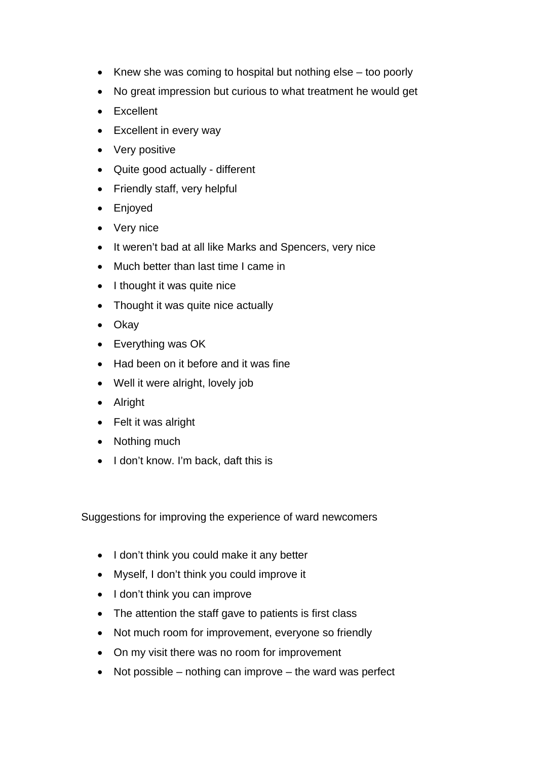- Knew she was coming to hospital but nothing else – too poorly
- No great impression but curious to what treatment he would get
- Excellent
- Excellent in every way
- Very positive
- Quite good actually - different
- Friendly staff, very helpful
- Enjoyed
- Very nice
- It weren't bad at all like Marks and Spencers, very nice
- Much better than last time I came in
- I thought it was quite nice
- Thought it was quite nice actually
- Okay
- Everything was OK
- Had been on it before and it was fine
- Well it were alright, lovely job
- Alright
- Felt it was alright
- Nothing much
- I don't know. I'm back, daft this is

Suggestions for improving the experience of ward newcomers

- I don't think you could make it any better
- Myself, I don't think you could improve it
- I don't think you can improve
- The attention the staff gave to patients is first class
- Not much room for improvement, everyone so friendly
- On my visit there was no room for improvement
- Not possible – nothing can improve – the ward was perfect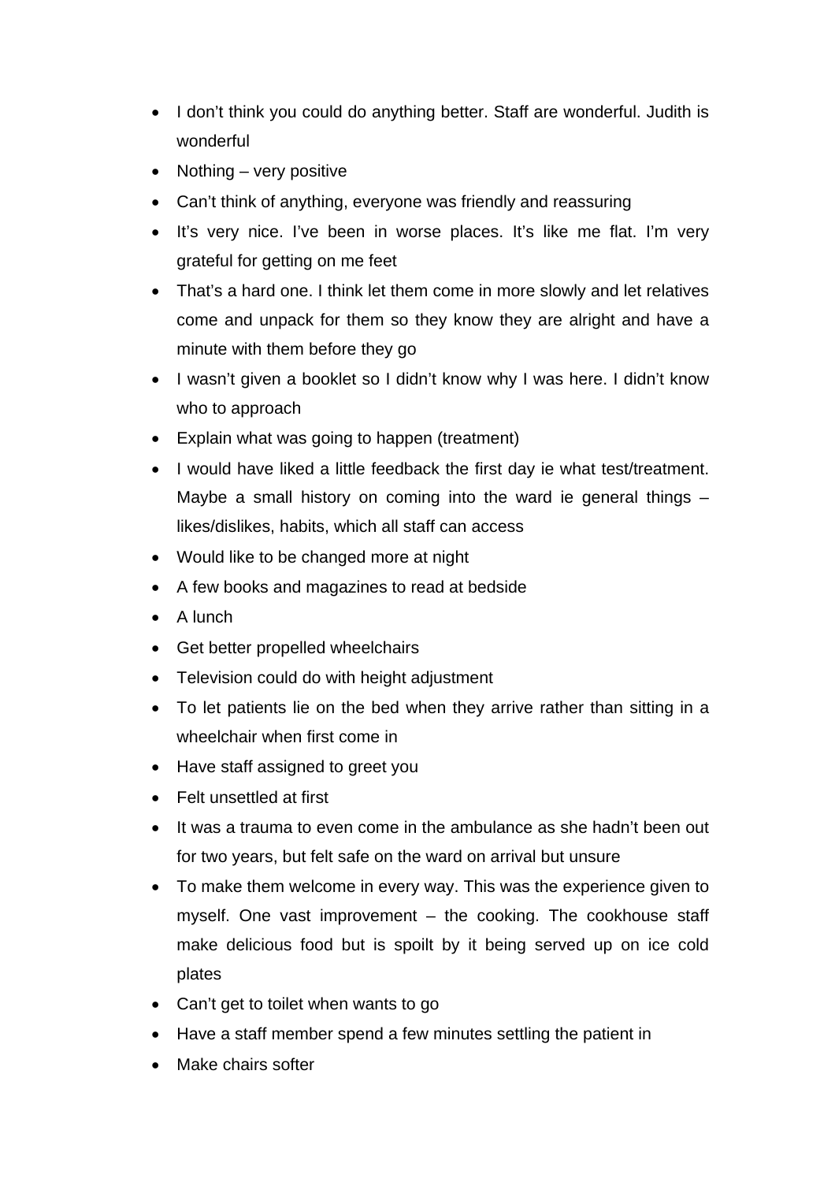- I don’t think you could do anything better. Staff are wonderful. Judith is wonderful
- Nothing – very positive
- Can’t think of anything, everyone was friendly and reassuring
- It’s very nice. I’ve been in worse places. It’s like me flat. I’m very grateful for getting on me feet
- That’s a hard one. I think let them come in more slowly and let relatives come and unpack for them so they know they are alright and have a minute with them before they go
- I wasn’t given a booklet so I didn’t know why I was here. I didn’t know who to approach
- Explain what was going to happen (treatment)
- I would have liked a little feedback the first day ie what test/treatment. Maybe a small history on coming into the ward ie general things – likes/dislikes, habits, which all staff can access
- Would like to be changed more at night
- A few books and magazines to read at bedside
- A lunch
- Get better propelled wheelchairs
- Television could do with height adjustment
- To let patients lie on the bed when they arrive rather than sitting in a wheelchair when first come in
- Have staff assigned to greet you
- Felt unsettled at first
- It was a trauma to even come in the ambulance as she hadn’t been out for two years, but felt safe on the ward on arrival but unsure
- To make them welcome in every way. This was the experience given to myself. One vast improvement – the cooking. The cookhouse staff make delicious food but is spoilt by it being served up on ice cold plates
- Can’t get to toilet when wants to go
- Have a staff member spend a few minutes settling the patient in
- Make chairs softer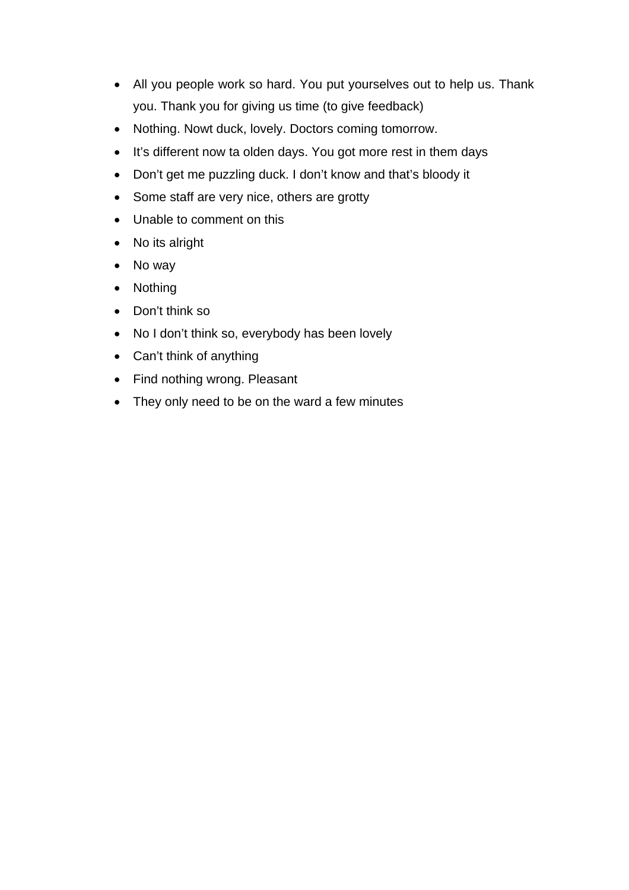- All you people work so hard. You put yourselves out to help us. Thank you. Thank you for giving us time (to give feedback)
- Nothing. Nowt duck, lovely. Doctors coming tomorrow.
- It’s different now ta olden days. You got more rest in them days
- Don’t get me puzzling duck. I don’t know and that’s bloody it
- Some staff are very nice, others are grotty
- Unable to comment on this
- No its alright
- No way
- Nothing
- Don’t think so
- No I don’t think so, everybody has been lovely
- Can’t think of anything
- Find nothing wrong. Pleasant
- They only need to be on the ward a few minutes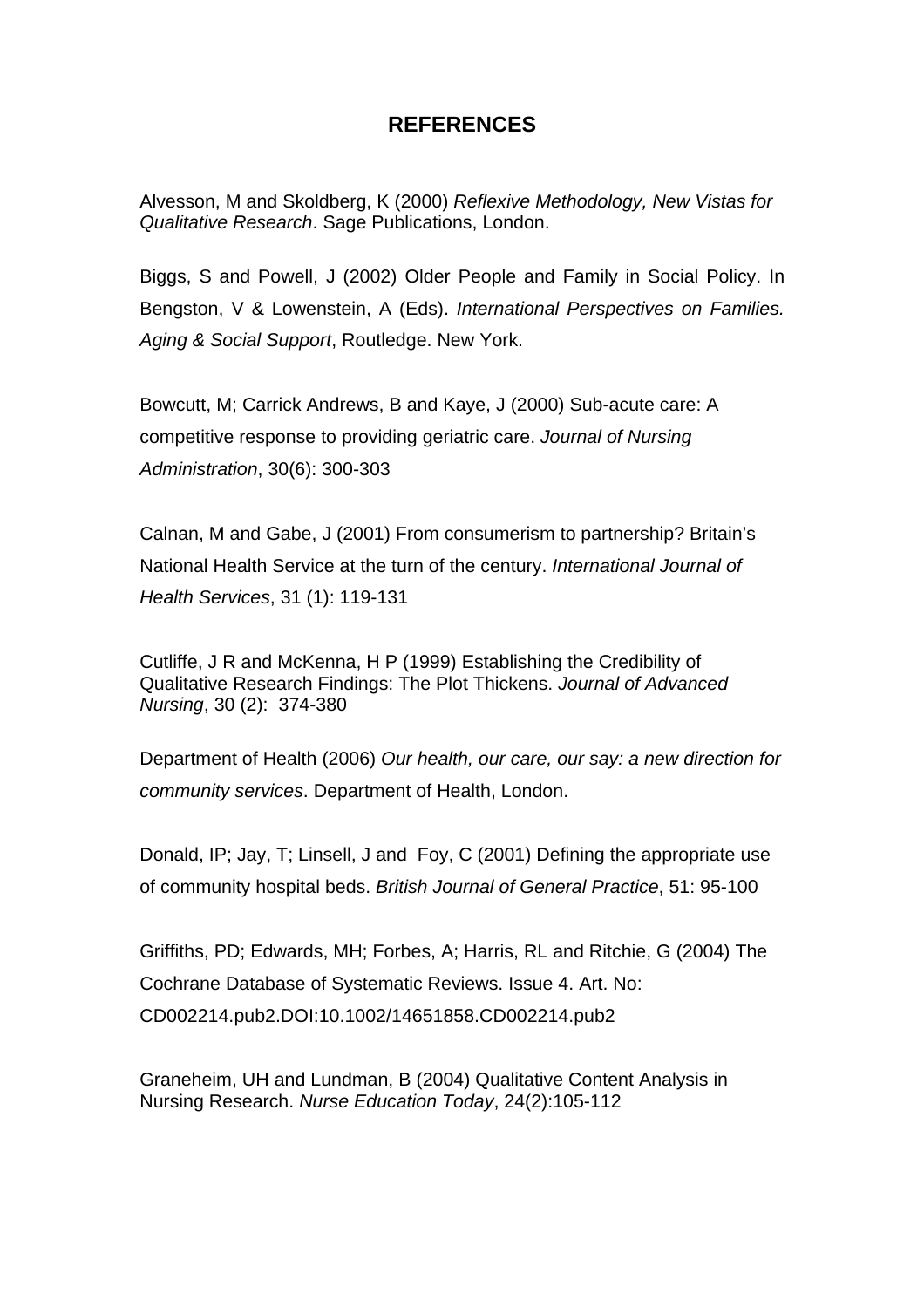# REFERENCES

Alvesson, M and Skoldberg, K (2000) *Reflexive Methodology, New Vistas for Qualitative Research*. Sage Publications, London.

Biggs, S and Powell, J (2002) Older People and Family in Social Policy. In Bengston, V & Lowenstein, A (Eds). *International Perspectives on Families. Aging & Social Support*, Routledge. New York.

Bowcutt, M; Carrick Andrews, B and Kaye, J (2000) Sub-acute care: A competitive response to providing geriatric care. *Journal of Nursing Administration*, 30(6): 300-303

Calnan, M and Gabe, J (2001) From consumerism to partnership? Britain's National Health Service at the turn of the century. *International Journal of Health Services*, 31 (1): 119-131

Cutliffe, J R and McKenna, H P (1999) Establishing the Credibility of Qualitative Research Findings: The Plot Thickens. *Journal of Advanced Nursing*, 30 (2): 374-380

Department of Health (2006) *Our health, our care, our say: a new direction for community services*. Department of Health, London.

Donald, IP; Jay, T; Linsell, J and Foy, C (2001) Defining the appropriate use of community hospital beds. *British Journal of General Practice*, 51: 95-100

Griffiths, PD; Edwards, MH; Forbes, A; Harris, RL and Ritchie, G (2004) The Cochrane Database of Systematic Reviews. Issue 4. Art. No: CD002214.pub2.DOI:10.1002/14651858.CD002214.pub2

Graneheim, UH and Lundman, B (2004) Qualitative Content Analysis in Nursing Research. *Nurse Education Today*, 24(2):105-112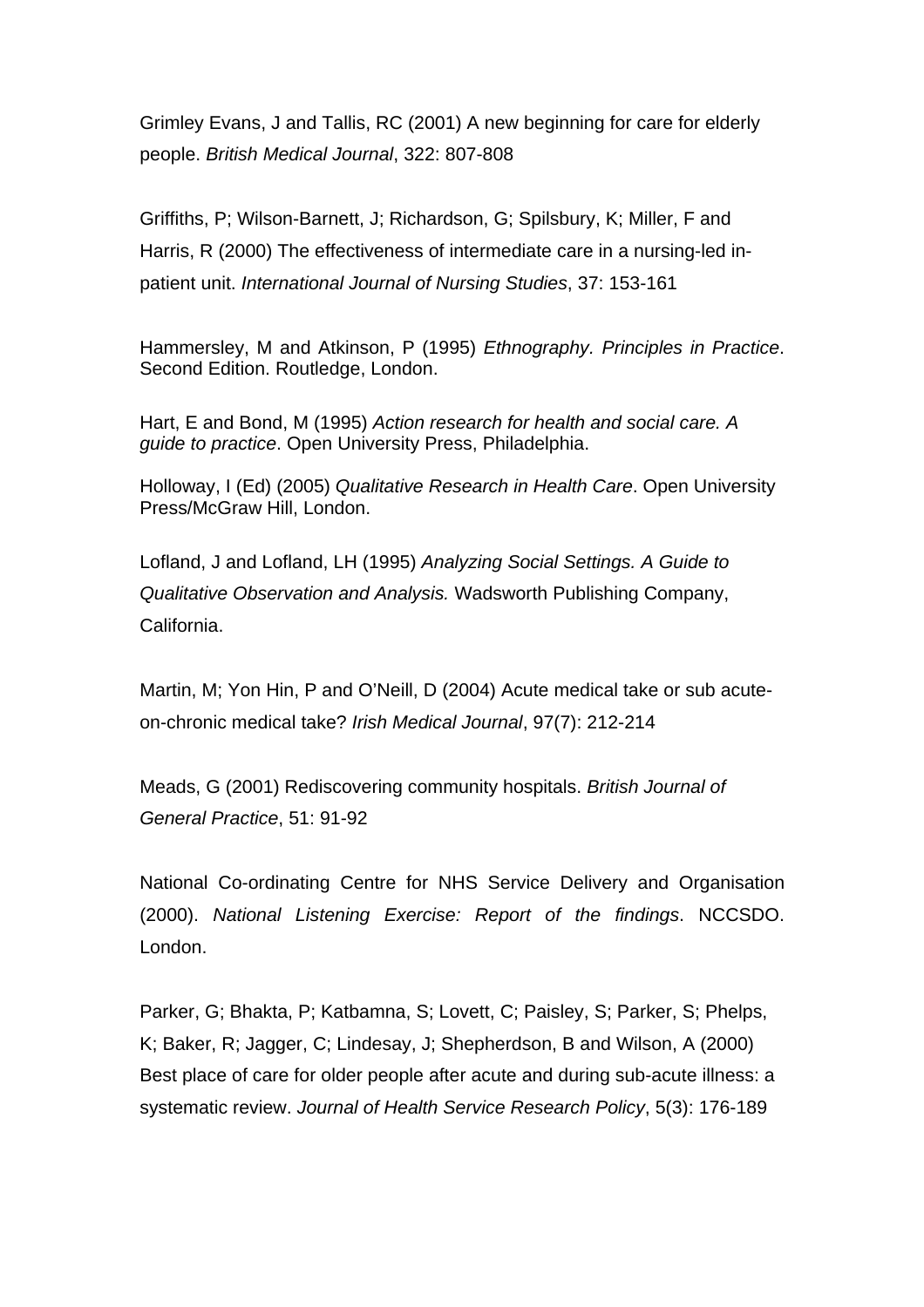Grimley Evans, J and Tallis, RC (2001) A new beginning for care for elderly people. *British Medical Journal*, 322: 807-808

Griffiths, P; Wilson-Barnett, J; Richardson, G; Spilsbury, K; Miller, F and Harris, R (2000) The effectiveness of intermediate care in a nursing-led in-patient unit. *International Journal of Nursing Studies*, 37: 153-161

Hammersley, M and Atkinson, P (1995) *Ethnography. Principles in Practice*. Second Edition. Routledge, London.

Hart, E and Bond, M (1995) *Action research for health and social care. A guide to practice*. Open University Press, Philadelphia.

Holloway, I (Ed) (2005) *Qualitative Research in Health Care*. Open University Press/McGraw Hill, London.

Lofland, J and Lofland, LH (1995) *Analyzing Social Settings. A Guide to Qualitative Observation and Analysis.* Wadsworth Publishing Company, California.

Martin, M; Yon Hin, P and O'Neill, D (2004) Acute medical take or sub acute-on-chronic medical take? *Irish Medical Journal*, 97(7): 212-214

Meads, G (2001) Rediscovering community hospitals. *British Journal of General Practice*, 51: 91-92

National Co-ordinating Centre for NHS Service Delivery and Organisation (2000). *National Listening Exercise: Report of the findings*. NCCSDO. London.

Parker, G; Bhakta, P; Katbamna, S; Lovett, C; Paisley, S; Parker, S; Phelps, K; Baker, R; Jagger, C; Lindesay, J; Shepherdson, B and Wilson, A (2000) Best place of care for older people after acute and during sub-acute illness: a systematic review. *Journal of Health Service Research Policy*, 5(3): 176-189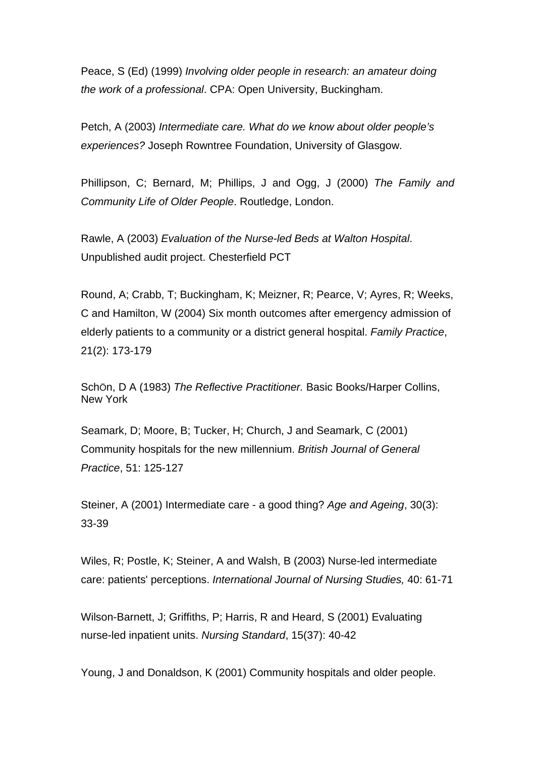Peace, S (Ed) (1999) *Involving older people in research: an amateur doing the work of a professional*. CPA: Open University, Buckingham.

Petch, A (2003) *Intermediate care. What do we know about older people's experiences?* Joseph Rowntree Foundation, University of Glasgow.

Phillipson, C; Bernard, M; Phillips, J and Ogg, J (2000) *The Family and Community Life of Older People*. Routledge, London.

Rawle, A (2003) *Evaluation of the Nurse-led Beds at Walton Hospital*. Unpublished audit project. Chesterfield PCT

Round, A; Crabb, T; Buckingham, K; Meizner, R; Pearce, V; Ayres, R; Weeks, C and Hamilton, W (2004) Six month outcomes after emergency admission of elderly patients to a community or a district general hospital. *Family Practice*, 21(2): 173-179

SchÖn, D A (1983) *The Reflective Practitioner.* Basic Books/Harper Collins, New York

Seamark, D; Moore, B; Tucker, H; Church, J and Seamark, C (2001) Community hospitals for the new millennium. *British Journal of General Practice*, 51: 125-127

Steiner, A (2001) Intermediate care - a good thing? *Age and Ageing*, 30(3): 33-39

Wiles, R; Postle, K; Steiner, A and Walsh, B (2003) Nurse-led intermediate care: patients' perceptions. *International Journal of Nursing Studies,* 40: 61-71

Wilson-Barnett, J; Griffiths, P; Harris, R and Heard, S (2001) Evaluating nurse-led inpatient units. *Nursing Standard*, 15(37): 40-42

Young, J and Donaldson, K (2001) Community hospitals and older people.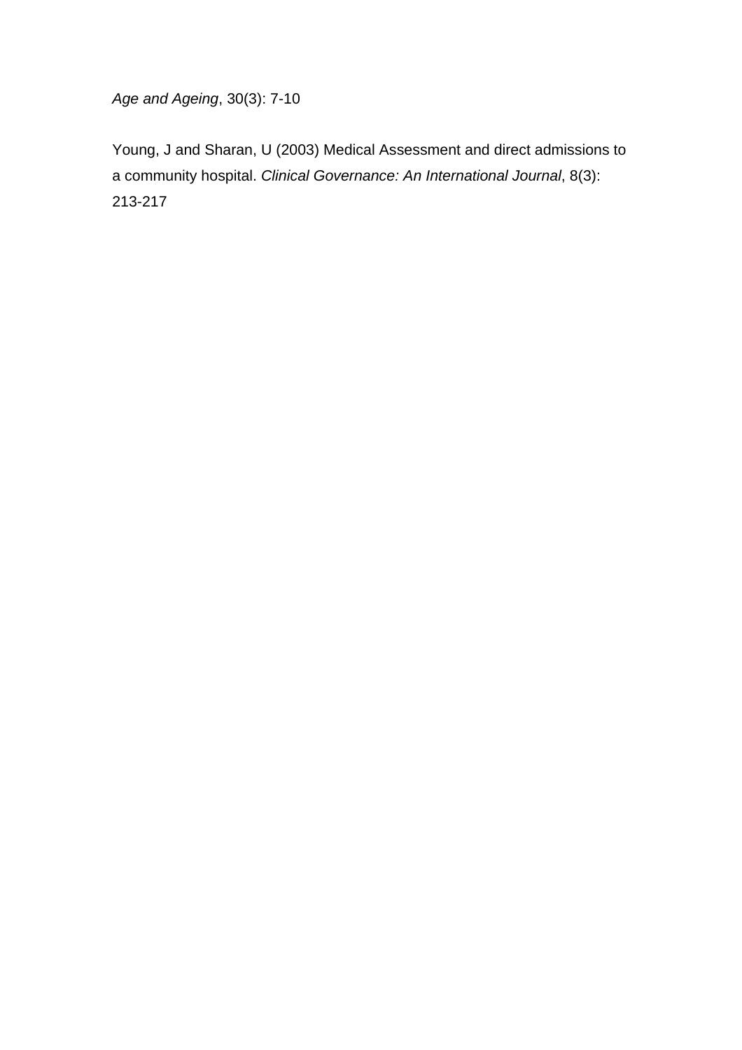*Age and Ageing*, 30(3): 7-10

Young, J and Sharan, U (2003) Medical Assessment and direct admissions to a community hospital. *Clinical Governance: An International Journal*, 8(3): 213-217